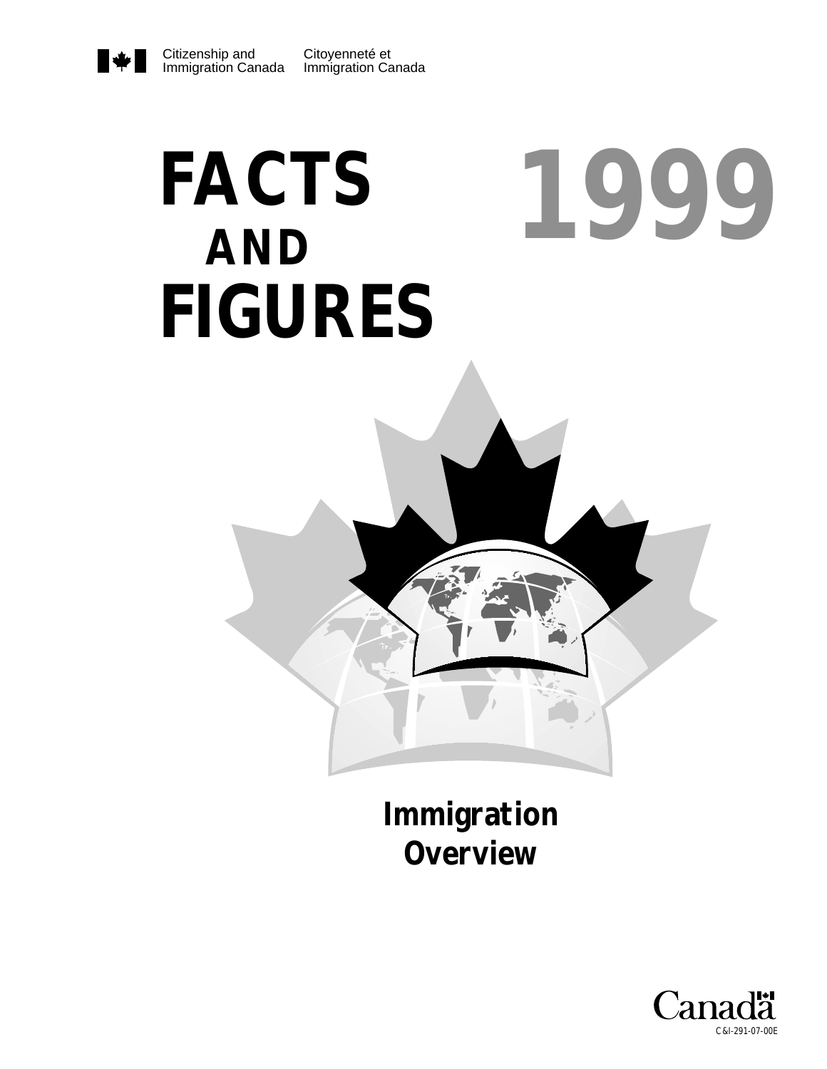Citizenship and Immigration Canada | Citoyenneté et Immigration Canada

# FACTS AND FIGURES 1999

## Immigration Overview

Canada

C&I-291-07-00E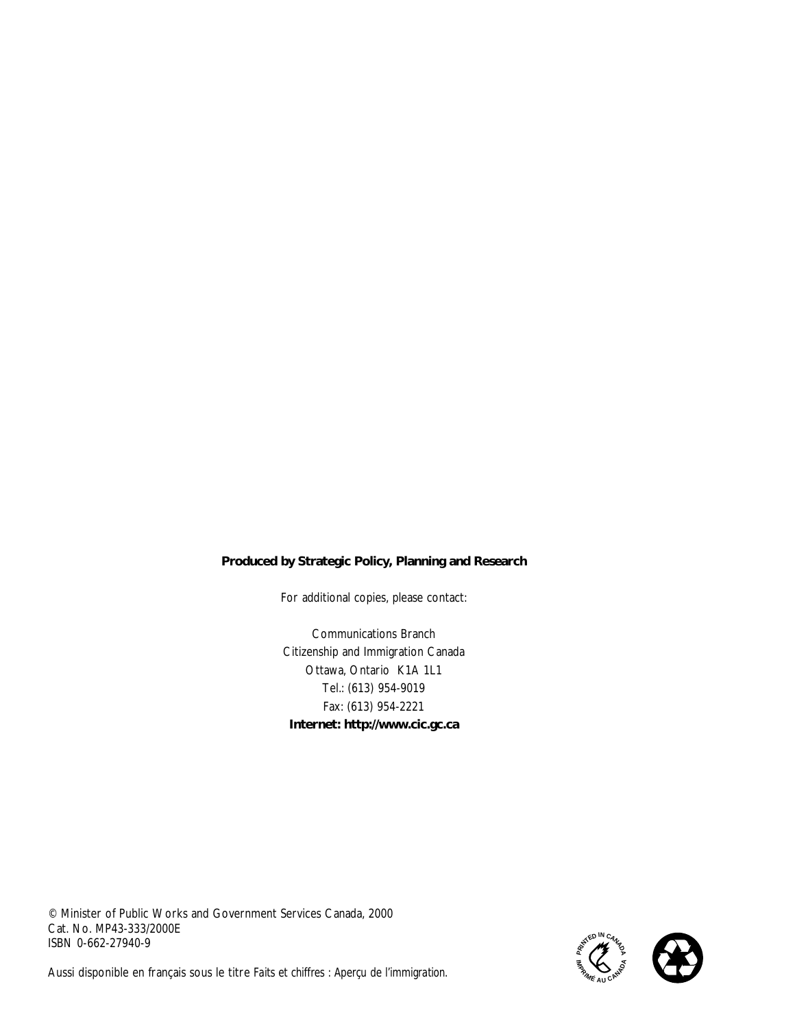**Produced by Strategic Policy, Planning and Research**

For additional copies, please contact:

Communications Branch
Citizenship and Immigration Canada
Ottawa, Ontario K1A 1L1
Tel.: (613) 954-9019
Fax: (613) 954-2221
**Internet: http://www.cic.gc.ca**

© Minister of Public Works and Government Services Canada, 2000
Cat. No. MP43-333/2000E
ISBN 0-662-27940-9

Aussi disponible en français sous le titre *Faits et chiffres : Aperçu de l'immigration*.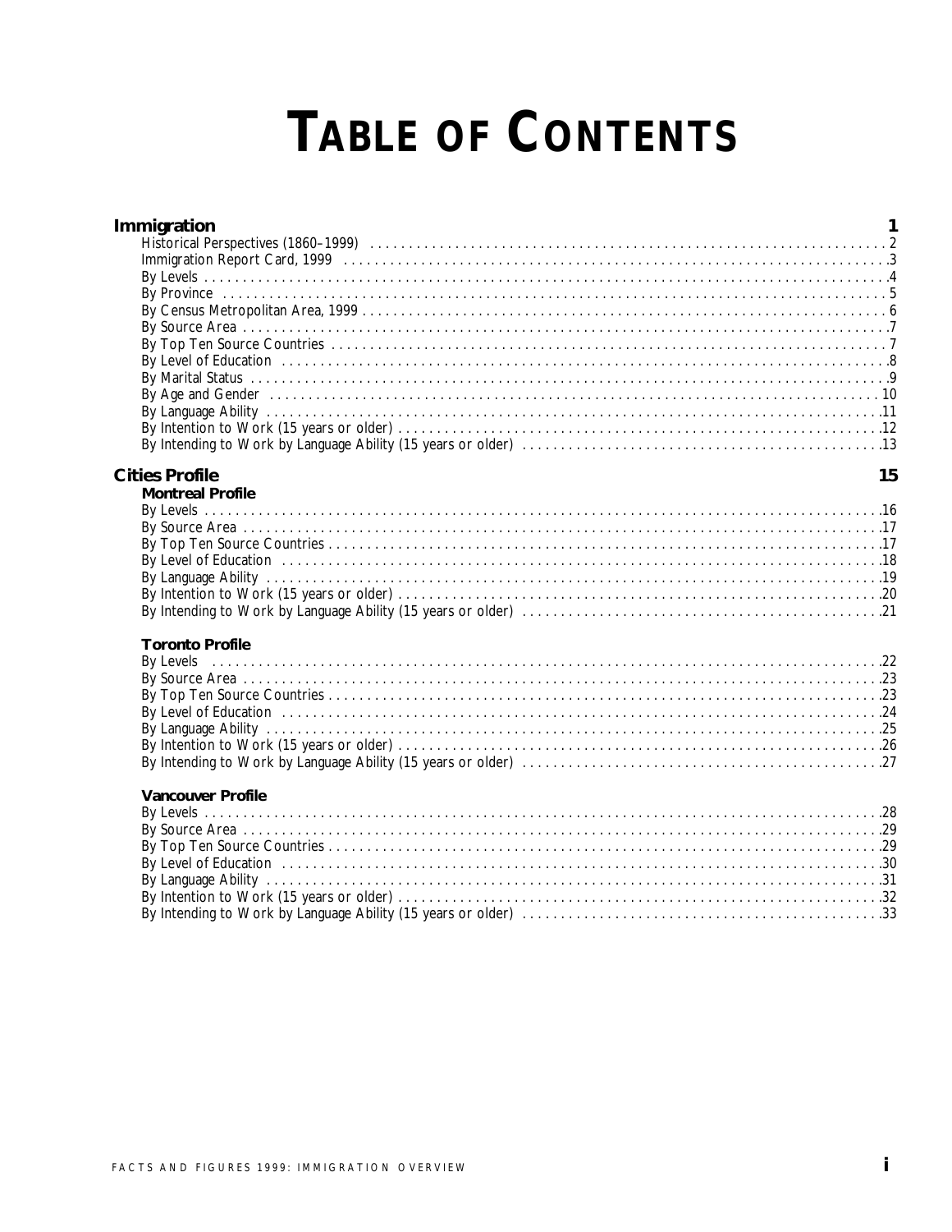# TABLE OF CONTENTS

**Immigration** 1

- Historical Perspectives (1860–1999) ... 2
- Immigration Report Card, 1999 ... 3
- By Levels ... 4
- By Province ... 5
- By Census Metropolitan Area, 1999 ... 6
- By Source Area ... 7
- By Top Ten Source Countries ... 7
- By Level of Education ... 8
- By Marital Status ... 9
- By Age and Gender ... 10
- By Language Ability ... 11
- By Intention to Work (15 years or older) ... 12
- By Intending to Work by Language Ability (15 years or older) ... 13

**Cities Profile** 15

**Montreal Profile**

- By Levels ... 16
- By Source Area ... 17
- By Top Ten Source Countries ... 17
- By Level of Education ... 18
- By Language Ability ... 19
- By Intention to Work (15 years or older) ... 20
- By Intending to Work by Language Ability (15 years or older) ... 21

**Toronto Profile**

- By Levels ... 22
- By Source Area ... 23
- By Top Ten Source Countries ... 23
- By Level of Education ... 24
- By Language Ability ... 25
- By Intention to Work (15 years or older) ... 26
- By Intending to Work by Language Ability (15 years or older) ... 27

**Vancouver Profile**

- By Levels ... 28
- By Source Area ... 29
- By Top Ten Source Countries ... 29
- By Level of Education ... 30
- By Language Ability ... 31
- By Intention to Work (15 years or older) ... 32
- By Intending to Work by Language Ability (15 years or older) ... 33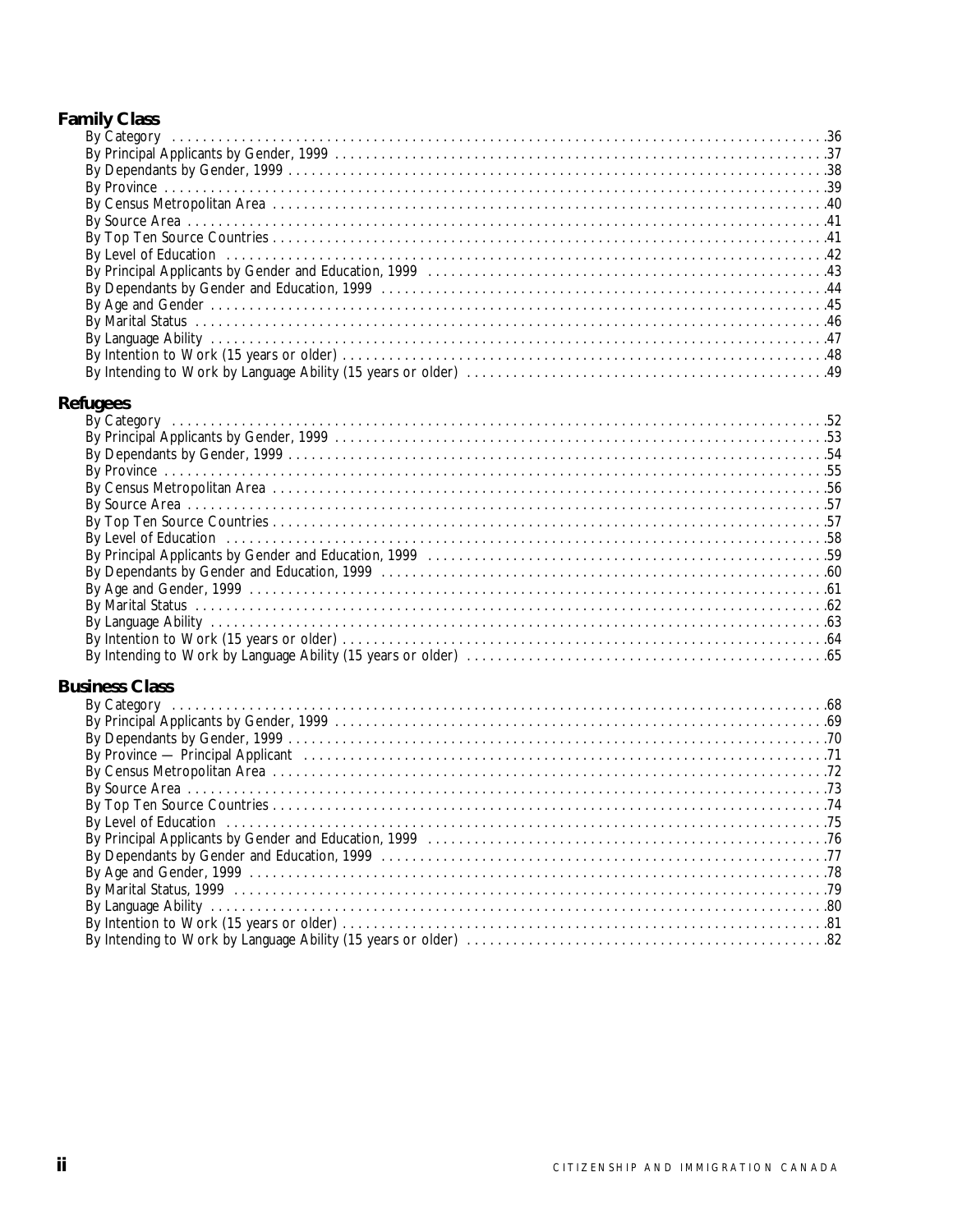## Family Class

- By Category .....36
- By Principal Applicants by Gender, 1999 .....37
- By Dependants by Gender, 1999 .....38
- By Province .....39
- By Census Metropolitan Area .....40
- By Source Area .....41
- By Top Ten Source Countries .....41
- By Level of Education .....42
- By Principal Applicants by Gender and Education, 1999 .....43
- By Dependants by Gender and Education, 1999 .....44
- By Age and Gender .....45
- By Marital Status .....46
- By Language Ability .....47
- By Intention to Work (15 years or older) .....48
- By Intending to Work by Language Ability (15 years or older) .....49

## Refugees

- By Category .....52
- By Principal Applicants by Gender, 1999 .....53
- By Dependants by Gender, 1999 .....54
- By Province .....55
- By Census Metropolitan Area .....56
- By Source Area .....57
- By Top Ten Source Countries .....57
- By Level of Education .....58
- By Principal Applicants by Gender and Education, 1999 .....59
- By Dependants by Gender and Education, 1999 .....60
- By Age and Gender, 1999 .....61
- By Marital Status .....62
- By Language Ability .....63
- By Intention to Work (15 years or older) .....64
- By Intending to Work by Language Ability (15 years or older) .....65

## Business Class

- By Category .....68
- By Principal Applicants by Gender, 1999 .....69
- By Dependants by Gender, 1999 .....70
- By Province — Principal Applicant .....71
- By Census Metropolitan Area .....72
- By Source Area .....73
- By Top Ten Source Countries .....74
- By Level of Education .....75
- By Principal Applicants by Gender and Education, 1999 .....76
- By Dependants by Gender and Education, 1999 .....77
- By Age and Gender, 1999 .....78
- By Marital Status, 1999 .....79
- By Language Ability .....80
- By Intention to Work (15 years or older) .....81
- By Intending to Work by Language Ability (15 years or older) .....82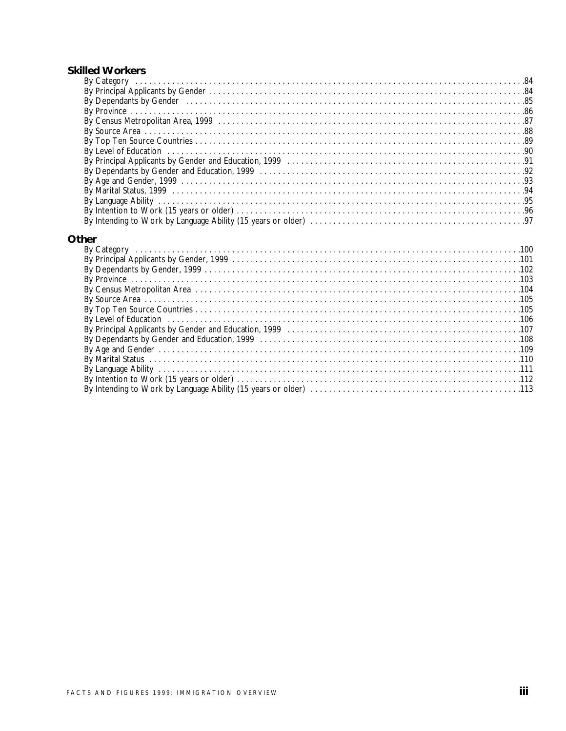**Skilled Workers**

By Category . . . . . . . . . . . . . . . . . . . . . . . . . . . . . . . . . . . . . . . . . . . . . . . . . . . . . . . . . . . . . . . . . . . . . . . . . . . . . . . . .84
By Principal Applicants by Gender . . . . . . . . . . . . . . . . . . . . . . . . . . . . . . . . . . . . . . . . . . . . . . . . . . . . . . . . . . . . . . . . . . . . . .84
By Dependants by Gender . . . . . . . . . . . . . . . . . . . . . . . . . . . . . . . . . . . . . . . . . . . . . . . . . . . . . . . . . . . . . . . . . . . . . . . . . .85
By Province . . . . . . . . . . . . . . . . . . . . . . . . . . . . . . . . . . . . . . . . . . . . . . . . . . . . . . . . . . . . . . . . . . . . . . . . . . . . . . . . . . . .86
By Census Metropolitan Area, 1999 . . . . . . . . . . . . . . . . . . . . . . . . . . . . . . . . . . . . . . . . . . . . . . . . . . . . . . . . . . . . . . . . . . . . .87
By Source Area . . . . . . . . . . . . . . . . . . . . . . . . . . . . . . . . . . . . . . . . . . . . . . . . . . . . . . . . . . . . . . . . . . . . . . . . . . . . . . . . .88
By Top Ten Source Countries . . . . . . . . . . . . . . . . . . . . . . . . . . . . . . . . . . . . . . . . . . . . . . . . . . . . . . . . . . . . . . . . . . . . . . . .89
By Level of Education . . . . . . . . . . . . . . . . . . . . . . . . . . . . . . . . . . . . . . . . . . . . . . . . . . . . . . . . . . . . . . . . . . . . . . . . . . . . .90
By Principal Applicants by Gender and Education, 1999 . . . . . . . . . . . . . . . . . . . . . . . . . . . . . . . . . . . . . . . . . . . . . . . . . . . . . .91
By Dependants by Gender and Education, 1999 . . . . . . . . . . . . . . . . . . . . . . . . . . . . . . . . . . . . . . . . . . . . . . . . . . . . . . . . . . . .92
By Age and Gender, 1999 . . . . . . . . . . . . . . . . . . . . . . . . . . . . . . . . . . . . . . . . . . . . . . . . . . . . . . . . . . . . . . . . . . . . . . . . . .93
By Marital Status, 1999 . . . . . . . . . . . . . . . . . . . . . . . . . . . . . . . . . . . . . . . . . . . . . . . . . . . . . . . . . . . . . . . . . . . . . . . . . . . .94
By Language Ability . . . . . . . . . . . . . . . . . . . . . . . . . . . . . . . . . . . . . . . . . . . . . . . . . . . . . . . . . . . . . . . . . . . . . . . . . . . . . .95
By Intention to Work (15 years or older) . . . . . . . . . . . . . . . . . . . . . . . . . . . . . . . . . . . . . . . . . . . . . . . . . . . . . . . . . . . . . . . . .96
By Intending to Work by Language Ability (15 years or older) . . . . . . . . . . . . . . . . . . . . . . . . . . . . . . . . . . . . . . . . . . . . . . . . . .97

**Other**

By Category . . . . . . . . . . . . . . . . . . . . . . . . . . . . . . . . . . . . . . . . . . . . . . . . . . . . . . . . . . . . . . . . . . . . . . . . . . . . . . . . .100
By Principal Applicants by Gender, 1999 . . . . . . . . . . . . . . . . . . . . . . . . . . . . . . . . . . . . . . . . . . . . . . . . . . . . . . . . . . . . . . . .101
By Dependants by Gender, 1999 . . . . . . . . . . . . . . . . . . . . . . . . . . . . . . . . . . . . . . . . . . . . . . . . . . . . . . . . . . . . . . . . . . . . . .102
By Province . . . . . . . . . . . . . . . . . . . . . . . . . . . . . . . . . . . . . . . . . . . . . . . . . . . . . . . . . . . . . . . . . . . . . . . . . . . . . . . . . . .103
By Census Metropolitan Area . . . . . . . . . . . . . . . . . . . . . . . . . . . . . . . . . . . . . . . . . . . . . . . . . . . . . . . . . . . . . . . . . . . . . . . .104
By Source Area . . . . . . . . . . . . . . . . . . . . . . . . . . . . . . . . . . . . . . . . . . . . . . . . . . . . . . . . . . . . . . . . . . . . . . . . . . . . . . . .105
By Top Ten Source Countries . . . . . . . . . . . . . . . . . . . . . . . . . . . . . . . . . . . . . . . . . . . . . . . . . . . . . . . . . . . . . . . . . . . . . . .105
By Level of Education . . . . . . . . . . . . . . . . . . . . . . . . . . . . . . . . . . . . . . . . . . . . . . . . . . . . . . . . . . . . . . . . . . . . . . . . . . . .106
By Principal Applicants by Gender and Education, 1999 . . . . . . . . . . . . . . . . . . . . . . . . . . . . . . . . . . . . . . . . . . . . . . . . . . . . .107
By Dependants by Gender and Education, 1999 . . . . . . . . . . . . . . . . . . . . . . . . . . . . . . . . . . . . . . . . . . . . . . . . . . . . . . . . . . .108
By Age and Gender . . . . . . . . . . . . . . . . . . . . . . . . . . . . . . . . . . . . . . . . . . . . . . . . . . . . . . . . . . . . . . . . . . . . . . . . . . . . . .109
By Marital Status . . . . . . . . . . . . . . . . . . . . . . . . . . . . . . . . . . . . . . . . . . . . . . . . . . . . . . . . . . . . . . . . . . . . . . . . . . . . . . .110
By Language Ability . . . . . . . . . . . . . . . . . . . . . . . . . . . . . . . . . . . . . . . . . . . . . . . . . . . . . . . . . . . . . . . . . . . . . . . . . . . . .111
By Intention to Work (15 years or older) . . . . . . . . . . . . . . . . . . . . . . . . . . . . . . . . . . . . . . . . . . . . . . . . . . . . . . . . . . . . . . . .112
By Intending to Work by Language Ability (15 years or older) . . . . . . . . . . . . . . . . . . . . . . . . . . . . . . . . . . . . . . . . . . . . . . . . .113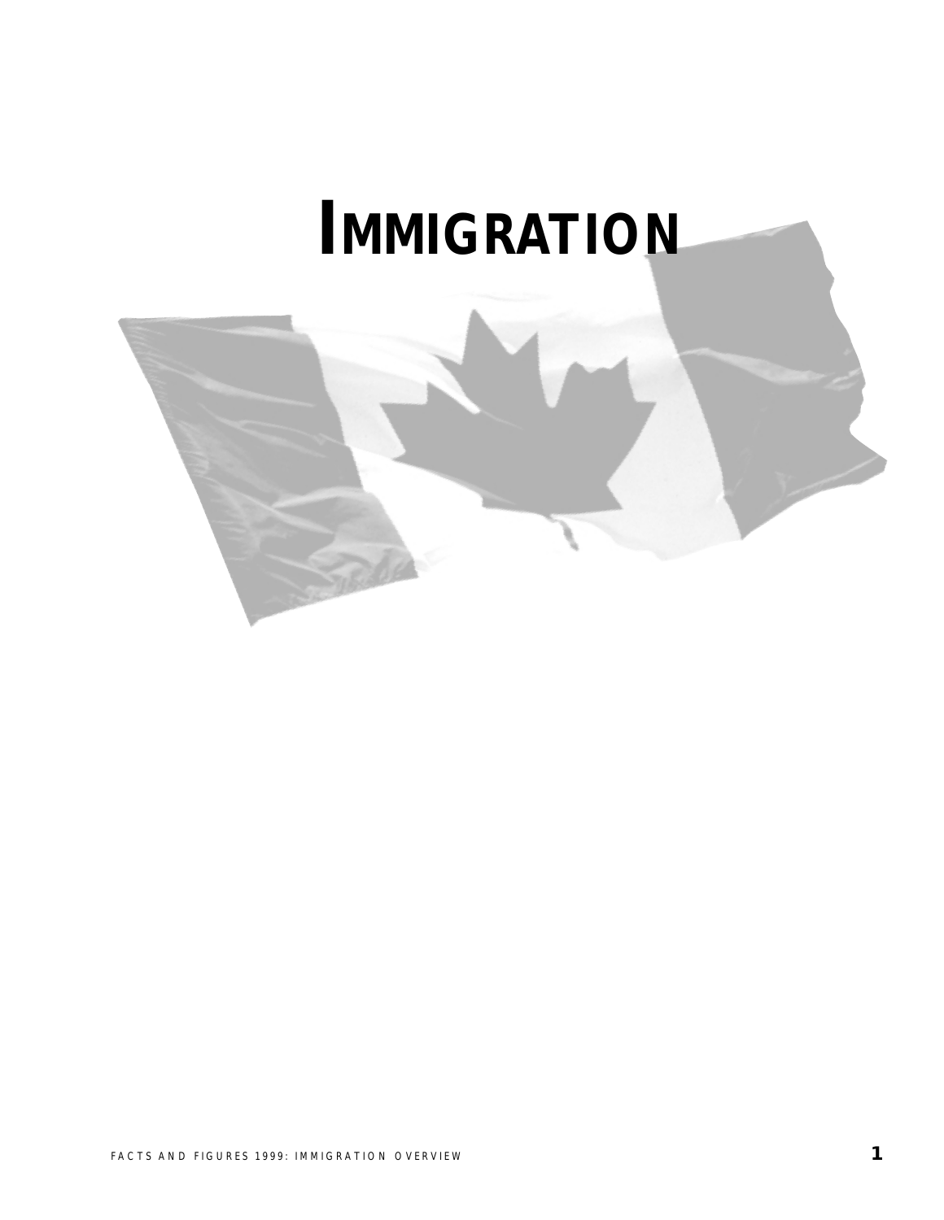# IMMIGRATION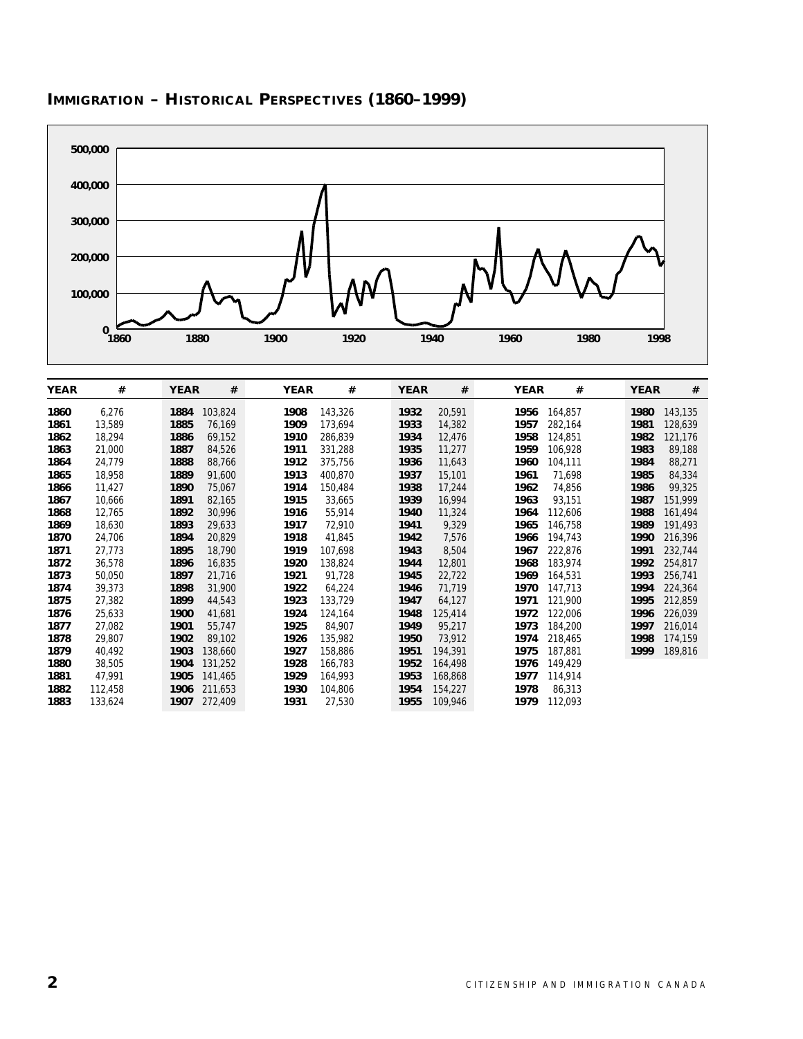# IMMIGRATION – HISTORICAL PERSPECTIVES (1860–1999)

| YEAR | # | YEAR | # | YEAR | # | YEAR | # | YEAR | # | YEAR | # |
|---|---|---|---|---|---|---|---|---|---|---|---|
| 1860 | 6,276 | 1884 | 103,824 | 1908 | 143,326 | 1932 | 20,591 | 1956 | 164,857 | 1980 | 143,135 |
| 1861 | 13,589 | 1885 | 76,169 | 1909 | 173,694 | 1933 | 14,382 | 1957 | 282,164 | 1981 | 128,639 |
| 1862 | 18,294 | 1886 | 69,152 | 1910 | 286,839 | 1934 | 12,476 | 1958 | 124,851 | 1982 | 121,176 |
| 1863 | 21,000 | 1887 | 84,526 | 1911 | 331,288 | 1935 | 11,277 | 1959 | 106,928 | 1983 | 89,188 |
| 1864 | 24,779 | 1888 | 88,766 | 1912 | 375,756 | 1936 | 11,643 | 1960 | 104,111 | 1984 | 88,271 |
| 1865 | 18,958 | 1889 | 91,600 | 1913 | 400,870 | 1937 | 15,101 | 1961 | 71,698 | 1985 | 84,334 |
| 1866 | 11,427 | 1890 | 75,067 | 1914 | 150,484 | 1938 | 17,244 | 1962 | 74,856 | 1986 | 99,325 |
| 1867 | 10,666 | 1891 | 82,165 | 1915 | 33,665 | 1939 | 16,994 | 1963 | 93,151 | 1987 | 151,999 |
| 1868 | 12,765 | 1892 | 30,996 | 1916 | 55,914 | 1940 | 11,324 | 1964 | 112,606 | 1988 | 161,494 |
| 1869 | 18,630 | 1893 | 29,633 | 1917 | 72,910 | 1941 | 9,329 | 1965 | 146,758 | 1989 | 191,493 |
| 1870 | 24,706 | 1894 | 20,829 | 1918 | 41,845 | 1942 | 7,576 | 1966 | 194,743 | 1990 | 216,396 |
| 1871 | 27,773 | 1895 | 18,790 | 1919 | 107,698 | 1943 | 8,504 | 1967 | 222,876 | 1991 | 232,744 |
| 1872 | 36,578 | 1896 | 16,835 | 1920 | 138,824 | 1944 | 12,801 | 1968 | 183,974 | 1992 | 254,817 |
| 1873 | 50,050 | 1897 | 21,716 | 1921 | 91,728 | 1945 | 22,722 | 1969 | 164,531 | 1993 | 256,741 |
| 1874 | 39,373 | 1898 | 31,900 | 1922 | 64,224 | 1946 | 71,719 | 1970 | 147,713 | 1994 | 224,364 |
| 1875 | 27,382 | 1899 | 44,543 | 1923 | 133,729 | 1947 | 64,127 | 1971 | 121,900 | 1995 | 212,859 |
| 1876 | 25,633 | 1900 | 41,681 | 1924 | 124,164 | 1948 | 125,414 | 1972 | 122,006 | 1996 | 226,039 |
| 1877 | 27,082 | 1901 | 55,747 | 1925 | 84,907 | 1949 | 95,217 | 1973 | 184,200 | 1997 | 216,014 |
| 1878 | 29,807 | 1902 | 89,102 | 1926 | 135,982 | 1950 | 73,912 | 1974 | 218,465 | 1998 | 174,159 |
| 1879 | 40,492 | 1903 | 138,660 | 1927 | 158,886 | 1951 | 194,391 | 1975 | 187,881 | 1999 | 189,816 |
| 1880 | 38,505 | 1904 | 131,252 | 1928 | 166,783 | 1952 | 164,498 | 1976 | 149,429 | | |
| 1881 | 47,991 | 1905 | 141,465 | 1929 | 164,993 | 1953 | 168,868 | 1977 | 114,914 | | |
| 1882 | 112,458 | 1906 | 211,653 | 1930 | 104,806 | 1954 | 154,227 | 1978 | 86,313 | | |
| 1883 | 133,624 | 1907 | 272,409 | 1931 | 27,530 | 1955 | 109,946 | 1979 | 112,093 | | |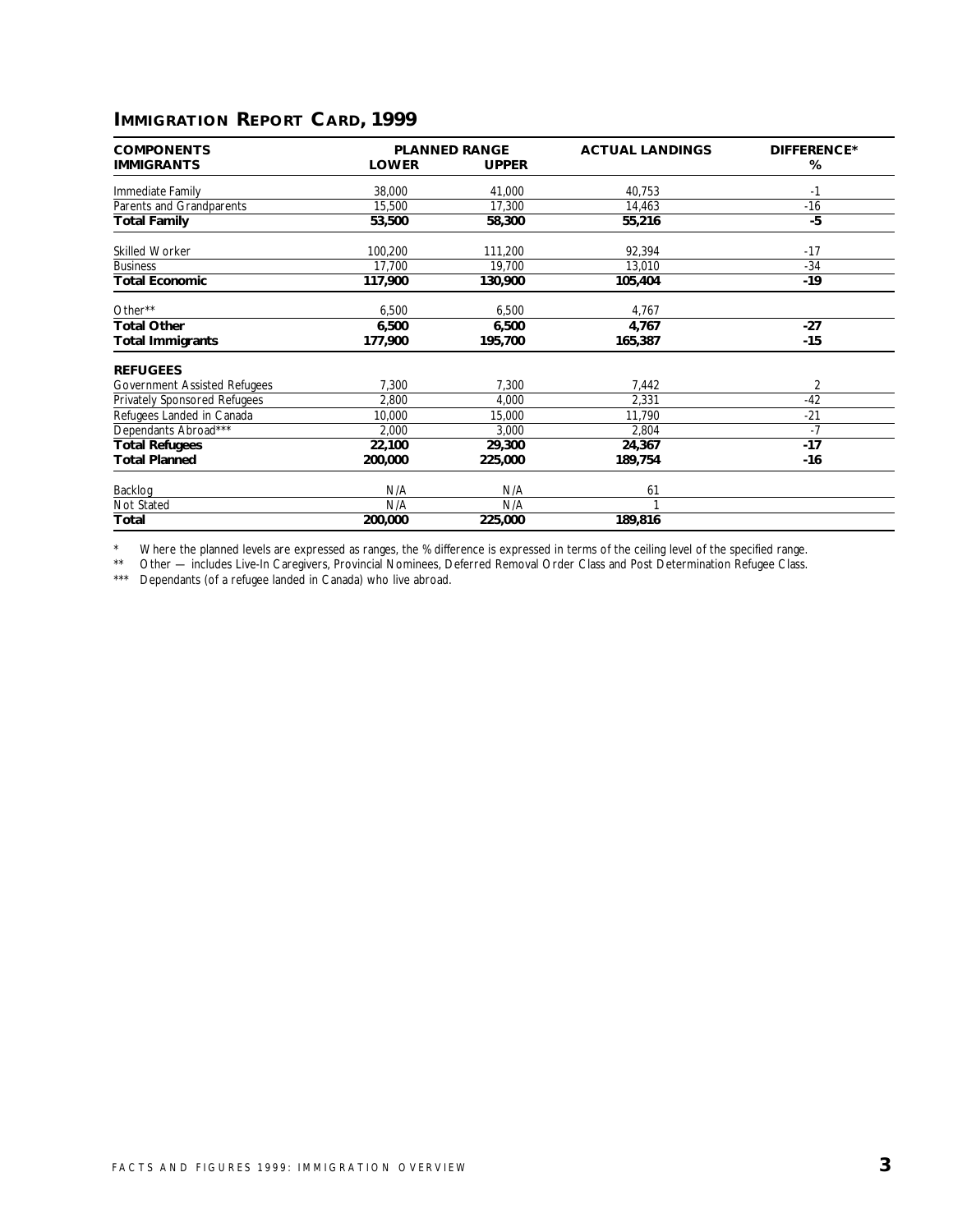## IMMIGRATION REPORT CARD, 1999

| COMPONENTS | PLANNED RANGE | | ACTUAL LANDINGS | DIFFERENCE* |
|---|---|---|---|---|
| **IMMIGRANTS** | **LOWER** | **UPPER** | | **%** |
| Immediate Family | 38,000 | 41,000 | 40,753 | -1 |
| Parents and Grandparents | 15,500 | 17,300 | 14,463 | -16 |
| **Total Family** | **53,500** | **58,300** | **55,216** | **-5** |
| Skilled Worker | 100,200 | 111,200 | 92,394 | -17 |
| Business | 17,700 | 19,700 | 13,010 | -34 |
| **Total Economic** | **117,900** | **130,900** | **105,404** | **-19** |
| Other** | 6,500 | 6,500 | 4,767 | |
| **Total Other** | **6,500** | **6,500** | **4,767** | **-27** |
| **Total Immigrants** | **177,900** | **195,700** | **165,387** | **-15** |
| **REFUGEES** | | | | |
| Government Assisted Refugees | 7,300 | 7,300 | 7,442 | 2 |
| Privately Sponsored Refugees | 2,800 | 4,000 | 2,331 | -42 |
| Refugees Landed in Canada | 10,000 | 15,000 | 11,790 | -21 |
| Dependants Abroad*** | 2,000 | 3,000 | 2,804 | -7 |
| **Total Refugees** | **22,100** | **29,300** | **24,367** | **-17** |
| **Total Planned** | **200,000** | **225,000** | **189,754** | **-16** |
| Backlog | N/A | N/A | 61 | |
| Not Stated | N/A | N/A | 1 | |
| **Total** | **200,000** | **225,000** | **189,816** | |

\* Where the planned levels are expressed as ranges, the % difference is expressed in terms of the ceiling level of the specified range.

** Other — includes Live-In Caregivers, Provincial Nominees, Deferred Removal Order Class and Post Determination Refugee Class.

*** Dependants (of a refugee landed in Canada) who live abroad.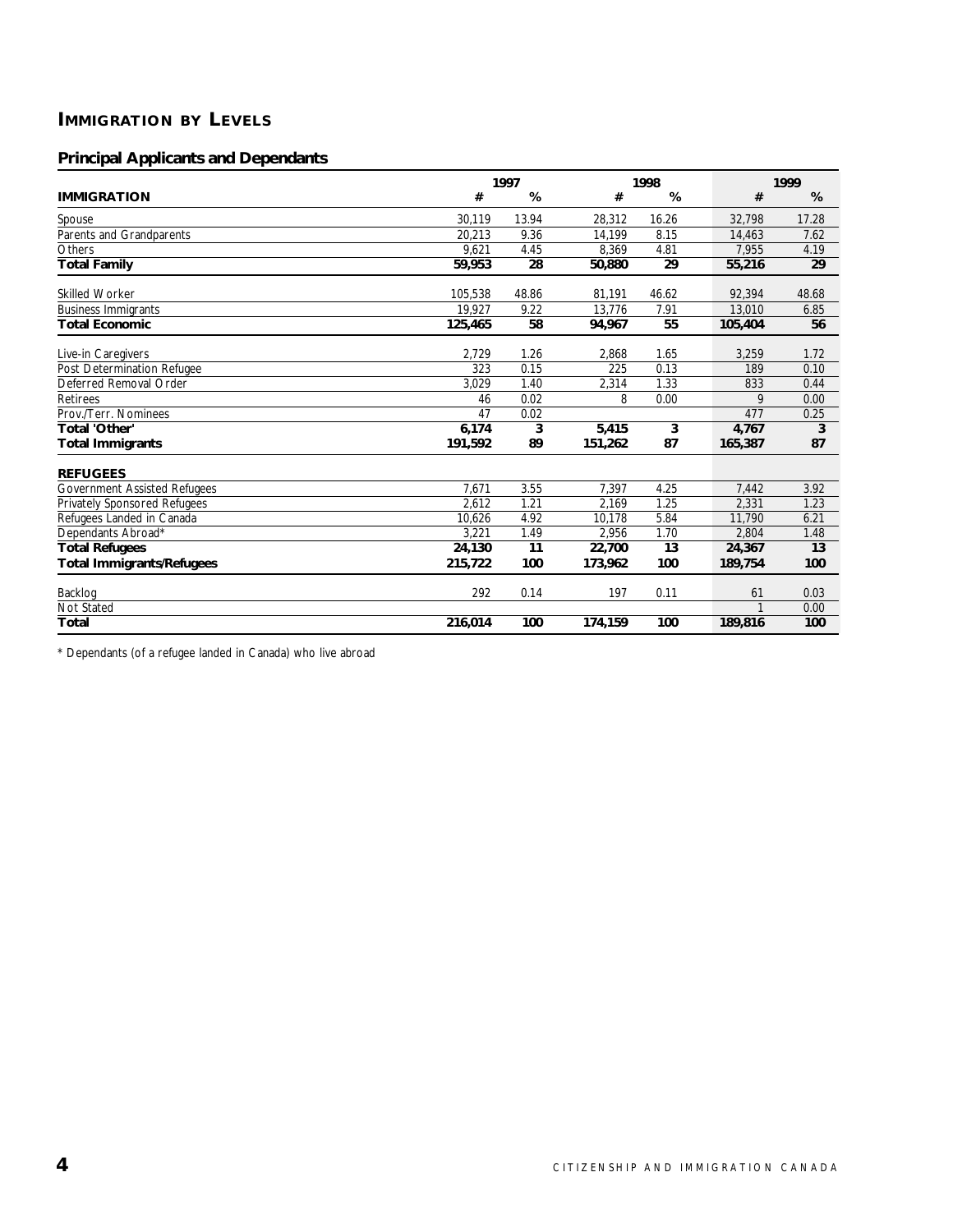## IMMIGRATION BY LEVELS

### Principal Applicants and Dependants

| IMMIGRATION | 1997 # | 1997 % | 1998 # | 1998 % | 1999 # | 1999 % |
|---|---|---|---|---|---|---|
| Spouse | 30,119 | 13.94 | 28,312 | 16.26 | 32,798 | 17.28 |
| Parents and Grandparents | 20,213 | 9.36 | 14,199 | 8.15 | 14,463 | 7.62 |
| Others | 9,621 | 4.45 | 8,369 | 4.81 | 7,955 | 4.19 |
| **Total Family** | **59,953** | **28** | **50,880** | **29** | **55,216** | **29** |
| Skilled Worker | 105,538 | 48.86 | 81,191 | 46.62 | 92,394 | 48.68 |
| Business Immigrants | 19,927 | 9.22 | 13,776 | 7.91 | 13,010 | 6.85 |
| **Total Economic** | **125,465** | **58** | **94,967** | **55** | **105,404** | **56** |
| Live-in Caregivers | 2,729 | 1.26 | 2,868 | 1.65 | 3,259 | 1.72 |
| Post Determination Refugee | 323 | 0.15 | 225 | 0.13 | 189 | 0.10 |
| Deferred Removal Order | 3,029 | 1.40 | 2,314 | 1.33 | 833 | 0.44 |
| Retirees | 46 | 0.02 | 8 | 0.00 | 9 | 0.00 |
| Prov./Terr. Nominees | 47 | 0.02 | | | 477 | 0.25 |
| **Total 'Other'** | **6,174** | **3** | **5,415** | **3** | **4,767** | **3** |
| **Total Immigrants** | **191,592** | **89** | **151,262** | **87** | **165,387** | **87** |
| **REFUGEES** | | | | | | |
| Government Assisted Refugees | 7,671 | 3.55 | 7,397 | 4.25 | 7,442 | 3.92 |
| Privately Sponsored Refugees | 2,612 | 1.21 | 2,169 | 1.25 | 2,331 | 1.23 |
| Refugees Landed in Canada | 10,626 | 4.92 | 10,178 | 5.84 | 11,790 | 6.21 |
| Dependants Abroad* | 3,221 | 1.49 | 2,956 | 1.70 | 2,804 | 1.48 |
| **Total Refugees** | **24,130** | **11** | **22,700** | **13** | **24,367** | **13** |
| **Total Immigrants/Refugees** | **215,722** | **100** | **173,962** | **100** | **189,754** | **100** |
| Backlog | 292 | 0.14 | 197 | 0.11 | 61 | 0.03 |
| Not Stated | | | | | 1 | 0.00 |
| **Total** | **216,014** | **100** | **174,159** | **100** | **189,816** | **100** |

* Dependants (of a refugee landed in Canada) who live abroad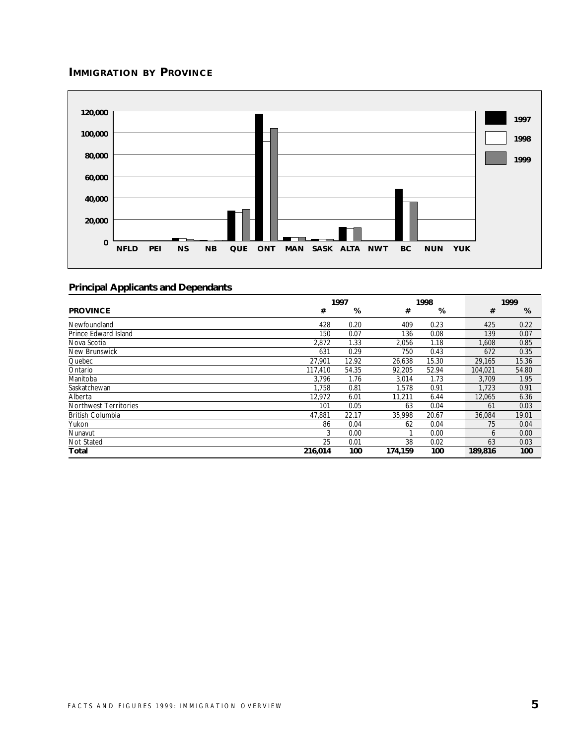## IMMIGRATION BY PROVINCE

### Principal Applicants and Dependants

| PROVINCE | 1997 # | 1997 % | 1998 # | 1998 % | 1999 # | 1999 % |
|---|---|---|---|---|---|---|
| Newfoundland | 428 | 0.20 | 409 | 0.23 | 425 | 0.22 |
| Prince Edward Island | 150 | 0.07 | 136 | 0.08 | 139 | 0.07 |
| Nova Scotia | 2,872 | 1.33 | 2,056 | 1.18 | 1,608 | 0.85 |
| New Brunswick | 631 | 0.29 | 750 | 0.43 | 672 | 0.35 |
| Quebec | 27,901 | 12.92 | 26,638 | 15.30 | 29,165 | 15.36 |
| Ontario | 117,410 | 54.35 | 92,205 | 52.94 | 104,021 | 54.80 |
| Manitoba | 3,796 | 1.76 | 3,014 | 1.73 | 3,709 | 1.95 |
| Saskatchewan | 1,758 | 0.81 | 1,578 | 0.91 | 1,723 | 0.91 |
| Alberta | 12,972 | 6.01 | 11,211 | 6.44 | 12,065 | 6.36 |
| Northwest Territories | 101 | 0.05 | 63 | 0.04 | 61 | 0.03 |
| British Columbia | 47,881 | 22.17 | 35,998 | 20.67 | 36,084 | 19.01 |
| Yukon | 86 | 0.04 | 62 | 0.04 | 75 | 0.04 |
| Nunavut | 3 | 0.00 | 1 | 0.00 | 6 | 0.00 |
| Not Stated | 25 | 0.01 | 38 | 0.02 | 63 | 0.03 |
| **Total** | **216,014** | **100** | **174,159** | **100** | **189,816** | **100** |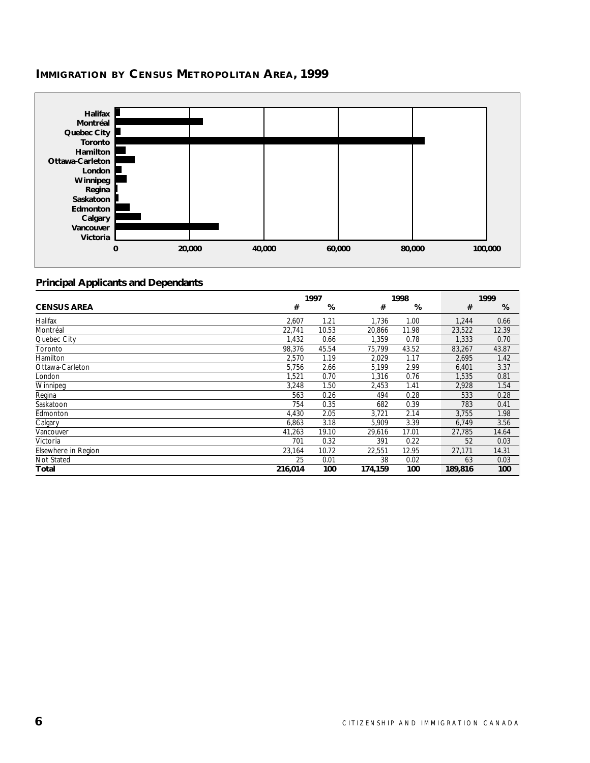## IMMIGRATION BY CENSUS METROPOLITAN AREA, 1999

Halifax
Montréal
Quebec City
Toronto
Hamilton
Ottawa-Carleton
London
Winnipeg
Regina
Saskatoon
Edmonton
Calgary
Vancouver
Victoria

0 20,000 40,000 60,000 80,000 100,000

### Principal Applicants and Dependants

| | 1997 | | 1998 | | 1999 | |
|---|---|---|---|---|---|---|
| **CENSUS AREA** | **#** | **%** | **#** | **%** | **#** | **%** |
| Halifax | 2,607 | 1.21 | 1,736 | 1.00 | 1,244 | 0.66 |
| Montréal | 22,741 | 10.53 | 20,866 | 11.98 | 23,522 | 12.39 |
| Quebec City | 1,432 | 0.66 | 1,359 | 0.78 | 1,333 | 0.70 |
| Toronto | 98,376 | 45.54 | 75,799 | 43.52 | 83,267 | 43.87 |
| Hamilton | 2,570 | 1.19 | 2,029 | 1.17 | 2,695 | 1.42 |
| Ottawa-Carleton | 5,756 | 2.66 | 5,199 | 2.99 | 6,401 | 3.37 |
| London | 1,521 | 0.70 | 1,316 | 0.76 | 1,535 | 0.81 |
| Winnipeg | 3,248 | 1.50 | 2,453 | 1.41 | 2,928 | 1.54 |
| Regina | 563 | 0.26 | 494 | 0.28 | 533 | 0.28 |
| Saskatoon | 754 | 0.35 | 682 | 0.39 | 783 | 0.41 |
| Edmonton | 4,430 | 2.05 | 3,721 | 2.14 | 3,755 | 1.98 |
| Calgary | 6,863 | 3.18 | 5,909 | 3.39 | 6,749 | 3.56 |
| Vancouver | 41,263 | 19.10 | 29,616 | 17.01 | 27,785 | 14.64 |
| Victoria | 701 | 0.32 | 391 | 0.22 | 52 | 0.03 |
| Elsewhere in Region | 23,164 | 10.72 | 22,551 | 12.95 | 27,171 | 14.31 |
| Not Stated | 25 | 0.01 | 38 | 0.02 | 63 | 0.03 |
| **Total** | **216,014** | **100** | **174,159** | **100** | **189,816** | **100** |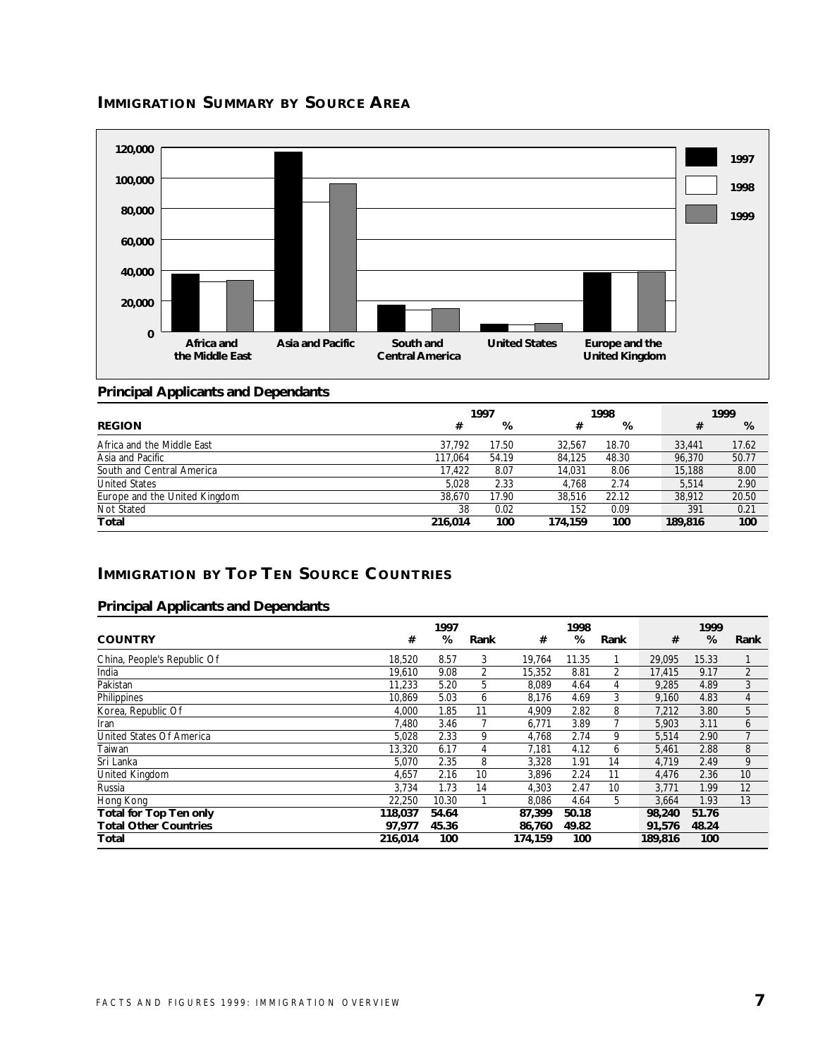## IMMIGRATION SUMMARY BY SOURCE AREA

### Principal Applicants and Dependants

| REGION | 1997 # | 1997 % | 1998 # | 1998 % | 1999 # | 1999 % |
|---|---|---|---|---|---|---|
| Africa and the Middle East | 37,792 | 17.50 | 32,567 | 18.70 | 33,441 | 17.62 |
| Asia and Pacific | 117,064 | 54.19 | 84,125 | 48.30 | 96,370 | 50.77 |
| South and Central America | 17,422 | 8.07 | 14,031 | 8.06 | 15,188 | 8.00 |
| United States | 5,028 | 2.33 | 4,768 | 2.74 | 5,514 | 2.90 |
| Europe and the United Kingdom | 38,670 | 17.90 | 38,516 | 22.12 | 38,912 | 20.50 |
| Not Stated | 38 | 0.02 | 152 | 0.09 | 391 | 0.21 |
| **Total** | **216,014** | **100** | **174,159** | **100** | **189,816** | **100** |

## IMMIGRATION BY TOP TEN SOURCE COUNTRIES

### Principal Applicants and Dependants

| COUNTRY | 1997 # | 1997 % | 1997 Rank | 1998 # | 1998 % | 1998 Rank | 1999 # | 1999 % | 1999 Rank |
|---|---|---|---|---|---|---|---|---|---|
| China, People's Republic Of | 18,520 | 8.57 | 3 | 19,764 | 11.35 | 1 | 29,095 | 15.33 | 1 |
| India | 19,610 | 9.08 | 2 | 15,352 | 8.81 | 2 | 17,415 | 9.17 | 2 |
| Pakistan | 11,233 | 5.20 | 5 | 8,089 | 4.64 | 4 | 9,285 | 4.89 | 3 |
| Philippines | 10,869 | 5.03 | 6 | 8,176 | 4.69 | 3 | 9,160 | 4.83 | 4 |
| Korea, Republic Of | 4,000 | 1.85 | 11 | 4,909 | 2.82 | 8 | 7,212 | 3.80 | 5 |
| Iran | 7,480 | 3.46 | 7 | 6,771 | 3.89 | 7 | 5,903 | 3.11 | 6 |
| United States Of America | 5,028 | 2.33 | 9 | 4,768 | 2.74 | 9 | 5,514 | 2.90 | 7 |
| Taiwan | 13,320 | 6.17 | 4 | 7,181 | 4.12 | 6 | 5,461 | 2.88 | 8 |
| Sri Lanka | 5,070 | 2.35 | 8 | 3,328 | 1.91 | 14 | 4,719 | 2.49 | 9 |
| United Kingdom | 4,657 | 2.16 | 10 | 3,896 | 2.24 | 11 | 4,476 | 2.36 | 10 |
| Russia | 3,734 | 1.73 | 14 | 4,303 | 2.47 | 10 | 3,771 | 1.99 | 12 |
| Hong Kong | 22,250 | 10.30 | 1 | 8,086 | 4.64 | 5 | 3,664 | 1.93 | 13 |
| **Total for Top Ten only** | **118,037** | **54.64** | | **87,399** | **50.18** | | **98,240** | **51.76** | |
| **Total Other Countries** | **97,977** | **45.36** | | **86,760** | **49.82** | | **91,576** | **48.24** | |
| **Total** | **216,014** | **100** | | **174,159** | **100** | | **189,816** | **100** | |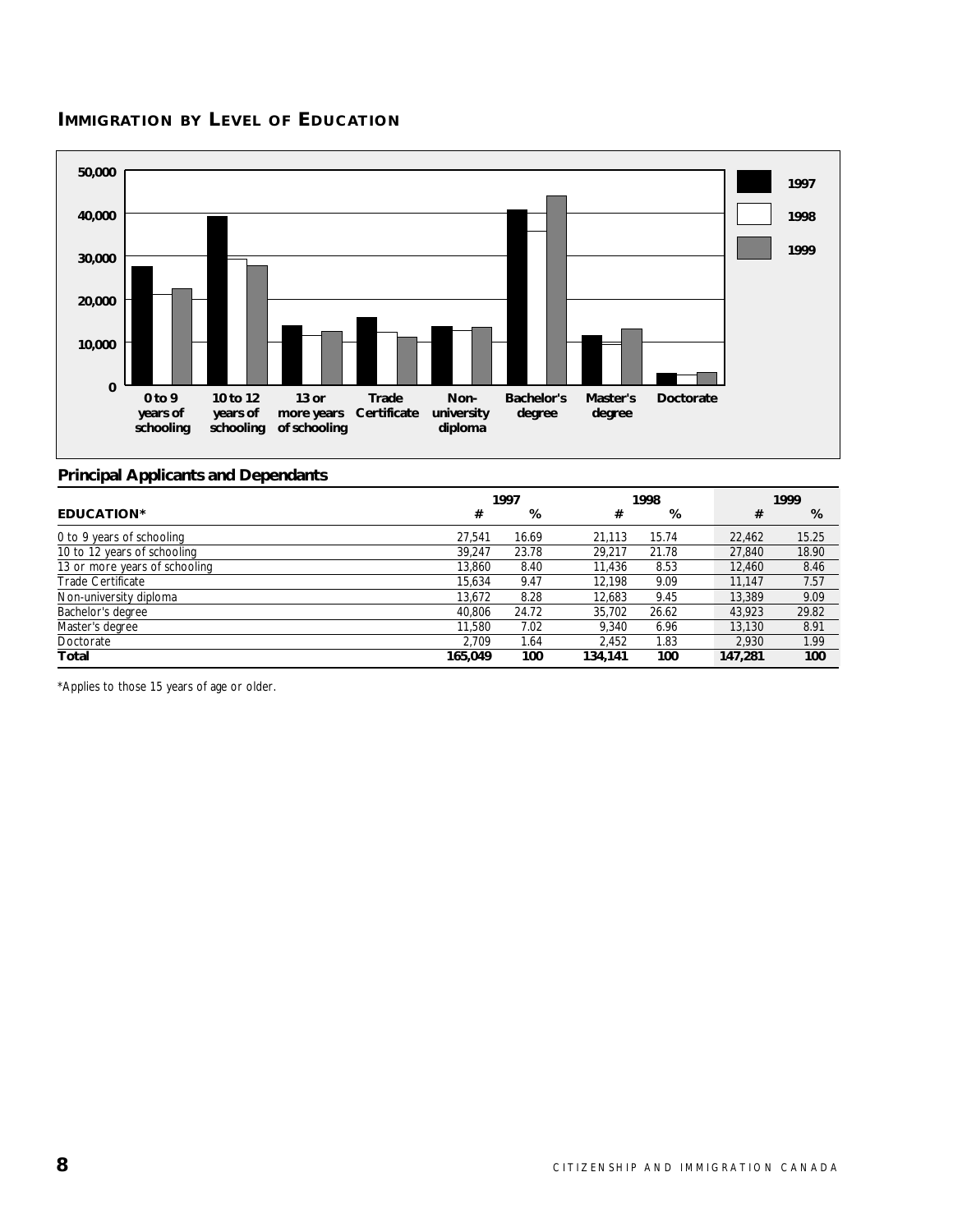## IMMIGRATION BY LEVEL OF EDUCATION

### Principal Applicants and Dependants

| EDUCATION* | 1997 # | 1997 % | 1998 # | 1998 % | 1999 # | 1999 % |
|---|---|---|---|---|---|---|
| 0 to 9 years of schooling | 27,541 | 16.69 | 21,113 | 15.74 | 22,462 | 15.25 |
| 10 to 12 years of schooling | 39,247 | 23.78 | 29,217 | 21.78 | 27,840 | 18.90 |
| 13 or more years of schooling | 13,860 | 8.40 | 11,436 | 8.53 | 12,460 | 8.46 |
| Trade Certificate | 15,634 | 9.47 | 12,198 | 9.09 | 11,147 | 7.57 |
| Non-university diploma | 13,672 | 8.28 | 12,683 | 9.45 | 13,389 | 9.09 |
| Bachelor's degree | 40,806 | 24.72 | 35,702 | 26.62 | 43,923 | 29.82 |
| Master's degree | 11,580 | 7.02 | 9,340 | 6.96 | 13,130 | 8.91 |
| Doctorate | 2,709 | 1.64 | 2,452 | 1.83 | 2,930 | 1.99 |
| **Total** | **165,049** | **100** | **134,141** | **100** | **147,281** | **100** |

*Applies to those 15 years of age or older.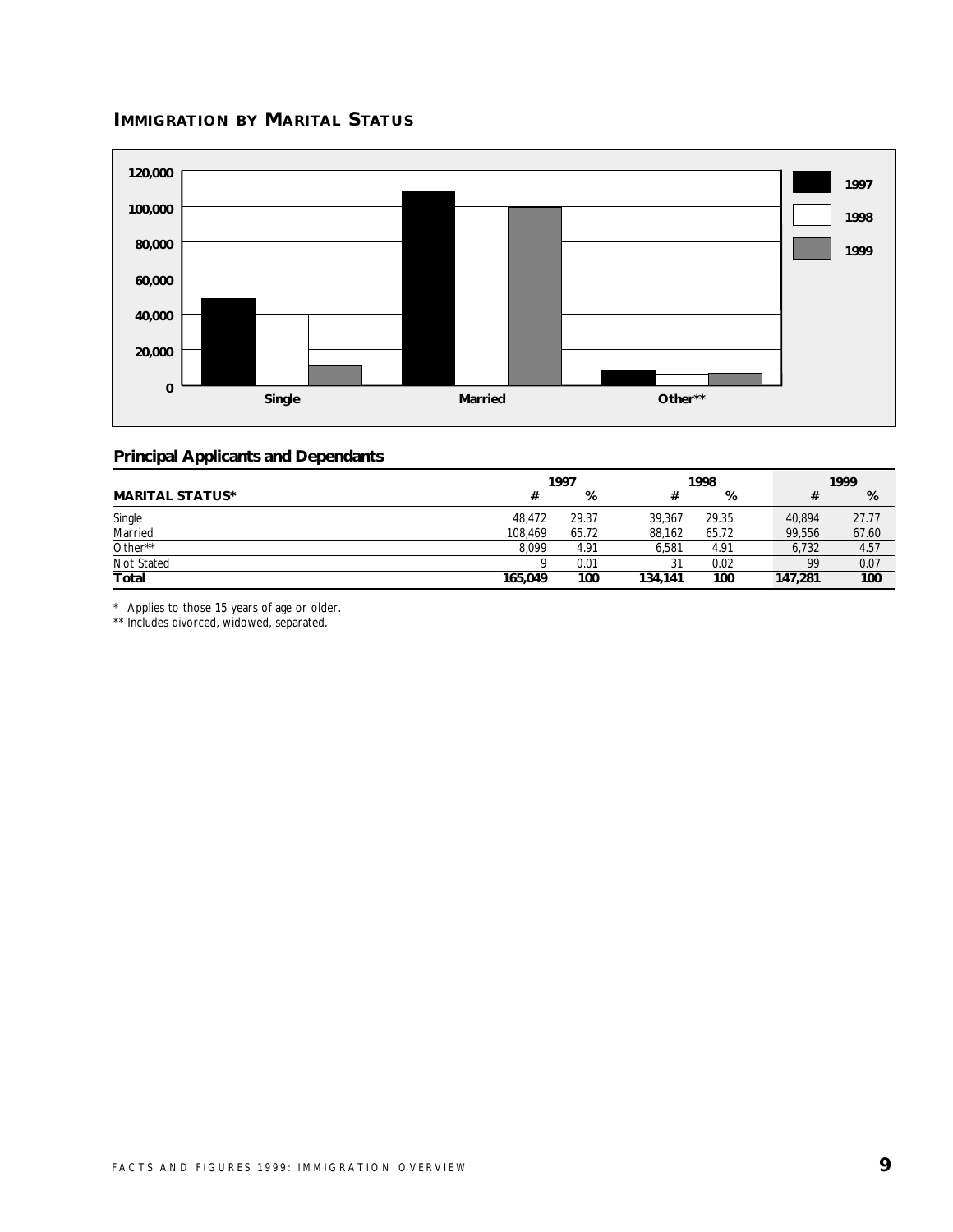## IMMIGRATION BY MARITAL STATUS

### Principal Applicants and Dependants

| MARITAL STATUS* | 1997 # | 1997 % | 1998 # | 1998 % | 1999 # | 1999 % |
|---|---|---|---|---|---|---|
| Single | 48,472 | 29.37 | 39,367 | 29.35 | 40,894 | 27.77 |
| Married | 108,469 | 65.72 | 88,162 | 65.72 | 99,556 | 67.60 |
| Other** | 8,099 | 4.91 | 6,581 | 4.91 | 6,732 | 4.57 |
| Not Stated | 9 | 0.01 | 31 | 0.02 | 99 | 0.07 |
| **Total** | **165,049** | **100** | **134,141** | **100** | **147,281** | **100** |

\* Applies to those 15 years of age or older.
\** Includes divorced, widowed, separated.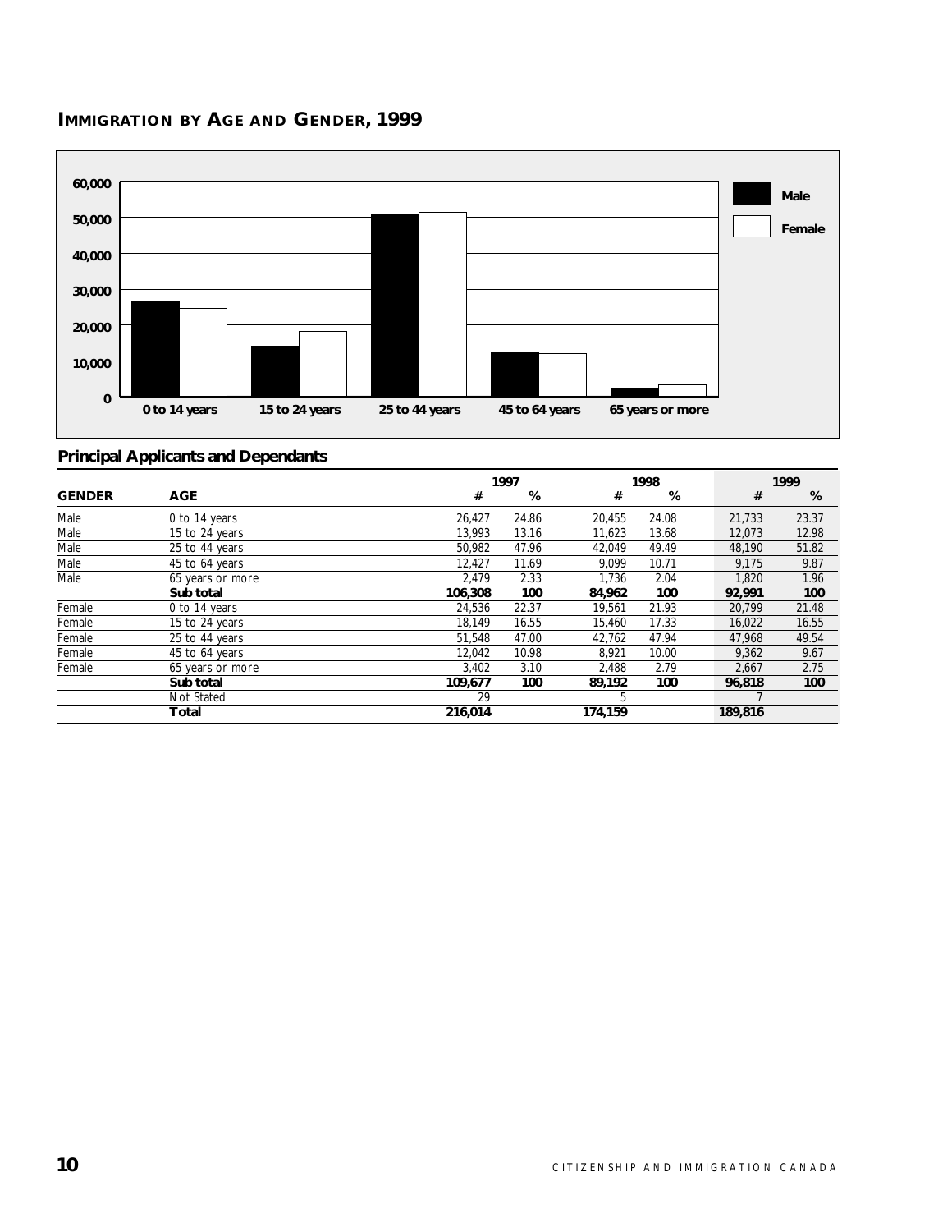## IMMIGRATION BY AGE AND GENDER, 1999

### Principal Applicants and Dependants

| GENDER | AGE | 1997 # | 1997 % | 1998 # | 1998 % | 1999 # | 1999 % |
|---|---|---|---|---|---|---|---|
| Male | 0 to 14 years | 26,427 | 24.86 | 20,455 | 24.08 | 21,733 | 23.37 |
| Male | 15 to 24 years | 13,993 | 13.16 | 11,623 | 13.68 | 12,073 | 12.98 |
| Male | 25 to 44 years | 50,982 | 47.96 | 42,049 | 49.49 | 48,190 | 51.82 |
| Male | 45 to 64 years | 12,427 | 11.69 | 9,099 | 10.71 | 9,175 | 9.87 |
| Male | 65 years or more | 2,479 | 2.33 | 1,736 | 2.04 | 1,820 | 1.96 |
| | **Sub total** | **106,308** | **100** | **84,962** | **100** | **92,991** | **100** |
| Female | 0 to 14 years | 24,536 | 22.37 | 19,561 | 21.93 | 20,799 | 21.48 |
| Female | 15 to 24 years | 18,149 | 16.55 | 15,460 | 17.33 | 16,022 | 16.55 |
| Female | 25 to 44 years | 51,548 | 47.00 | 42,762 | 47.94 | 47,968 | 49.54 |
| Female | 45 to 64 years | 12,042 | 10.98 | 8,921 | 10.00 | 9,362 | 9.67 |
| Female | 65 years or more | 3,402 | 3.10 | 2,488 | 2.79 | 2,667 | 2.75 |
| | **Sub total** | **109,677** | **100** | **89,192** | **100** | **96,818** | **100** |
| | Not Stated | 29 | | 5 | | 7 | |
| | **Total** | **216,014** | | **174,159** | | **189,816** | |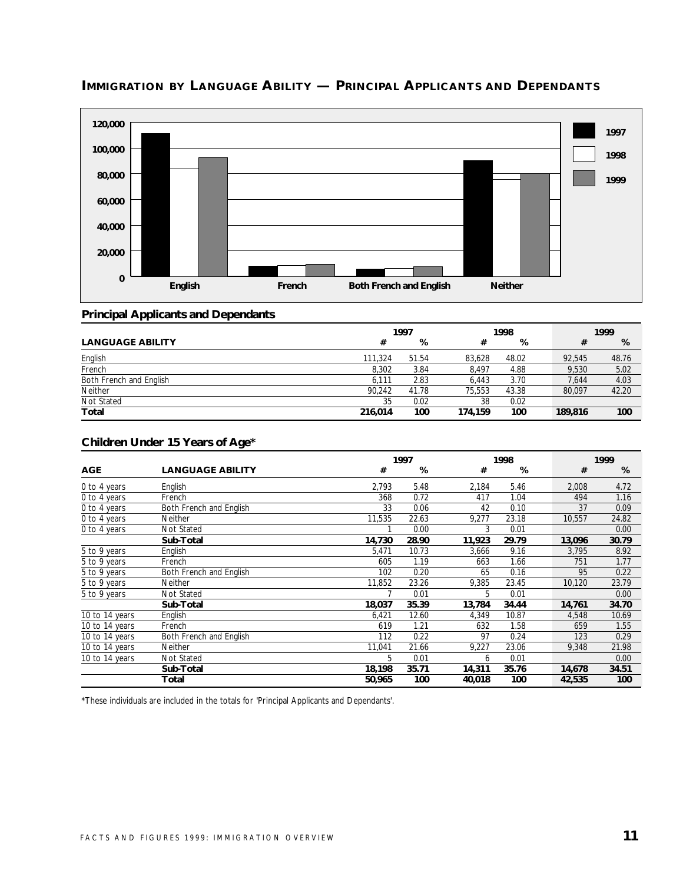## IMMIGRATION BY LANGUAGE ABILITY — PRINCIPAL APPLICANTS AND DEPENDANTS

### Principal Applicants and Dependants

| LANGUAGE ABILITY | 1997 # | 1997 % | 1998 # | 1998 % | 1999 # | 1999 % |
|---|---|---|---|---|---|---|
| English | 111,324 | 51.54 | 83,628 | 48.02 | 92,545 | 48.76 |
| French | 8,302 | 3.84 | 8,497 | 4.88 | 9,530 | 5.02 |
| Both French and English | 6,111 | 2.83 | 6,443 | 3.70 | 7,644 | 4.03 |
| Neither | 90,242 | 41.78 | 75,553 | 43.38 | 80,097 | 42.20 |
| Not Stated | 35 | 0.02 | 38 | 0.02 | | |
| **Total** | **216,014** | **100** | **174,159** | **100** | **189,816** | **100** |

### Children Under 15 Years of Age*

| AGE | LANGUAGE ABILITY | 1997 # | 1997 % | 1998 # | 1998 % | 1999 # | 1999 % |
|---|---|---|---|---|---|---|---|
| 0 to 4 years | English | 2,793 | 5.48 | 2,184 | 5.46 | 2,008 | 4.72 |
| 0 to 4 years | French | 368 | 0.72 | 417 | 1.04 | 494 | 1.16 |
| 0 to 4 years | Both French and English | 33 | 0.06 | 42 | 0.10 | 37 | 0.09 |
| 0 to 4 years | Neither | 11,535 | 22.63 | 9,277 | 23.18 | 10,557 | 24.82 |
| 0 to 4 years | Not Stated | 1 | 0.00 | 3 | 0.01 | | 0.00 |
| | **Sub-Total** | **14,730** | **28.90** | **11,923** | **29.79** | **13,096** | **30.79** |
| 5 to 9 years | English | 5,471 | 10.73 | 3,666 | 9.16 | 3,795 | 8.92 |
| 5 to 9 years | French | 605 | 1.19 | 663 | 1.66 | 751 | 1.77 |
| 5 to 9 years | Both French and English | 102 | 0.20 | 65 | 0.16 | 95 | 0.22 |
| 5 to 9 years | Neither | 11,852 | 23.26 | 9,385 | 23.45 | 10,120 | 23.79 |
| 5 to 9 years | Not Stated | 7 | 0.01 | 5 | 0.01 | | 0.00 |
| | **Sub-Total** | **18,037** | **35.39** | **13,784** | **34.44** | **14,761** | **34.70** |
| 10 to 14 years | English | 6,421 | 12.60 | 4,349 | 10.87 | 4,548 | 10.69 |
| 10 to 14 years | French | 619 | 1.21 | 632 | 1.58 | 659 | 1.55 |
| 10 to 14 years | Both French and English | 112 | 0.22 | 97 | 0.24 | 123 | 0.29 |
| 10 to 14 years | Neither | 11,041 | 21.66 | 9,227 | 23.06 | 9,348 | 21.98 |
| 10 to 14 years | Not Stated | 5 | 0.01 | 6 | 0.01 | | 0.00 |
| | **Sub-Total** | **18,198** | **35.71** | **14,311** | **35.76** | **14,678** | **34.51** |
| | **Total** | **50,965** | **100** | **40,018** | **100** | **42,535** | **100** |

*These individuals are included in the totals for 'Principal Applicants and Dependants'.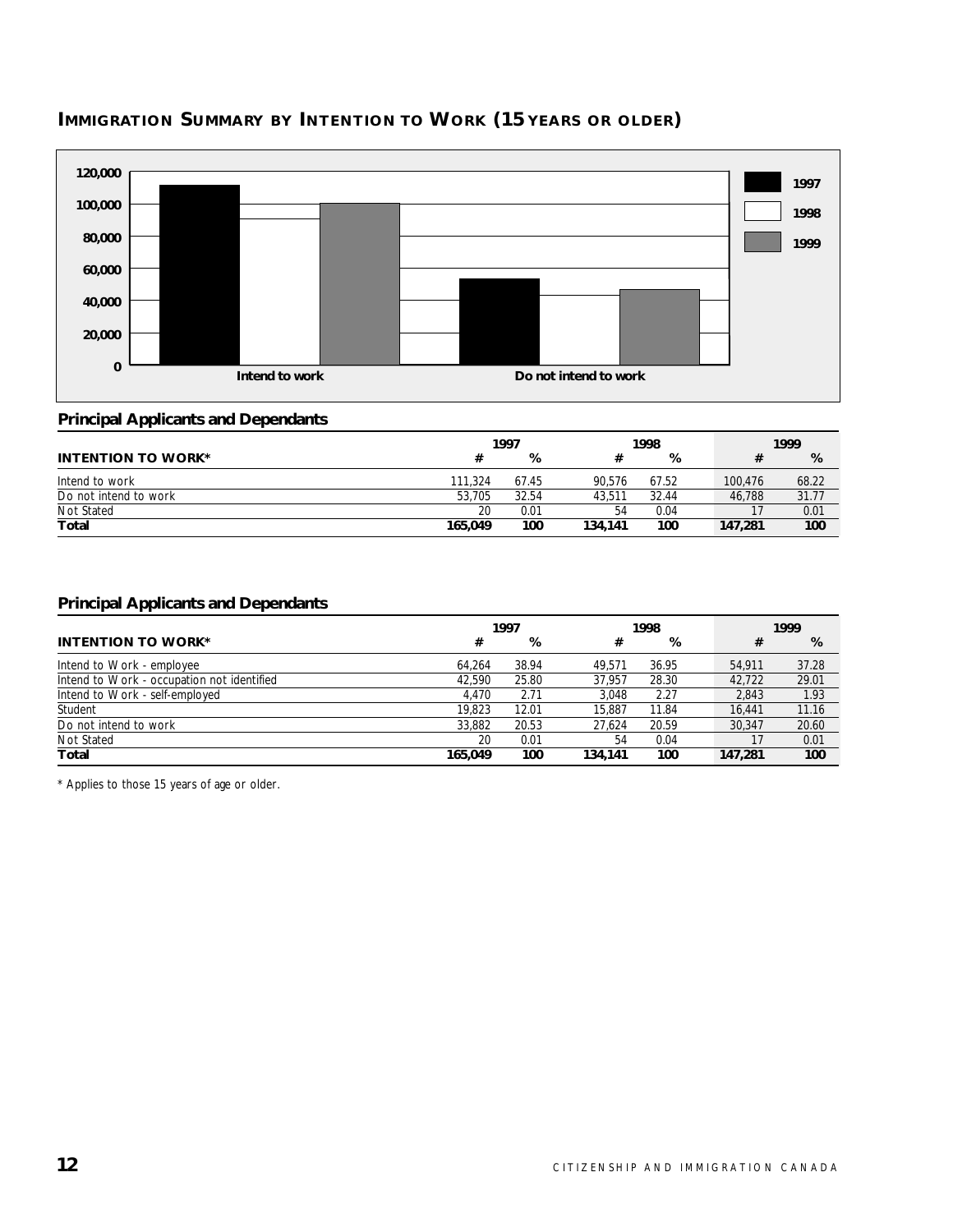## Immigration Summary by Intention to Work (15 years or older)

### Principal Applicants and Dependants

| INTENTION TO WORK* | 1997 # | 1997 % | 1998 # | 1998 % | 1999 # | 1999 % |
|---|---|---|---|---|---|---|
| Intend to work | 111,324 | 67.45 | 90,576 | 67.52 | 100,476 | 68.22 |
| Do not intend to work | 53,705 | 32.54 | 43,511 | 32.44 | 46,788 | 31.77 |
| Not Stated | 20 | 0.01 | 54 | 0.04 | 17 | 0.01 |
| **Total** | **165,049** | **100** | **134,141** | **100** | **147,281** | **100** |

### Principal Applicants and Dependants

| INTENTION TO WORK* | 1997 # | 1997 % | 1998 # | 1998 % | 1999 # | 1999 % |
|---|---|---|---|---|---|---|
| Intend to Work - employee | 64,264 | 38.94 | 49,571 | 36.95 | 54,911 | 37.28 |
| Intend to Work - occupation not identified | 42,590 | 25.80 | 37,957 | 28.30 | 42,722 | 29.01 |
| Intend to Work - self-employed | 4,470 | 2.71 | 3,048 | 2.27 | 2,843 | 1.93 |
| Student | 19,823 | 12.01 | 15,887 | 11.84 | 16,441 | 11.16 |
| Do not intend to work | 33,882 | 20.53 | 27,624 | 20.59 | 30,347 | 20.60 |
| Not Stated | 20 | 0.01 | 54 | 0.04 | 17 | 0.01 |
| **Total** | **165,049** | **100** | **134,141** | **100** | **147,281** | **100** |

* Applies to those 15 years of age or older.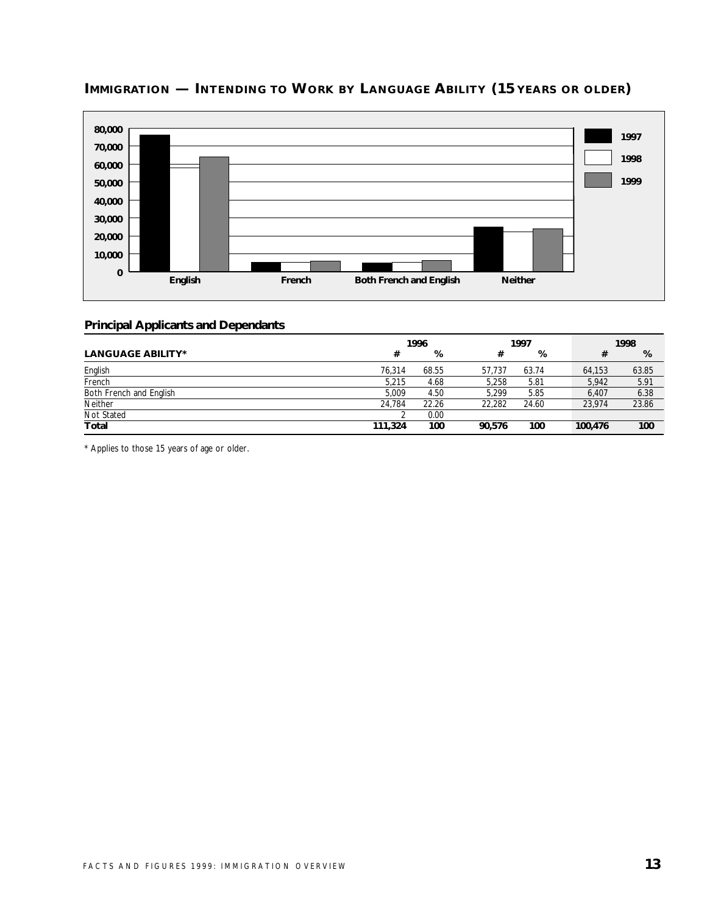## IMMIGRATION — INTENDING TO WORK BY LANGUAGE ABILITY (15 YEARS OR OLDER)

### Principal Applicants and Dependants

| LANGUAGE ABILITY* | 1996 # | 1996 % | 1997 # | 1997 % | 1998 # | 1998 % |
|---|---|---|---|---|---|---|
| English | 76,314 | 68.55 | 57,737 | 63.74 | 64,153 | 63.85 |
| French | 5,215 | 4.68 | 5,258 | 5.81 | 5,942 | 5.91 |
| Both French and English | 5,009 | 4.50 | 5,299 | 5.85 | 6,407 | 6.38 |
| Neither | 24,784 | 22.26 | 22,282 | 24.60 | 23,974 | 23.86 |
| Not Stated | 2 | 0.00 | | | | |
| **Total** | **111,324** | **100** | **90,576** | **100** | **100,476** | **100** |

\* Applies to those 15 years of age or older.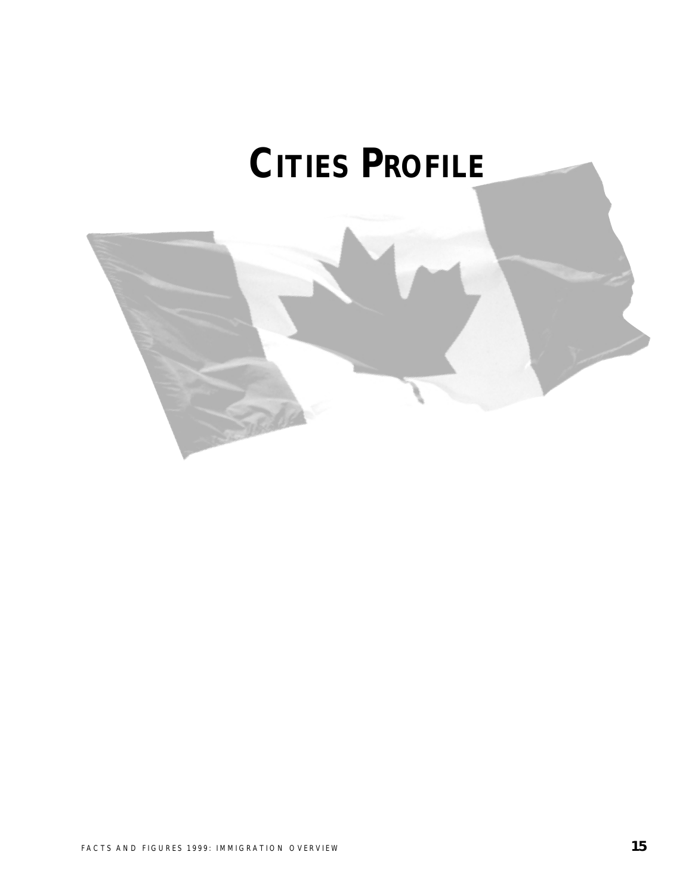# CITIES PROFILE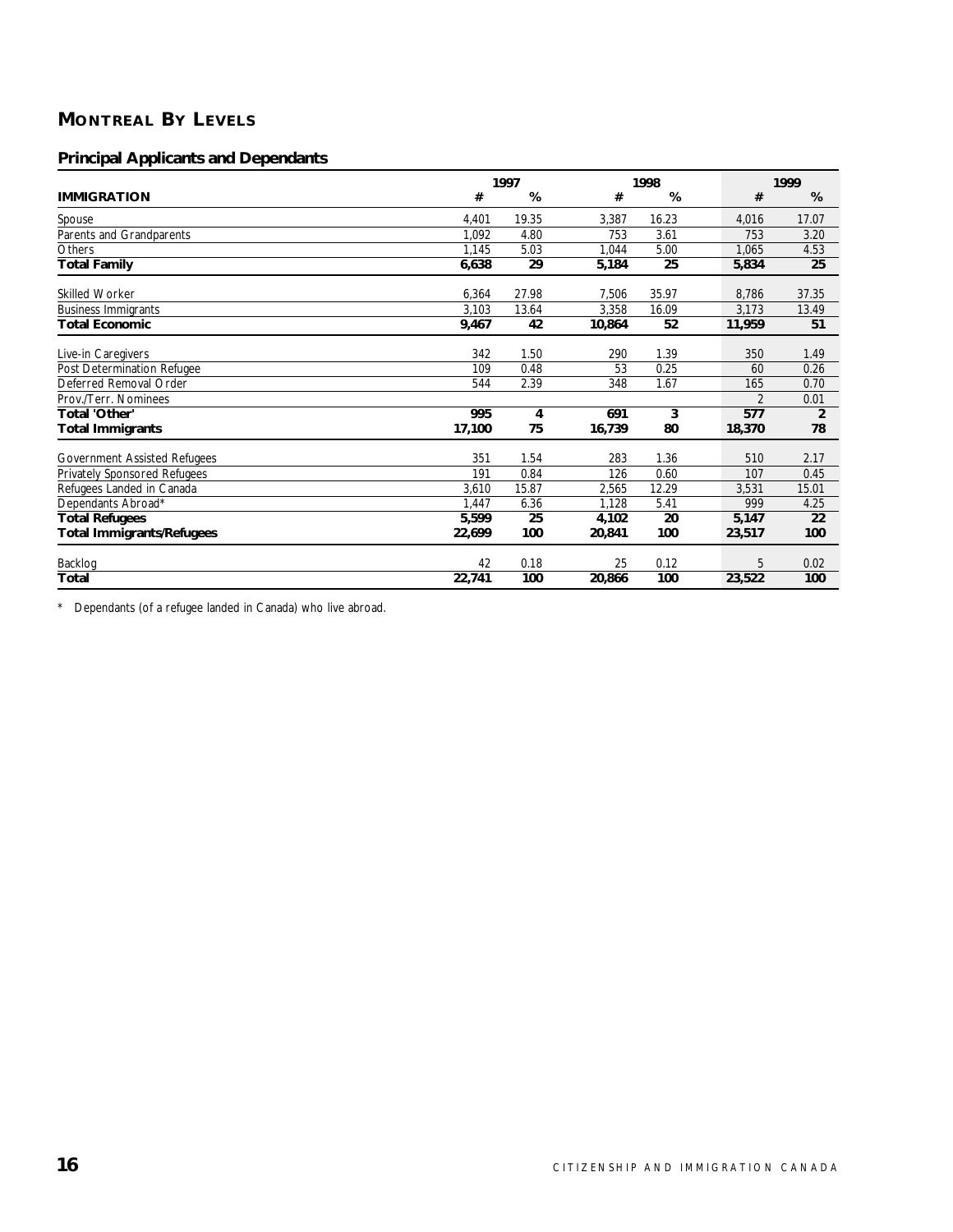## MONTREAL BY LEVELS

### Principal Applicants and Dependants

| | 1997 | | 1998 | | 1999 | |
|---|---|---|---|---|---|---|
| **IMMIGRATION** | **#** | **%** | **#** | **%** | **#** | **%** |
| Spouse | 4,401 | 19.35 | 3,387 | 16.23 | 4,016 | 17.07 |
| Parents and Grandparents | 1,092 | 4.80 | 753 | 3.61 | 753 | 3.20 |
| Others | 1,145 | 5.03 | 1,044 | 5.00 | 1,065 | 4.53 |
| **Total Family** | **6,638** | **29** | **5,184** | **25** | **5,834** | **25** |
| Skilled Worker | 6,364 | 27.98 | 7,506 | 35.97 | 8,786 | 37.35 |
| Business Immigrants | 3,103 | 13.64 | 3,358 | 16.09 | 3,173 | 13.49 |
| **Total Economic** | **9,467** | **42** | **10,864** | **52** | **11,959** | **51** |
| Live-in Caregivers | 342 | 1.50 | 290 | 1.39 | 350 | 1.49 |
| Post Determination Refugee | 109 | 0.48 | 53 | 0.25 | 60 | 0.26 |
| Deferred Removal Order | 544 | 2.39 | 348 | 1.67 | 165 | 0.70 |
| Prov./Terr. Nominees | | | | | 2 | 0.01 |
| **Total 'Other'** | **995** | **4** | **691** | **3** | **577** | **2** |
| **Total Immigrants** | **17,100** | **75** | **16,739** | **80** | **18,370** | **78** |
| Government Assisted Refugees | 351 | 1.54 | 283 | 1.36 | 510 | 2.17 |
| Privately Sponsored Refugees | 191 | 0.84 | 126 | 0.60 | 107 | 0.45 |
| Refugees Landed in Canada | 3,610 | 15.87 | 2,565 | 12.29 | 3,531 | 15.01 |
| Dependants Abroad* | 1,447 | 6.36 | 1,128 | 5.41 | 999 | 4.25 |
| **Total Refugees** | **5,599** | **25** | **4,102** | **20** | **5,147** | **22** |
| **Total Immigrants/Refugees** | **22,699** | **100** | **20,841** | **100** | **23,517** | **100** |
| Backlog | 42 | 0.18 | 25 | 0.12 | 5 | 0.02 |
| **Total** | **22,741** | **100** | **20,866** | **100** | **23,522** | **100** |

* Dependants (of a refugee landed in Canada) who live abroad.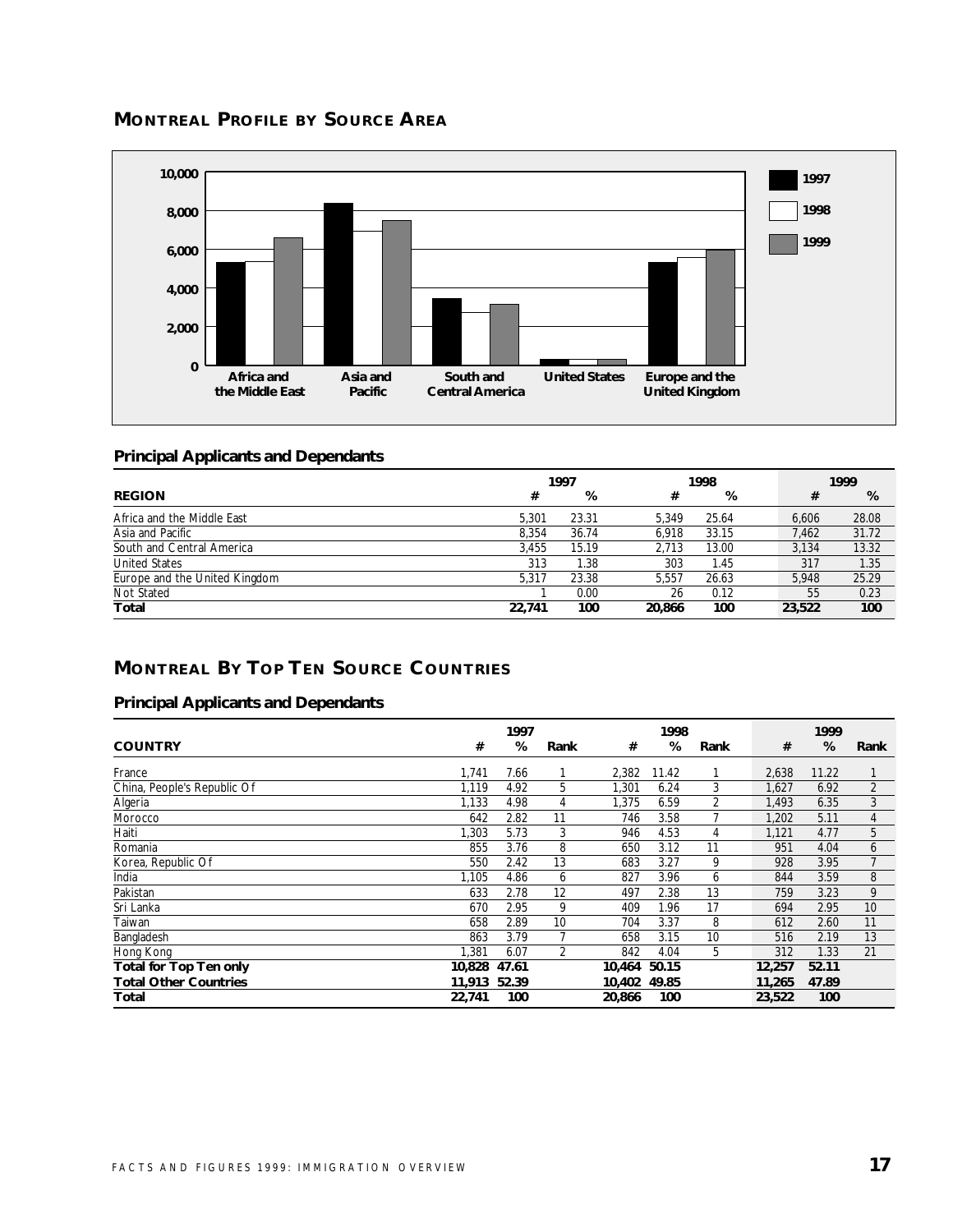## MONTREAL PROFILE BY SOURCE AREA

### Principal Applicants and Dependants

| REGION | 1997 # | 1997 % | 1998 # | 1998 % | 1999 # | 1999 % |
|---|---|---|---|---|---|---|
| Africa and the Middle East | 5,301 | 23.31 | 5,349 | 25.64 | 6,606 | 28.08 |
| Asia and Pacific | 8,354 | 36.74 | 6,918 | 33.15 | 7,462 | 31.72 |
| South and Central America | 3,455 | 15.19 | 2,713 | 13.00 | 3,134 | 13.32 |
| United States | 313 | 1.38 | 303 | 1.45 | 317 | 1.35 |
| Europe and the United Kingdom | 5,317 | 23.38 | 5,557 | 26.63 | 5,948 | 25.29 |
| Not Stated | 1 | 0.00 | 26 | 0.12 | 55 | 0.23 |
| **Total** | **22,741** | **100** | **20,866** | **100** | **23,522** | **100** |

## MONTREAL BY TOP TEN SOURCE COUNTRIES

### Principal Applicants and Dependants

| COUNTRY | 1997 # | 1997 % | 1997 Rank | 1998 # | 1998 % | 1998 Rank | 1999 # | 1999 % | 1999 Rank |
|---|---|---|---|---|---|---|---|---|---|
| France | 1,741 | 7.66 | 1 | 2,382 | 11.42 | 1 | 2,638 | 11.22 | 1 |
| China, People's Republic Of | 1,119 | 4.92 | 5 | 1,301 | 6.24 | 3 | 1,627 | 6.92 | 2 |
| Algeria | 1,133 | 4.98 | 4 | 1,375 | 6.59 | 2 | 1,493 | 6.35 | 3 |
| Morocco | 642 | 2.82 | 11 | 746 | 3.58 | 7 | 1,202 | 5.11 | 4 |
| Haiti | 1,303 | 5.73 | 3 | 946 | 4.53 | 4 | 1,121 | 4.77 | 5 |
| Romania | 855 | 3.76 | 8 | 650 | 3.12 | 11 | 951 | 4.04 | 6 |
| Korea, Republic Of | 550 | 2.42 | 13 | 683 | 3.27 | 9 | 928 | 3.95 | 7 |
| India | 1,105 | 4.86 | 6 | 827 | 3.96 | 6 | 844 | 3.59 | 8 |
| Pakistan | 633 | 2.78 | 12 | 497 | 2.38 | 13 | 759 | 3.23 | 9 |
| Sri Lanka | 670 | 2.95 | 9 | 409 | 1.96 | 17 | 694 | 2.95 | 10 |
| Taiwan | 658 | 2.89 | 10 | 704 | 3.37 | 8 | 612 | 2.60 | 11 |
| Bangladesh | 863 | 3.79 | 7 | 658 | 3.15 | 10 | 516 | 2.19 | 13 |
| Hong Kong | 1,381 | 6.07 | 2 | 842 | 4.04 | 5 | 312 | 1.33 | 21 |
| **Total for Top Ten only** | **10,828** | **47.61** | | **10,464** | **50.15** | | **12,257** | **52.11** | |
| **Total Other Countries** | **11,913** | **52.39** | | **10,402** | **49.85** | | **11,265** | **47.89** | |
| **Total** | **22,741** | **100** | | **20,866** | **100** | | **23,522** | **100** | |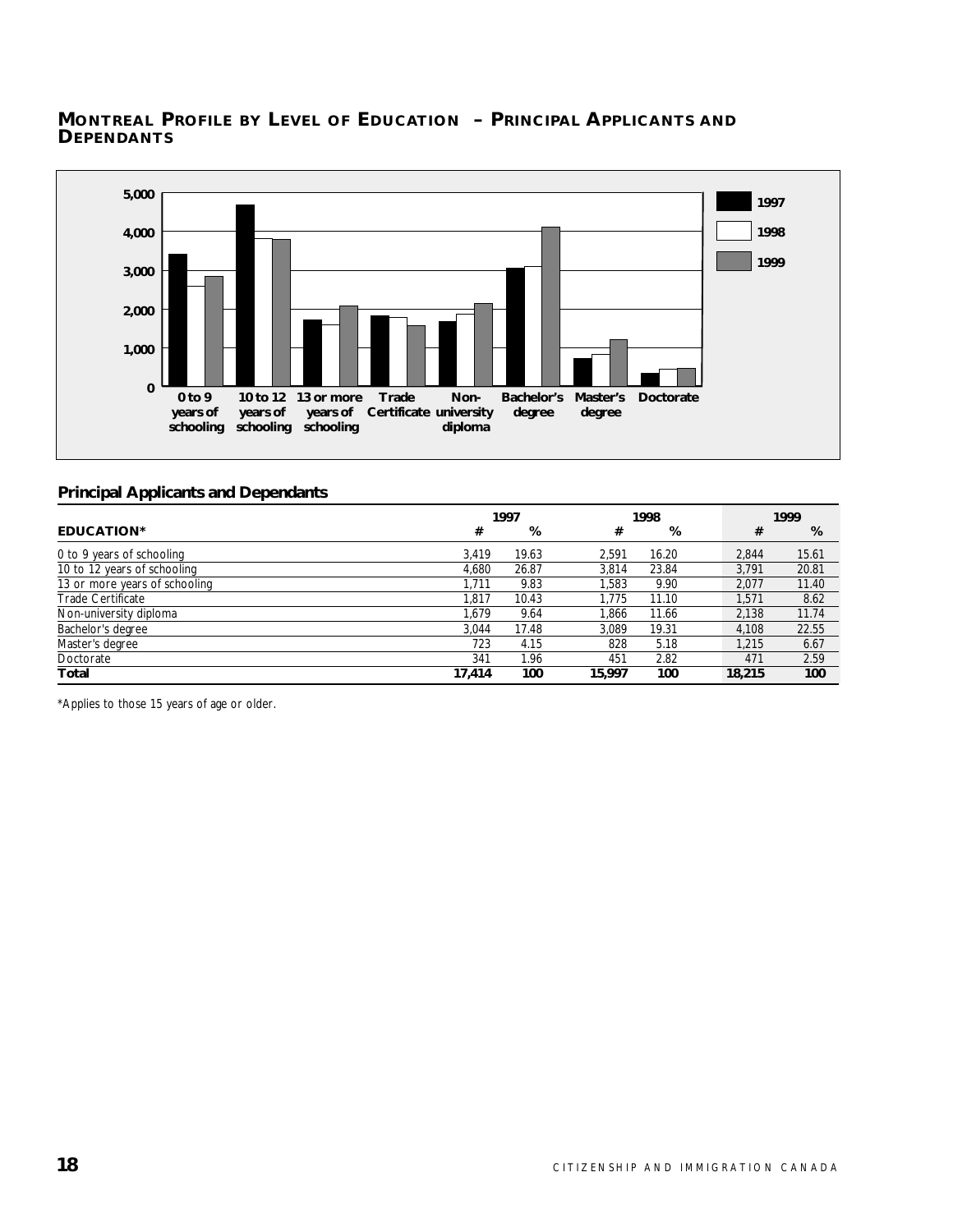## MONTREAL PROFILE BY LEVEL OF EDUCATION – PRINCIPAL APPLICANTS AND DEPENDANTS

### Principal Applicants and Dependants

| | 1997 | | 1998 | | 1999 | |
|---|---|---|---|---|---|---|
| **EDUCATION*** | **#** | **%** | **#** | **%** | **#** | **%** |
| 0 to 9 years of schooling | 3,419 | 19.63 | 2,591 | 16.20 | 2,844 | 15.61 |
| 10 to 12 years of schooling | 4,680 | 26.87 | 3,814 | 23.84 | 3,791 | 20.81 |
| 13 or more years of schooling | 1,711 | 9.83 | 1,583 | 9.90 | 2,077 | 11.40 |
| Trade Certificate | 1,817 | 10.43 | 1,775 | 11.10 | 1,571 | 8.62 |
| Non-university diploma | 1,679 | 9.64 | 1,866 | 11.66 | 2,138 | 11.74 |
| Bachelor's degree | 3,044 | 17.48 | 3,089 | 19.31 | 4,108 | 22.55 |
| Master's degree | 723 | 4.15 | 828 | 5.18 | 1,215 | 6.67 |
| Doctorate | 341 | 1.96 | 451 | 2.82 | 471 | 2.59 |
| **Total** | **17,414** | **100** | **15,997** | **100** | **18,215** | **100** |

*Applies to those 15 years of age or older.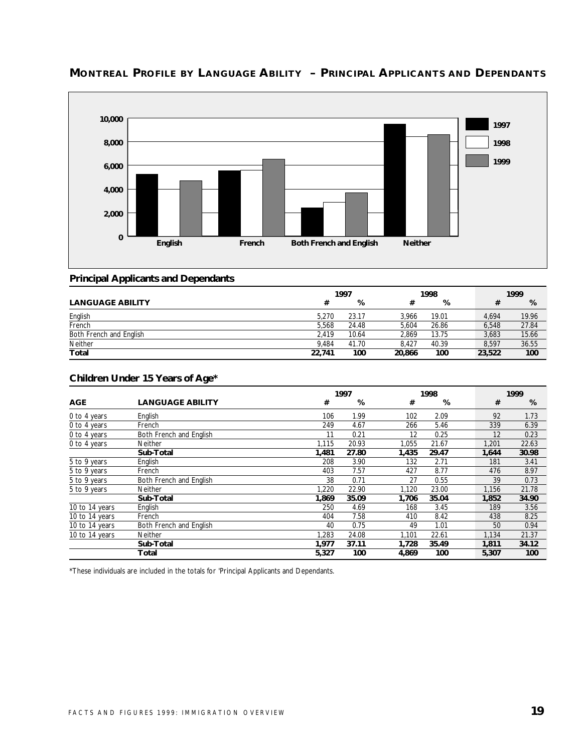## MONTREAL PROFILE BY LANGUAGE ABILITY – PRINCIPAL APPLICANTS AND DEPENDANTS

### Principal Applicants and Dependants

| LANGUAGE ABILITY | 1997 # | 1997 % | 1998 # | 1998 % | 1999 # | 1999 % |
|---|---|---|---|---|---|---|
| English | 5,270 | 23.17 | 3,966 | 19.01 | 4,694 | 19.96 |
| French | 5,568 | 24.48 | 5,604 | 26.86 | 6,548 | 27.84 |
| Both French and English | 2,419 | 10.64 | 2,869 | 13.75 | 3,683 | 15.66 |
| Neither | 9,484 | 41.70 | 8,427 | 40.39 | 8,597 | 36.55 |
| **Total** | **22,741** | **100** | **20,866** | **100** | **23,522** | **100** |

### Children Under 15 Years of Age*

| AGE | LANGUAGE ABILITY | 1997 # | 1997 % | 1998 # | 1998 % | 1999 # | 1999 % |
|---|---|---|---|---|---|---|---|
| 0 to 4 years | English | 106 | 1.99 | 102 | 2.09 | 92 | 1.73 |
| 0 to 4 years | French | 249 | 4.67 | 266 | 5.46 | 339 | 6.39 |
| 0 to 4 years | Both French and English | 11 | 0.21 | 12 | 0.25 | 12 | 0.23 |
| 0 to 4 years | Neither | 1,115 | 20.93 | 1,055 | 21.67 | 1,201 | 22.63 |
| | **Sub-Total** | **1,481** | **27.80** | **1,435** | **29.47** | **1,644** | **30.98** |
| 5 to 9 years | English | 208 | 3.90 | 132 | 2.71 | 181 | 3.41 |
| 5 to 9 years | French | 403 | 7.57 | 427 | 8.77 | 476 | 8.97 |
| 5 to 9 years | Both French and English | 38 | 0.71 | 27 | 0.55 | 39 | 0.73 |
| 5 to 9 years | Neither | 1,220 | 22.90 | 1,120 | 23.00 | 1,156 | 21.78 |
| | **Sub-Total** | **1,869** | **35.09** | **1,706** | **35.04** | **1,852** | **34.90** |
| 10 to 14 years | English | 250 | 4.69 | 168 | 3.45 | 189 | 3.56 |
| 10 to 14 years | French | 404 | 7.58 | 410 | 8.42 | 438 | 8.25 |
| 10 to 14 years | Both French and English | 40 | 0.75 | 49 | 1.01 | 50 | 0.94 |
| 10 to 14 years | Neither | 1,283 | 24.08 | 1,101 | 22.61 | 1,134 | 21.37 |
| | **Sub-Total** | **1,977** | **37.11** | **1,728** | **35.49** | **1,811** | **34.12** |
| | **Total** | **5,327** | **100** | **4,869** | **100** | **5,307** | **100** |

*These individuals are included in the totals for 'Principal Applicants and Dependants.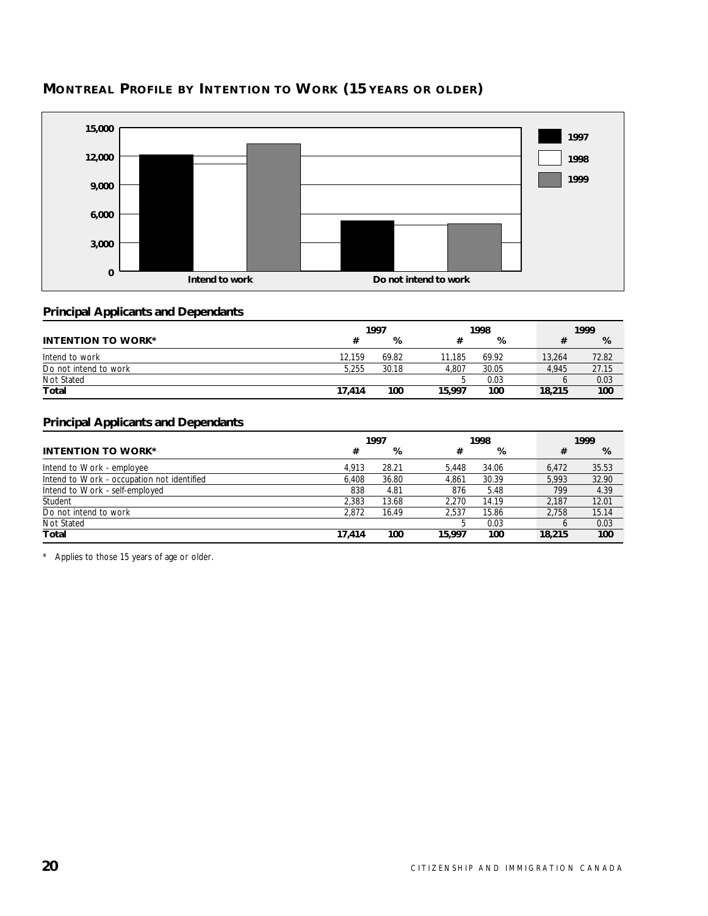## MONTREAL PROFILE BY INTENTION TO WORK (15 YEARS OR OLDER)

### Principal Applicants and Dependants

| INTENTION TO WORK* | 1997 # | 1997 % | 1998 # | 1998 % | 1999 # | 1999 % |
|---|---|---|---|---|---|---|
| Intend to work | 12,159 | 69.82 | 11,185 | 69.92 | 13,264 | 72.82 |
| Do not intend to work | 5,255 | 30.18 | 4,807 | 30.05 | 4,945 | 27.15 |
| Not Stated | | | 5 | 0.03 | 6 | 0.03 |
| **Total** | **17,414** | **100** | **15,997** | **100** | **18,215** | **100** |

### Principal Applicants and Dependants

| INTENTION TO WORK* | 1997 # | 1997 % | 1998 # | 1998 % | 1999 # | 1999 % |
|---|---|---|---|---|---|---|
| Intend to Work - employee | 4,913 | 28.21 | 5,448 | 34.06 | 6,472 | 35.53 |
| Intend to Work - occupation not identified | 6,408 | 36.80 | 4,861 | 30.39 | 5,993 | 32.90 |
| Intend to Work - self-employed | 838 | 4.81 | 876 | 5.48 | 799 | 4.39 |
| Student | 2,383 | 13.68 | 2,270 | 14.19 | 2,187 | 12.01 |
| Do not intend to work | 2,872 | 16.49 | 2,537 | 15.86 | 2,758 | 15.14 |
| Not Stated | | | 5 | 0.03 | 6 | 0.03 |
| **Total** | **17,414** | **100** | **15,997** | **100** | **18,215** | **100** |

\* Applies to those 15 years of age or older.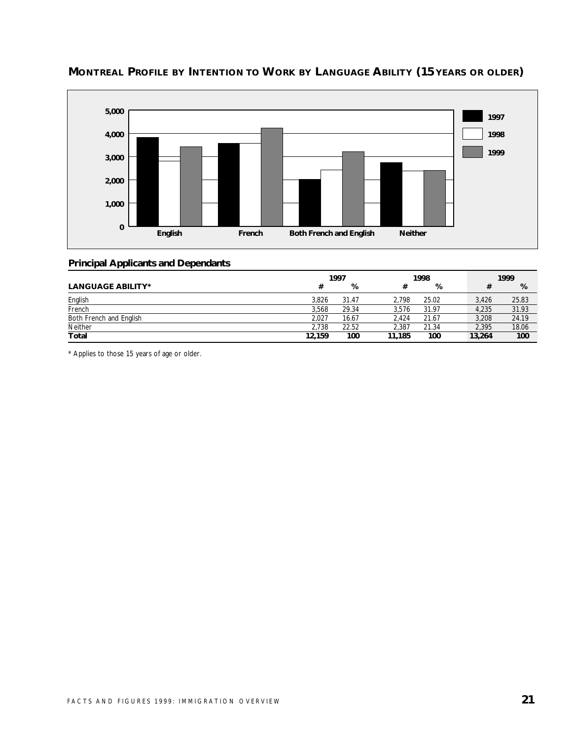## MONTREAL PROFILE BY INTENTION TO WORK BY LANGUAGE ABILITY (15 YEARS OR OLDER)

### Principal Applicants and Dependants

| LANGUAGE ABILITY* | 1997 # | 1997 % | 1998 # | 1998 % | 1999 # | 1999 % |
|---|---|---|---|---|---|---|
| English | 3,826 | 31.47 | 2,798 | 25.02 | 3,426 | 25.83 |
| French | 3,568 | 29.34 | 3,576 | 31.97 | 4,235 | 31.93 |
| Both French and English | 2,027 | 16.67 | 2,424 | 21.67 | 3,208 | 24.19 |
| Neither | 2,738 | 22.52 | 2,387 | 21.34 | 2,395 | 18.06 |
| **Total** | **12,159** | **100** | **11,185** | **100** | **13,264** | **100** |

* Applies to those 15 years of age or older.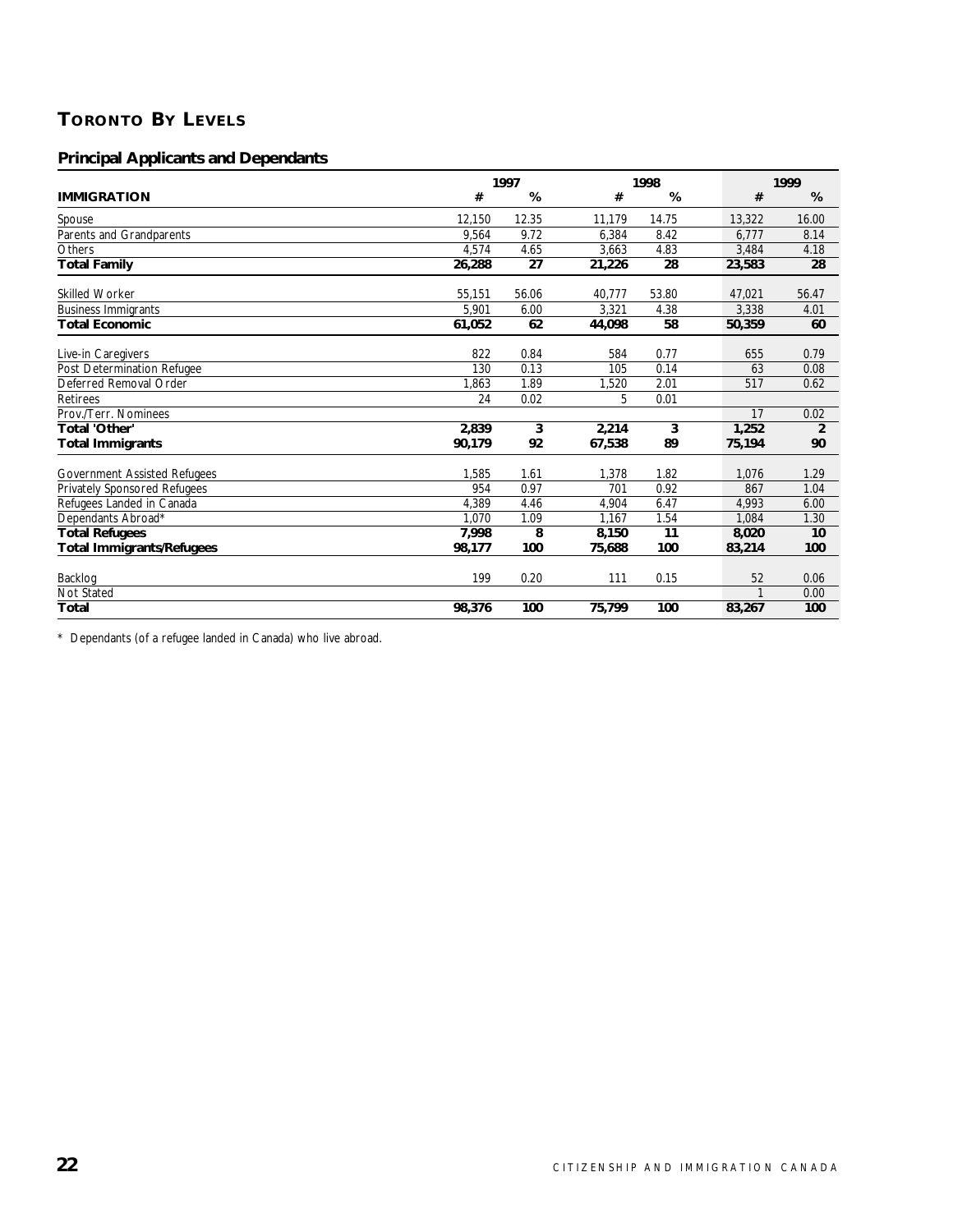## TORONTO BY LEVELS

### Principal Applicants and Dependants

| | 1997 | | 1998 | | 1999 | |
|---|---|---|---|---|---|---|
| **IMMIGRATION** | **#** | **%** | **#** | **%** | **#** | **%** |
| Spouse | 12,150 | 12.35 | 11,179 | 14.75 | 13,322 | 16.00 |
| Parents and Grandparents | 9,564 | 9.72 | 6,384 | 8.42 | 6,777 | 8.14 |
| Others | 4,574 | 4.65 | 3,663 | 4.83 | 3,484 | 4.18 |
| **Total Family** | **26,288** | **27** | **21,226** | **28** | **23,583** | **28** |
| Skilled Worker | 55,151 | 56.06 | 40,777 | 53.80 | 47,021 | 56.47 |
| Business Immigrants | 5,901 | 6.00 | 3,321 | 4.38 | 3,338 | 4.01 |
| **Total Economic** | **61,052** | **62** | **44,098** | **58** | **50,359** | **60** |
| Live-in Caregivers | 822 | 0.84 | 584 | 0.77 | 655 | 0.79 |
| Post Determination Refugee | 130 | 0.13 | 105 | 0.14 | 63 | 0.08 |
| Deferred Removal Order | 1,863 | 1.89 | 1,520 | 2.01 | 517 | 0.62 |
| Retirees | 24 | 0.02 | 5 | 0.01 | | |
| Prov./Terr. Nominees | | | | | 17 | 0.02 |
| **Total 'Other'** | **2,839** | **3** | **2,214** | **3** | **1,252** | **2** |
| **Total Immigrants** | **90,179** | **92** | **67,538** | **89** | **75,194** | **90** |
| Government Assisted Refugees | 1,585 | 1.61 | 1,378 | 1.82 | 1,076 | 1.29 |
| Privately Sponsored Refugees | 954 | 0.97 | 701 | 0.92 | 867 | 1.04 |
| Refugees Landed in Canada | 4,389 | 4.46 | 4,904 | 6.47 | 4,993 | 6.00 |
| Dependants Abroad* | 1,070 | 1.09 | 1,167 | 1.54 | 1,084 | 1.30 |
| **Total Refugees** | **7,998** | **8** | **8,150** | **11** | **8,020** | **10** |
| **Total Immigrants/Refugees** | **98,177** | **100** | **75,688** | **100** | **83,214** | **100** |
| Backlog | 199 | 0.20 | 111 | 0.15 | 52 | 0.06 |
| Not Stated | | | | | 1 | 0.00 |
| **Total** | **98,376** | **100** | **75,799** | **100** | **83,267** | **100** |

\* Dependants (of a refugee landed in Canada) who live abroad.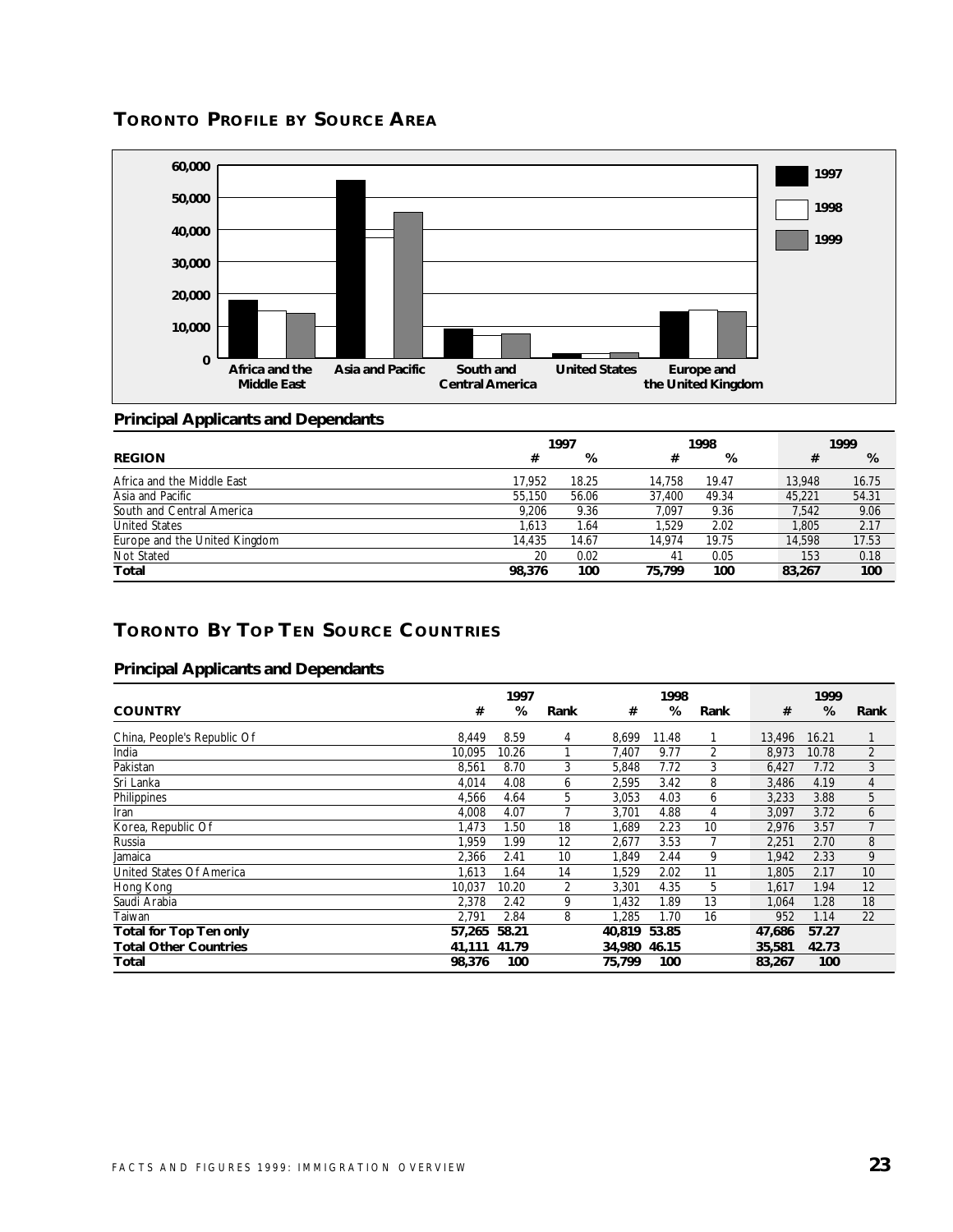## TORONTO PROFILE BY SOURCE AREA

### Principal Applicants and Dependants

| REGION | 1997 # | 1997 % | 1998 # | 1998 % | 1999 # | 1999 % |
|---|---|---|---|---|---|---|
| Africa and the Middle East | 17,952 | 18.25 | 14,758 | 19.47 | 13,948 | 16.75 |
| Asia and Pacific | 55,150 | 56.06 | 37,400 | 49.34 | 45,221 | 54.31 |
| South and Central America | 9,206 | 9.36 | 7,097 | 9.36 | 7,542 | 9.06 |
| United States | 1,613 | 1.64 | 1,529 | 2.02 | 1,805 | 2.17 |
| Europe and the United Kingdom | 14,435 | 14.67 | 14,974 | 19.75 | 14,598 | 17.53 |
| Not Stated | 20 | 0.02 | 41 | 0.05 | 153 | 0.18 |
| **Total** | **98,376** | **100** | **75,799** | **100** | **83,267** | **100** |

## TORONTO BY TOP TEN SOURCE COUNTRIES

### Principal Applicants and Dependants

| COUNTRY | 1997 # | 1997 % | 1997 Rank | 1998 # | 1998 % | 1998 Rank | 1999 # | 1999 % | 1999 Rank |
|---|---|---|---|---|---|---|---|---|---|
| China, People's Republic Of | 8,449 | 8.59 | 4 | 8,699 | 11.48 | 1 | 13,496 | 16.21 | 1 |
| India | 10,095 | 10.26 | 1 | 7,407 | 9.77 | 2 | 8,973 | 10.78 | 2 |
| Pakistan | 8,561 | 8.70 | 3 | 5,848 | 7.72 | 3 | 6,427 | 7.72 | 3 |
| Sri Lanka | 4,014 | 4.08 | 6 | 2,595 | 3.42 | 8 | 3,486 | 4.19 | 4 |
| Philippines | 4,566 | 4.64 | 5 | 3,053 | 4.03 | 6 | 3,233 | 3.88 | 5 |
| Iran | 4,008 | 4.07 | 7 | 3,701 | 4.88 | 4 | 3,097 | 3.72 | 6 |
| Korea, Republic Of | 1,473 | 1.50 | 18 | 1,689 | 2.23 | 10 | 2,976 | 3.57 | 7 |
| Russia | 1,959 | 1.99 | 12 | 2,677 | 3.53 | 7 | 2,251 | 2.70 | 8 |
| Jamaica | 2,366 | 2.41 | 10 | 1,849 | 2.44 | 9 | 1,942 | 2.33 | 9 |
| United States Of America | 1,613 | 1.64 | 14 | 1,529 | 2.02 | 11 | 1,805 | 2.17 | 10 |
| Hong Kong | 10,037 | 10.20 | 2 | 3,301 | 4.35 | 5 | 1,617 | 1.94 | 12 |
| Saudi Arabia | 2,378 | 2.42 | 9 | 1,432 | 1.89 | 13 | 1,064 | 1.28 | 18 |
| Taiwan | 2,791 | 2.84 | 8 | 1,285 | 1.70 | 16 | 952 | 1.14 | 22 |
| **Total for Top Ten only** | **57,265** | **58.21** | | **40,819** | **53.85** | | **47,686** | **57.27** | |
| **Total Other Countries** | **41,111** | **41.79** | | **34,980** | **46.15** | | **35,581** | **42.73** | |
| **Total** | **98,376** | **100** | | **75,799** | **100** | | **83,267** | **100** | |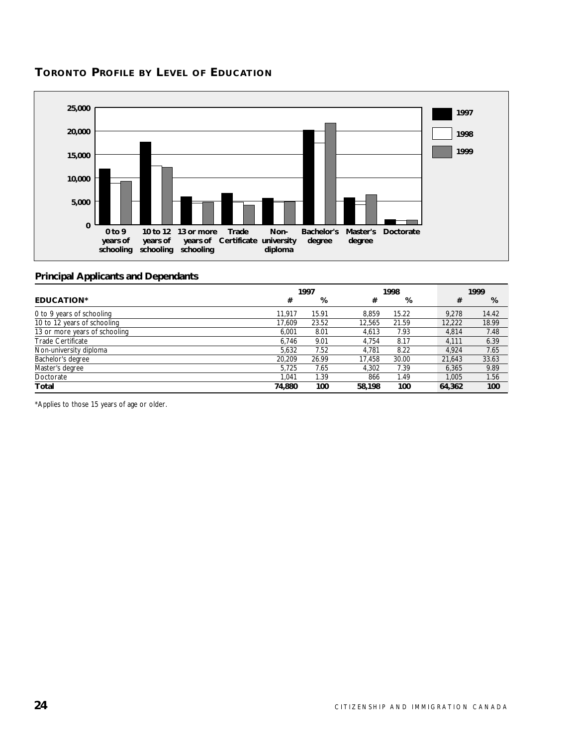## TORONTO PROFILE BY LEVEL OF EDUCATION

### Principal Applicants and Dependants

| EDUCATION* | 1997 # | 1997 % | 1998 # | 1998 % | 1999 # | 1999 % |
|---|---|---|---|---|---|---|
| 0 to 9 years of schooling | 11,917 | 15.91 | 8,859 | 15.22 | 9,278 | 14.42 |
| 10 to 12 years of schooling | 17,609 | 23.52 | 12,565 | 21.59 | 12,222 | 18.99 |
| 13 or more years of schooling | 6,001 | 8.01 | 4,613 | 7.93 | 4,814 | 7.48 |
| Trade Certificate | 6,746 | 9.01 | 4,754 | 8.17 | 4,111 | 6.39 |
| Non-university diploma | 5,632 | 7.52 | 4,781 | 8.22 | 4,924 | 7.65 |
| Bachelor's degree | 20,209 | 26.99 | 17,458 | 30.00 | 21,643 | 33.63 |
| Master's degree | 5,725 | 7.65 | 4,302 | 7.39 | 6,365 | 9.89 |
| Doctorate | 1,041 | 1.39 | 866 | 1.49 | 1,005 | 1.56 |
| **Total** | **74,880** | **100** | **58,198** | **100** | **64,362** | **100** |

*Applies to those 15 years of age or older.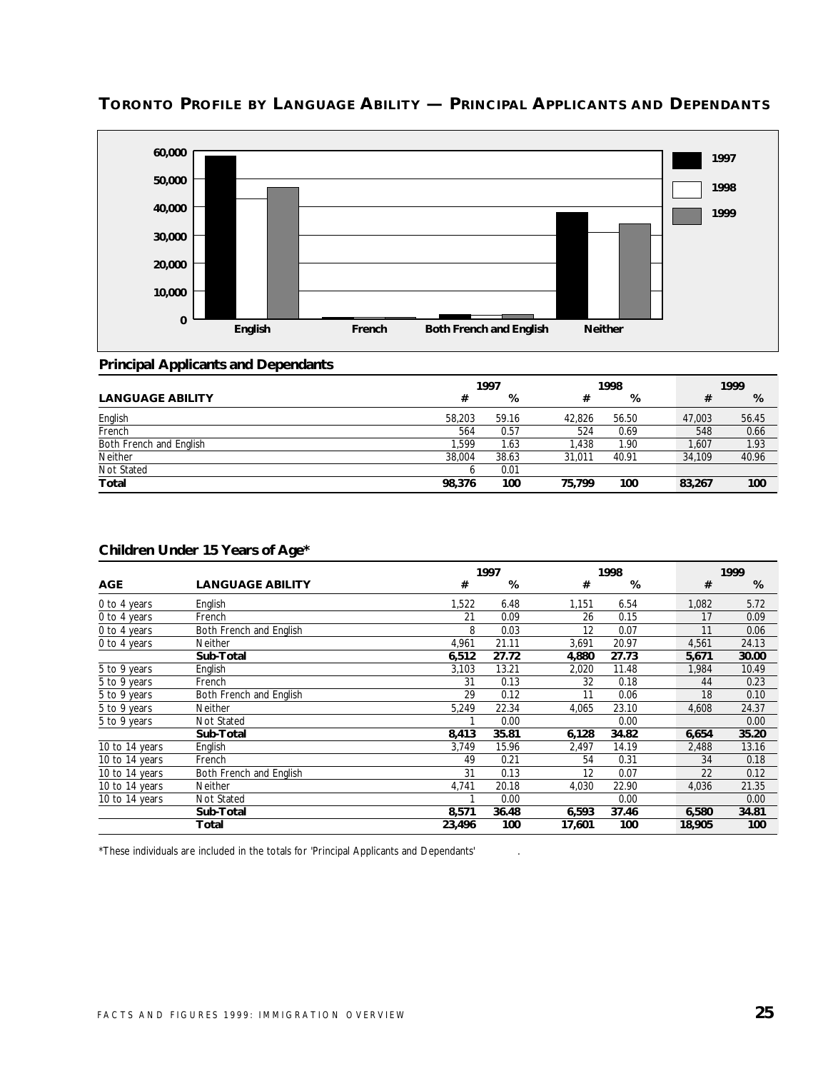## TORONTO PROFILE BY LANGUAGE ABILITY — PRINCIPAL APPLICANTS AND DEPENDANTS

### Principal Applicants and Dependants

| LANGUAGE ABILITY | 1997 # | 1997 % | 1998 # | 1998 % | 1999 # | 1999 % |
|---|---|---|---|---|---|---|
| English | 58,203 | 59.16 | 42,826 | 56.50 | 47,003 | 56.45 |
| French | 564 | 0.57 | 524 | 0.69 | 548 | 0.66 |
| Both French and English | 1,599 | 1.63 | 1,438 | 1.90 | 1,607 | 1.93 |
| Neither | 38,004 | 38.63 | 31,011 | 40.91 | 34,109 | 40.96 |
| Not Stated | 6 | 0.01 | | | | |
| **Total** | **98,376** | **100** | **75,799** | **100** | **83,267** | **100** |

### Children Under 15 Years of Age*

| AGE | LANGUAGE ABILITY | 1997 # | 1997 % | 1998 # | 1998 % | 1999 # | 1999 % |
|---|---|---|---|---|---|---|---|
| 0 to 4 years | English | 1,522 | 6.48 | 1,151 | 6.54 | 1,082 | 5.72 |
| 0 to 4 years | French | 21 | 0.09 | 26 | 0.15 | 17 | 0.09 |
| 0 to 4 years | Both French and English | 8 | 0.03 | 12 | 0.07 | 11 | 0.06 |
| 0 to 4 years | Neither | 4,961 | 21.11 | 3,691 | 20.97 | 4,561 | 24.13 |
| | **Sub-Total** | **6,512** | **27.72** | **4,880** | **27.73** | **5,671** | **30.00** |
| 5 to 9 years | English | 3,103 | 13.21 | 2,020 | 11.48 | 1,984 | 10.49 |
| 5 to 9 years | French | 31 | 0.13 | 32 | 0.18 | 44 | 0.23 |
| 5 to 9 years | Both French and English | 29 | 0.12 | 11 | 0.06 | 18 | 0.10 |
| 5 to 9 years | Neither | 5,249 | 22.34 | 4,065 | 23.10 | 4,608 | 24.37 |
| 5 to 9 years | Not Stated | 1 | 0.00 | | 0.00 | | 0.00 |
| | **Sub-Total** | **8,413** | **35.81** | **6,128** | **34.82** | **6,654** | **35.20** |
| 10 to 14 years | English | 3,749 | 15.96 | 2,497 | 14.19 | 2,488 | 13.16 |
| 10 to 14 years | French | 49 | 0.21 | 54 | 0.31 | 34 | 0.18 |
| 10 to 14 years | Both French and English | 31 | 0.13 | 12 | 0.07 | 22 | 0.12 |
| 10 to 14 years | Neither | 4,741 | 20.18 | 4,030 | 22.90 | 4,036 | 21.35 |
| 10 to 14 years | Not Stated | 1 | 0.00 | | 0.00 | | 0.00 |
| | **Sub-Total** | **8,571** | **36.48** | **6,593** | **37.46** | **6,580** | **34.81** |
| | **Total** | **23,496** | **100** | **17,601** | **100** | **18,905** | **100** |

*These individuals are included in the totals for 'Principal Applicants and Dependants'.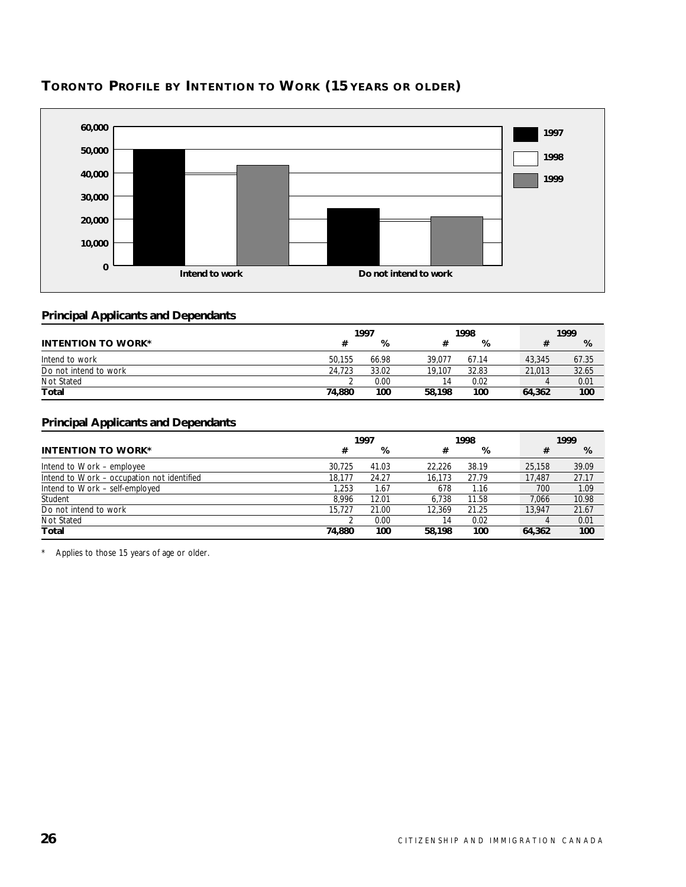## TORONTO PROFILE BY INTENTION TO WORK (15 YEARS OR OLDER)

### Principal Applicants and Dependants

| INTENTION TO WORK* | 1997 # | 1997 % | 1998 # | 1998 % | 1999 # | 1999 % |
|---|---|---|---|---|---|---|
| Intend to work | 50,155 | 66.98 | 39,077 | 67.14 | 43,345 | 67.35 |
| Do not intend to work | 24,723 | 33.02 | 19,107 | 32.83 | 21,013 | 32.65 |
| Not Stated | 2 | 0.00 | 14 | 0.02 | 4 | 0.01 |
| **Total** | **74,880** | **100** | **58,198** | **100** | **64,362** | **100** |

### Principal Applicants and Dependants

| INTENTION TO WORK* | 1997 # | 1997 % | 1998 # | 1998 % | 1999 # | 1999 % |
|---|---|---|---|---|---|---|
| Intend to Work – employee | 30,725 | 41.03 | 22,226 | 38.19 | 25,158 | 39.09 |
| Intend to Work – occupation not identified | 18,177 | 24.27 | 16,173 | 27.79 | 17,487 | 27.17 |
| Intend to Work – self-employed | 1,253 | 1.67 | 678 | 1.16 | 700 | 1.09 |
| Student | 8,996 | 12.01 | 6,738 | 11.58 | 7,066 | 10.98 |
| Do not intend to work | 15,727 | 21.00 | 12,369 | 21.25 | 13,947 | 21.67 |
| Not Stated | 2 | 0.00 | 14 | 0.02 | 4 | 0.01 |
| **Total** | **74,880** | **100** | **58,198** | **100** | **64,362** | **100** |

\* Applies to those 15 years of age or older.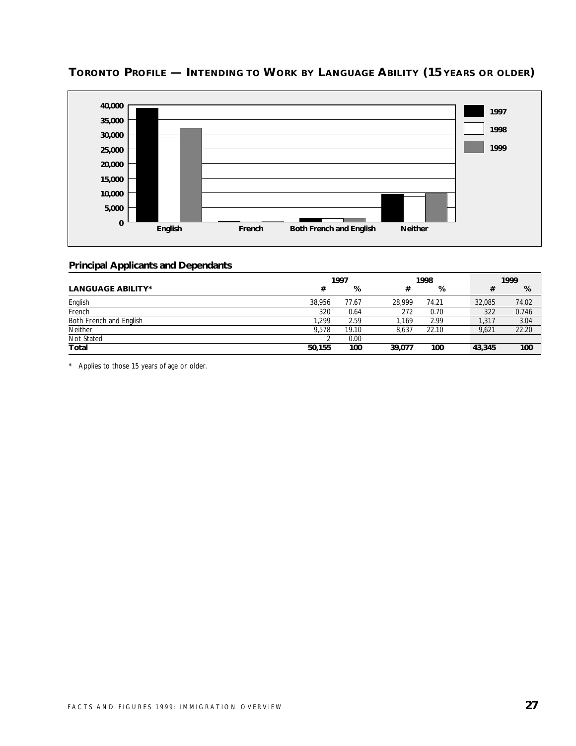## TORONTO PROFILE — INTENDING TO WORK BY LANGUAGE ABILITY (15 YEARS OR OLDER)

### Principal Applicants and Dependants

| LANGUAGE ABILITY* | 1997 # | 1997 % | 1998 # | 1998 % | 1999 # | 1999 % |
|---|---|---|---|---|---|---|
| English | 38,956 | 77.67 | 28,999 | 74.21 | 32,085 | 74.02 |
| French | 320 | 0.64 | 272 | 0.70 | 322 | 0.746 |
| Both French and English | 1,299 | 2.59 | 1,169 | 2.99 | 1,317 | 3.04 |
| Neither | 9,578 | 19.10 | 8,637 | 22.10 | 9,621 | 22.20 |
| Not Stated | 2 | 0.00 | | | | |
| **Total** | **50,155** | **100** | **39,077** | **100** | **43,345** | **100** |

* Applies to those 15 years of age or older.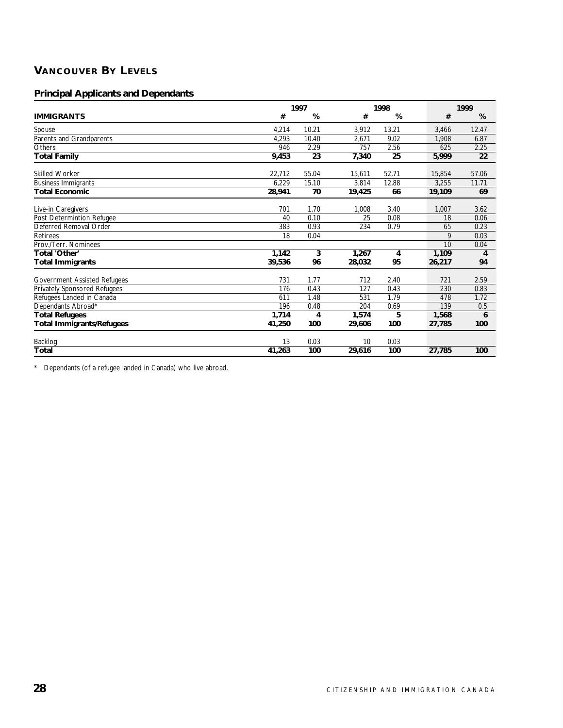## VANCOUVER BY LEVELS

### Principal Applicants and Dependants

| IMMIGRANTS | 1997 | | 1998 | | 1999 | |
|---|---|---|---|---|---|---|
| | **#** | **%** | **#** | **%** | **#** | **%** |
| Spouse | 4,214 | 10.21 | 3,912 | 13.21 | 3,466 | 12.47 |
| Parents and Grandparents | 4,293 | 10.40 | 2,671 | 9.02 | 1,908 | 6.87 |
| Others | 946 | 2.29 | 757 | 2.56 | 625 | 2.25 |
| **Total Family** | **9,453** | **23** | **7,340** | **25** | **5,999** | **22** |
| Skilled Worker | 22,712 | 55.04 | 15,611 | 52.71 | 15,854 | 57.06 |
| Business Immigrants | 6,229 | 15.10 | 3,814 | 12.88 | 3,255 | 11.71 |
| **Total Economic** | **28,941** | **70** | **19,425** | **66** | **19,109** | **69** |
| Live-in Caregivers | 701 | 1.70 | 1,008 | 3.40 | 1,007 | 3.62 |
| Post Determintion Refugee | 40 | 0.10 | 25 | 0.08 | 18 | 0.06 |
| Deferred Removal Order | 383 | 0.93 | 234 | 0.79 | 65 | 0.23 |
| Retirees | 18 | 0.04 | | | 9 | 0.03 |
| Prov./Terr. Nominees | | | | | 10 | 0.04 |
| **Total 'Other'** | **1,142** | **3** | **1,267** | **4** | **1,109** | **4** |
| **Total Immigrants** | **39,536** | **96** | **28,032** | **95** | **26,217** | **94** |
| Government Assisted Refugees | 731 | 1.77 | 712 | 2.40 | 721 | 2.59 |
| Privately Sponsored Refugees | 176 | 0.43 | 127 | 0.43 | 230 | 0.83 |
| Refugees Landed in Canada | 611 | 1.48 | 531 | 1.79 | 478 | 1.72 |
| Dependants Abroad* | 196 | 0.48 | 204 | 0.69 | 139 | 0.5 |
| **Total Refugees** | **1,714** | **4** | **1,574** | **5** | **1,568** | **6** |
| **Total Immigrants/Refugees** | **41,250** | **100** | **29,606** | **100** | **27,785** | **100** |
| Backlog | 13 | 0.03 | 10 | 0.03 | | |
| **Total** | **41,263** | **100** | **29,616** | **100** | **27,785** | **100** |

* Dependants (of a refugee landed in Canada) who live abroad.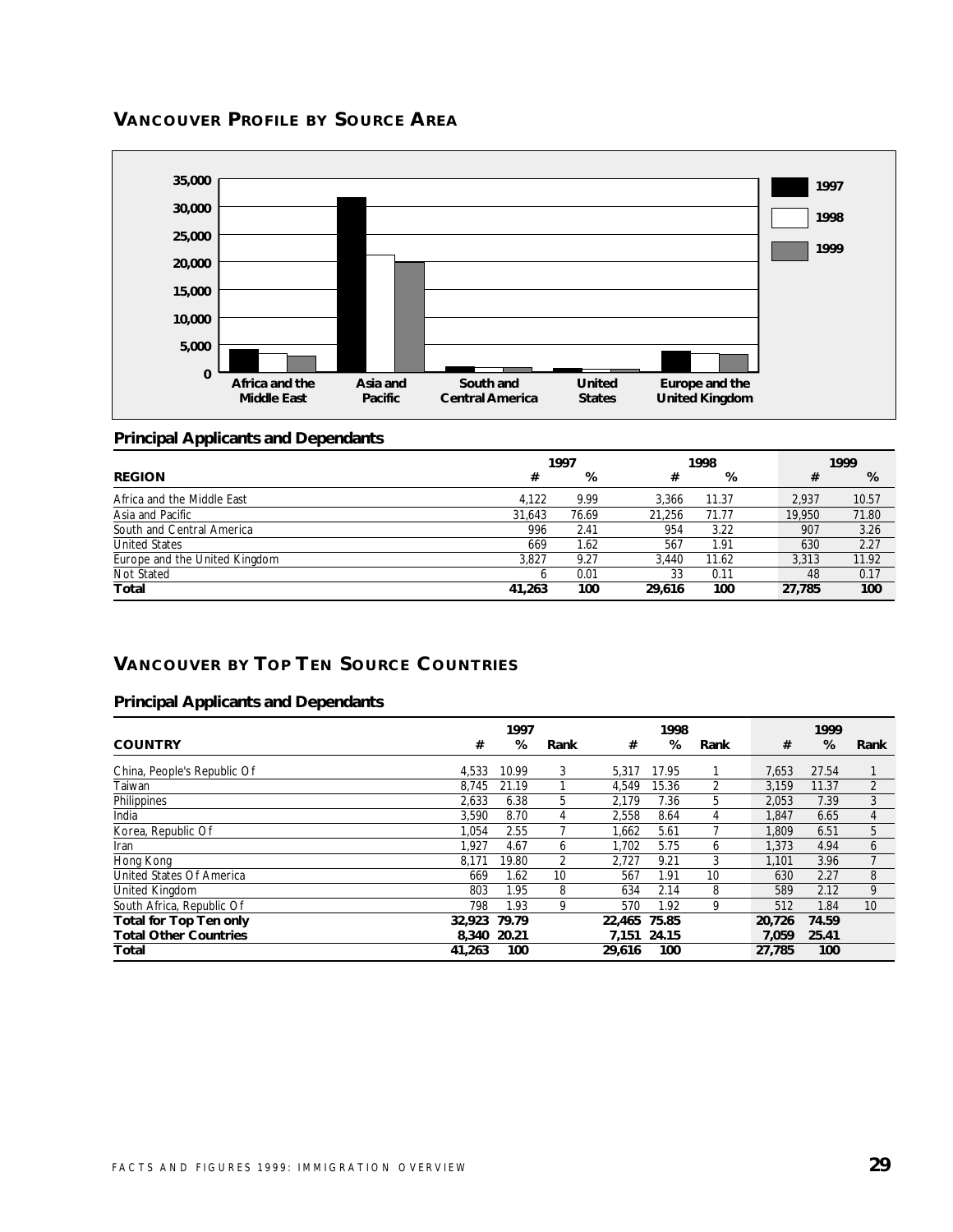## VANCOUVER PROFILE BY SOURCE AREA

### Principal Applicants and Dependants

| REGION | 1997 # | 1997 % | 1998 # | 1998 % | 1999 # | 1999 % |
|---|---|---|---|---|---|---|
| Africa and the Middle East | 4,122 | 9.99 | 3,366 | 11.37 | 2,937 | 10.57 |
| Asia and Pacific | 31,643 | 76.69 | 21,256 | 71.77 | 19,950 | 71.80 |
| South and Central America | 996 | 2.41 | 954 | 3.22 | 907 | 3.26 |
| United States | 669 | 1.62 | 567 | 1.91 | 630 | 2.27 |
| Europe and the United Kingdom | 3,827 | 9.27 | 3,440 | 11.62 | 3,313 | 11.92 |
| Not Stated | 6 | 0.01 | 33 | 0.11 | 48 | 0.17 |
| **Total** | **41,263** | **100** | **29,616** | **100** | **27,785** | **100** |

## VANCOUVER BY TOP TEN SOURCE COUNTRIES

### Principal Applicants and Dependants

| COUNTRY | 1997 # | 1997 % | 1997 Rank | 1998 # | 1998 % | 1998 Rank | 1999 # | 1999 % | 1999 Rank |
|---|---|---|---|---|---|---|---|---|---|
| China, People's Republic Of | 4,533 | 10.99 | 3 | 5,317 | 17.95 | 1 | 7,653 | 27.54 | 1 |
| Taiwan | 8,745 | 21.19 | 1 | 4,549 | 15.36 | 2 | 3,159 | 11.37 | 2 |
| Philippines | 2,633 | 6.38 | 5 | 2,179 | 7.36 | 5 | 2,053 | 7.39 | 3 |
| India | 3,590 | 8.70 | 4 | 2,558 | 8.64 | 4 | 1,847 | 6.65 | 4 |
| Korea, Republic Of | 1,054 | 2.55 | 7 | 1,662 | 5.61 | 7 | 1,809 | 6.51 | 5 |
| Iran | 1,927 | 4.67 | 6 | 1,702 | 5.75 | 6 | 1,373 | 4.94 | 6 |
| Hong Kong | 8,171 | 19.80 | 2 | 2,727 | 9.21 | 3 | 1,101 | 3.96 | 7 |
| United States Of America | 669 | 1.62 | 10 | 567 | 1.91 | 10 | 630 | 2.27 | 8 |
| United Kingdom | 803 | 1.95 | 8 | 634 | 2.14 | 8 | 589 | 2.12 | 9 |
| South Africa, Republic Of | 798 | 1.93 | 9 | 570 | 1.92 | 9 | 512 | 1.84 | 10 |
| **Total for Top Ten only** | **32,923** | **79.79** | | **22,465** | **75.85** | | **20,726** | **74.59** | |
| **Total Other Countries** | **8,340** | **20.21** | | **7,151** | **24.15** | | **7,059** | **25.41** | |
| **Total** | **41,263** | **100** | | **29,616** | **100** | | **27,785** | **100** | |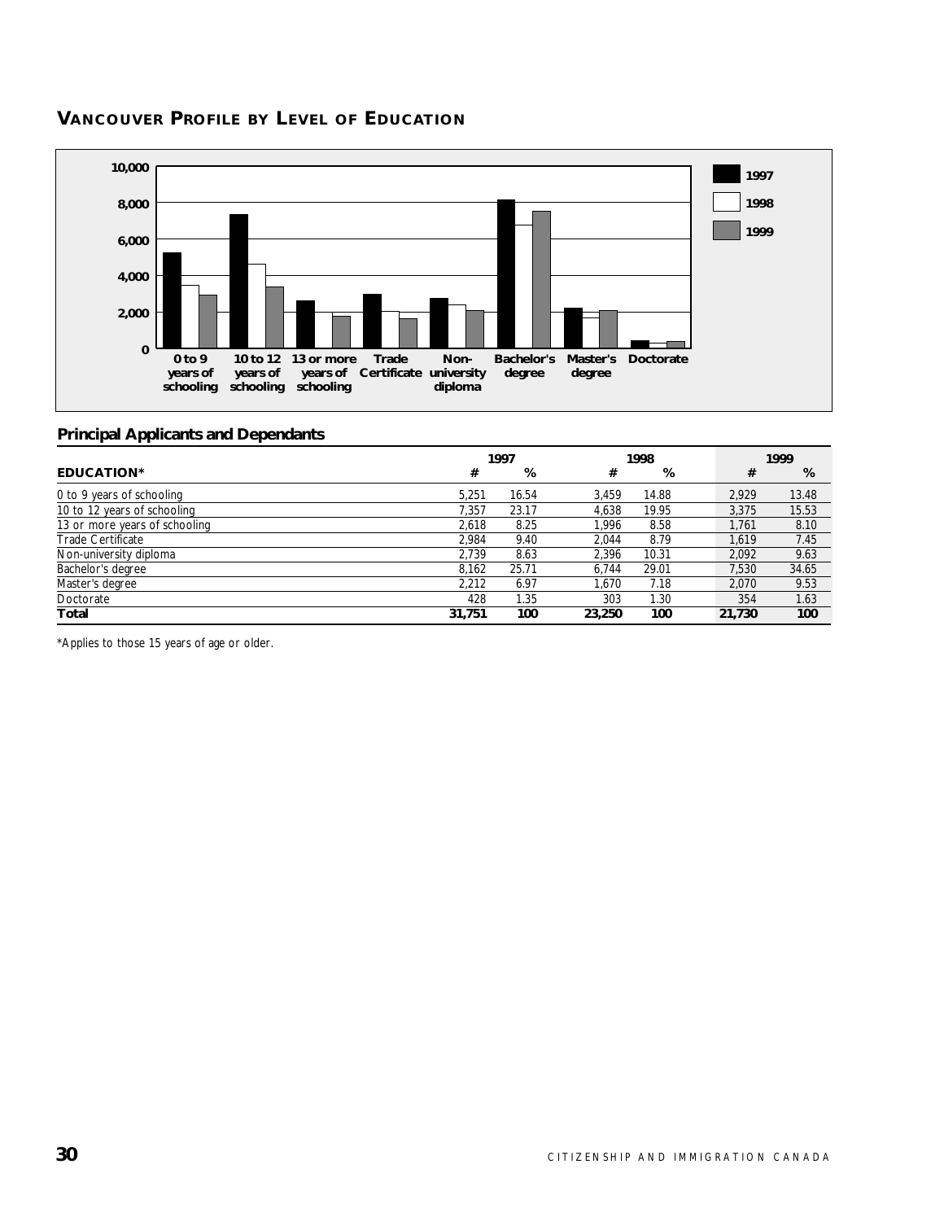## VANCOUVER PROFILE BY LEVEL OF EDUCATION

### Principal Applicants and Dependants

| EDUCATION* | 1997 # | 1997 % | 1998 # | 1998 % | 1999 # | 1999 % |
|---|---|---|---|---|---|---|
| 0 to 9 years of schooling | 5,251 | 16.54 | 3,459 | 14.88 | 2,929 | 13.48 |
| 10 to 12 years of schooling | 7,357 | 23.17 | 4,638 | 19.95 | 3,375 | 15.53 |
| 13 or more years of schooling | 2,618 | 8.25 | 1,996 | 8.58 | 1,761 | 8.10 |
| Trade Certificate | 2,984 | 9.40 | 2,044 | 8.79 | 1,619 | 7.45 |
| Non-university diploma | 2,739 | 8.63 | 2,396 | 10.31 | 2,092 | 9.63 |
| Bachelor's degree | 8,162 | 25.71 | 6,744 | 29.01 | 7,530 | 34.65 |
| Master's degree | 2,212 | 6.97 | 1,670 | 7.18 | 2,070 | 9.53 |
| Doctorate | 428 | 1.35 | 303 | 1.30 | 354 | 1.63 |
| **Total** | **31,751** | **100** | **23,250** | **100** | **21,730** | **100** |

*Applies to those 15 years of age or older.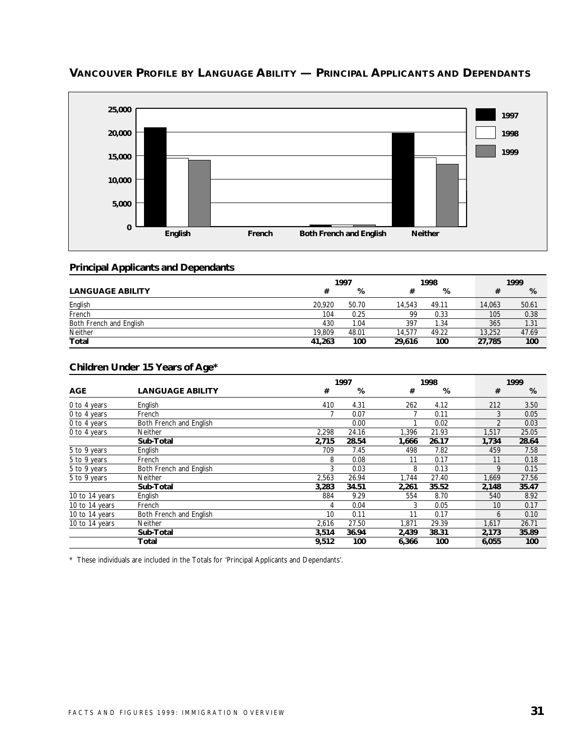## VANCOUVER PROFILE BY LANGUAGE ABILITY — PRINCIPAL APPLICANTS AND DEPENDANTS

### Principal Applicants and Dependants

| LANGUAGE ABILITY | 1997 # | 1997 % | 1998 # | 1998 % | 1999 # | 1999 % |
|---|---|---|---|---|---|---|
| English | 20,920 | 50.70 | 14,543 | 49.11 | 14,063 | 50.61 |
| French | 104 | 0.25 | 99 | 0.33 | 105 | 0.38 |
| Both French and English | 430 | 1.04 | 397 | 1.34 | 365 | 1.31 |
| Neither | 19,809 | 48.01 | 14,577 | 49.22 | 13,252 | 47.69 |
| **Total** | **41,263** | **100** | **29,616** | **100** | **27,785** | **100** |

### Children Under 15 Years of Age*

| AGE | LANGUAGE ABILITY | 1997 # | 1997 % | 1998 # | 1998 % | 1999 # | 1999 % |
|---|---|---|---|---|---|---|---|
| 0 to 4 years | English | 410 | 4.31 | 262 | 4.12 | 212 | 3.50 |
| 0 to 4 years | French | 7 | 0.07 | 7 | 0.11 | 3 | 0.05 |
| 0 to 4 years | Both French and English | | 0.00 | 1 | 0.02 | 2 | 0.03 |
| 0 to 4 years | Neither | 2,298 | 24.16 | 1,396 | 21.93 | 1,517 | 25.05 |
| | **Sub-Total** | **2,715** | **28.54** | **1,666** | **26.17** | **1,734** | **28.64** |
| 5 to 9 years | English | 709 | 7.45 | 498 | 7.82 | 459 | 7.58 |
| 5 to 9 years | French | 8 | 0.08 | 11 | 0.17 | 11 | 0.18 |
| 5 to 9 years | Both French and English | 3 | 0.03 | 8 | 0.13 | 9 | 0.15 |
| 5 to 9 years | Neither | 2,563 | 26.94 | 1,744 | 27.40 | 1,669 | 27.56 |
| | **Sub-Total** | **3,283** | **34.51** | **2,261** | **35.52** | **2,148** | **35.47** |
| 10 to 14 years | English | 884 | 9.29 | 554 | 8.70 | 540 | 8.92 |
| 10 to 14 years | French | 4 | 0.04 | 3 | 0.05 | 10 | 0.17 |
| 10 to 14 years | Both French and English | 10 | 0.11 | 11 | 0.17 | 6 | 0.10 |
| 10 to 14 years | Neither | 2,616 | 27.50 | 1,871 | 29.39 | 1,617 | 26.71 |
| | **Sub-Total** | **3,514** | **36.94** | **2,439** | **38.31** | **2,173** | **35.89** |
| | **Total** | **9,512** | **100** | **6,366** | **100** | **6,055** | **100** |

* These individuals are included in the Totals for 'Principal Applicants and Dependants'.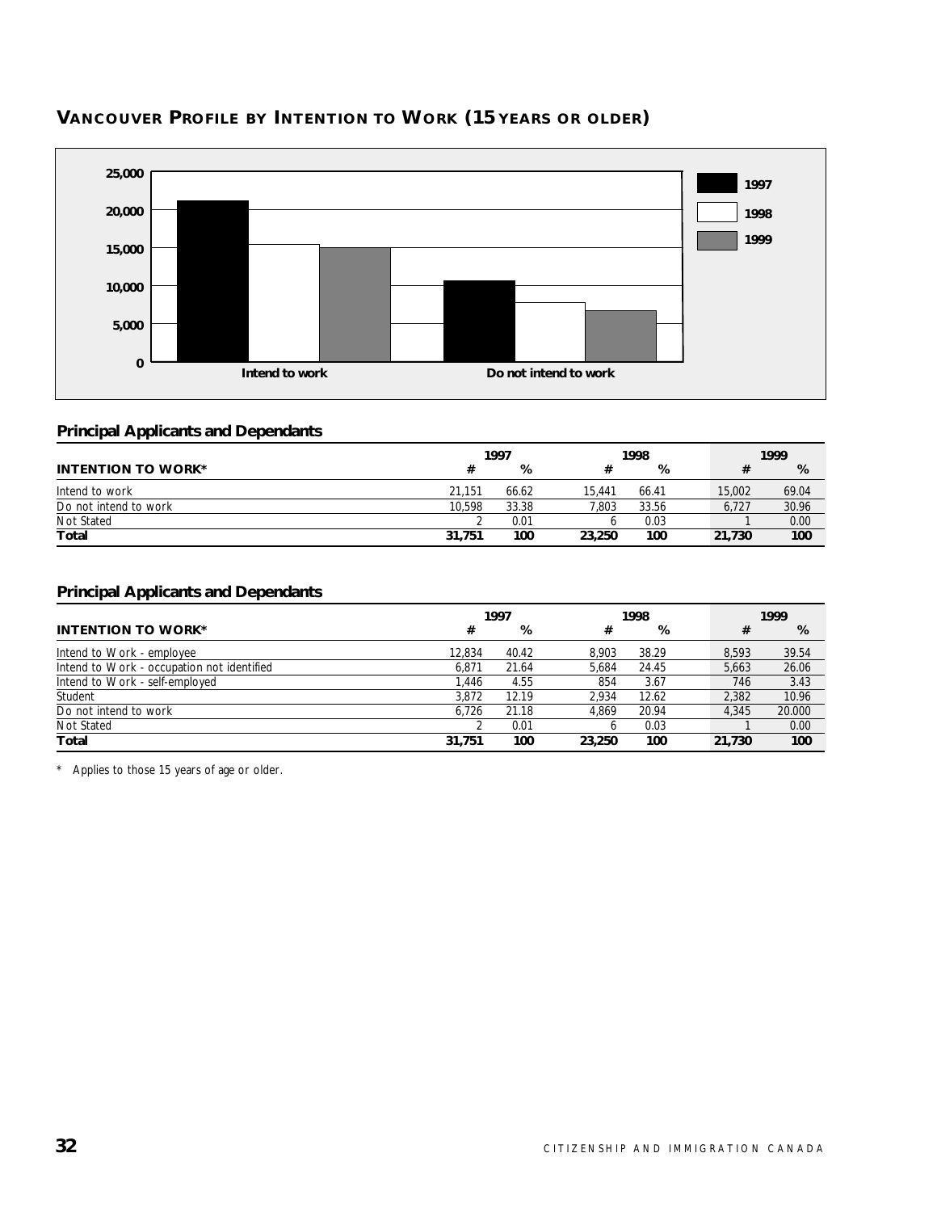## VANCOUVER PROFILE BY INTENTION TO WORK (15 YEARS OR OLDER)

### Principal Applicants and Dependants

| INTENTION TO WORK* | 1997 # | 1997 % | 1998 # | 1998 % | 1999 # | 1999 % |
|---|---|---|---|---|---|---|
| Intend to work | 21,151 | 66.62 | 15,441 | 66.41 | 15,002 | 69.04 |
| Do not intend to work | 10,598 | 33.38 | 7,803 | 33.56 | 6,727 | 30.96 |
| Not Stated | 2 | 0.01 | 6 | 0.03 | 1 | 0.00 |
| **Total** | **31,751** | **100** | **23,250** | **100** | **21,730** | **100** |

### Principal Applicants and Dependants

| INTENTION TO WORK* | 1997 # | 1997 % | 1998 # | 1998 % | 1999 # | 1999 % |
|---|---|---|---|---|---|---|
| Intend to Work - employee | 12,834 | 40.42 | 8,903 | 38.29 | 8,593 | 39.54 |
| Intend to Work - occupation not identified | 6,871 | 21.64 | 5,684 | 24.45 | 5,663 | 26.06 |
| Intend to Work - self-employed | 1,446 | 4.55 | 854 | 3.67 | 746 | 3.43 |
| Student | 3,872 | 12.19 | 2,934 | 12.62 | 2,382 | 10.96 |
| Do not intend to work | 6,726 | 21.18 | 4,869 | 20.94 | 4,345 | 20.000 |
| Not Stated | 2 | 0.01 | 6 | 0.03 | 1 | 0.00 |
| **Total** | **31,751** | **100** | **23,250** | **100** | **21,730** | **100** |

\* Applies to those 15 years of age or older.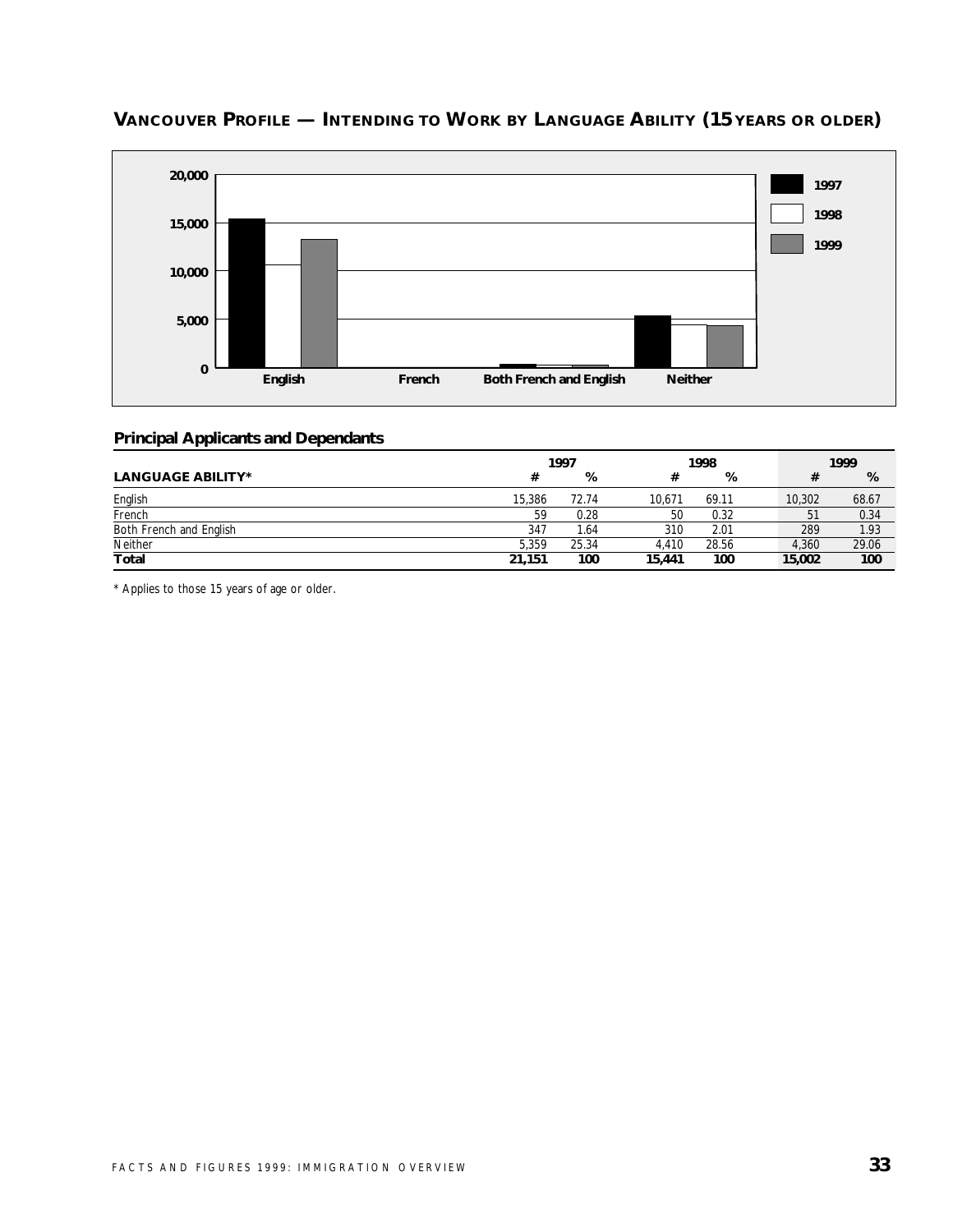## VANCOUVER PROFILE — INTENDING TO WORK BY LANGUAGE ABILITY (15 YEARS OR OLDER)

### Principal Applicants and Dependants

| | 1997 | | 1998 | | 1999 | |
|---|---|---|---|---|---|---|
| **LANGUAGE ABILITY*** | **#** | **%** | **#** | **%** | **#** | **%** |
| English | 15,386 | 72.74 | 10,671 | 69.11 | 10,302 | 68.67 |
| French | 59 | 0.28 | 50 | 0.32 | 51 | 0.34 |
| Both French and English | 347 | 1.64 | 310 | 2.01 | 289 | 1.93 |
| Neither | 5,359 | 25.34 | 4,410 | 28.56 | 4,360 | 29.06 |
| **Total** | **21,151** | **100** | **15,441** | **100** | **15,002** | **100** |

* Applies to those 15 years of age or older.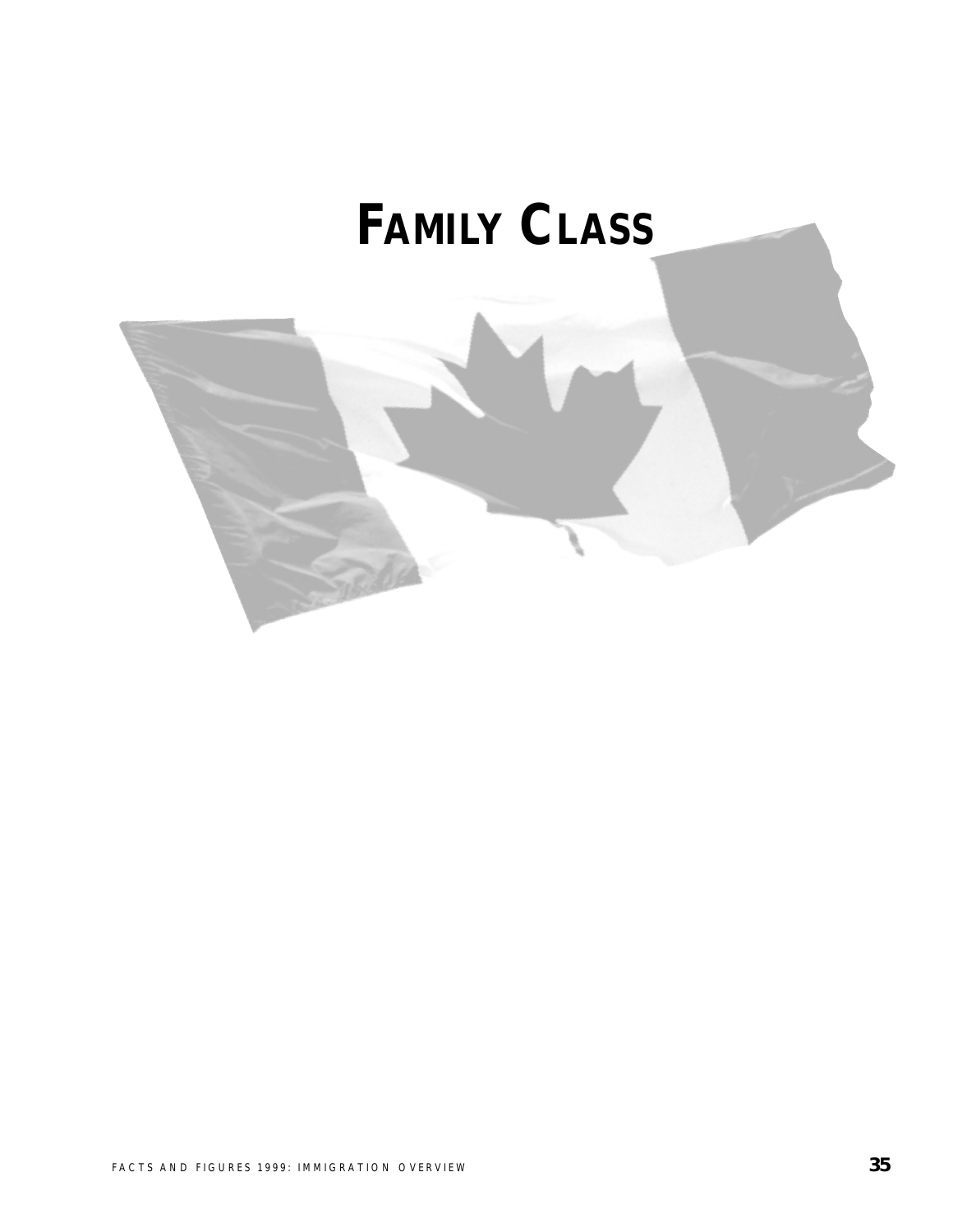# FAMILY CLASS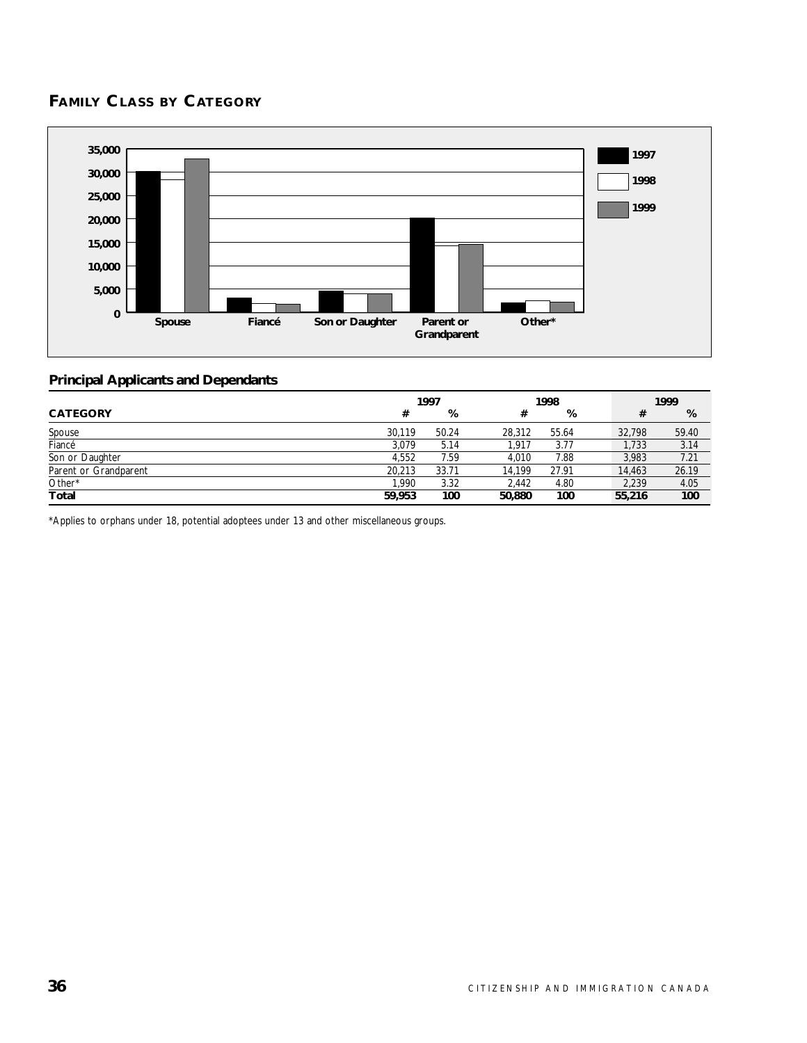## FAMILY CLASS BY CATEGORY

### Principal Applicants and Dependants

| CATEGORY | 1997 # | 1997 % | 1998 # | 1998 % | 1999 # | 1999 % |
|---|---|---|---|---|---|---|
| Spouse | 30,119 | 50.24 | 28,312 | 55.64 | 32,798 | 59.40 |
| Fiancé | 3,079 | 5.14 | 1,917 | 3.77 | 1,733 | 3.14 |
| Son or Daughter | 4,552 | 7.59 | 4,010 | 7.88 | 3,983 | 7.21 |
| Parent or Grandparent | 20,213 | 33.71 | 14,199 | 27.91 | 14,463 | 26.19 |
| Other* | 1,990 | 3.32 | 2,442 | 4.80 | 2,239 | 4.05 |
| **Total** | **59,953** | **100** | **50,880** | **100** | **55,216** | **100** |

*Applies to orphans under 18, potential adoptees under 13 and other miscellaneous groups.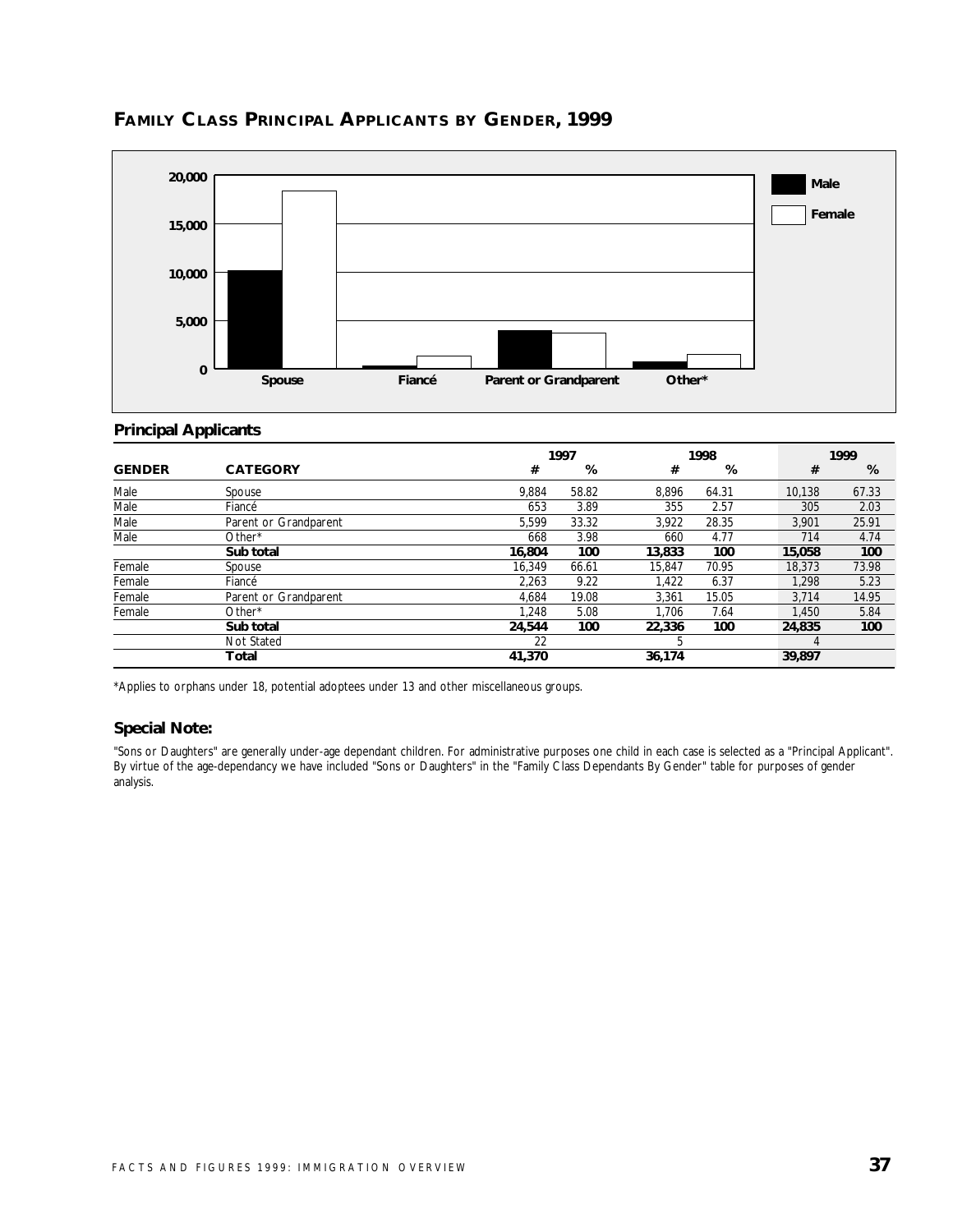## FAMILY CLASS PRINCIPAL APPLICANTS BY GENDER, 1999

### Principal Applicants

| GENDER | CATEGORY | 1997 # | 1997 % | 1998 # | 1998 % | 1999 # | 1999 % |
|---|---|---|---|---|---|---|---|
| Male | Spouse | 9,884 | 58.82 | 8,896 | 64.31 | 10,138 | 67.33 |
| Male | Fiancé | 653 | 3.89 | 355 | 2.57 | 305 | 2.03 |
| Male | Parent or Grandparent | 5,599 | 33.32 | 3,922 | 28.35 | 3,901 | 25.91 |
| Male | Other* | 668 | 3.98 | 660 | 4.77 | 714 | 4.74 |
| | **Sub total** | **16,804** | **100** | **13,833** | **100** | **15,058** | **100** |
| Female | Spouse | 16,349 | 66.61 | 15,847 | 70.95 | 18,373 | 73.98 |
| Female | Fiancé | 2,263 | 9.22 | 1,422 | 6.37 | 1,298 | 5.23 |
| Female | Parent or Grandparent | 4,684 | 19.08 | 3,361 | 15.05 | 3,714 | 14.95 |
| Female | Other* | 1,248 | 5.08 | 1,706 | 7.64 | 1,450 | 5.84 |
| | **Sub total** | **24,544** | **100** | **22,336** | **100** | **24,835** | **100** |
| | Not Stated | 22 | | 5 | | 4 | |
| | **Total** | **41,370** | | **36,174** | | **39,897** | |

*Applies to orphans under 18, potential adoptees under 13 and other miscellaneous groups.

### Special Note:

"Sons or Daughters" are generally under-age dependant children. For administrative purposes one child in each case is selected as a "Principal Applicant". By virtue of the age-dependancy we have included "Sons or Daughters" in the "Family Class Dependants By Gender" table for purposes of gender analysis.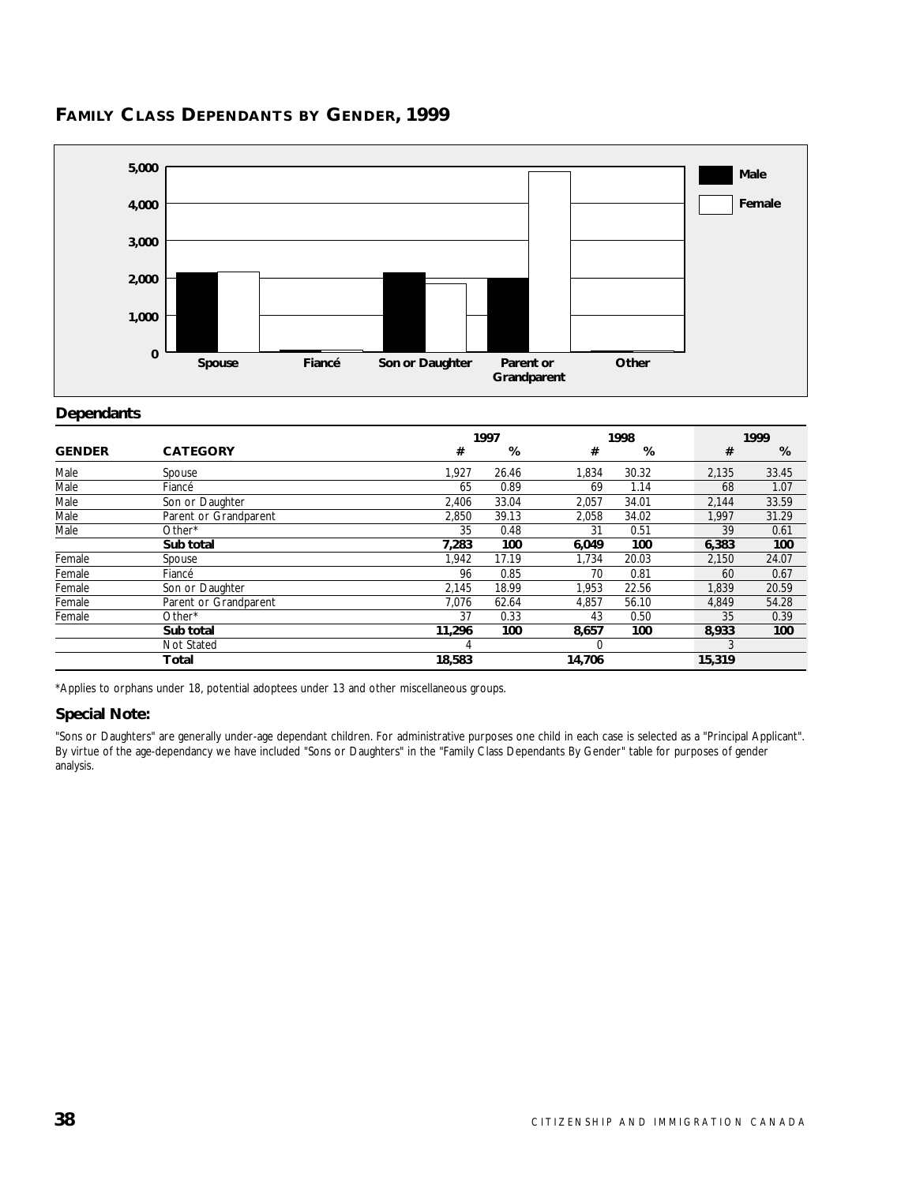## FAMILY CLASS DEPENDANTS BY GENDER, 1999

### Dependants

| GENDER | CATEGORY | 1997 # | 1997 % | 1998 # | 1998 % | 1999 # | 1999 % |
|---|---|---|---|---|---|---|---|
| Male | Spouse | 1,927 | 26.46 | 1,834 | 30.32 | 2,135 | 33.45 |
| Male | Fiancé | 65 | 0.89 | 69 | 1.14 | 68 | 1.07 |
| Male | Son or Daughter | 2,406 | 33.04 | 2,057 | 34.01 | 2,144 | 33.59 |
| Male | Parent or Grandparent | 2,850 | 39.13 | 2,058 | 34.02 | 1,997 | 31.29 |
| Male | Other* | 35 | 0.48 | 31 | 0.51 | 39 | 0.61 |
| | **Sub total** | **7,283** | **100** | **6,049** | **100** | **6,383** | **100** |
| Female | Spouse | 1,942 | 17.19 | 1,734 | 20.03 | 2,150 | 24.07 |
| Female | Fiancé | 96 | 0.85 | 70 | 0.81 | 60 | 0.67 |
| Female | Son or Daughter | 2,145 | 18.99 | 1,953 | 22.56 | 1,839 | 20.59 |
| Female | Parent or Grandparent | 7,076 | 62.64 | 4,857 | 56.10 | 4,849 | 54.28 |
| Female | Other* | 37 | 0.33 | 43 | 0.50 | 35 | 0.39 |
| | **Sub total** | **11,296** | **100** | **8,657** | **100** | **8,933** | **100** |
| | Not Stated | 4 | | 0 | | 3 | |
| | **Total** | **18,583** | | **14,706** | | **15,319** | |

*Applies to orphans under 18, potential adoptees under 13 and other miscellaneous groups.

### Special Note:

"Sons or Daughters" are generally under-age dependant children. For administrative purposes one child in each case is selected as a "Principal Applicant". By virtue of the age-dependancy we have included "Sons or Daughters" in the "Family Class Dependants By Gender" table for purposes of gender analysis.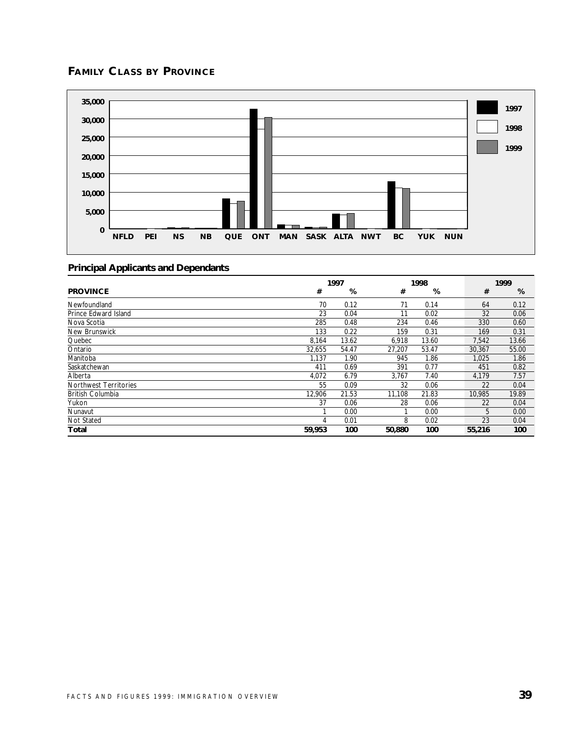## FAMILY CLASS BY PROVINCE

### Principal Applicants and Dependants

| PROVINCE | 1997 # | 1997 % | 1998 # | 1998 % | 1999 # | 1999 % |
|---|---|---|---|---|---|---|
| Newfoundland | 70 | 0.12 | 71 | 0.14 | 64 | 0.12 |
| Prince Edward Island | 23 | 0.04 | 11 | 0.02 | 32 | 0.06 |
| Nova Scotia | 285 | 0.48 | 234 | 0.46 | 330 | 0.60 |
| New Brunswick | 133 | 0.22 | 159 | 0.31 | 169 | 0.31 |
| Quebec | 8,164 | 13.62 | 6,918 | 13.60 | 7,542 | 13.66 |
| Ontario | 32,655 | 54.47 | 27,207 | 53.47 | 30,367 | 55.00 |
| Manitoba | 1,137 | 1.90 | 945 | 1.86 | 1,025 | 1.86 |
| Saskatchewan | 411 | 0.69 | 391 | 0.77 | 451 | 0.82 |
| Alberta | 4,072 | 6.79 | 3,767 | 7.40 | 4,179 | 7.57 |
| Northwest Territories | 55 | 0.09 | 32 | 0.06 | 22 | 0.04 |
| British Columbia | 12,906 | 21.53 | 11,108 | 21.83 | 10,985 | 19.89 |
| Yukon | 37 | 0.06 | 28 | 0.06 | 22 | 0.04 |
| Nunavut | 1 | 0.00 | 1 | 0.00 | 5 | 0.00 |
| Not Stated | 4 | 0.01 | 8 | 0.02 | 23 | 0.04 |
| **Total** | **59,953** | **100** | **50,880** | **100** | **55,216** | **100** |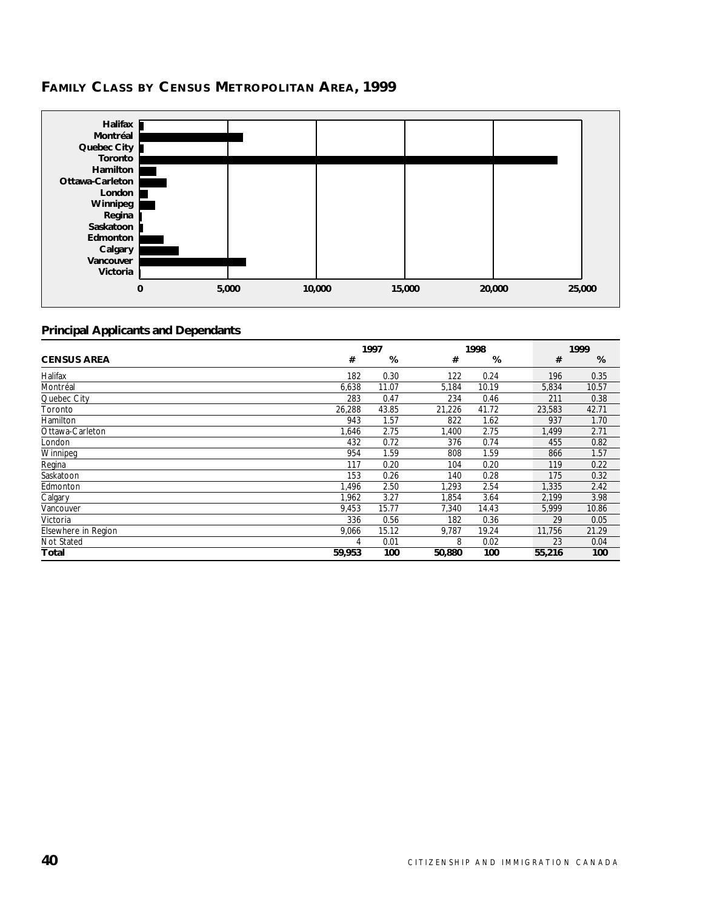## FAMILY CLASS BY CENSUS METROPOLITAN AREA, 1999

### Principal Applicants and Dependants

| CENSUS AREA | 1997 # | 1997 % | 1998 # | 1998 % | 1999 # | 1999 % |
|---|---|---|---|---|---|---|
| Halifax | 182 | 0.30 | 122 | 0.24 | 196 | 0.35 |
| Montréal | 6,638 | 11.07 | 5,184 | 10.19 | 5,834 | 10.57 |
| Quebec City | 283 | 0.47 | 234 | 0.46 | 211 | 0.38 |
| Toronto | 26,288 | 43.85 | 21,226 | 41.72 | 23,583 | 42.71 |
| Hamilton | 943 | 1.57 | 822 | 1.62 | 937 | 1.70 |
| Ottawa-Carleton | 1,646 | 2.75 | 1,400 | 2.75 | 1,499 | 2.71 |
| London | 432 | 0.72 | 376 | 0.74 | 455 | 0.82 |
| Winnipeg | 954 | 1.59 | 808 | 1.59 | 866 | 1.57 |
| Regina | 117 | 0.20 | 104 | 0.20 | 119 | 0.22 |
| Saskatoon | 153 | 0.26 | 140 | 0.28 | 175 | 0.32 |
| Edmonton | 1,496 | 2.50 | 1,293 | 2.54 | 1,335 | 2.42 |
| Calgary | 1,962 | 3.27 | 1,854 | 3.64 | 2,199 | 3.98 |
| Vancouver | 9,453 | 15.77 | 7,340 | 14.43 | 5,999 | 10.86 |
| Victoria | 336 | 0.56 | 182 | 0.36 | 29 | 0.05 |
| Elsewhere in Region | 9,066 | 15.12 | 9,787 | 19.24 | 11,756 | 21.29 |
| Not Stated | 4 | 0.01 | 8 | 0.02 | 23 | 0.04 |
| **Total** | **59,953** | **100** | **50,880** | **100** | **55,216** | **100** |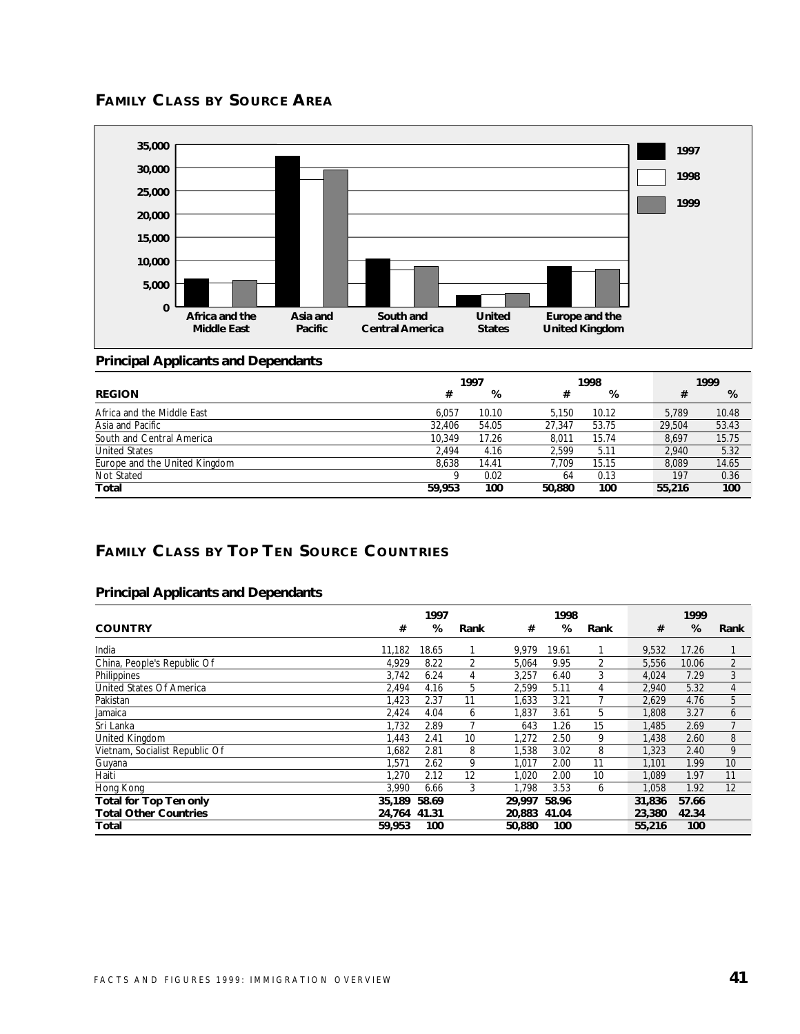## FAMILY CLASS BY SOURCE AREA

### Principal Applicants and Dependants

| REGION | 1997 # | 1997 % | 1998 # | 1998 % | 1999 # | 1999 % |
|---|---|---|---|---|---|---|
| Africa and the Middle East | 6,057 | 10.10 | 5,150 | 10.12 | 5,789 | 10.48 |
| Asia and Pacific | 32,406 | 54.05 | 27,347 | 53.75 | 29,504 | 53.43 |
| South and Central America | 10,349 | 17.26 | 8,011 | 15.74 | 8,697 | 15.75 |
| United States | 2,494 | 4.16 | 2,599 | 5.11 | 2,940 | 5.32 |
| Europe and the United Kingdom | 8,638 | 14.41 | 7,709 | 15.15 | 8,089 | 14.65 |
| Not Stated | 9 | 0.02 | 64 | 0.13 | 197 | 0.36 |
| **Total** | **59,953** | **100** | **50,880** | **100** | **55,216** | **100** |

## FAMILY CLASS BY TOP TEN SOURCE COUNTRIES

### Principal Applicants and Dependants

| COUNTRY | 1997 # | 1997 % | 1997 Rank | 1998 # | 1998 % | 1998 Rank | 1999 # | 1999 % | 1999 Rank |
|---|---|---|---|---|---|---|---|---|---|
| India | 11,182 | 18.65 | 1 | 9,979 | 19.61 | 1 | 9,532 | 17.26 | 1 |
| China, People's Republic Of | 4,929 | 8.22 | 2 | 5,064 | 9.95 | 2 | 5,556 | 10.06 | 2 |
| Philippines | 3,742 | 6.24 | 4 | 3,257 | 6.40 | 3 | 4,024 | 7.29 | 3 |
| United States Of America | 2,494 | 4.16 | 5 | 2,599 | 5.11 | 4 | 2,940 | 5.32 | 4 |
| Pakistan | 1,423 | 2.37 | 11 | 1,633 | 3.21 | 7 | 2,629 | 4.76 | 5 |
| Jamaica | 2,424 | 4.04 | 6 | 1,837 | 3.61 | 5 | 1,808 | 3.27 | 6 |
| Sri Lanka | 1,732 | 2.89 | 7 | 643 | 1.26 | 15 | 1,485 | 2.69 | 7 |
| United Kingdom | 1,443 | 2.41 | 10 | 1,272 | 2.50 | 9 | 1,438 | 2.60 | 8 |
| Vietnam, Socialist Republic Of | 1,682 | 2.81 | 8 | 1,538 | 3.02 | 8 | 1,323 | 2.40 | 9 |
| Guyana | 1,571 | 2.62 | 9 | 1,017 | 2.00 | 11 | 1,101 | 1.99 | 10 |
| Haiti | 1,270 | 2.12 | 12 | 1,020 | 2.00 | 10 | 1,089 | 1.97 | 11 |
| Hong Kong | 3,990 | 6.66 | 3 | 1,798 | 3.53 | 6 | 1,058 | 1.92 | 12 |
| **Total for Top Ten only** | **35,189** | **58.69** | | **29,997** | **58.96** | | **31,836** | **57.66** | |
| **Total Other Countries** | **24,764** | **41.31** | | **20,883** | **41.04** | | **23,380** | **42.34** | |
| **Total** | **59,953** | **100** | | **50,880** | **100** | | **55,216** | **100** | |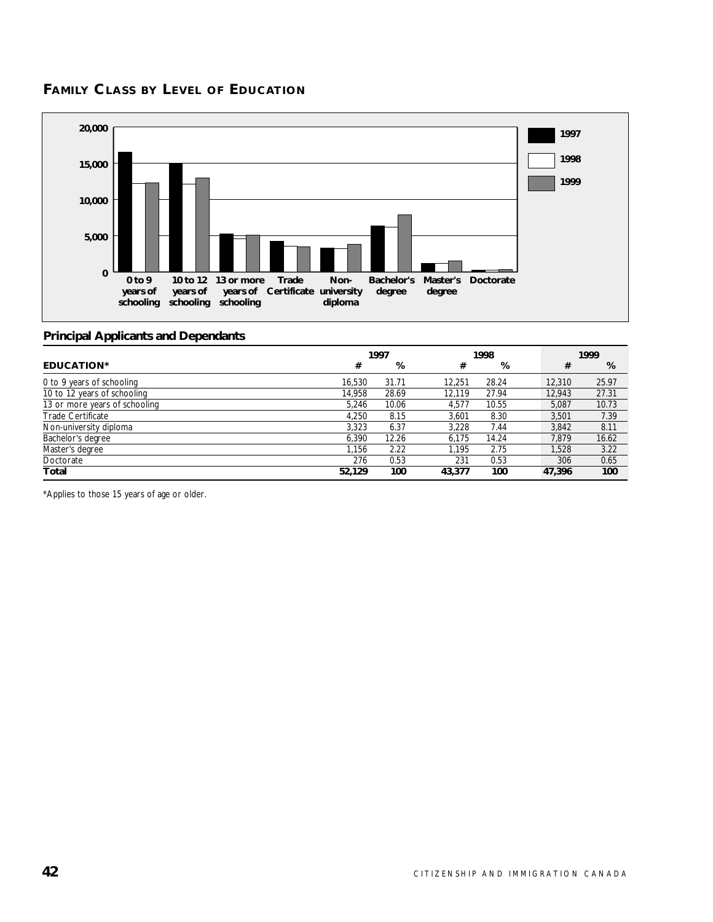## FAMILY CLASS BY LEVEL OF EDUCATION

### Principal Applicants and Dependants

| EDUCATION* | 1997 # | 1997 % | 1998 # | 1998 % | 1999 # | 1999 % |
|---|---|---|---|---|---|---|
| 0 to 9 years of schooling | 16,530 | 31.71 | 12,251 | 28.24 | 12,310 | 25.97 |
| 10 to 12 years of schooling | 14,958 | 28.69 | 12,119 | 27.94 | 12,943 | 27.31 |
| 13 or more years of schooling | 5,246 | 10.06 | 4,577 | 10.55 | 5,087 | 10.73 |
| Trade Certificate | 4,250 | 8.15 | 3,601 | 8.30 | 3,501 | 7.39 |
| Non-university diploma | 3,323 | 6.37 | 3,228 | 7.44 | 3,842 | 8.11 |
| Bachelor's degree | 6,390 | 12.26 | 6,175 | 14.24 | 7,879 | 16.62 |
| Master's degree | 1,156 | 2.22 | 1,195 | 2.75 | 1,528 | 3.22 |
| Doctorate | 276 | 0.53 | 231 | 0.53 | 306 | 0.65 |
| **Total** | **52,129** | **100** | **43,377** | **100** | **47,396** | **100** |

*Applies to those 15 years of age or older.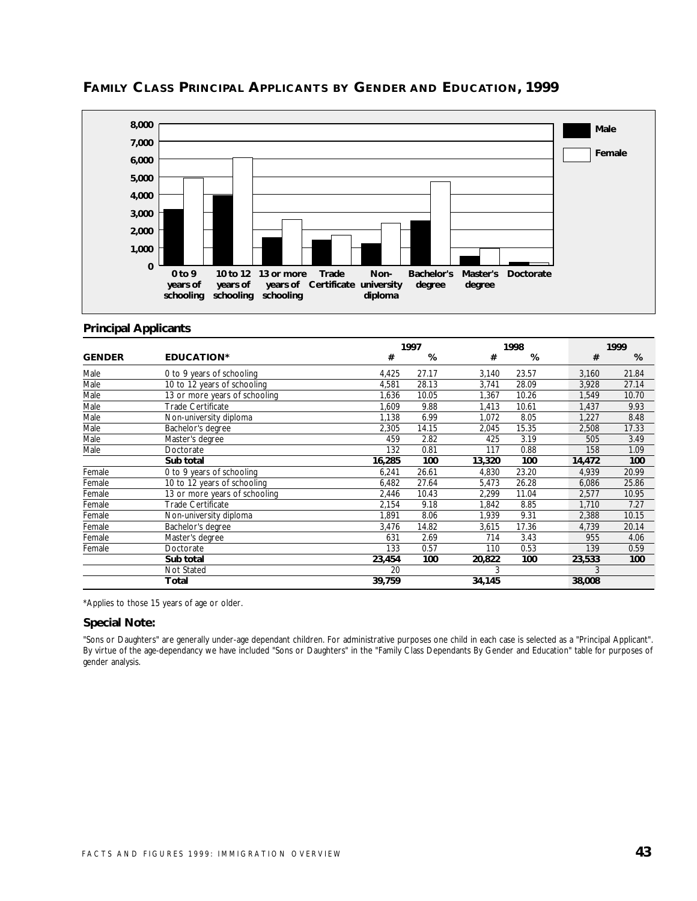## FAMILY CLASS PRINCIPAL APPLICANTS BY GENDER AND EDUCATION, 1999

### Principal Applicants

| GENDER | EDUCATION* | 1997 # | 1997 % | 1998 # | 1998 % | 1999 # | 1999 % |
|---|---|---|---|---|---|---|---|
| Male | 0 to 9 years of schooling | 4,425 | 27.17 | 3,140 | 23.57 | 3,160 | 21.84 |
| Male | 10 to 12 years of schooling | 4,581 | 28.13 | 3,741 | 28.09 | 3,928 | 27.14 |
| Male | 13 or more years of schooling | 1,636 | 10.05 | 1,367 | 10.26 | 1,549 | 10.70 |
| Male | Trade Certificate | 1,609 | 9.88 | 1,413 | 10.61 | 1,437 | 9.93 |
| Male | Non-university diploma | 1,138 | 6.99 | 1,072 | 8.05 | 1,227 | 8.48 |
| Male | Bachelor's degree | 2,305 | 14.15 | 2,045 | 15.35 | 2,508 | 17.33 |
| Male | Master's degree | 459 | 2.82 | 425 | 3.19 | 505 | 3.49 |
| Male | Doctorate | 132 | 0.81 | 117 | 0.88 | 158 | 1.09 |
| | **Sub total** | **16,285** | **100** | **13,320** | **100** | **14,472** | **100** |
| Female | 0 to 9 years of schooling | 6,241 | 26.61 | 4,830 | 23.20 | 4,939 | 20.99 |
| Female | 10 to 12 years of schooling | 6,482 | 27.64 | 5,473 | 26.28 | 6,086 | 25.86 |
| Female | 13 or more years of schooling | 2,446 | 10.43 | 2,299 | 11.04 | 2,577 | 10.95 |
| Female | Trade Certificate | 2,154 | 9.18 | 1,842 | 8.85 | 1,710 | 7.27 |
| Female | Non-university diploma | 1,891 | 8.06 | 1,939 | 9.31 | 2,388 | 10.15 |
| Female | Bachelor's degree | 3,476 | 14.82 | 3,615 | 17.36 | 4,739 | 20.14 |
| Female | Master's degree | 631 | 2.69 | 714 | 3.43 | 955 | 4.06 |
| Female | Doctorate | 133 | 0.57 | 110 | 0.53 | 139 | 0.59 |
| | **Sub total** | **23,454** | **100** | **20,822** | **100** | **23,533** | **100** |
| | Not Stated | 20 | | 3 | | 3 | |
| | **Total** | **39,759** | | **34,145** | | **38,008** | |

*Applies to those 15 years of age or older.

### Special Note:

"Sons or Daughters" are generally under-age dependant children. For administrative purposes one child in each case is selected as a "Principal Applicant". By virtue of the age-dependancy we have included "Sons or Daughters" in the "Family Class Dependants By Gender and Education" table for purposes of gender analysis.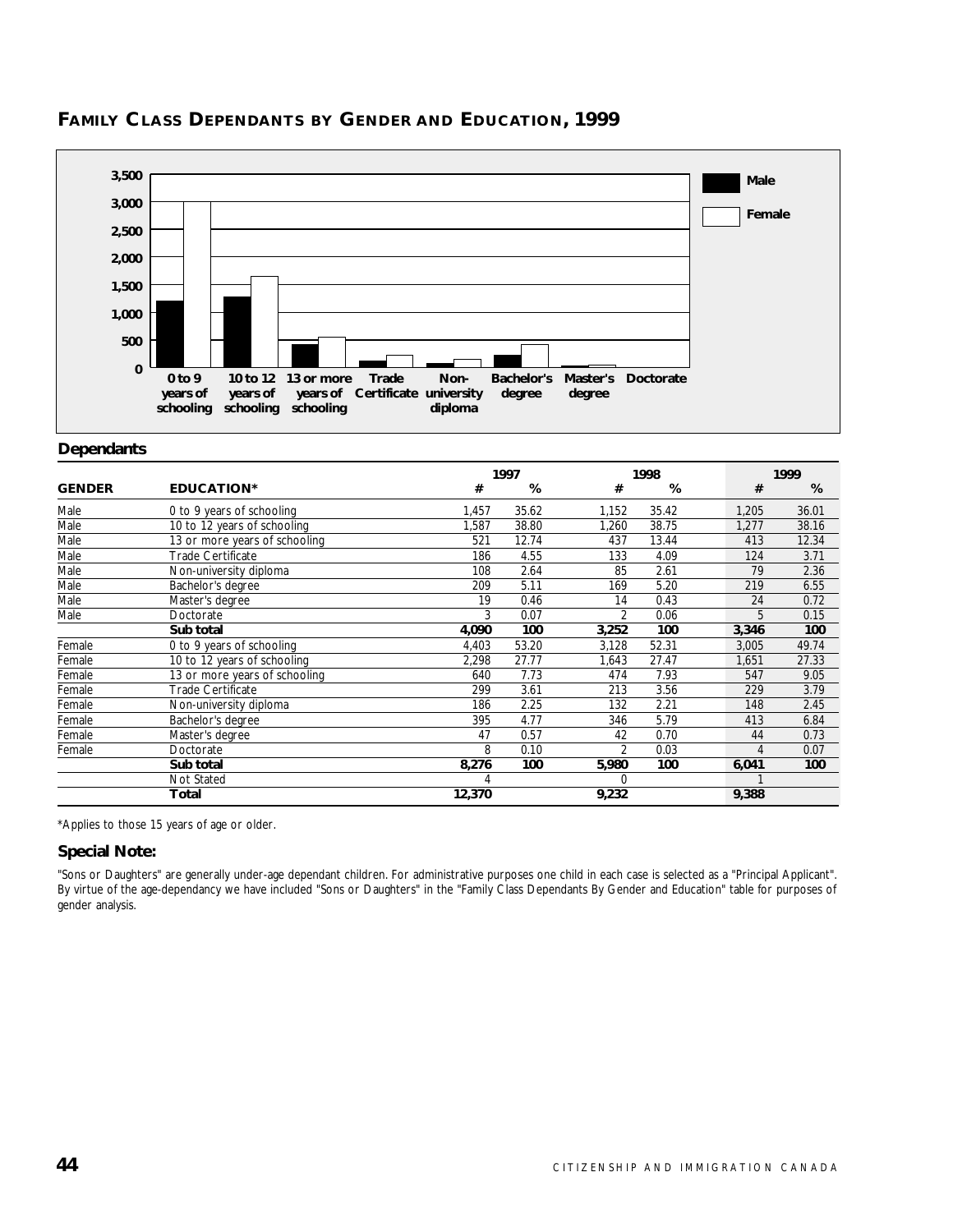## FAMILY CLASS DEPENDANTS BY GENDER AND EDUCATION, 1999

### Dependants

| GENDER | EDUCATION* | 1997 # | 1997 % | 1998 # | 1998 % | 1999 # | 1999 % |
|---|---|---|---|---|---|---|---|
| Male | 0 to 9 years of schooling | 1,457 | 35.62 | 1,152 | 35.42 | 1,205 | 36.01 |
| Male | 10 to 12 years of schooling | 1,587 | 38.80 | 1,260 | 38.75 | 1,277 | 38.16 |
| Male | 13 or more years of schooling | 521 | 12.74 | 437 | 13.44 | 413 | 12.34 |
| Male | Trade Certificate | 186 | 4.55 | 133 | 4.09 | 124 | 3.71 |
| Male | Non-university diploma | 108 | 2.64 | 85 | 2.61 | 79 | 2.36 |
| Male | Bachelor's degree | 209 | 5.11 | 169 | 5.20 | 219 | 6.55 |
| Male | Master's degree | 19 | 0.46 | 14 | 0.43 | 24 | 0.72 |
| Male | Doctorate | 3 | 0.07 | 2 | 0.06 | 5 | 0.15 |
| | **Sub total** | **4,090** | **100** | **3,252** | **100** | **3,346** | **100** |
| Female | 0 to 9 years of schooling | 4,403 | 53.20 | 3,128 | 52.31 | 3,005 | 49.74 |
| Female | 10 to 12 years of schooling | 2,298 | 27.77 | 1,643 | 27.47 | 1,651 | 27.33 |
| Female | 13 or more years of schooling | 640 | 7.73 | 474 | 7.93 | 547 | 9.05 |
| Female | Trade Certificate | 299 | 3.61 | 213 | 3.56 | 229 | 3.79 |
| Female | Non-university diploma | 186 | 2.25 | 132 | 2.21 | 148 | 2.45 |
| Female | Bachelor's degree | 395 | 4.77 | 346 | 5.79 | 413 | 6.84 |
| Female | Master's degree | 47 | 0.57 | 42 | 0.70 | 44 | 0.73 |
| Female | Doctorate | 8 | 0.10 | 2 | 0.03 | 4 | 0.07 |
| | **Sub total** | **8,276** | **100** | **5,980** | **100** | **6,041** | **100** |
| | Not Stated | 4 | | 0 | | 1 | |
| | **Total** | **12,370** | | **9,232** | | **9,388** | |

*Applies to those 15 years of age or older.

### Special Note:

"Sons or Daughters" are generally under-age dependant children. For administrative purposes one child in each case is selected as a "Principal Applicant". By virtue of the age-dependancy we have included "Sons or Daughters" in the "Family Class Dependants By Gender and Education" table for purposes of gender analysis.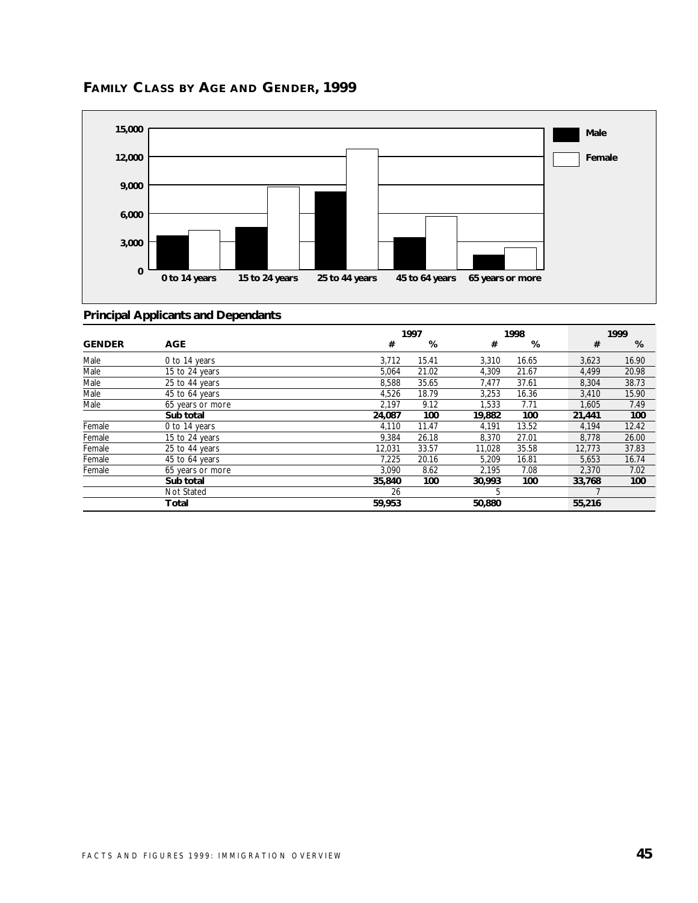## FAMILY CLASS BY AGE AND GENDER, 1999

### Principal Applicants and Dependants

| GENDER | AGE | 1997 # | 1997 % | 1998 # | 1998 % | 1999 # | 1999 % |
|---|---|---|---|---|---|---|---|
| Male | 0 to 14 years | 3,712 | 15.41 | 3,310 | 16.65 | 3,623 | 16.90 |
| Male | 15 to 24 years | 5,064 | 21.02 | 4,309 | 21.67 | 4,499 | 20.98 |
| Male | 25 to 44 years | 8,588 | 35.65 | 7,477 | 37.61 | 8,304 | 38.73 |
| Male | 45 to 64 years | 4,526 | 18.79 | 3,253 | 16.36 | 3,410 | 15.90 |
| Male | 65 years or more | 2,197 | 9.12 | 1,533 | 7.71 | 1,605 | 7.49 |
| | **Sub total** | **24,087** | **100** | **19,882** | **100** | **21,441** | **100** |
| Female | 0 to 14 years | 4,110 | 11.47 | 4,191 | 13.52 | 4,194 | 12.42 |
| Female | 15 to 24 years | 9,384 | 26.18 | 8,370 | 27.01 | 8,778 | 26.00 |
| Female | 25 to 44 years | 12,031 | 33.57 | 11,028 | 35.58 | 12,773 | 37.83 |
| Female | 45 to 64 years | 7,225 | 20.16 | 5,209 | 16.81 | 5,653 | 16.74 |
| Female | 65 years or more | 3,090 | 8.62 | 2,195 | 7.08 | 2,370 | 7.02 |
| | **Sub total** | **35,840** | **100** | **30,993** | **100** | **33,768** | **100** |
| | Not Stated | 26 | | 5 | | 7 | |
| | **Total** | **59,953** | | **50,880** | | **55,216** | |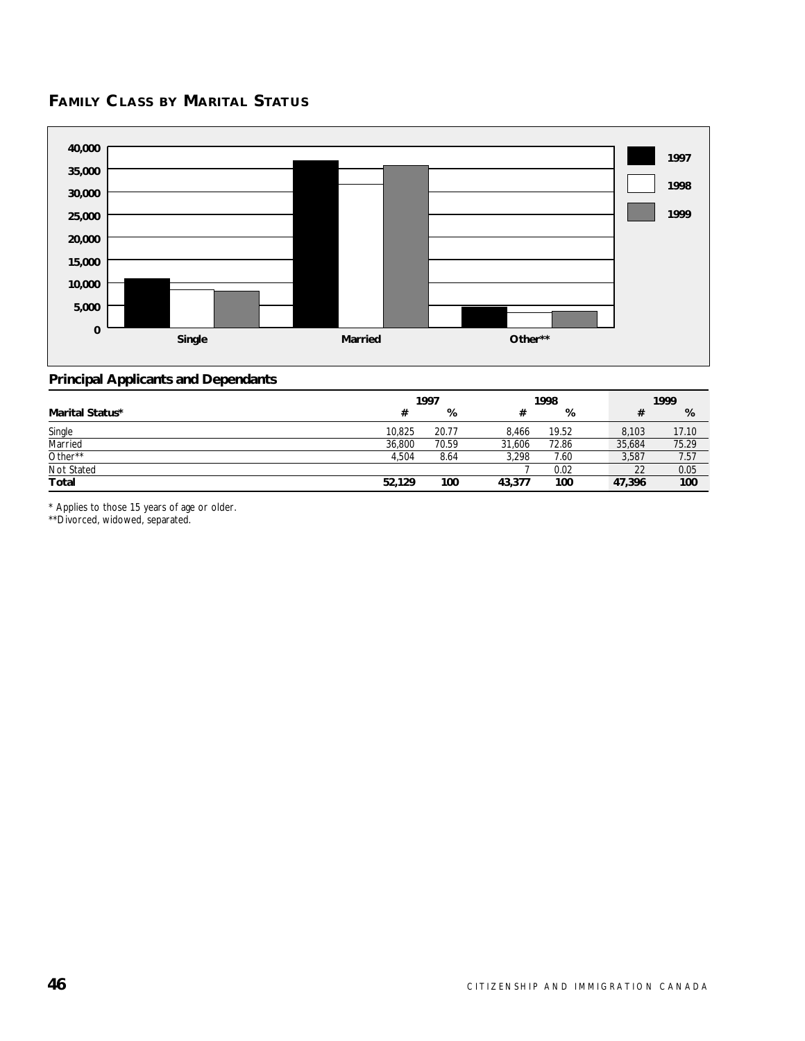## FAMILY CLASS BY MARITAL STATUS

### Principal Applicants and Dependants

| Marital Status* | 1997 # | 1997 % | 1998 # | 1998 % | 1999 # | 1999 % |
|---|---|---|---|---|---|---|
| Single | 10,825 | 20.77 | 8,466 | 19.52 | 8,103 | 17.10 |
| Married | 36,800 | 70.59 | 31,606 | 72.86 | 35,684 | 75.29 |
| Other** | 4,504 | 8.64 | 3,298 | 7.60 | 3,587 | 7.57 |
| Not Stated | | | 7 | 0.02 | 22 | 0.05 |
| **Total** | **52,129** | **100** | **43,377** | **100** | **47,396** | **100** |

\* Applies to those 15 years of age or older.

\*\*Divorced, widowed, separated.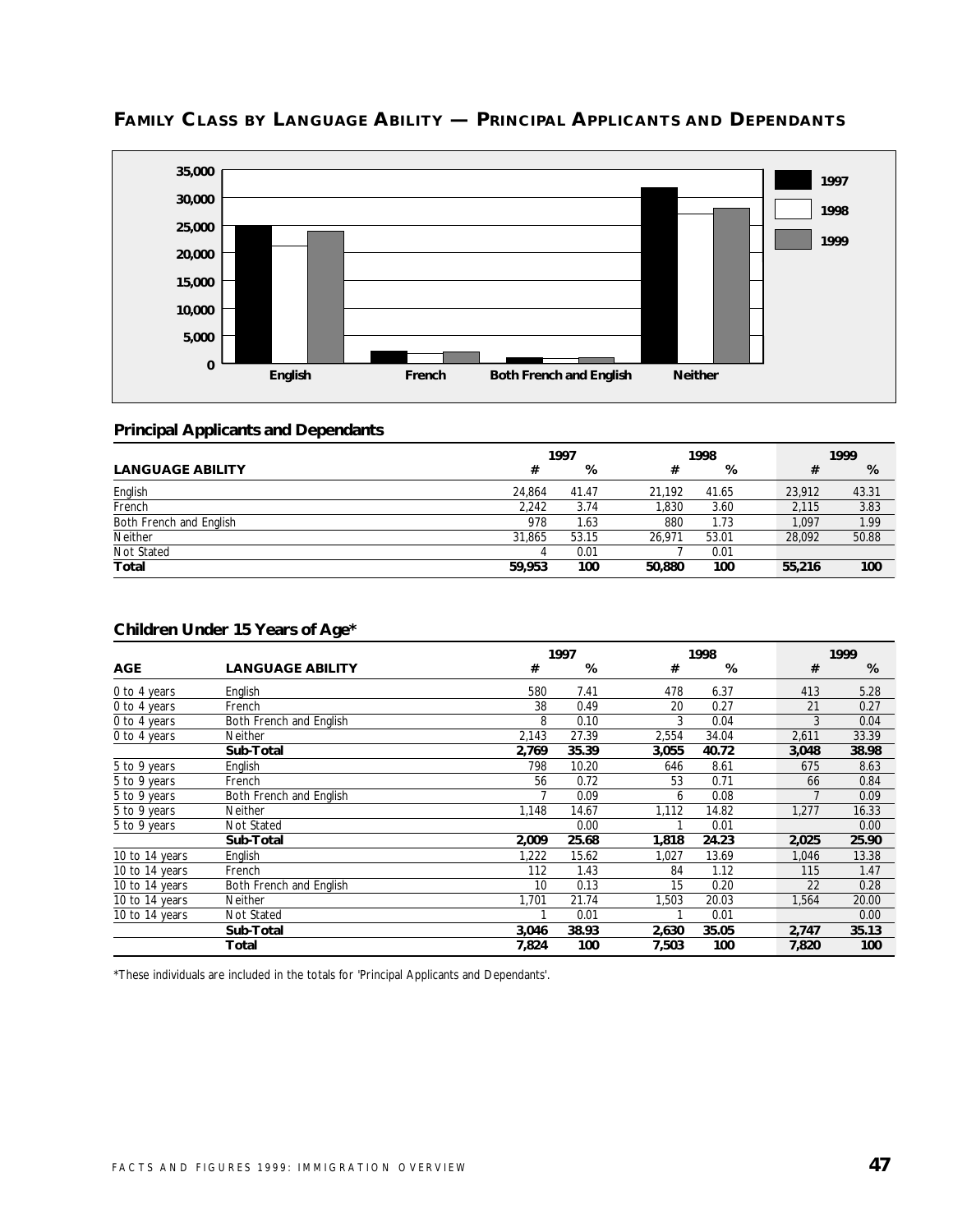## FAMILY CLASS BY LANGUAGE ABILITY — PRINCIPAL APPLICANTS AND DEPENDANTS

### Principal Applicants and Dependants

| LANGUAGE ABILITY | 1997 # | 1997 % | 1998 # | 1998 % | 1999 # | 1999 % |
|---|---|---|---|---|---|---|
| English | 24,864 | 41.47 | 21,192 | 41.65 | 23,912 | 43.31 |
| French | 2,242 | 3.74 | 1,830 | 3.60 | 2,115 | 3.83 |
| Both French and English | 978 | 1.63 | 880 | 1.73 | 1,097 | 1.99 |
| Neither | 31,865 | 53.15 | 26,971 | 53.01 | 28,092 | 50.88 |
| Not Stated | 4 | 0.01 | 7 | 0.01 | | |
| **Total** | **59,953** | **100** | **50,880** | **100** | **55,216** | **100** |

### Children Under 15 Years of Age*

| AGE | LANGUAGE ABILITY | 1997 # | 1997 % | 1998 # | 1998 % | 1999 # | 1999 % |
|---|---|---|---|---|---|---|---|
| 0 to 4 years | English | 580 | 7.41 | 478 | 6.37 | 413 | 5.28 |
| 0 to 4 years | French | 38 | 0.49 | 20 | 0.27 | 21 | 0.27 |
| 0 to 4 years | Both French and English | 8 | 0.10 | 3 | 0.04 | 3 | 0.04 |
| 0 to 4 years | Neither | 2,143 | 27.39 | 2,554 | 34.04 | 2,611 | 33.39 |
| | **Sub-Total** | **2,769** | **35.39** | **3,055** | **40.72** | **3,048** | **38.98** |
| 5 to 9 years | English | 798 | 10.20 | 646 | 8.61 | 675 | 8.63 |
| 5 to 9 years | French | 56 | 0.72 | 53 | 0.71 | 66 | 0.84 |
| 5 to 9 years | Both French and English | 7 | 0.09 | 6 | 0.08 | 7 | 0.09 |
| 5 to 9 years | Neither | 1,148 | 14.67 | 1,112 | 14.82 | 1,277 | 16.33 |
| 5 to 9 years | Not Stated | | 0.00 | 1 | 0.01 | | 0.00 |
| | **Sub-Total** | **2,009** | **25.68** | **1,818** | **24.23** | **2,025** | **25.90** |
| 10 to 14 years | English | 1,222 | 15.62 | 1,027 | 13.69 | 1,046 | 13.38 |
| 10 to 14 years | French | 112 | 1.43 | 84 | 1.12 | 115 | 1.47 |
| 10 to 14 years | Both French and English | 10 | 0.13 | 15 | 0.20 | 22 | 0.28 |
| 10 to 14 years | Neither | 1,701 | 21.74 | 1,503 | 20.03 | 1,564 | 20.00 |
| 10 to 14 years | Not Stated | 1 | 0.01 | 1 | 0.01 | | 0.00 |
| | **Sub-Total** | **3,046** | **38.93** | **2,630** | **35.05** | **2,747** | **35.13** |
| | **Total** | **7,824** | **100** | **7,503** | **100** | **7,820** | **100** |

*These individuals are included in the totals for 'Principal Applicants and Dependants'.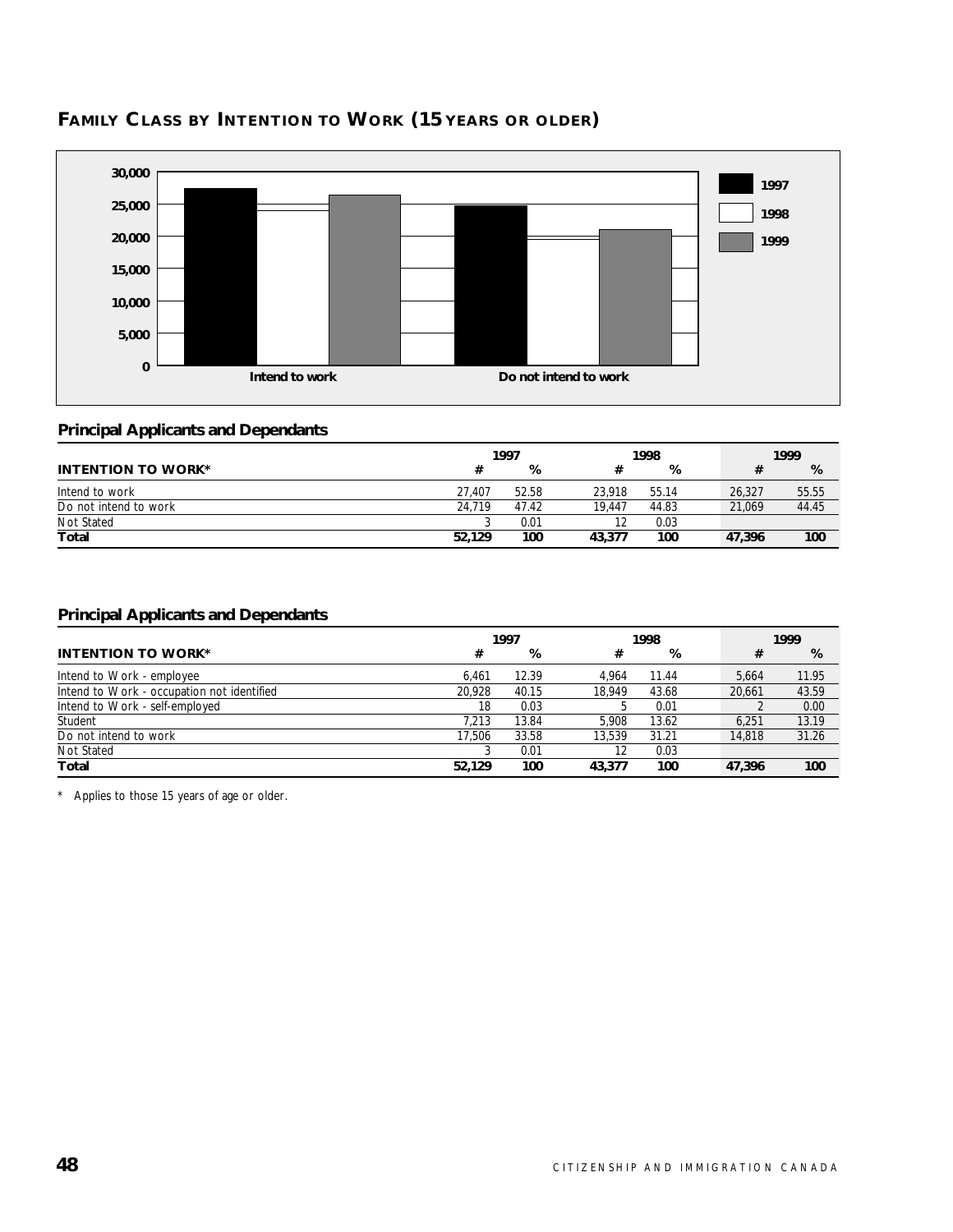## FAMILY CLASS BY INTENTION TO WORK (15 YEARS OR OLDER)

### Principal Applicants and Dependants

| INTENTION TO WORK* | 1997 # | 1997 % | 1998 # | 1998 % | 1999 # | 1999 % |
|---|---|---|---|---|---|---|
| Intend to work | 27,407 | 52.58 | 23,918 | 55.14 | 26,327 | 55.55 |
| Do not intend to work | 24,719 | 47.42 | 19,447 | 44.83 | 21,069 | 44.45 |
| Not Stated | 3 | 0.01 | 12 | 0.03 | | |
| **Total** | **52,129** | **100** | **43,377** | **100** | **47,396** | **100** |

### Principal Applicants and Dependants

| INTENTION TO WORK* | 1997 # | 1997 % | 1998 # | 1998 % | 1999 # | 1999 % |
|---|---|---|---|---|---|---|
| Intend to Work - employee | 6,461 | 12.39 | 4,964 | 11.44 | 5,664 | 11.95 |
| Intend to Work - occupation not identified | 20,928 | 40.15 | 18,949 | 43.68 | 20,661 | 43.59 |
| Intend to Work - self-employed | 18 | 0.03 | 5 | 0.01 | 2 | 0.00 |
| Student | 7,213 | 13.84 | 5,908 | 13.62 | 6,251 | 13.19 |
| Do not intend to work | 17,506 | 33.58 | 13,539 | 31.21 | 14,818 | 31.26 |
| Not Stated | 3 | 0.01 | 12 | 0.03 | | |
| **Total** | **52,129** | **100** | **43,377** | **100** | **47,396** | **100** |

* Applies to those 15 years of age or older.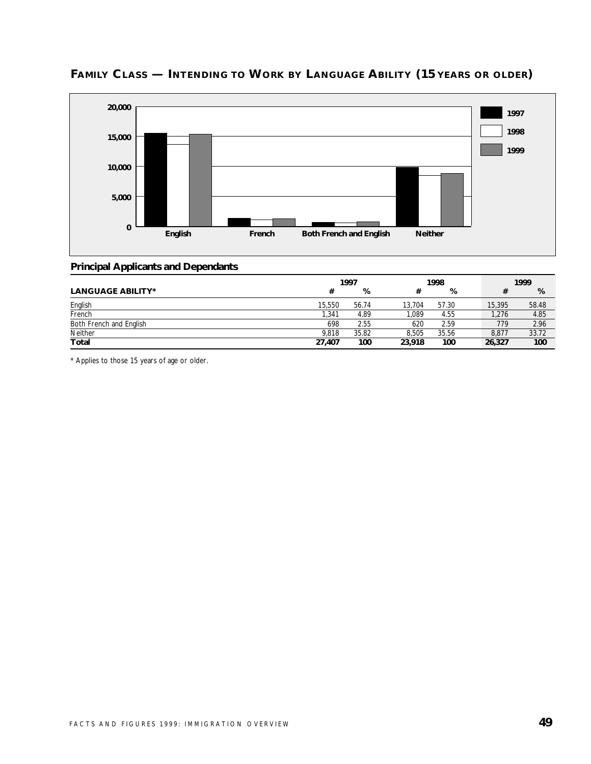## FAMILY CLASS — INTENDING TO WORK BY LANGUAGE ABILITY (15 YEARS OR OLDER)

### Principal Applicants and Dependants

| LANGUAGE ABILITY* | 1997 # | 1997 % | 1998 # | 1998 % | 1999 # | 1999 % |
|---|---|---|---|---|---|---|
| English | 15,550 | 56.74 | 13,704 | 57.30 | 15,395 | 58.48 |
| French | 1,341 | 4.89 | 1,089 | 4.55 | 1,276 | 4.85 |
| Both French and English | 698 | 2.55 | 620 | 2.59 | 779 | 2.96 |
| Neither | 9,818 | 35.82 | 8,505 | 35.56 | 8,877 | 33.72 |
| **Total** | **27,407** | **100** | **23,918** | **100** | **26,327** | **100** |

\* Applies to those 15 years of age or older.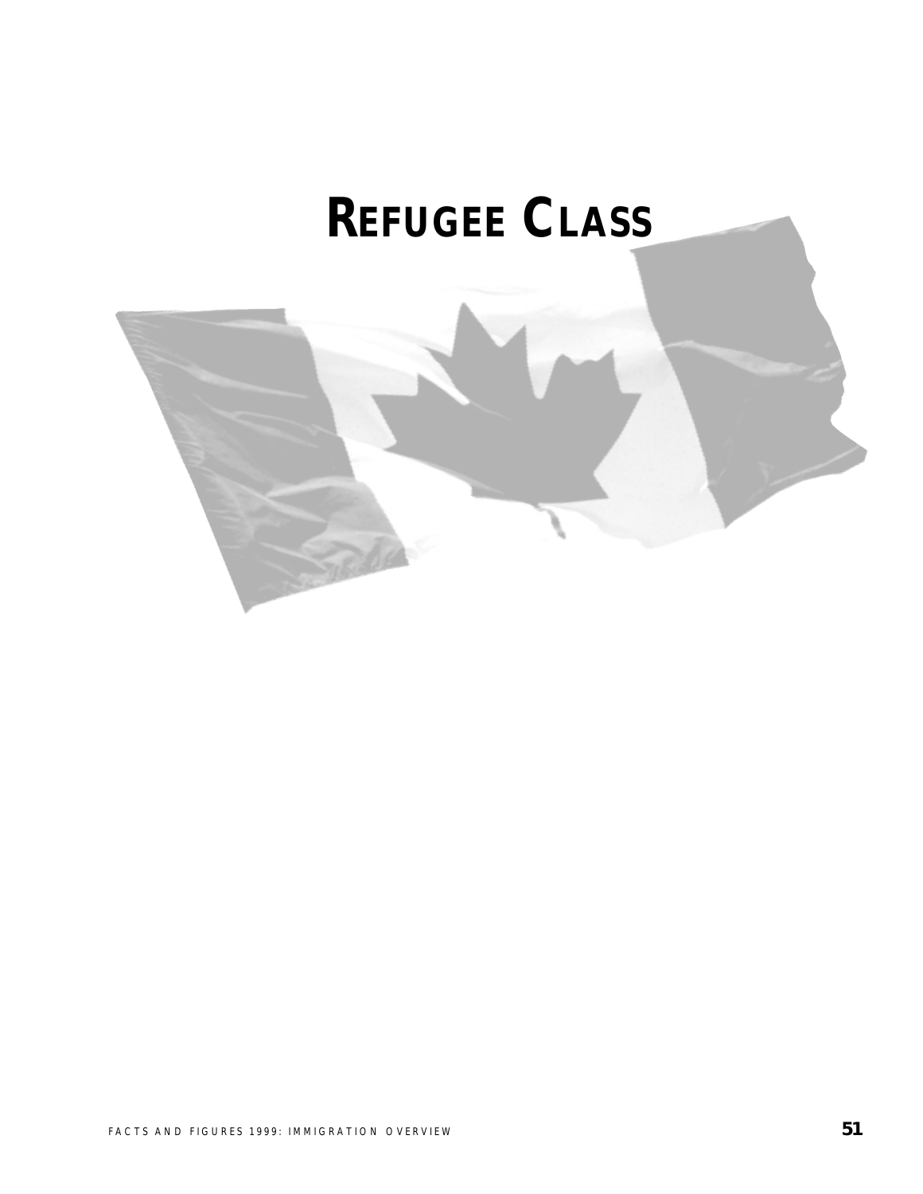# REFUGEE CLASS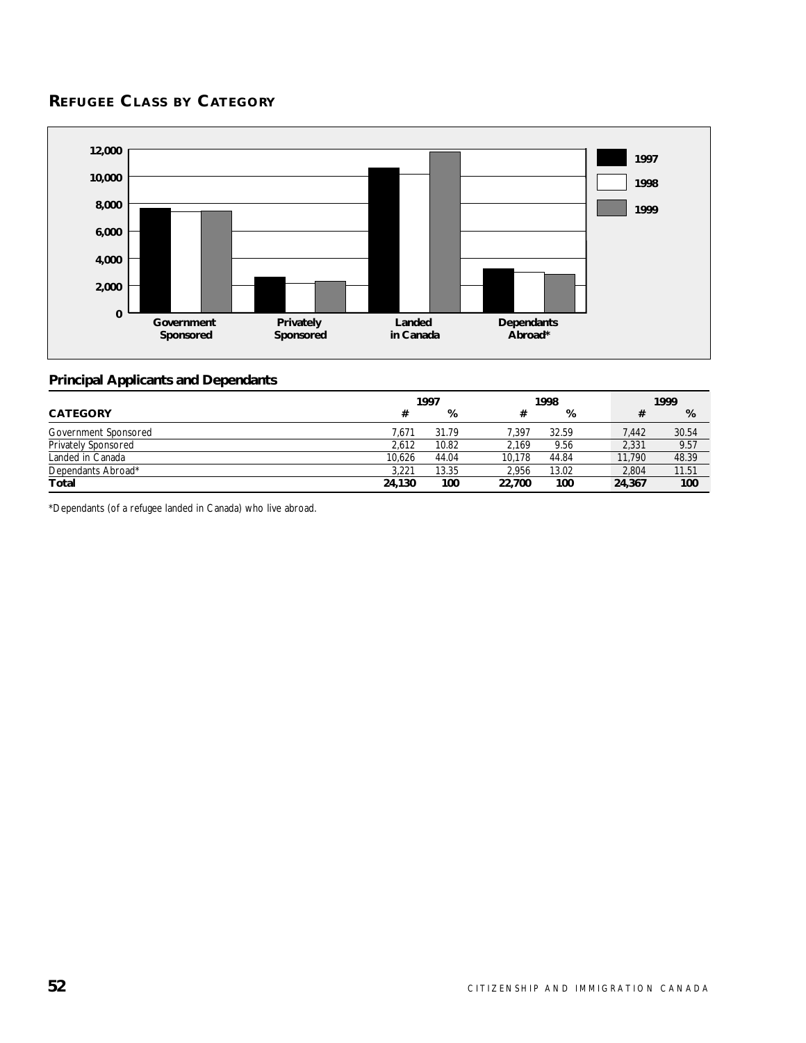## REFUGEE CLASS BY CATEGORY

### Principal Applicants and Dependants

| CATEGORY | 1997 # | 1997 % | 1998 # | 1998 % | 1999 # | 1999 % |
|---|---|---|---|---|---|---|
| Government Sponsored | 7,671 | 31.79 | 7,397 | 32.59 | 7,442 | 30.54 |
| Privately Sponsored | 2,612 | 10.82 | 2,169 | 9.56 | 2,331 | 9.57 |
| Landed in Canada | 10,626 | 44.04 | 10,178 | 44.84 | 11,790 | 48.39 |
| Dependants Abroad* | 3,221 | 13.35 | 2,956 | 13.02 | 2,804 | 11.51 |
| **Total** | **24,130** | **100** | **22,700** | **100** | **24,367** | **100** |

*Dependants (of a refugee landed in Canada) who live abroad.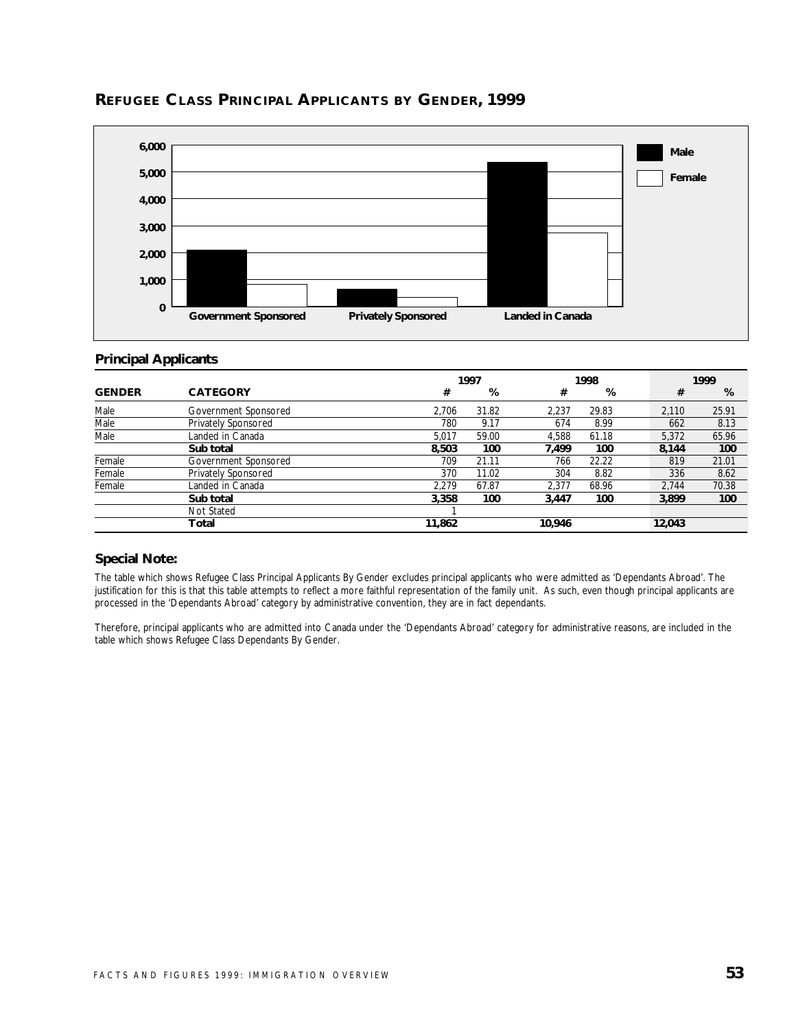## REFUGEE CLASS PRINCIPAL APPLICANTS BY GENDER, 1999

### Principal Applicants

| GENDER | CATEGORY | 1997 # | 1997 % | 1998 # | 1998 % | 1999 # | 1999 % |
|---|---|---|---|---|---|---|---|
| Male | Government Sponsored | 2,706 | 31.82 | 2,237 | 29.83 | 2,110 | 25.91 |
| Male | Privately Sponsored | 780 | 9.17 | 674 | 8.99 | 662 | 8.13 |
| Male | Landed in Canada | 5,017 | 59.00 | 4,588 | 61.18 | 5,372 | 65.96 |
| | **Sub total** | **8,503** | **100** | **7,499** | **100** | **8,144** | **100** |
| Female | Government Sponsored | 709 | 21.11 | 766 | 22.22 | 819 | 21.01 |
| Female | Privately Sponsored | 370 | 11.02 | 304 | 8.82 | 336 | 8.62 |
| Female | Landed in Canada | 2,279 | 67.87 | 2,377 | 68.96 | 2,744 | 70.38 |
| | **Sub total** | **3,358** | **100** | **3,447** | **100** | **3,899** | **100** |
| | Not Stated | 1 | | | | | |
| | **Total** | **11,862** | | **10,946** | | **12,043** | |

### Special Note:

The table which shows Refugee Class Principal Applicants By Gender excludes principal applicants who were admitted as 'Dependants Abroad'. The justification for this is that this table attempts to reflect a more faithful representation of the family unit. As such, even though principal applicants are processed in the 'Dependants Abroad' category by administrative convention, they are in fact dependants.

Therefore, principal applicants who are admitted into Canada under the 'Dependants Abroad' category for administrative reasons, are included in the table which shows Refugee Class Dependants By Gender.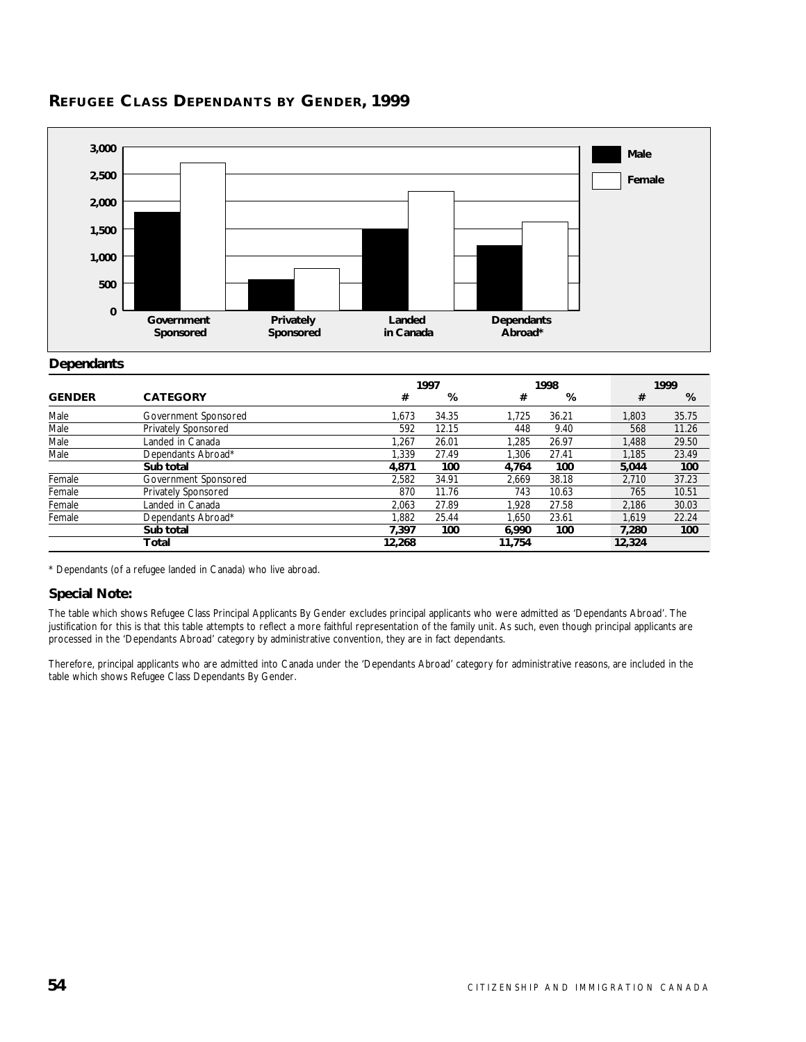## REFUGEE CLASS DEPENDANTS BY GENDER, 1999

### Dependants

| GENDER | CATEGORY | 1997 # | 1997 % | 1998 # | 1998 % | 1999 # | 1999 % |
|---|---|---|---|---|---|---|---|
| Male | Government Sponsored | 1,673 | 34.35 | 1,725 | 36.21 | 1,803 | 35.75 |
| Male | Privately Sponsored | 592 | 12.15 | 448 | 9.40 | 568 | 11.26 |
| Male | Landed in Canada | 1,267 | 26.01 | 1,285 | 26.97 | 1,488 | 29.50 |
| Male | Dependants Abroad* | 1,339 | 27.49 | 1,306 | 27.41 | 1,185 | 23.49 |
| | **Sub total** | **4,871** | **100** | **4,764** | **100** | **5,044** | **100** |
| Female | Government Sponsored | 2,582 | 34.91 | 2,669 | 38.18 | 2,710 | 37.23 |
| Female | Privately Sponsored | 870 | 11.76 | 743 | 10.63 | 765 | 10.51 |
| Female | Landed in Canada | 2,063 | 27.89 | 1,928 | 27.58 | 2,186 | 30.03 |
| Female | Dependants Abroad* | 1,882 | 25.44 | 1,650 | 23.61 | 1,619 | 22.24 |
| | **Sub total** | **7,397** | **100** | **6,990** | **100** | **7,280** | **100** |
| | **Total** | **12,268** | | **11,754** | | **12,324** | |

\* Dependants (of a refugee landed in Canada) who live abroad.

### Special Note:

The table which shows Refugee Class Principal Applicants By Gender excludes principal applicants who were admitted as 'Dependants Abroad'. The justification for this is that this table attempts to reflect a more faithful representation of the family unit. As such, even though principal applicants are processed in the 'Dependants Abroad' category by administrative convention, they are in fact dependants.

Therefore, principal applicants who are admitted into Canada under the 'Dependants Abroad' category for administrative reasons, are included in the table which shows Refugee Class Dependants By Gender.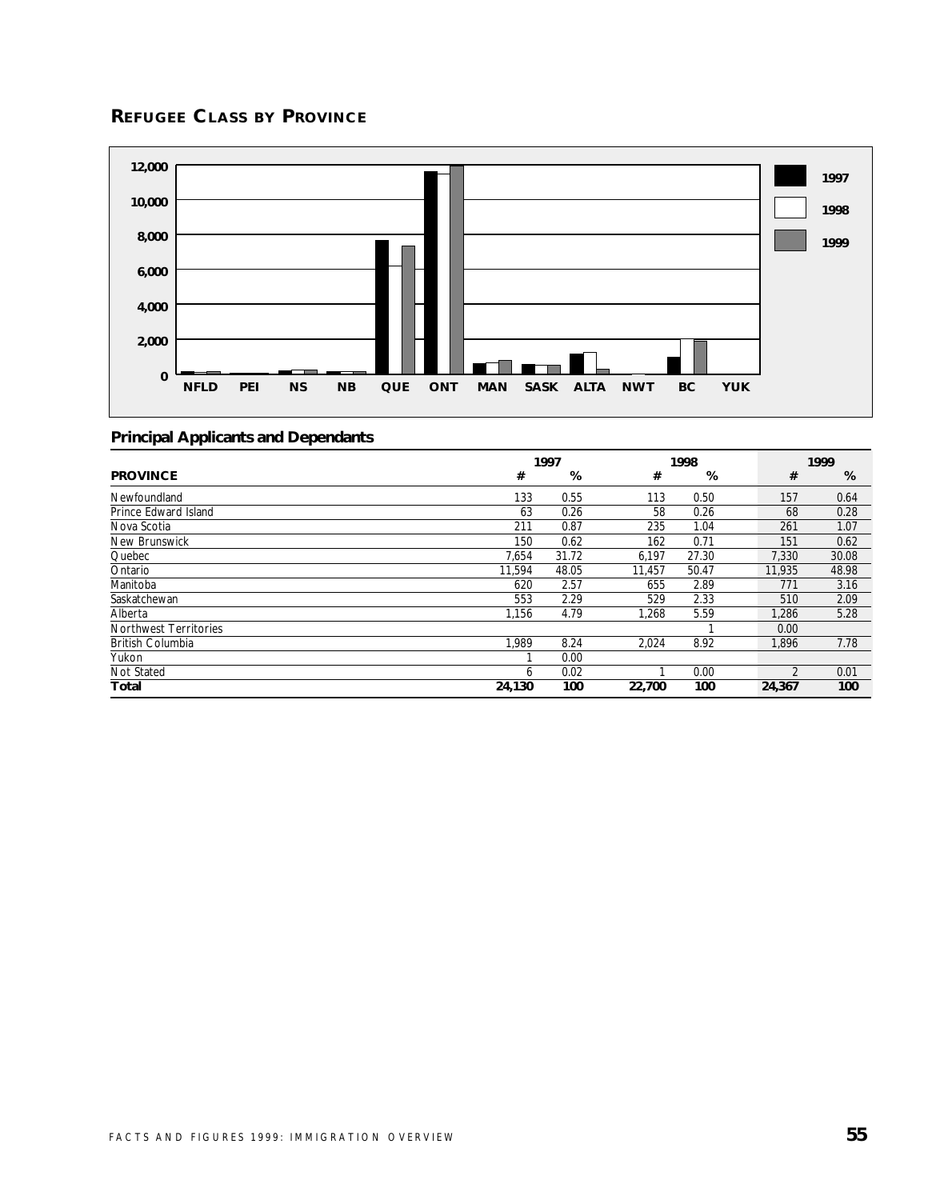## REFUGEE CLASS BY PROVINCE

### Principal Applicants and Dependants

| PROVINCE | 1997 # | 1997 % | 1998 # | 1998 % | 1999 # | 1999 % |
|---|---|---|---|---|---|---|
| Newfoundland | 133 | 0.55 | 113 | 0.50 | 157 | 0.64 |
| Prince Edward Island | 63 | 0.26 | 58 | 0.26 | 68 | 0.28 |
| Nova Scotia | 211 | 0.87 | 235 | 1.04 | 261 | 1.07 |
| New Brunswick | 150 | 0.62 | 162 | 0.71 | 151 | 0.62 |
| Quebec | 7,654 | 31.72 | 6,197 | 27.30 | 7,330 | 30.08 |
| Ontario | 11,594 | 48.05 | 11,457 | 50.47 | 11,935 | 48.98 |
| Manitoba | 620 | 2.57 | 655 | 2.89 | 771 | 3.16 |
| Saskatchewan | 553 | 2.29 | 529 | 2.33 | 510 | 2.09 |
| Alberta | 1,156 | 4.79 | 1,268 | 5.59 | 1,286 | 5.28 |
| Northwest Territories | | | | 1 | 0.00 | |
| British Columbia | 1,989 | 8.24 | 2,024 | 8.92 | 1,896 | 7.78 |
| Yukon | 1 | 0.00 | | | | |
| Not Stated | 6 | 0.02 | 1 | 0.00 | 2 | 0.01 |
| **Total** | **24,130** | **100** | **22,700** | **100** | **24,367** | **100** |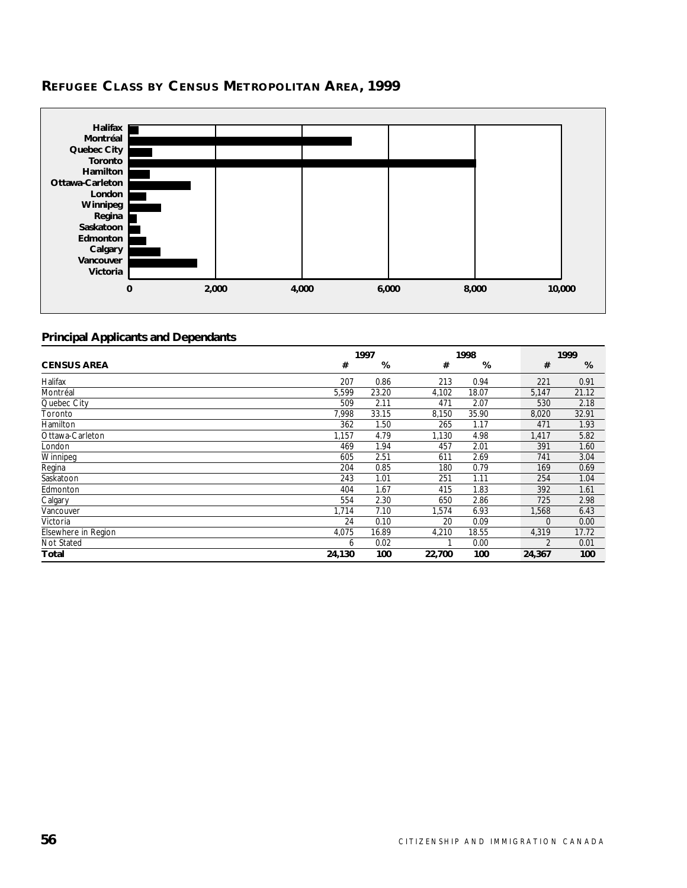## REFUGEE CLASS BY CENSUS METROPOLITAN AREA, 1999

Halifax
Montréal
Quebec City
Toronto
Hamilton
Ottawa-Carleton
London
Winnipeg
Regina
Saskatoon
Edmonton
Calgary
Vancouver
Victoria

0 2,000 4,000 6,000 8,000 10,000

### Principal Applicants and Dependants

| CENSUS AREA | 1997 # | 1997 % | 1998 # | 1998 % | 1999 # | 1999 % |
|---|---|---|---|---|---|---|
| Halifax | 207 | 0.86 | 213 | 0.94 | 221 | 0.91 |
| Montréal | 5,599 | 23.20 | 4,102 | 18.07 | 5,147 | 21.12 |
| Quebec City | 509 | 2.11 | 471 | 2.07 | 530 | 2.18 |
| Toronto | 7,998 | 33.15 | 8,150 | 35.90 | 8,020 | 32.91 |
| Hamilton | 362 | 1.50 | 265 | 1.17 | 471 | 1.93 |
| Ottawa-Carleton | 1,157 | 4.79 | 1,130 | 4.98 | 1,417 | 5.82 |
| London | 469 | 1.94 | 457 | 2.01 | 391 | 1.60 |
| Winnipeg | 605 | 2.51 | 611 | 2.69 | 741 | 3.04 |
| Regina | 204 | 0.85 | 180 | 0.79 | 169 | 0.69 |
| Saskatoon | 243 | 1.01 | 251 | 1.11 | 254 | 1.04 |
| Edmonton | 404 | 1.67 | 415 | 1.83 | 392 | 1.61 |
| Calgary | 554 | 2.30 | 650 | 2.86 | 725 | 2.98 |
| Vancouver | 1,714 | 7.10 | 1,574 | 6.93 | 1,568 | 6.43 |
| Victoria | 24 | 0.10 | 20 | 0.09 | 0 | 0.00 |
| Elsewhere in Region | 4,075 | 16.89 | 4,210 | 18.55 | 4,319 | 17.72 |
| Not Stated | 6 | 0.02 | 1 | 0.00 | 2 | 0.01 |
| **Total** | **24,130** | **100** | **22,700** | **100** | **24,367** | **100** |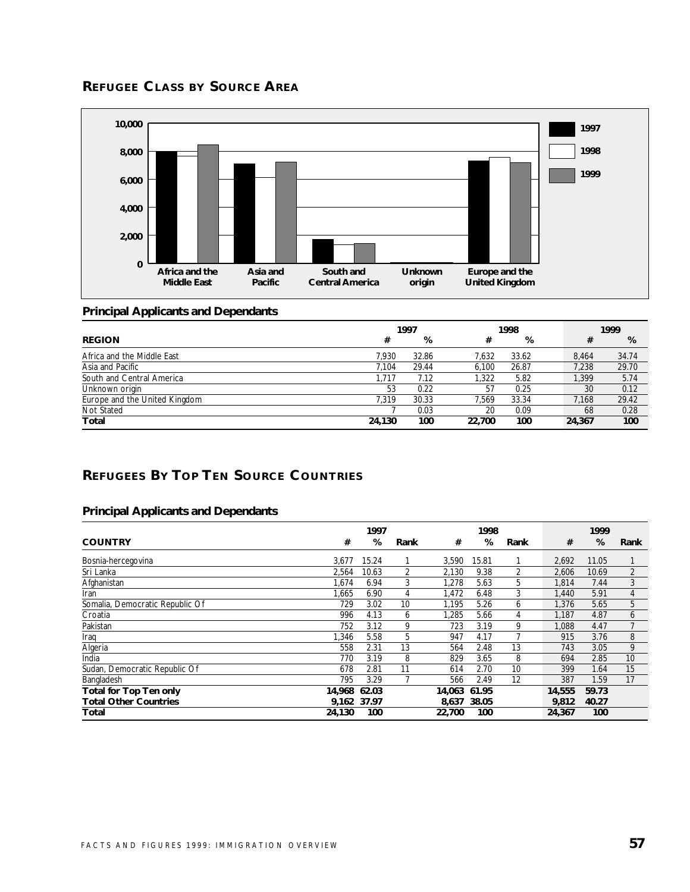## REFUGEE CLASS BY SOURCE AREA

### Principal Applicants and Dependants

| REGION | 1997 # | 1997 % | 1998 # | 1998 % | 1999 # | 1999 % |
|---|---|---|---|---|---|---|
| Africa and the Middle East | 7,930 | 32.86 | 7,632 | 33.62 | 8,464 | 34.74 |
| Asia and Pacific | 7,104 | 29.44 | 6,100 | 26.87 | 7,238 | 29.70 |
| South and Central America | 1,717 | 7.12 | 1,322 | 5.82 | 1,399 | 5.74 |
| Unknown origin | 53 | 0.22 | 57 | 0.25 | 30 | 0.12 |
| Europe and the United Kingdom | 7,319 | 30.33 | 7,569 | 33.34 | 7,168 | 29.42 |
| Not Stated | 7 | 0.03 | 20 | 0.09 | 68 | 0.28 |
| **Total** | **24,130** | **100** | **22,700** | **100** | **24,367** | **100** |

## REFUGEES BY TOP TEN SOURCE COUNTRIES

### Principal Applicants and Dependants

| COUNTRY | 1997 # | 1997 % | 1997 Rank | 1998 # | 1998 % | 1998 Rank | 1999 # | 1999 % | 1999 Rank |
|---|---|---|---|---|---|---|---|---|---|
| Bosnia-hercegovina | 3,677 | 15.24 | 1 | 3,590 | 15.81 | 1 | 2,692 | 11.05 | 1 |
| Sri Lanka | 2,564 | 10.63 | 2 | 2,130 | 9.38 | 2 | 2,606 | 10.69 | 2 |
| Afghanistan | 1,674 | 6.94 | 3 | 1,278 | 5.63 | 5 | 1,814 | 7.44 | 3 |
| Iran | 1,665 | 6.90 | 4 | 1,472 | 6.48 | 3 | 1,440 | 5.91 | 4 |
| Somalia, Democratic Republic Of | 729 | 3.02 | 10 | 1,195 | 5.26 | 6 | 1,376 | 5.65 | 5 |
| Croatia | 996 | 4.13 | 6 | 1,285 | 5.66 | 4 | 1,187 | 4.87 | 6 |
| Pakistan | 752 | 3.12 | 9 | 723 | 3.19 | 9 | 1,088 | 4.47 | 7 |
| Iraq | 1,346 | 5.58 | 5 | 947 | 4.17 | 7 | 915 | 3.76 | 8 |
| Algeria | 558 | 2.31 | 13 | 564 | 2.48 | 13 | 743 | 3.05 | 9 |
| India | 770 | 3.19 | 8 | 829 | 3.65 | 8 | 694 | 2.85 | 10 |
| Sudan, Democratic Republic Of | 678 | 2.81 | 11 | 614 | 2.70 | 10 | 399 | 1.64 | 15 |
| Bangladesh | 795 | 3.29 | 7 | 566 | 2.49 | 12 | 387 | 1.59 | 17 |
| **Total for Top Ten only** | **14,968** | **62.03** | | **14,063** | **61.95** | | **14,555** | **59.73** | |
| **Total Other Countries** | **9,162** | **37.97** | | **8,637** | **38.05** | | **9,812** | **40.27** | |
| **Total** | **24,130** | **100** | | **22,700** | **100** | | **24,367** | **100** | |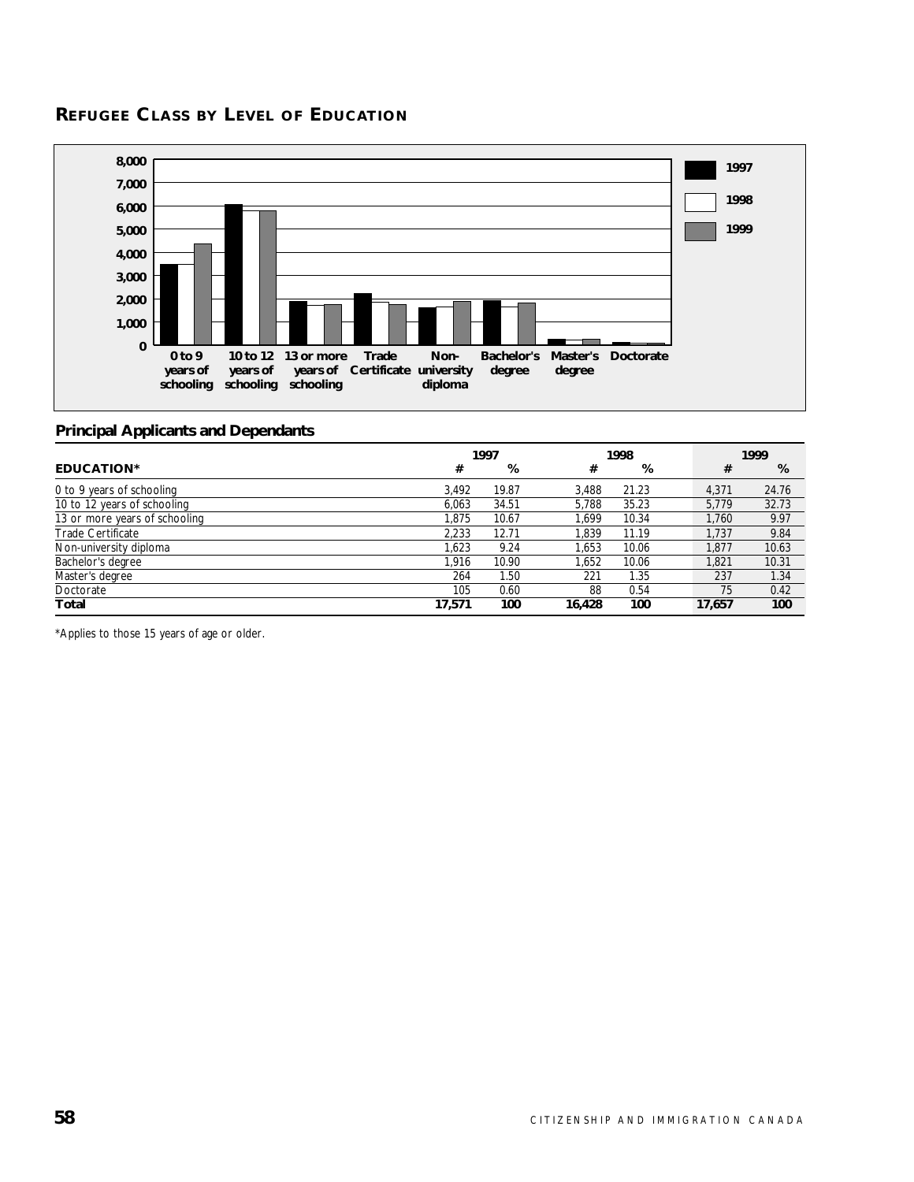## REFUGEE CLASS BY LEVEL OF EDUCATION

### Principal Applicants and Dependants

| EDUCATION* | 1997 # | 1997 % | 1998 # | 1998 % | 1999 # | 1999 % |
|---|---|---|---|---|---|---|
| 0 to 9 years of schooling | 3,492 | 19.87 | 3,488 | 21.23 | 4,371 | 24.76 |
| 10 to 12 years of schooling | 6,063 | 34.51 | 5,788 | 35.23 | 5,779 | 32.73 |
| 13 or more years of schooling | 1,875 | 10.67 | 1,699 | 10.34 | 1,760 | 9.97 |
| Trade Certificate | 2,233 | 12.71 | 1,839 | 11.19 | 1,737 | 9.84 |
| Non-university diploma | 1,623 | 9.24 | 1,653 | 10.06 | 1,877 | 10.63 |
| Bachelor's degree | 1,916 | 10.90 | 1,652 | 10.06 | 1,821 | 10.31 |
| Master's degree | 264 | 1.50 | 221 | 1.35 | 237 | 1.34 |
| Doctorate | 105 | 0.60 | 88 | 0.54 | 75 | 0.42 |
| **Total** | **17,571** | **100** | **16,428** | **100** | **17,657** | **100** |

*Applies to those 15 years of age or older.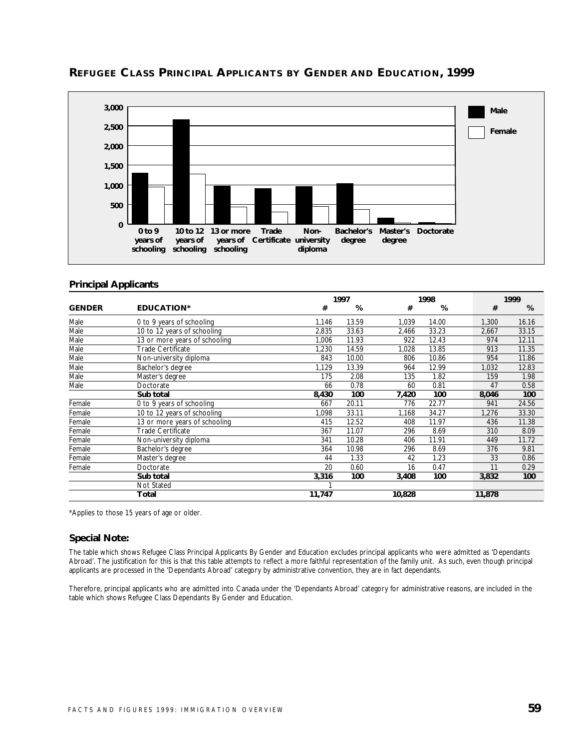## REFUGEE CLASS PRINCIPAL APPLICANTS BY GENDER AND EDUCATION, 1999

### Principal Applicants

| GENDER | EDUCATION* | 1997 # | 1997 % | 1998 # | 1998 % | 1999 # | 1999 % |
|---|---|---|---|---|---|---|---|
| Male | 0 to 9 years of schooling | 1,146 | 13.59 | 1,039 | 14.00 | 1,300 | 16.16 |
| Male | 10 to 12 years of schooling | 2,835 | 33.63 | 2,466 | 33.23 | 2,667 | 33.15 |
| Male | 13 or more years of schooling | 1,006 | 11.93 | 922 | 12.43 | 974 | 12.11 |
| Male | Trade Certificate | 1,230 | 14.59 | 1,028 | 13.85 | 913 | 11.35 |
| Male | Non-university diploma | 843 | 10.00 | 806 | 10.86 | 954 | 11.86 |
| Male | Bachelor's degree | 1,129 | 13.39 | 964 | 12.99 | 1,032 | 12.83 |
| Male | Master's degree | 175 | 2.08 | 135 | 1.82 | 159 | 1.98 |
| Male | Doctorate | 66 | 0.78 | 60 | 0.81 | 47 | 0.58 |
| | **Sub total** | **8,430** | **100** | **7,420** | **100** | **8,046** | **100** |
| Female | 0 to 9 years of schooling | 667 | 20.11 | 776 | 22.77 | 941 | 24.56 |
| Female | 10 to 12 years of schooling | 1,098 | 33.11 | 1,168 | 34.27 | 1,276 | 33.30 |
| Female | 13 or more years of schooling | 415 | 12.52 | 408 | 11.97 | 436 | 11.38 |
| Female | Trade Certificate | 367 | 11.07 | 296 | 8.69 | 310 | 8.09 |
| Female | Non-university diploma | 341 | 10.28 | 406 | 11.91 | 449 | 11.72 |
| Female | Bachelor's degree | 364 | 10.98 | 296 | 8.69 | 376 | 9.81 |
| Female | Master's degree | 44 | 1.33 | 42 | 1.23 | 33 | 0.86 |
| Female | Doctorate | 20 | 0.60 | 16 | 0.47 | 11 | 0.29 |
| | **Sub total** | **3,316** | **100** | **3,408** | **100** | **3,832** | **100** |
| | Not Stated | 1 | | | | | |
| | **Total** | **11,747** | | **10,828** | | **11,878** | |

*Applies to those 15 years of age or older.

### Special Note:

The table which shows Refugee Class Principal Applicants By Gender and Education excludes principal applicants who were admitted as 'Dependants Abroad'. The justification for this is that this table attempts to reflect a more faithful representation of the family unit. As such, even though principal applicants are processed in the 'Dependants Abroad' category by administrative convention, they are in fact dependants.

Therefore, principal applicants who are admitted into Canada under the 'Dependants Abroad' category for administrative reasons, are included in the table which shows Refugee Class Dependants By Gender and Education.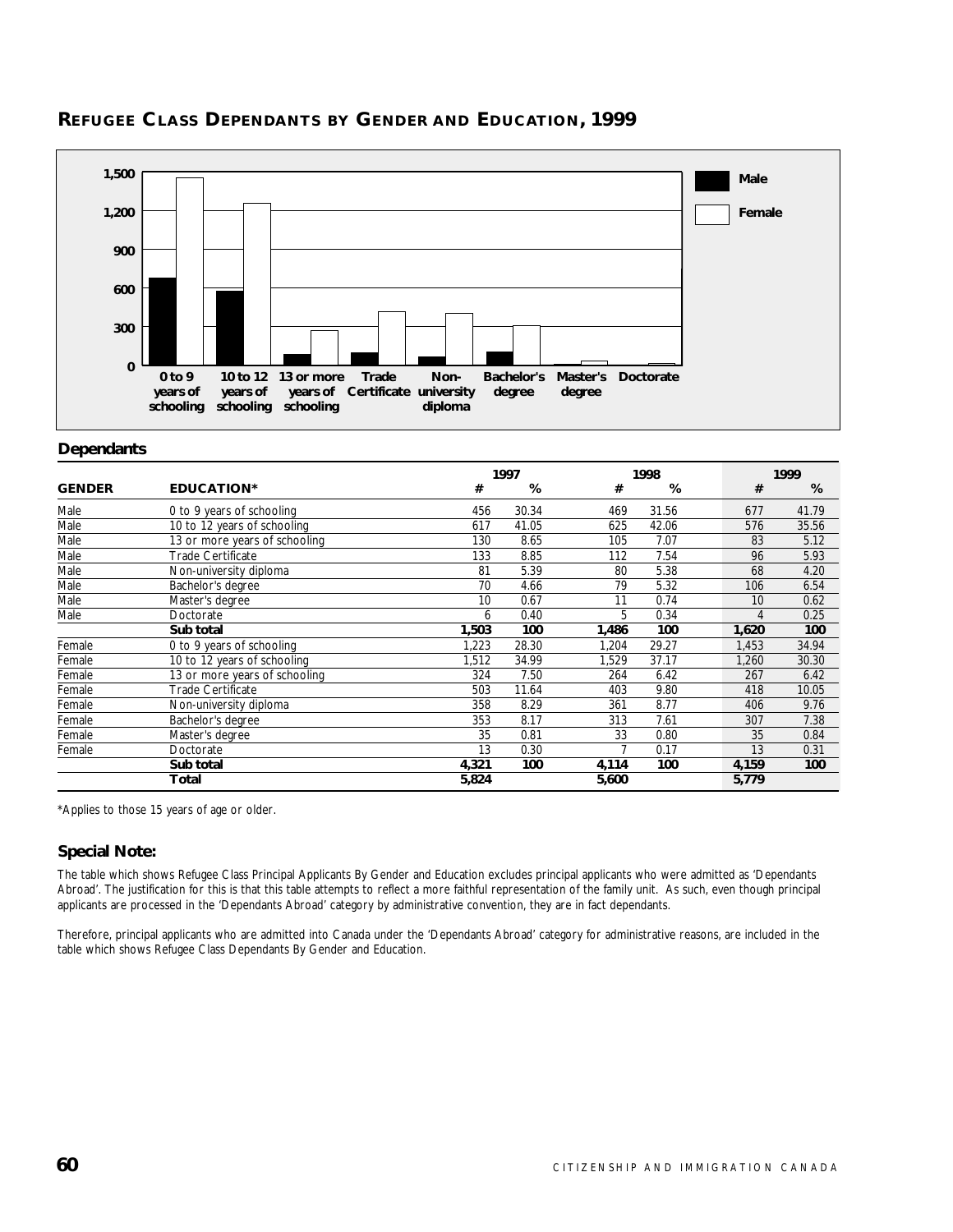## REFUGEE CLASS DEPENDANTS BY GENDER AND EDUCATION, 1999

### Dependants

| GENDER | EDUCATION* | 1997 # | 1997 % | 1998 # | 1998 % | 1999 # | 1999 % |
|---|---|---|---|---|---|---|---|
| Male | 0 to 9 years of schooling | 456 | 30.34 | 469 | 31.56 | 677 | 41.79 |
| Male | 10 to 12 years of schooling | 617 | 41.05 | 625 | 42.06 | 576 | 35.56 |
| Male | 13 or more years of schooling | 130 | 8.65 | 105 | 7.07 | 83 | 5.12 |
| Male | Trade Certificate | 133 | 8.85 | 112 | 7.54 | 96 | 5.93 |
| Male | Non-university diploma | 81 | 5.39 | 80 | 5.38 | 68 | 4.20 |
| Male | Bachelor's degree | 70 | 4.66 | 79 | 5.32 | 106 | 6.54 |
| Male | Master's degree | 10 | 0.67 | 11 | 0.74 | 10 | 0.62 |
| Male | Doctorate | 6 | 0.40 | 5 | 0.34 | 4 | 0.25 |
| | **Sub total** | **1,503** | **100** | **1,486** | **100** | **1,620** | **100** |
| Female | 0 to 9 years of schooling | 1,223 | 28.30 | 1,204 | 29.27 | 1,453 | 34.94 |
| Female | 10 to 12 years of schooling | 1,512 | 34.99 | 1,529 | 37.17 | 1,260 | 30.30 |
| Female | 13 or more years of schooling | 324 | 7.50 | 264 | 6.42 | 267 | 6.42 |
| Female | Trade Certificate | 503 | 11.64 | 403 | 9.80 | 418 | 10.05 |
| Female | Non-university diploma | 358 | 8.29 | 361 | 8.77 | 406 | 9.76 |
| Female | Bachelor's degree | 353 | 8.17 | 313 | 7.61 | 307 | 7.38 |
| Female | Master's degree | 35 | 0.81 | 33 | 0.80 | 35 | 0.84 |
| Female | Doctorate | 13 | 0.30 | 7 | 0.17 | 13 | 0.31 |
| | **Sub total** | **4,321** | **100** | **4,114** | **100** | **4,159** | **100** |
| | **Total** | **5,824** | | **5,600** | | **5,779** | |

*Applies to those 15 years of age or older.

### Special Note:

The table which shows Refugee Class Principal Applicants By Gender and Education excludes principal applicants who were admitted as 'Dependants Abroad'. The justification for this is that this table attempts to reflect a more faithful representation of the family unit. As such, even though principal applicants are processed in the 'Dependants Abroad' category by administrative convention, they are in fact dependants.

Therefore, principal applicants who are admitted into Canada under the 'Dependants Abroad' category for administrative reasons, are included in the table which shows Refugee Class Dependants By Gender and Education.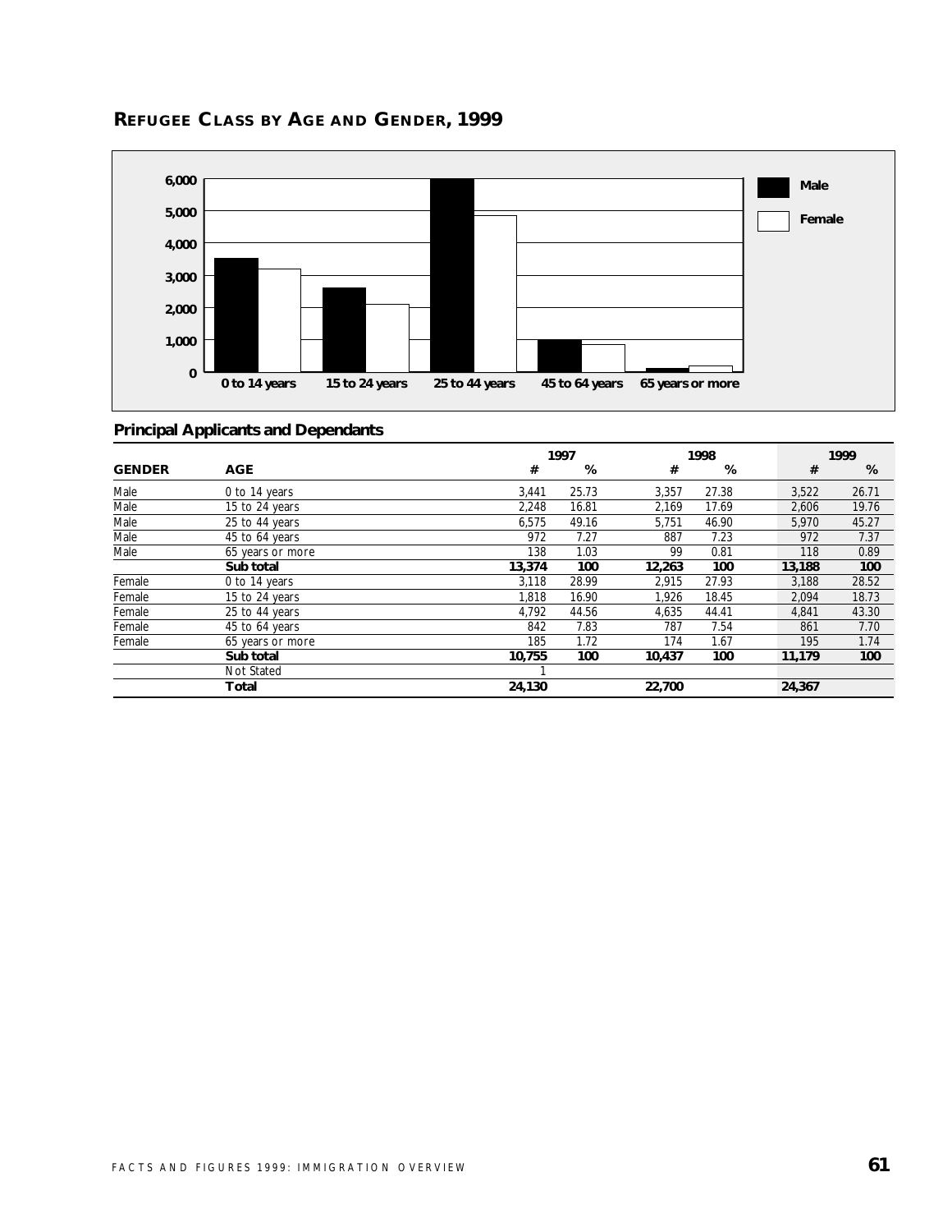## REFUGEE CLASS BY AGE AND GENDER, 1999

### Principal Applicants and Dependants

| GENDER | AGE | 1997 # | 1997 % | 1998 # | 1998 % | 1999 # | 1999 % |
|---|---|---|---|---|---|---|---|
| Male | 0 to 14 years | 3,441 | 25.73 | 3,357 | 27.38 | 3,522 | 26.71 |
| Male | 15 to 24 years | 2,248 | 16.81 | 2,169 | 17.69 | 2,606 | 19.76 |
| Male | 25 to 44 years | 6,575 | 49.16 | 5,751 | 46.90 | 5,970 | 45.27 |
| Male | 45 to 64 years | 972 | 7.27 | 887 | 7.23 | 972 | 7.37 |
| Male | 65 years or more | 138 | 1.03 | 99 | 0.81 | 118 | 0.89 |
| | **Sub total** | **13,374** | **100** | **12,263** | **100** | **13,188** | **100** |
| Female | 0 to 14 years | 3,118 | 28.99 | 2,915 | 27.93 | 3,188 | 28.52 |
| Female | 15 to 24 years | 1,818 | 16.90 | 1,926 | 18.45 | 2,094 | 18.73 |
| Female | 25 to 44 years | 4,792 | 44.56 | 4,635 | 44.41 | 4,841 | 43.30 |
| Female | 45 to 64 years | 842 | 7.83 | 787 | 7.54 | 861 | 7.70 |
| Female | 65 years or more | 185 | 1.72 | 174 | 1.67 | 195 | 1.74 |
| | **Sub total** | **10,755** | **100** | **10,437** | **100** | **11,179** | **100** |
| | Not Stated | 1 | | | | | |
| | **Total** | **24,130** | | **22,700** | | **24,367** | |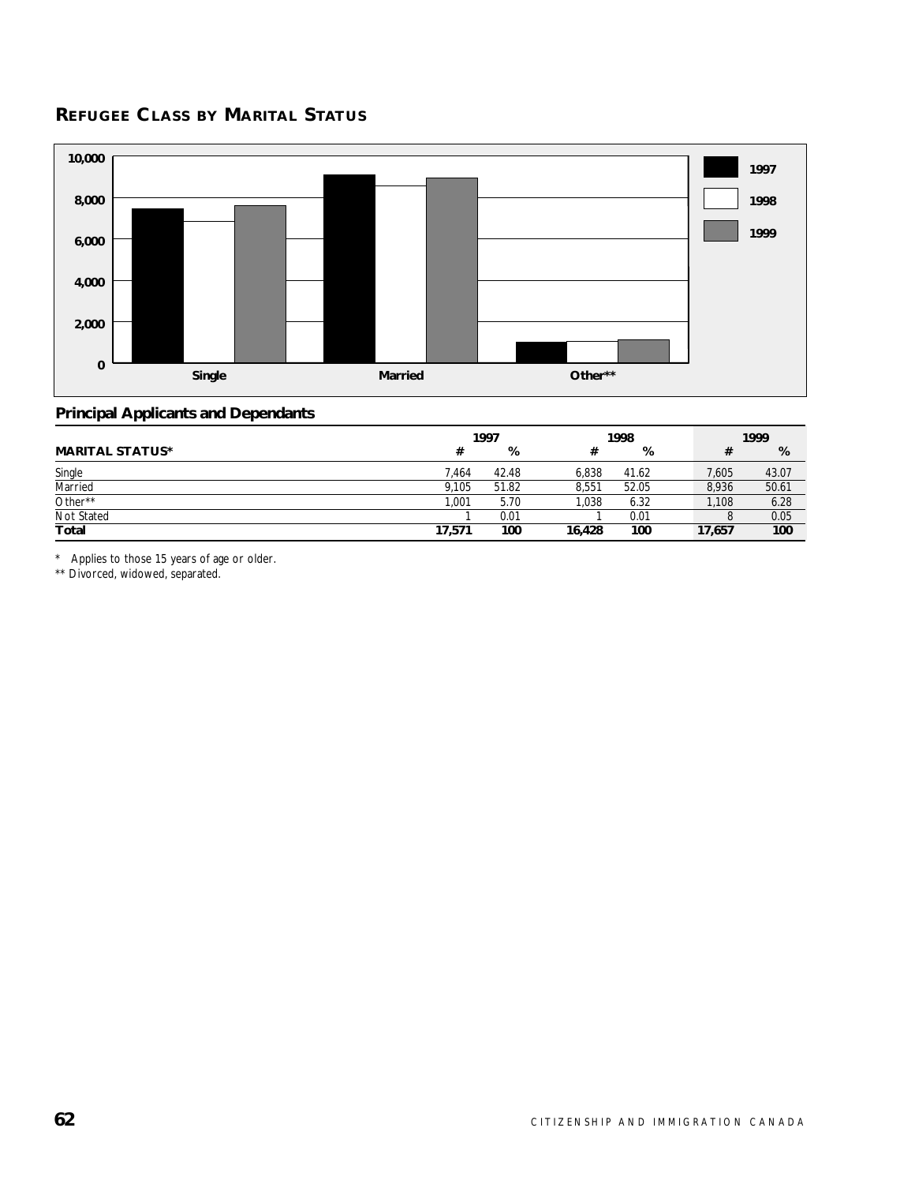## REFUGEE CLASS BY MARITAL STATUS

### Principal Applicants and Dependants

| MARITAL STATUS* | 1997 # | 1997 % | 1998 # | 1998 % | 1999 # | 1999 % |
|---|---|---|---|---|---|---|
| Single | 7,464 | 42.48 | 6,838 | 41.62 | 7,605 | 43.07 |
| Married | 9,105 | 51.82 | 8,551 | 52.05 | 8,936 | 50.61 |
| Other** | 1,001 | 5.70 | 1,038 | 6.32 | 1,108 | 6.28 |
| Not Stated | 1 | 0.01 | 1 | 0.01 | 8 | 0.05 |
| **Total** | **17,571** | **100** | **16,428** | **100** | **17,657** | **100** |

\* Applies to those 15 years of age or older.

** Divorced, widowed, separated.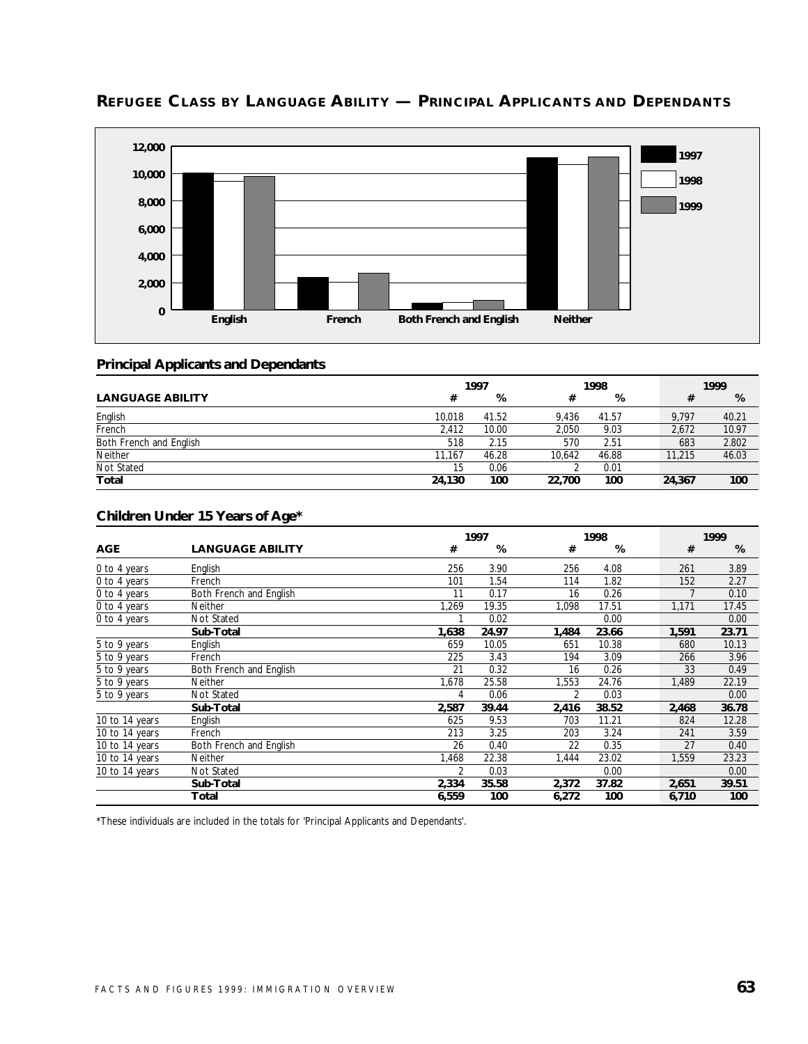## Refugee Class by Language Ability — Principal Applicants and Dependants

### Principal Applicants and Dependants

| LANGUAGE ABILITY | 1997 # | 1997 % | 1998 # | 1998 % | 1999 # | 1999 % |
|---|---|---|---|---|---|---|
| English | 10,018 | 41.52 | 9,436 | 41.57 | 9,797 | 40.21 |
| French | 2,412 | 10.00 | 2,050 | 9.03 | 2,672 | 10.97 |
| Both French and English | 518 | 2.15 | 570 | 2.51 | 683 | 2.802 |
| Neither | 11,167 | 46.28 | 10,642 | 46.88 | 11,215 | 46.03 |
| Not Stated | 15 | 0.06 | 2 | 0.01 | | |
| **Total** | **24,130** | **100** | **22,700** | **100** | **24,367** | **100** |

### Children Under 15 Years of Age*

| AGE | LANGUAGE ABILITY | 1997 # | 1997 % | 1998 # | 1998 % | 1999 # | 1999 % |
|---|---|---|---|---|---|---|---|
| 0 to 4 years | English | 256 | 3.90 | 256 | 4.08 | 261 | 3.89 |
| 0 to 4 years | French | 101 | 1.54 | 114 | 1.82 | 152 | 2.27 |
| 0 to 4 years | Both French and English | 11 | 0.17 | 16 | 0.26 | 7 | 0.10 |
| 0 to 4 years | Neither | 1,269 | 19.35 | 1,098 | 17.51 | 1,171 | 17.45 |
| 0 to 4 years | Not Stated | 1 | 0.02 | | 0.00 | | 0.00 |
| | **Sub-Total** | **1,638** | **24.97** | **1,484** | **23.66** | **1,591** | **23.71** |
| 5 to 9 years | English | 659 | 10.05 | 651 | 10.38 | 680 | 10.13 |
| 5 to 9 years | French | 225 | 3.43 | 194 | 3.09 | 266 | 3.96 |
| 5 to 9 years | Both French and English | 21 | 0.32 | 16 | 0.26 | 33 | 0.49 |
| 5 to 9 years | Neither | 1,678 | 25.58 | 1,553 | 24.76 | 1,489 | 22.19 |
| 5 to 9 years | Not Stated | 4 | 0.06 | 2 | 0.03 | | 0.00 |
| | **Sub-Total** | **2,587** | **39.44** | **2,416** | **38.52** | **2,468** | **36.78** |
| 10 to 14 years | English | 625 | 9.53 | 703 | 11.21 | 824 | 12.28 |
| 10 to 14 years | French | 213 | 3.25 | 203 | 3.24 | 241 | 3.59 |
| 10 to 14 years | Both French and English | 26 | 0.40 | 22 | 0.35 | 27 | 0.40 |
| 10 to 14 years | Neither | 1,468 | 22.38 | 1,444 | 23.02 | 1,559 | 23.23 |
| 10 to 14 years | Not Stated | 2 | 0.03 | | 0.00 | | 0.00 |
| | **Sub-Total** | **2,334** | **35.58** | **2,372** | **37.82** | **2,651** | **39.51** |
| | **Total** | **6,559** | **100** | **6,272** | **100** | **6,710** | **100** |

*These individuals are included in the totals for 'Principal Applicants and Dependants'.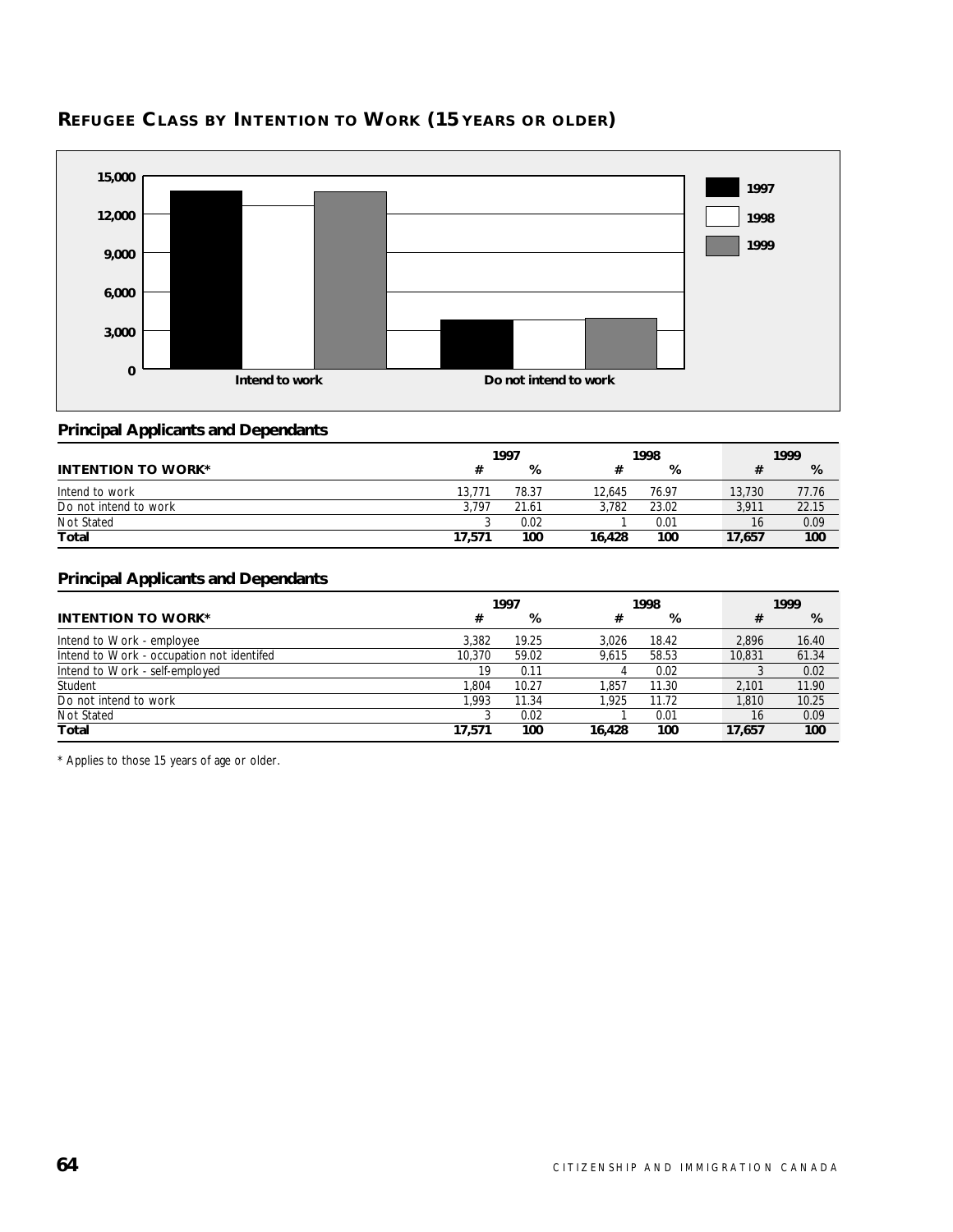## Refugee Class by Intention to Work (15 years or older)

### Principal Applicants and Dependants

| INTENTION TO WORK* | 1997 # | 1997 % | 1998 # | 1998 % | 1999 # | 1999 % |
|---|---|---|---|---|---|---|
| Intend to work | 13,771 | 78.37 | 12,645 | 76.97 | 13,730 | 77.76 |
| Do not intend to work | 3,797 | 21.61 | 3,782 | 23.02 | 3,911 | 22.15 |
| Not Stated | 3 | 0.02 | 1 | 0.01 | 16 | 0.09 |
| **Total** | **17,571** | **100** | **16,428** | **100** | **17,657** | **100** |

### Principal Applicants and Dependants

| INTENTION TO WORK* | 1997 # | 1997 % | 1998 # | 1998 % | 1999 # | 1999 % |
|---|---|---|---|---|---|---|
| Intend to Work - employee | 3,382 | 19.25 | 3,026 | 18.42 | 2,896 | 16.40 |
| Intend to Work - occupation not identifed | 10,370 | 59.02 | 9,615 | 58.53 | 10,831 | 61.34 |
| Intend to Work - self-employed | 19 | 0.11 | 4 | 0.02 | 3 | 0.02 |
| Student | 1,804 | 10.27 | 1,857 | 11.30 | 2,101 | 11.90 |
| Do not intend to work | 1,993 | 11.34 | 1,925 | 11.72 | 1,810 | 10.25 |
| Not Stated | 3 | 0.02 | 1 | 0.01 | 16 | 0.09 |
| **Total** | **17,571** | **100** | **16,428** | **100** | **17,657** | **100** |

\* Applies to those 15 years of age or older.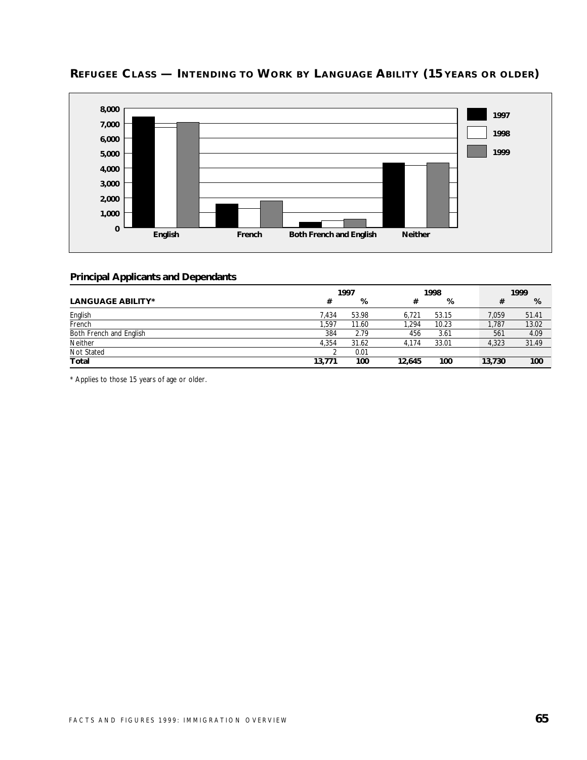## REFUGEE CLASS — INTENDING TO WORK BY LANGUAGE ABILITY (15 YEARS OR OLDER)

### Principal Applicants and Dependants

| LANGUAGE ABILITY* | 1997 # | 1997 % | 1998 # | 1998 % | 1999 # | 1999 % |
|---|---|---|---|---|---|---|
| English | 7,434 | 53.98 | 6,721 | 53.15 | 7,059 | 51.41 |
| French | 1,597 | 11.60 | 1,294 | 10.23 | 1,787 | 13.02 |
| Both French and English | 384 | 2.79 | 456 | 3.61 | 561 | 4.09 |
| Neither | 4,354 | 31.62 | 4,174 | 33.01 | 4,323 | 31.49 |
| Not Stated | 2 | 0.01 | | | | |
| **Total** | **13,771** | **100** | **12,645** | **100** | **13,730** | **100** |

* Applies to those 15 years of age or older.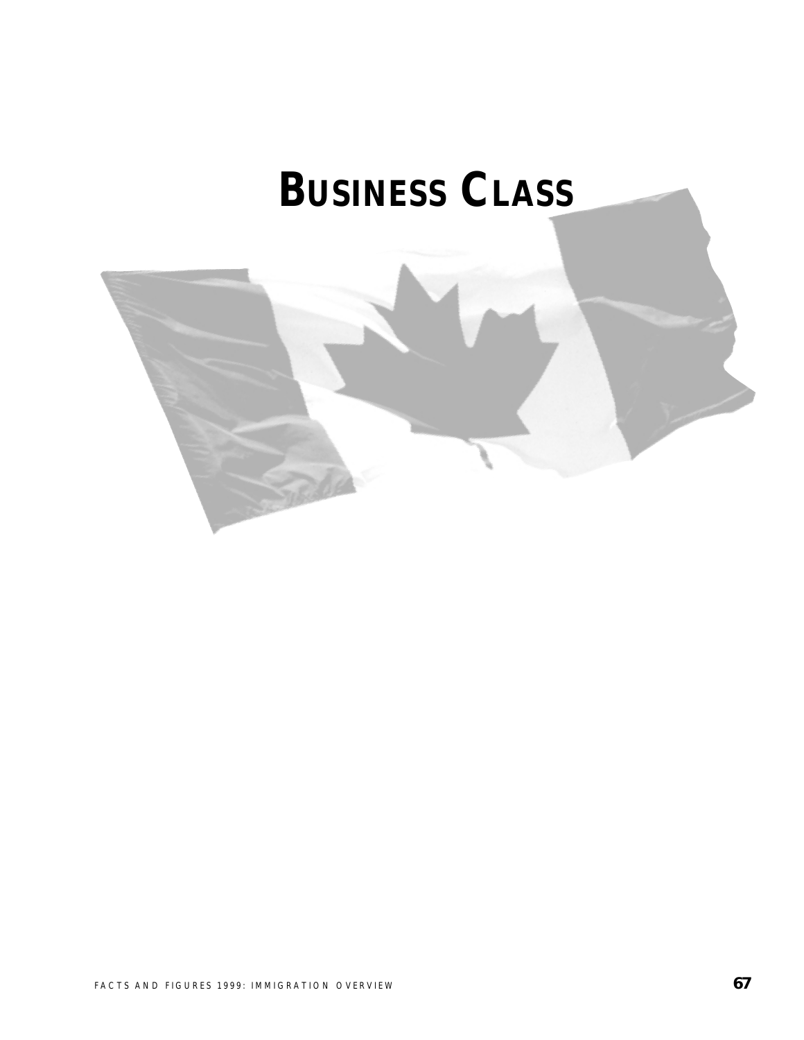# BUSINESS CLASS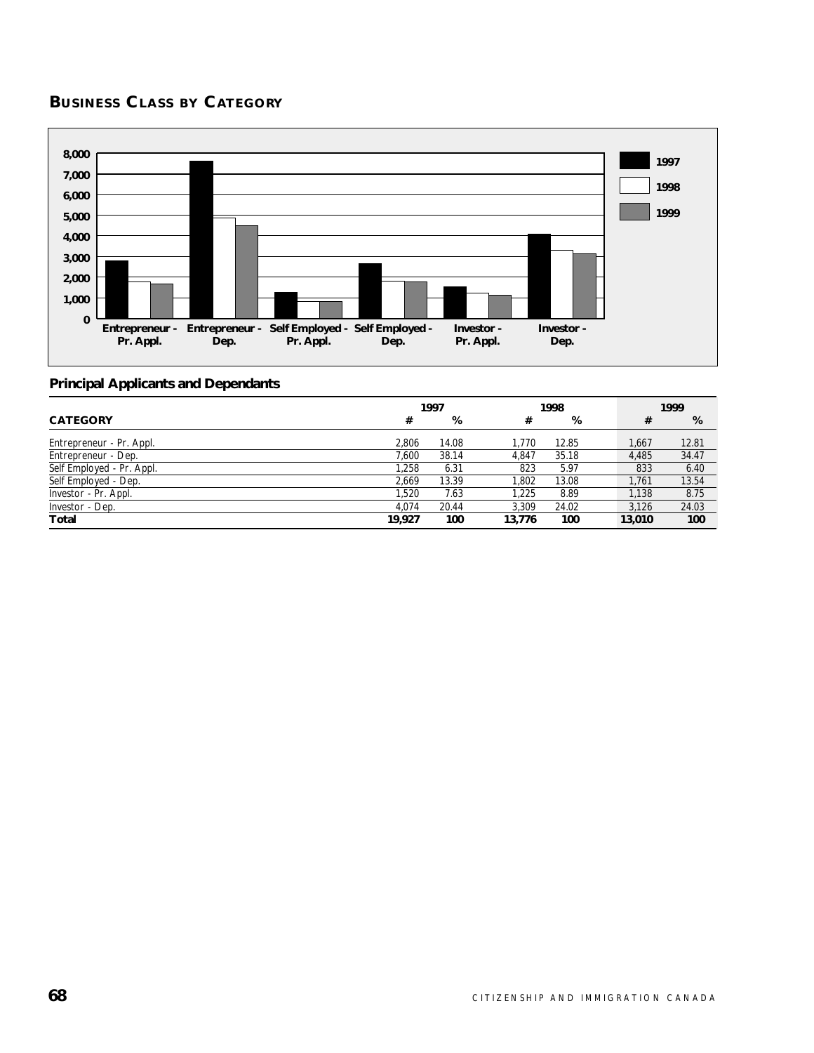## Business Class by Category

### Principal Applicants and Dependants

| CATEGORY | 1997 # | 1997 % | 1998 # | 1998 % | 1999 # | 1999 % |
|---|---|---|---|---|---|---|
| Entrepreneur - Pr. Appl. | 2,806 | 14.08 | 1,770 | 12.85 | 1,667 | 12.81 |
| Entrepreneur - Dep. | 7,600 | 38.14 | 4,847 | 35.18 | 4,485 | 34.47 |
| Self Employed - Pr. Appl. | 1,258 | 6.31 | 823 | 5.97 | 833 | 6.40 |
| Self Employed - Dep. | 2,669 | 13.39 | 1,802 | 13.08 | 1,761 | 13.54 |
| Investor - Pr. Appl. | 1,520 | 7.63 | 1,225 | 8.89 | 1,138 | 8.75 |
| Investor - Dep. | 4,074 | 20.44 | 3,309 | 24.02 | 3,126 | 24.03 |
| **Total** | **19,927** | **100** | **13,776** | **100** | **13,010** | **100** |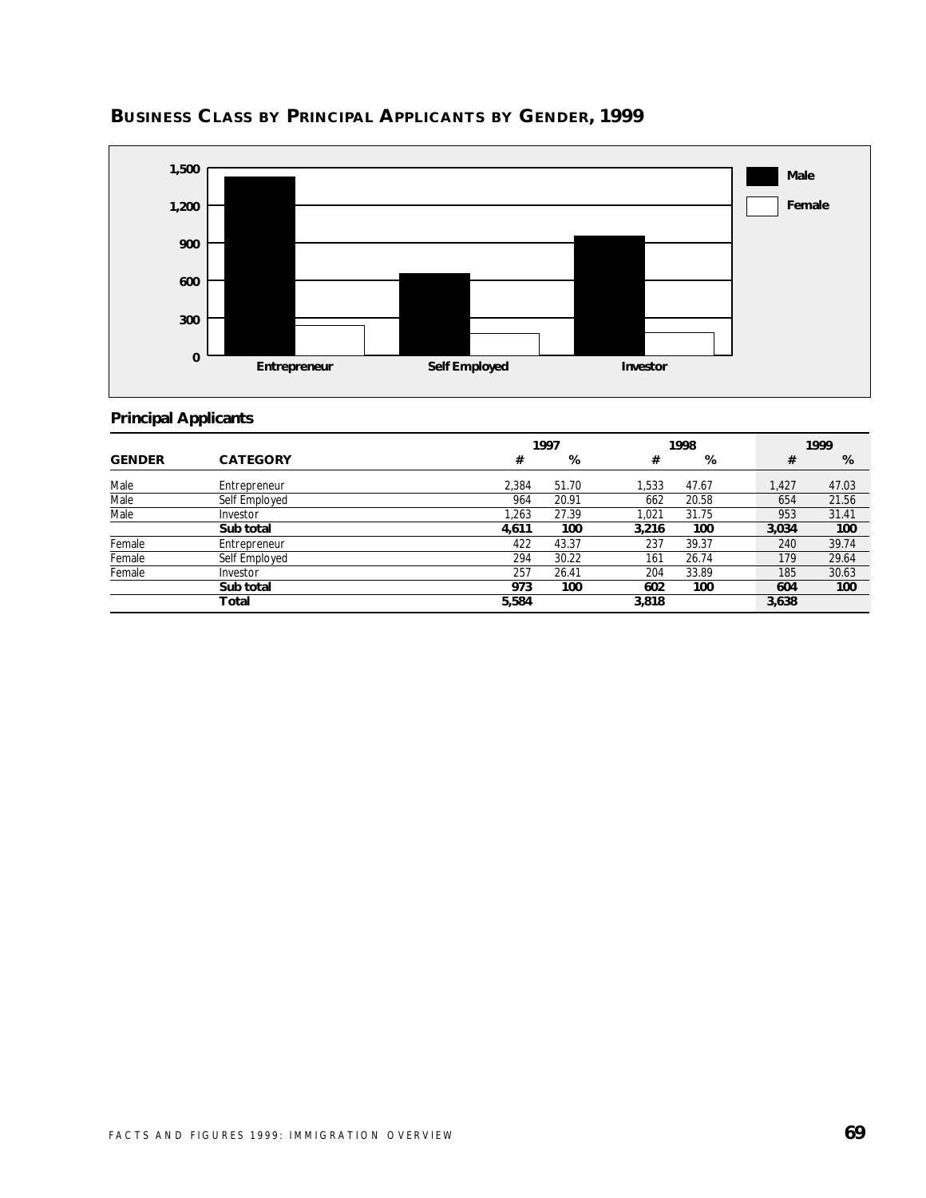## BUSINESS CLASS BY PRINCIPAL APPLICANTS BY GENDER, 1999

### Principal Applicants

| GENDER | CATEGORY | 1997 # | 1997 % | 1998 # | 1998 % | 1999 # | 1999 % |
|---|---|---|---|---|---|---|---|
| Male | Entrepreneur | 2,384 | 51.70 | 1,533 | 47.67 | 1,427 | 47.03 |
| Male | Self Employed | 964 | 20.91 | 662 | 20.58 | 654 | 21.56 |
| Male | Investor | 1,263 | 27.39 | 1,021 | 31.75 | 953 | 31.41 |
| | **Sub total** | **4,611** | **100** | **3,216** | **100** | **3,034** | **100** |
| Female | Entrepreneur | 422 | 43.37 | 237 | 39.37 | 240 | 39.74 |
| Female | Self Employed | 294 | 30.22 | 161 | 26.74 | 179 | 29.64 |
| Female | Investor | 257 | 26.41 | 204 | 33.89 | 185 | 30.63 |
| | **Sub total** | **973** | **100** | **602** | **100** | **604** | **100** |
| | **Total** | **5,584** | | **3,818** | | **3,638** | |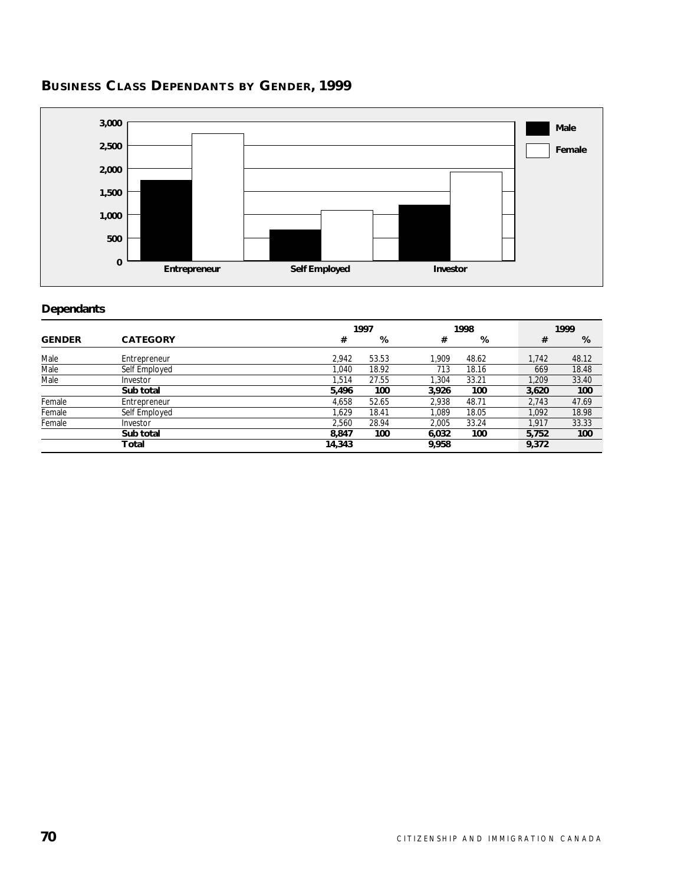## BUSINESS CLASS DEPENDANTS BY GENDER, 1999

### Dependants

| GENDER | CATEGORY | 1997 # | 1997 % | 1998 # | 1998 % | 1999 # | 1999 % |
|---|---|---|---|---|---|---|---|
| Male | Entrepreneur | 2,942 | 53.53 | 1,909 | 48.62 | 1,742 | 48.12 |
| Male | Self Employed | 1,040 | 18.92 | 713 | 18.16 | 669 | 18.48 |
| Male | Investor | 1,514 | 27.55 | 1,304 | 33.21 | 1,209 | 33.40 |
| | **Sub total** | **5,496** | **100** | **3,926** | **100** | **3,620** | **100** |
| Female | Entrepreneur | 4,658 | 52.65 | 2,938 | 48.71 | 2,743 | 47.69 |
| Female | Self Employed | 1,629 | 18.41 | 1,089 | 18.05 | 1,092 | 18.98 |
| Female | Investor | 2,560 | 28.94 | 2,005 | 33.24 | 1,917 | 33.33 |
| | **Sub total** | **8,847** | **100** | **6,032** | **100** | **5,752** | **100** |
| | **Total** | **14,343** | | **9,958** | | **9,372** | |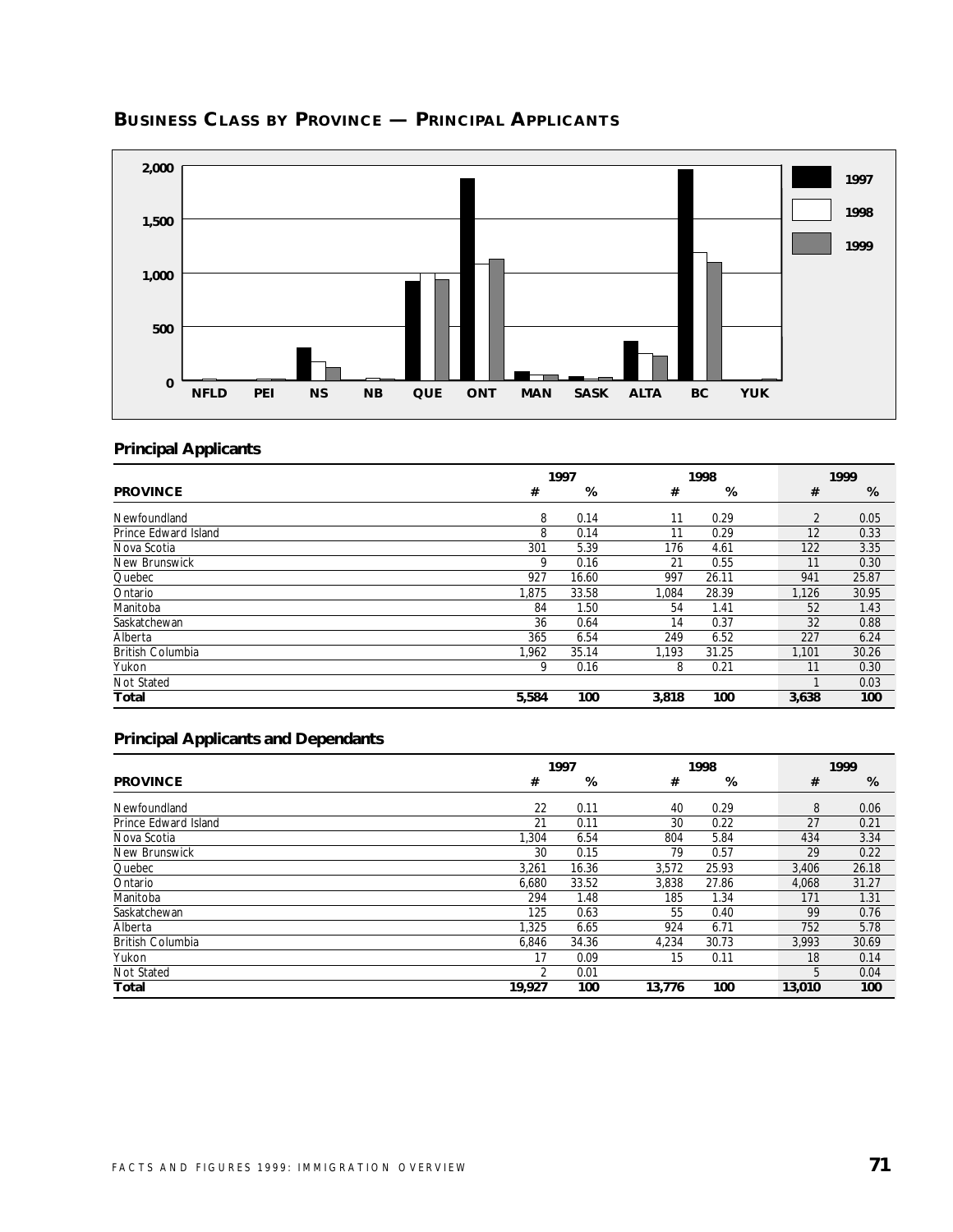## Business Class by Province — Principal Applicants

## Principal Applicants

| PROVINCE | 1997 # | 1997 % | 1998 # | 1998 % | 1999 # | 1999 % |
|---|---|---|---|---|---|---|
| Newfoundland | 8 | 0.14 | 11 | 0.29 | 2 | 0.05 |
| Prince Edward Island | 8 | 0.14 | 11 | 0.29 | 12 | 0.33 |
| Nova Scotia | 301 | 5.39 | 176 | 4.61 | 122 | 3.35 |
| New Brunswick | 9 | 0.16 | 21 | 0.55 | 11 | 0.30 |
| Quebec | 927 | 16.60 | 997 | 26.11 | 941 | 25.87 |
| Ontario | 1,875 | 33.58 | 1,084 | 28.39 | 1,126 | 30.95 |
| Manitoba | 84 | 1.50 | 54 | 1.41 | 52 | 1.43 |
| Saskatchewan | 36 | 0.64 | 14 | 0.37 | 32 | 0.88 |
| Alberta | 365 | 6.54 | 249 | 6.52 | 227 | 6.24 |
| British Columbia | 1,962 | 35.14 | 1,193 | 31.25 | 1,101 | 30.26 |
| Yukon | 9 | 0.16 | 8 | 0.21 | 11 | 0.30 |
| Not Stated | | | | | 1 | 0.03 |
| **Total** | **5,584** | **100** | **3,818** | **100** | **3,638** | **100** |

## Principal Applicants and Dependants

| PROVINCE | 1997 # | 1997 % | 1998 # | 1998 % | 1999 # | 1999 % |
|---|---|---|---|---|---|---|
| Newfoundland | 22 | 0.11 | 40 | 0.29 | 8 | 0.06 |
| Prince Edward Island | 21 | 0.11 | 30 | 0.22 | 27 | 0.21 |
| Nova Scotia | 1,304 | 6.54 | 804 | 5.84 | 434 | 3.34 |
| New Brunswick | 30 | 0.15 | 79 | 0.57 | 29 | 0.22 |
| Quebec | 3,261 | 16.36 | 3,572 | 25.93 | 3,406 | 26.18 |
| Ontario | 6,680 | 33.52 | 3,838 | 27.86 | 4,068 | 31.27 |
| Manitoba | 294 | 1.48 | 185 | 1.34 | 171 | 1.31 |
| Saskatchewan | 125 | 0.63 | 55 | 0.40 | 99 | 0.76 |
| Alberta | 1,325 | 6.65 | 924 | 6.71 | 752 | 5.78 |
| British Columbia | 6,846 | 34.36 | 4,234 | 30.73 | 3,993 | 30.69 |
| Yukon | 17 | 0.09 | 15 | 0.11 | 18 | 0.14 |
| Not Stated | 2 | 0.01 | | | 5 | 0.04 |
| **Total** | **19,927** | **100** | **13,776** | **100** | **13,010** | **100** |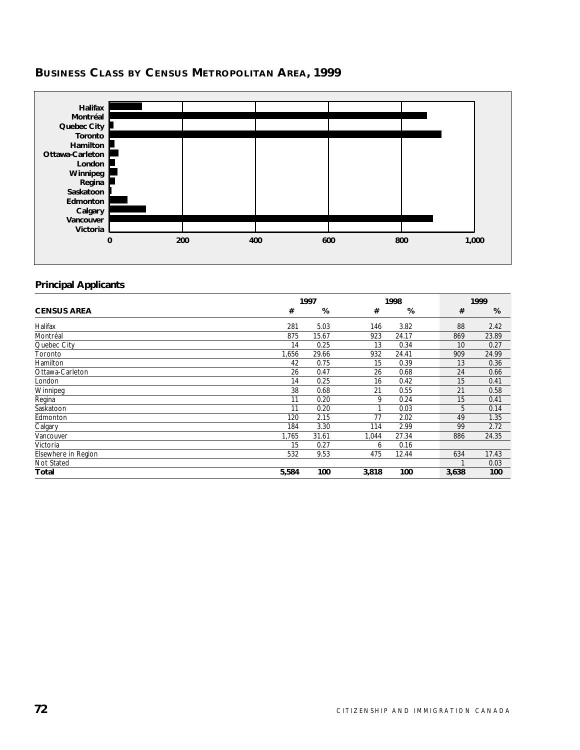## BUSINESS CLASS BY CENSUS METROPOLITAN AREA, 1999

### Principal Applicants

| CENSUS AREA | 1997 # | 1997 % | 1998 # | 1998 % | 1999 # | 1999 % |
|---|---|---|---|---|---|---|
| Halifax | 281 | 5.03 | 146 | 3.82 | 88 | 2.42 |
| Montréal | 875 | 15.67 | 923 | 24.17 | 869 | 23.89 |
| Quebec City | 14 | 0.25 | 13 | 0.34 | 10 | 0.27 |
| Toronto | 1,656 | 29.66 | 932 | 24.41 | 909 | 24.99 |
| Hamilton | 42 | 0.75 | 15 | 0.39 | 13 | 0.36 |
| Ottawa-Carleton | 26 | 0.47 | 26 | 0.68 | 24 | 0.66 |
| London | 14 | 0.25 | 16 | 0.42 | 15 | 0.41 |
| Winnipeg | 38 | 0.68 | 21 | 0.55 | 21 | 0.58 |
| Regina | 11 | 0.20 | 9 | 0.24 | 15 | 0.41 |
| Saskatoon | 11 | 0.20 | 1 | 0.03 | 5 | 0.14 |
| Edmonton | 120 | 2.15 | 77 | 2.02 | 49 | 1.35 |
| Calgary | 184 | 3.30 | 114 | 2.99 | 99 | 2.72 |
| Vancouver | 1,765 | 31.61 | 1,044 | 27.34 | 886 | 24.35 |
| Victoria | 15 | 0.27 | 6 | 0.16 | | |
| Elsewhere in Region | 532 | 9.53 | 475 | 12.44 | 634 | 17.43 |
| Not Stated | | | | | 1 | 0.03 |
| **Total** | **5,584** | **100** | **3,818** | **100** | **3,638** | **100** |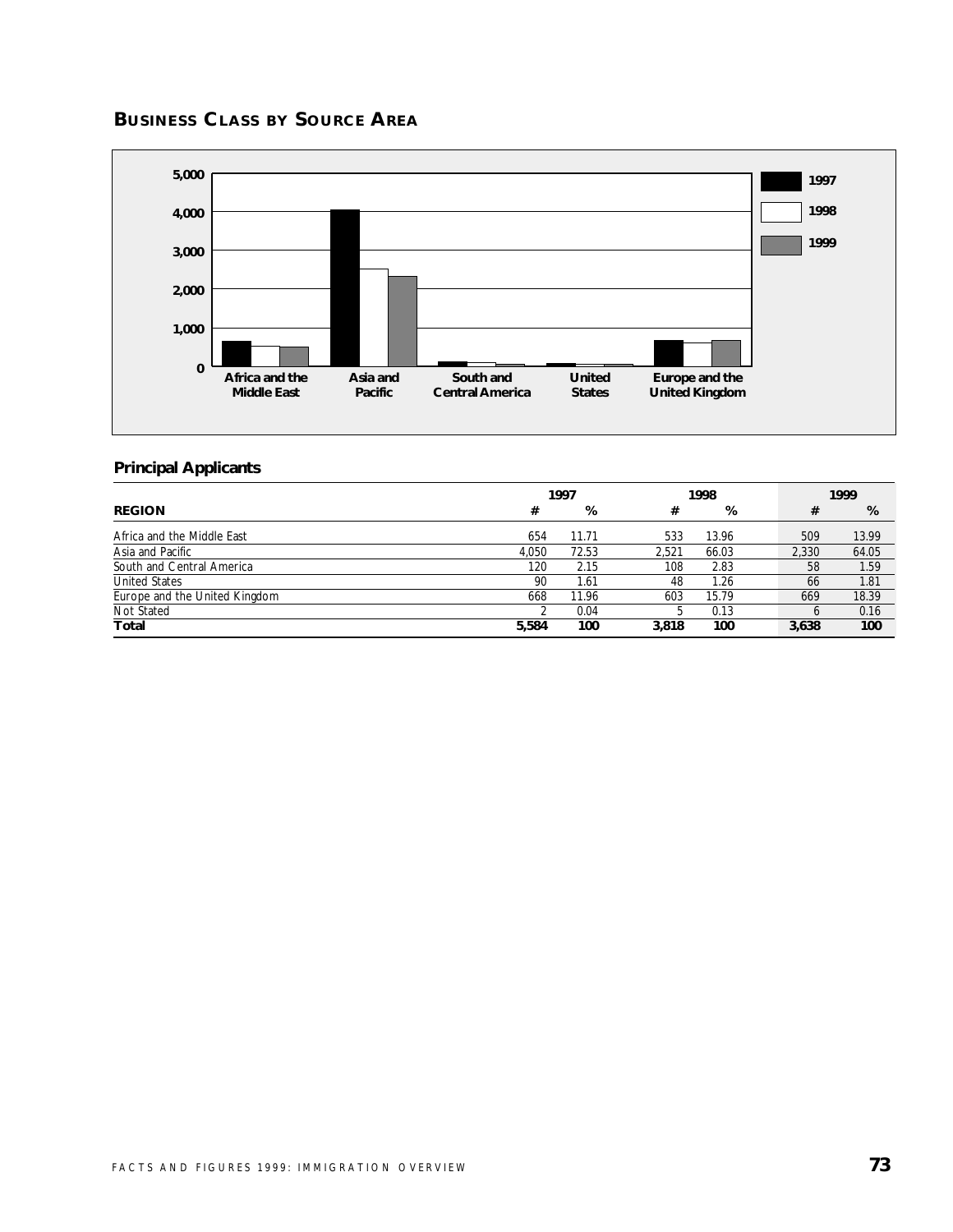## BUSINESS CLASS BY SOURCE AREA

### Principal Applicants

| REGION | 1997 # | 1997 % | 1998 # | 1998 % | 1999 # | 1999 % |
|---|---|---|---|---|---|---|
| Africa and the Middle East | 654 | 11.71 | 533 | 13.96 | 509 | 13.99 |
| Asia and Pacific | 4,050 | 72.53 | 2,521 | 66.03 | 2,330 | 64.05 |
| South and Central America | 120 | 2.15 | 108 | 2.83 | 58 | 1.59 |
| United States | 90 | 1.61 | 48 | 1.26 | 66 | 1.81 |
| Europe and the United Kingdom | 668 | 11.96 | 603 | 15.79 | 669 | 18.39 |
| Not Stated | 2 | 0.04 | 5 | 0.13 | 6 | 0.16 |
| **Total** | **5,584** | **100** | **3,818** | **100** | **3,638** | **100** |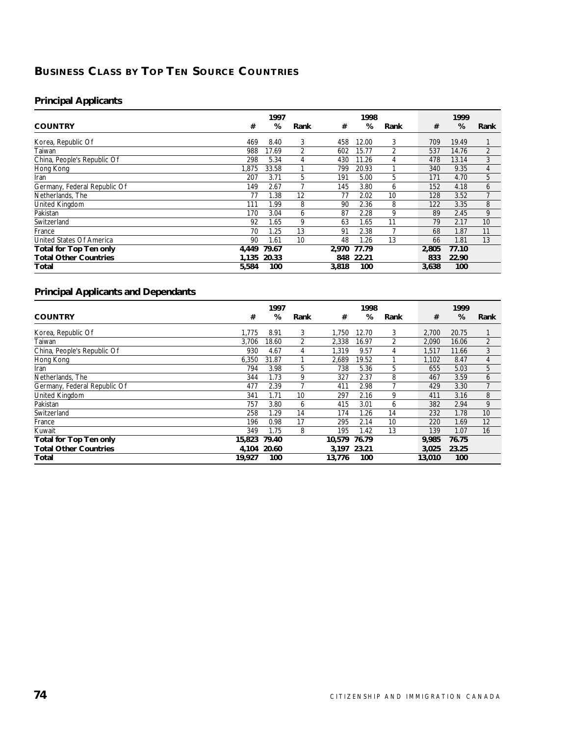## BUSINESS CLASS BY TOP TEN SOURCE COUNTRIES

### Principal Applicants

| COUNTRY | 1997 # | 1997 % | 1997 Rank | 1998 # | 1998 % | 1998 Rank | 1999 # | 1999 % | 1999 Rank |
|---|---|---|---|---|---|---|---|---|---|
| Korea, Republic Of | 469 | 8.40 | 3 | 458 | 12.00 | 3 | 709 | 19.49 | 1 |
| Taiwan | 988 | 17.69 | 2 | 602 | 15.77 | 2 | 537 | 14.76 | 2 |
| China, People's Republic Of | 298 | 5.34 | 4 | 430 | 11.26 | 4 | 478 | 13.14 | 3 |
| Hong Kong | 1,875 | 33.58 | 1 | 799 | 20.93 | 1 | 340 | 9.35 | 4 |
| Iran | 207 | 3.71 | 5 | 191 | 5.00 | 5 | 171 | 4.70 | 5 |
| Germany, Federal Republic Of | 149 | 2.67 | 7 | 145 | 3.80 | 6 | 152 | 4.18 | 6 |
| Netherlands, The | 77 | 1.38 | 12 | 77 | 2.02 | 10 | 128 | 3.52 | 7 |
| United Kingdom | 111 | 1.99 | 8 | 90 | 2.36 | 8 | 122 | 3.35 | 8 |
| Pakistan | 170 | 3.04 | 6 | 87 | 2.28 | 9 | 89 | 2.45 | 9 |
| Switzerland | 92 | 1.65 | 9 | 63 | 1.65 | 11 | 79 | 2.17 | 10 |
| France | 70 | 1.25 | 13 | 91 | 2.38 | 7 | 68 | 1.87 | 11 |
| United States Of America | 90 | 1.61 | 10 | 48 | 1.26 | 13 | 66 | 1.81 | 13 |
| **Total for Top Ten only** | **4,449** | **79.67** | | **2,970** | **77.79** | | **2,805** | **77.10** | |
| **Total Other Countries** | **1,135** | **20.33** | | **848** | **22.21** | | **833** | **22.90** | |
| **Total** | **5,584** | **100** | | **3,818** | **100** | | **3,638** | **100** | |

### Principal Applicants and Dependants

| COUNTRY | 1997 # | 1997 % | 1997 Rank | 1998 # | 1998 % | 1998 Rank | 1999 # | 1999 % | 1999 Rank |
|---|---|---|---|---|---|---|---|---|---|
| Korea, Republic Of | 1,775 | 8.91 | 3 | 1,750 | 12.70 | 3 | 2,700 | 20.75 | 1 |
| Taiwan | 3,706 | 18.60 | 2 | 2,338 | 16.97 | 2 | 2,090 | 16.06 | 2 |
| China, People's Republic Of | 930 | 4.67 | 4 | 1,319 | 9.57 | 4 | 1,517 | 11.66 | 3 |
| Hong Kong | 6,350 | 31.87 | 1 | 2,689 | 19.52 | 1 | 1,102 | 8.47 | 4 |
| Iran | 794 | 3.98 | 5 | 738 | 5.36 | 5 | 655 | 5.03 | 5 |
| Netherlands, The | 344 | 1.73 | 9 | 327 | 2.37 | 8 | 467 | 3.59 | 6 |
| Germany, Federal Republic Of | 477 | 2.39 | 7 | 411 | 2.98 | 7 | 429 | 3.30 | 7 |
| United Kingdom | 341 | 1.71 | 10 | 297 | 2.16 | 9 | 411 | 3.16 | 8 |
| Pakistan | 757 | 3.80 | 6 | 415 | 3.01 | 6 | 382 | 2.94 | 9 |
| Switzerland | 258 | 1.29 | 14 | 174 | 1.26 | 14 | 232 | 1.78 | 10 |
| France | 196 | 0.98 | 17 | 295 | 2.14 | 10 | 220 | 1.69 | 12 |
| Kuwait | 349 | 1.75 | 8 | 195 | 1.42 | 13 | 139 | 1.07 | 16 |
| **Total for Top Ten only** | **15,823** | **79.40** | | **10,579** | **76.79** | | **9,985** | **76.75** | |
| **Total Other Countries** | **4,104** | **20.60** | | **3,197** | **23.21** | | **3,025** | **23.25** | |
| **Total** | **19,927** | **100** | | **13,776** | **100** | | **13,010** | **100** | |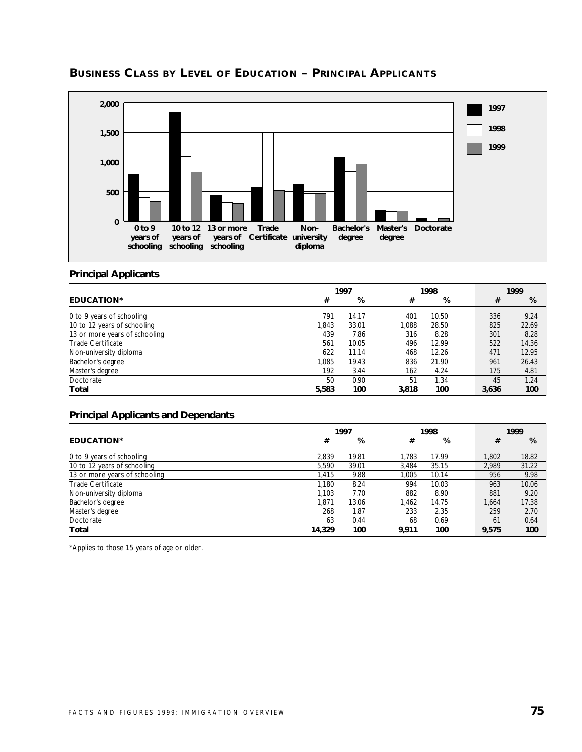## BUSINESS CLASS BY LEVEL OF EDUCATION – PRINCIPAL APPLICANTS

### Principal Applicants

| EDUCATION* | 1997 # | 1997 % | 1998 # | 1998 % | 1999 # | 1999 % |
|---|---|---|---|---|---|---|
| 0 to 9 years of schooling | 791 | 14.17 | 401 | 10.50 | 336 | 9.24 |
| 10 to 12 years of schooling | 1,843 | 33.01 | 1,088 | 28.50 | 825 | 22.69 |
| 13 or more years of schooling | 439 | 7.86 | 316 | 8.28 | 301 | 8.28 |
| Trade Certificate | 561 | 10.05 | 496 | 12.99 | 522 | 14.36 |
| Non-university diploma | 622 | 11.14 | 468 | 12.26 | 471 | 12.95 |
| Bachelor's degree | 1,085 | 19.43 | 836 | 21.90 | 961 | 26.43 |
| Master's degree | 192 | 3.44 | 162 | 4.24 | 175 | 4.81 |
| Doctorate | 50 | 0.90 | 51 | 1.34 | 45 | 1.24 |
| **Total** | **5,583** | **100** | **3,818** | **100** | **3,636** | **100** |

### Principal Applicants and Dependants

| EDUCATION* | 1997 # | 1997 % | 1998 # | 1998 % | 1999 # | 1999 % |
|---|---|---|---|---|---|---|
| 0 to 9 years of schooling | 2,839 | 19.81 | 1,783 | 17.99 | 1,802 | 18.82 |
| 10 to 12 years of schooling | 5,590 | 39.01 | 3,484 | 35.15 | 2,989 | 31.22 |
| 13 or more years of schooling | 1,415 | 9.88 | 1,005 | 10.14 | 956 | 9.98 |
| Trade Certificate | 1,180 | 8.24 | 994 | 10.03 | 963 | 10.06 |
| Non-university diploma | 1,103 | 7.70 | 882 | 8.90 | 881 | 9.20 |
| Bachelor's degree | 1,871 | 13.06 | 1,462 | 14.75 | 1,664 | 17.38 |
| Master's degree | 268 | 1.87 | 233 | 2.35 | 259 | 2.70 |
| Doctorate | 63 | 0.44 | 68 | 0.69 | 61 | 0.64 |
| **Total** | **14,329** | **100** | **9,911** | **100** | **9,575** | **100** |

*Applies to those 15 years of age or older.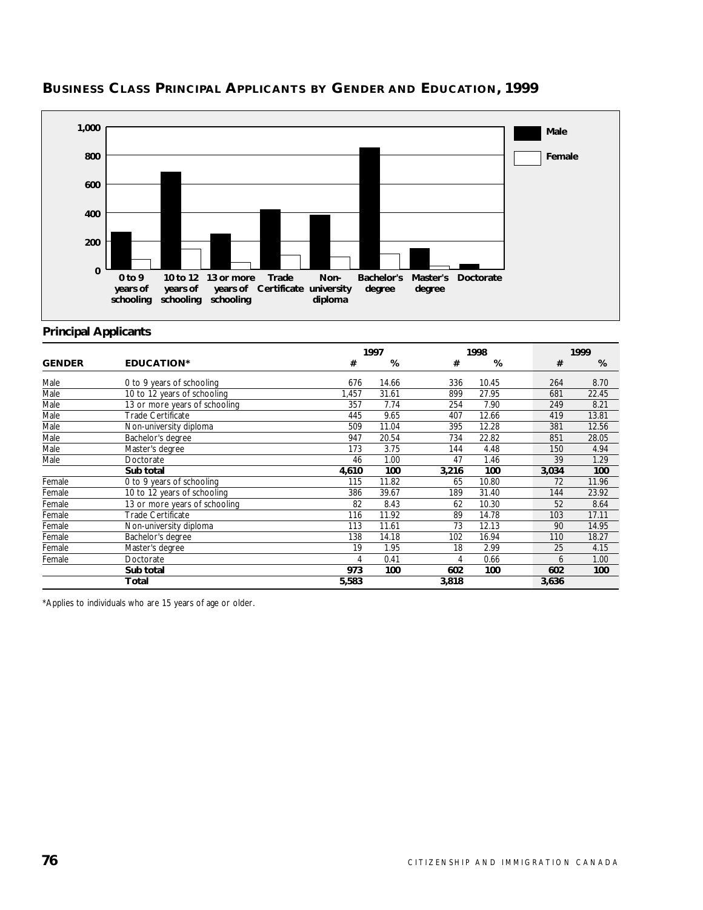## BUSINESS CLASS PRINCIPAL APPLICANTS BY GENDER AND EDUCATION, 1999

### Principal Applicants

| GENDER | EDUCATION* | 1997 # | 1997 % | 1998 # | 1998 % | 1999 # | 1999 % |
|---|---|---|---|---|---|---|---|
| Male | 0 to 9 years of schooling | 676 | 14.66 | 336 | 10.45 | 264 | 8.70 |
| Male | 10 to 12 years of schooling | 1,457 | 31.61 | 899 | 27.95 | 681 | 22.45 |
| Male | 13 or more years of schooling | 357 | 7.74 | 254 | 7.90 | 249 | 8.21 |
| Male | Trade Certificate | 445 | 9.65 | 407 | 12.66 | 419 | 13.81 |
| Male | Non-university diploma | 509 | 11.04 | 395 | 12.28 | 381 | 12.56 |
| Male | Bachelor's degree | 947 | 20.54 | 734 | 22.82 | 851 | 28.05 |
| Male | Master's degree | 173 | 3.75 | 144 | 4.48 | 150 | 4.94 |
| Male | Doctorate | 46 | 1.00 | 47 | 1.46 | 39 | 1.29 |
| | **Sub total** | **4,610** | **100** | **3,216** | **100** | **3,034** | **100** |
| Female | 0 to 9 years of schooling | 115 | 11.82 | 65 | 10.80 | 72 | 11.96 |
| Female | 10 to 12 years of schooling | 386 | 39.67 | 189 | 31.40 | 144 | 23.92 |
| Female | 13 or more years of schooling | 82 | 8.43 | 62 | 10.30 | 52 | 8.64 |
| Female | Trade Certificate | 116 | 11.92 | 89 | 14.78 | 103 | 17.11 |
| Female | Non-university diploma | 113 | 11.61 | 73 | 12.13 | 90 | 14.95 |
| Female | Bachelor's degree | 138 | 14.18 | 102 | 16.94 | 110 | 18.27 |
| Female | Master's degree | 19 | 1.95 | 18 | 2.99 | 25 | 4.15 |
| Female | Doctorate | 4 | 0.41 | 4 | 0.66 | 6 | 1.00 |
| | **Sub total** | **973** | **100** | **602** | **100** | **602** | **100** |
| | **Total** | **5,583** | | **3,818** | | **3,636** | |

*Applies to individuals who are 15 years of age or older.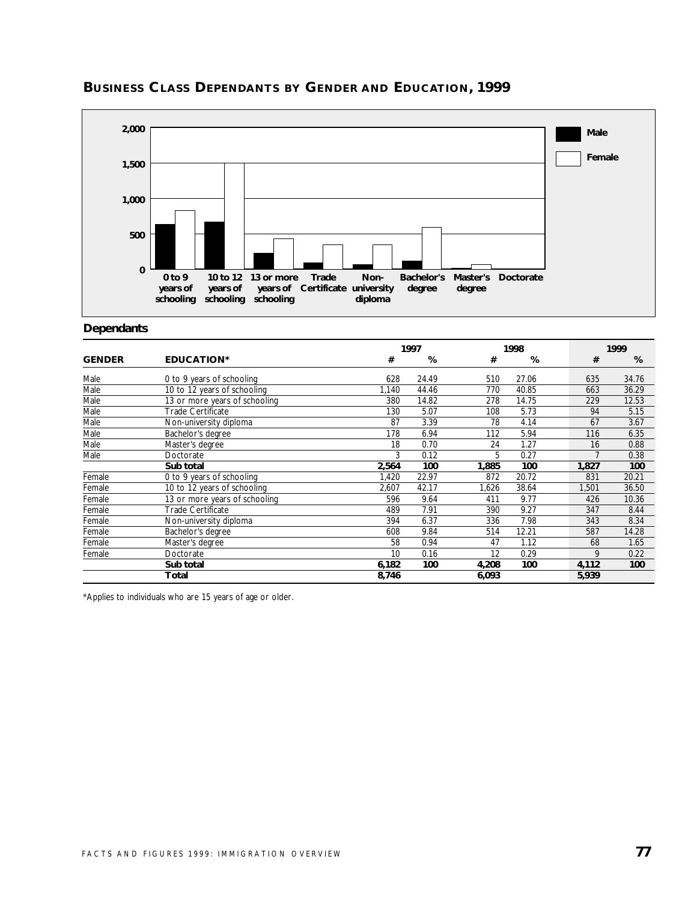## Business Class Dependants by Gender and Education, 1999

### Dependants

| GENDER | EDUCATION* | 1997 # | 1997 % | 1998 # | 1998 % | 1999 # | 1999 % |
|---|---|---|---|---|---|---|---|
| Male | 0 to 9 years of schooling | 628 | 24.49 | 510 | 27.06 | 635 | 34.76 |
| Male | 10 to 12 years of schooling | 1,140 | 44.46 | 770 | 40.85 | 663 | 36.29 |
| Male | 13 or more years of schooling | 380 | 14.82 | 278 | 14.75 | 229 | 12.53 |
| Male | Trade Certificate | 130 | 5.07 | 108 | 5.73 | 94 | 5.15 |
| Male | Non-university diploma | 87 | 3.39 | 78 | 4.14 | 67 | 3.67 |
| Male | Bachelor's degree | 178 | 6.94 | 112 | 5.94 | 116 | 6.35 |
| Male | Master's degree | 18 | 0.70 | 24 | 1.27 | 16 | 0.88 |
| Male | Doctorate | 3 | 0.12 | 5 | 0.27 | 7 | 0.38 |
| | **Sub total** | **2,564** | **100** | **1,885** | **100** | **1,827** | **100** |
| Female | 0 to 9 years of schooling | 1,420 | 22.97 | 872 | 20.72 | 831 | 20.21 |
| Female | 10 to 12 years of schooling | 2,607 | 42.17 | 1,626 | 38.64 | 1,501 | 36.50 |
| Female | 13 or more years of schooling | 596 | 9.64 | 411 | 9.77 | 426 | 10.36 |
| Female | Trade Certificate | 489 | 7.91 | 390 | 9.27 | 347 | 8.44 |
| Female | Non-university diploma | 394 | 6.37 | 336 | 7.98 | 343 | 8.34 |
| Female | Bachelor's degree | 608 | 9.84 | 514 | 12.21 | 587 | 14.28 |
| Female | Master's degree | 58 | 0.94 | 47 | 1.12 | 68 | 1.65 |
| Female | Doctorate | 10 | 0.16 | 12 | 0.29 | 9 | 0.22 |
| | **Sub total** | **6,182** | **100** | **4,208** | **100** | **4,112** | **100** |
| | **Total** | **8,746** | | **6,093** | | **5,939** | |

*Applies to individuals who are 15 years of age or older.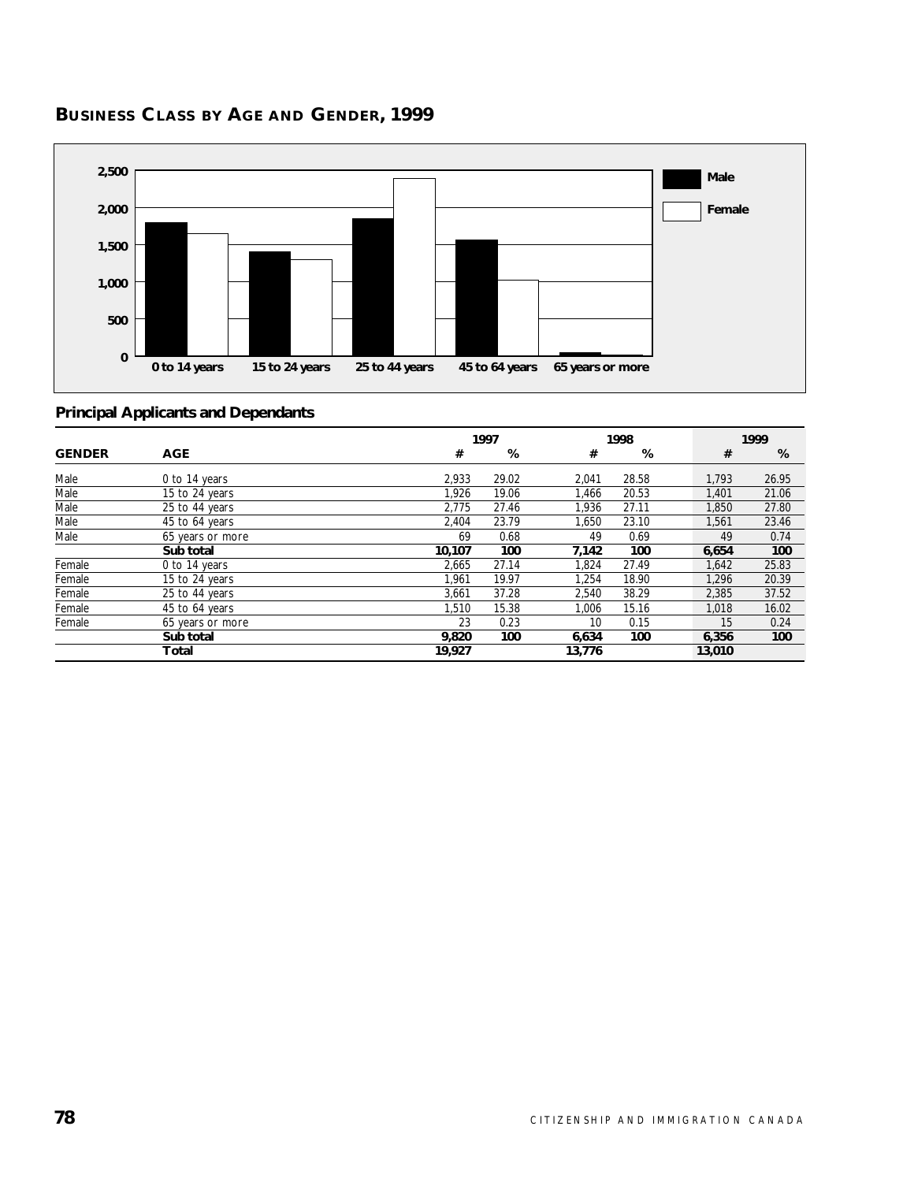## BUSINESS CLASS BY AGE AND GENDER, 1999

### Principal Applicants and Dependants

| GENDER | AGE | 1997 # | 1997 % | 1998 # | 1998 % | 1999 # | 1999 % |
|---|---|---|---|---|---|---|---|
| Male | 0 to 14 years | 2,933 | 29.02 | 2,041 | 28.58 | 1,793 | 26.95 |
| Male | 15 to 24 years | 1,926 | 19.06 | 1,466 | 20.53 | 1,401 | 21.06 |
| Male | 25 to 44 years | 2,775 | 27.46 | 1,936 | 27.11 | 1,850 | 27.80 |
| Male | 45 to 64 years | 2,404 | 23.79 | 1,650 | 23.10 | 1,561 | 23.46 |
| Male | 65 years or more | 69 | 0.68 | 49 | 0.69 | 49 | 0.74 |
| | **Sub total** | **10,107** | **100** | **7,142** | **100** | **6,654** | **100** |
| Female | 0 to 14 years | 2,665 | 27.14 | 1,824 | 27.49 | 1,642 | 25.83 |
| Female | 15 to 24 years | 1,961 | 19.97 | 1,254 | 18.90 | 1,296 | 20.39 |
| Female | 25 to 44 years | 3,661 | 37.28 | 2,540 | 38.29 | 2,385 | 37.52 |
| Female | 45 to 64 years | 1,510 | 15.38 | 1,006 | 15.16 | 1,018 | 16.02 |
| Female | 65 years or more | 23 | 0.23 | 10 | 0.15 | 15 | 0.24 |
| | **Sub total** | **9,820** | **100** | **6,634** | **100** | **6,356** | **100** |
| | **Total** | **19,927** | | **13,776** | | **13,010** | |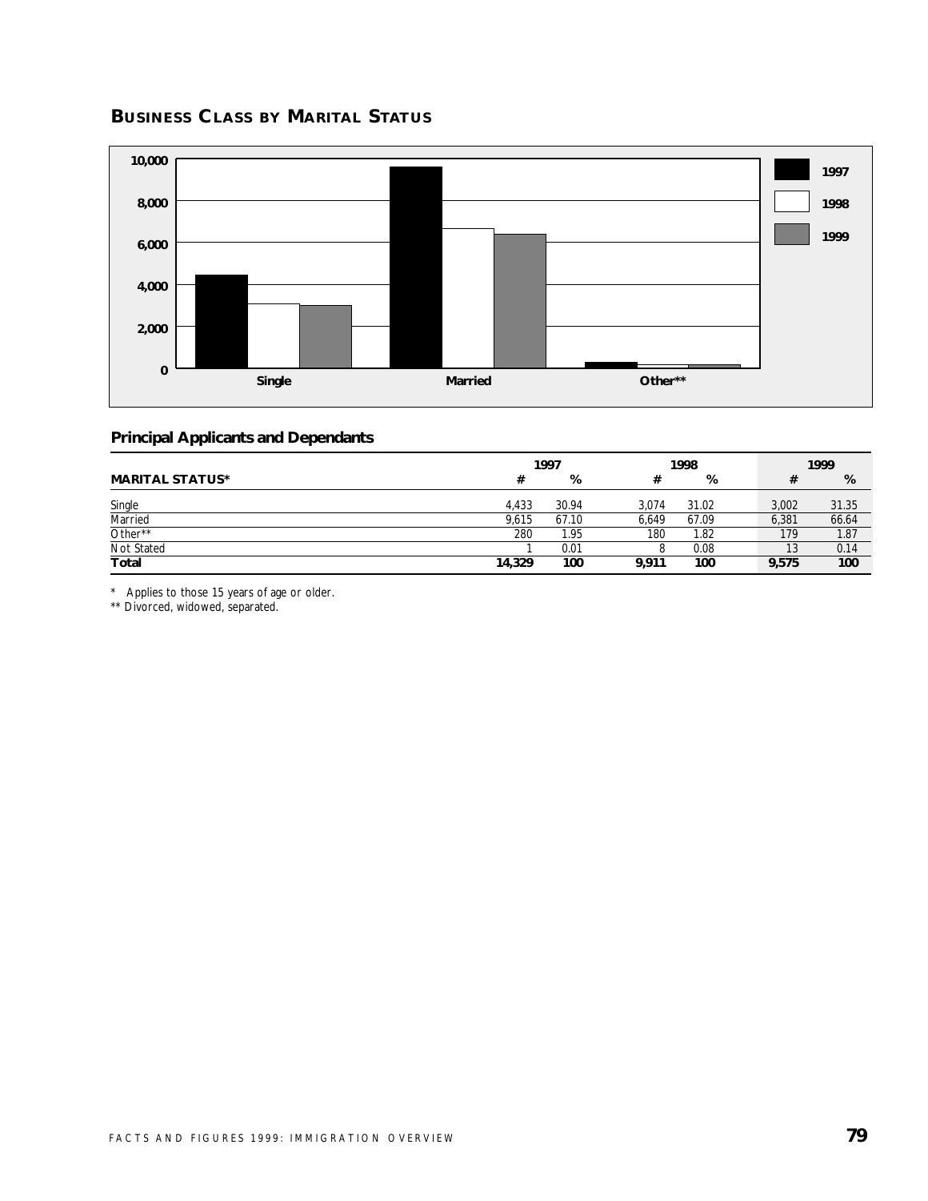## BUSINESS CLASS BY MARITAL STATUS

### Principal Applicants and Dependants

| MARITAL STATUS* | 1997 # | 1997 % | 1998 # | 1998 % | 1999 # | 1999 % |
|---|---|---|---|---|---|---|
| Single | 4,433 | 30.94 | 3,074 | 31.02 | 3,002 | 31.35 |
| Married | 9,615 | 67.10 | 6,649 | 67.09 | 6,381 | 66.64 |
| Other** | 280 | 1.95 | 180 | 1.82 | 179 | 1.87 |
| Not Stated | 1 | 0.01 | 8 | 0.08 | 13 | 0.14 |
| **Total** | **14,329** | **100** | **9,911** | **100** | **9,575** | **100** |

\* Applies to those 15 years of age or older.
** Divorced, widowed, separated.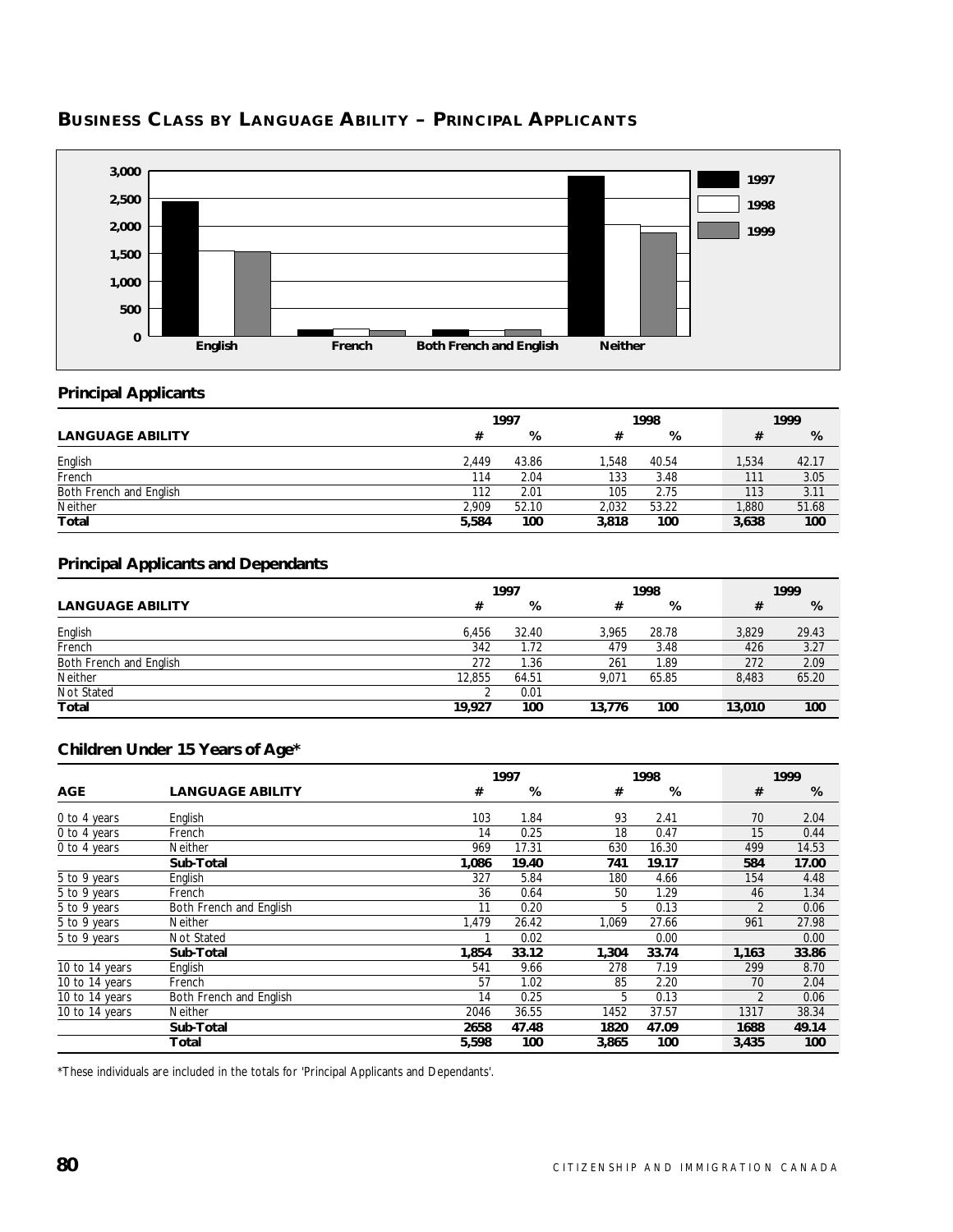## BUSINESS CLASS BY LANGUAGE ABILITY – PRINCIPAL APPLICANTS

### Principal Applicants

| LANGUAGE ABILITY | 1997 # | 1997 % | 1998 # | 1998 % | 1999 # | 1999 % |
|---|---|---|---|---|---|---|
| English | 2,449 | 43.86 | 1,548 | 40.54 | 1,534 | 42.17 |
| French | 114 | 2.04 | 133 | 3.48 | 111 | 3.05 |
| Both French and English | 112 | 2.01 | 105 | 2.75 | 113 | 3.11 |
| Neither | 2,909 | 52.10 | 2,032 | 53.22 | 1,880 | 51.68 |
| **Total** | **5,584** | **100** | **3,818** | **100** | **3,638** | **100** |

### Principal Applicants and Dependants

| LANGUAGE ABILITY | 1997 # | 1997 % | 1998 # | 1998 % | 1999 # | 1999 % |
|---|---|---|---|---|---|---|
| English | 6,456 | 32.40 | 3,965 | 28.78 | 3,829 | 29.43 |
| French | 342 | 1.72 | 479 | 3.48 | 426 | 3.27 |
| Both French and English | 272 | 1.36 | 261 | 1.89 | 272 | 2.09 |
| Neither | 12,855 | 64.51 | 9,071 | 65.85 | 8,483 | 65.20 |
| Not Stated | 2 | 0.01 | | | | |
| **Total** | **19,927** | **100** | **13,776** | **100** | **13,010** | **100** |

### Children Under 15 Years of Age*

| AGE | LANGUAGE ABILITY | 1997 # | 1997 % | 1998 # | 1998 % | 1999 # | 1999 % |
|---|---|---|---|---|---|---|---|
| 0 to 4 years | English | 103 | 1.84 | 93 | 2.41 | 70 | 2.04 |
| 0 to 4 years | French | 14 | 0.25 | 18 | 0.47 | 15 | 0.44 |
| 0 to 4 years | Neither | 969 | 17.31 | 630 | 16.30 | 499 | 14.53 |
| | **Sub-Total** | **1,086** | **19.40** | **741** | **19.17** | **584** | **17.00** |
| 5 to 9 years | English | 327 | 5.84 | 180 | 4.66 | 154 | 4.48 |
| 5 to 9 years | French | 36 | 0.64 | 50 | 1.29 | 46 | 1.34 |
| 5 to 9 years | Both French and English | 11 | 0.20 | 5 | 0.13 | 2 | 0.06 |
| 5 to 9 years | Neither | 1,479 | 26.42 | 1,069 | 27.66 | 961 | 27.98 |
| 5 to 9 years | Not Stated | 1 | 0.02 | | 0.00 | | 0.00 |
| | **Sub-Total** | **1,854** | **33.12** | **1,304** | **33.74** | **1,163** | **33.86** |
| 10 to 14 years | English | 541 | 9.66 | 278 | 7.19 | 299 | 8.70 |
| 10 to 14 years | French | 57 | 1.02 | 85 | 2.20 | 70 | 2.04 |
| 10 to 14 years | Both French and English | 14 | 0.25 | 5 | 0.13 | 2 | 0.06 |
| 10 to 14 years | Neither | 2046 | 36.55 | 1452 | 37.57 | 1317 | 38.34 |
| | **Sub-Total** | **2658** | **47.48** | **1820** | **47.09** | **1688** | **49.14** |
| | **Total** | **5,598** | **100** | **3,865** | **100** | **3,435** | **100** |

*These individuals are included in the totals for 'Principal Applicants and Dependants'.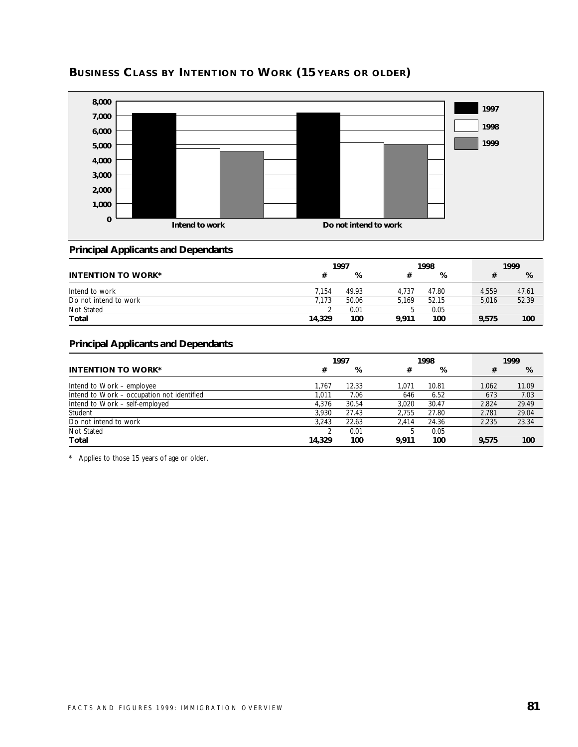## BUSINESS CLASS BY INTENTION TO WORK (15 YEARS OR OLDER)

### Principal Applicants and Dependants

| INTENTION TO WORK* | 1997 # | 1997 % | 1998 # | 1998 % | 1999 # | 1999 % |
|---|---|---|---|---|---|---|
| Intend to work | 7,154 | 49.93 | 4,737 | 47.80 | 4,559 | 47.61 |
| Do not intend to work | 7,173 | 50.06 | 5,169 | 52.15 | 5,016 | 52.39 |
| Not Stated | 2 | 0.01 | 5 | 0.05 | | |
| **Total** | **14,329** | **100** | **9,911** | **100** | **9,575** | **100** |

### Principal Applicants and Dependants

| INTENTION TO WORK* | 1997 # | 1997 % | 1998 # | 1998 % | 1999 # | 1999 % |
|---|---|---|---|---|---|---|
| Intend to Work – employee | 1,767 | 12.33 | 1,071 | 10.81 | 1,062 | 11.09 |
| Intend to Work – occupation not identified | 1,011 | 7.06 | 646 | 6.52 | 673 | 7.03 |
| Intend to Work – self-employed | 4,376 | 30.54 | 3,020 | 30.47 | 2,824 | 29.49 |
| Student | 3,930 | 27.43 | 2,755 | 27.80 | 2,781 | 29.04 |
| Do not intend to work | 3,243 | 22.63 | 2,414 | 24.36 | 2,235 | 23.34 |
| Not Stated | 2 | 0.01 | 5 | 0.05 | | |
| **Total** | **14,329** | **100** | **9,911** | **100** | **9,575** | **100** |

* Applies to those 15 years of age or older.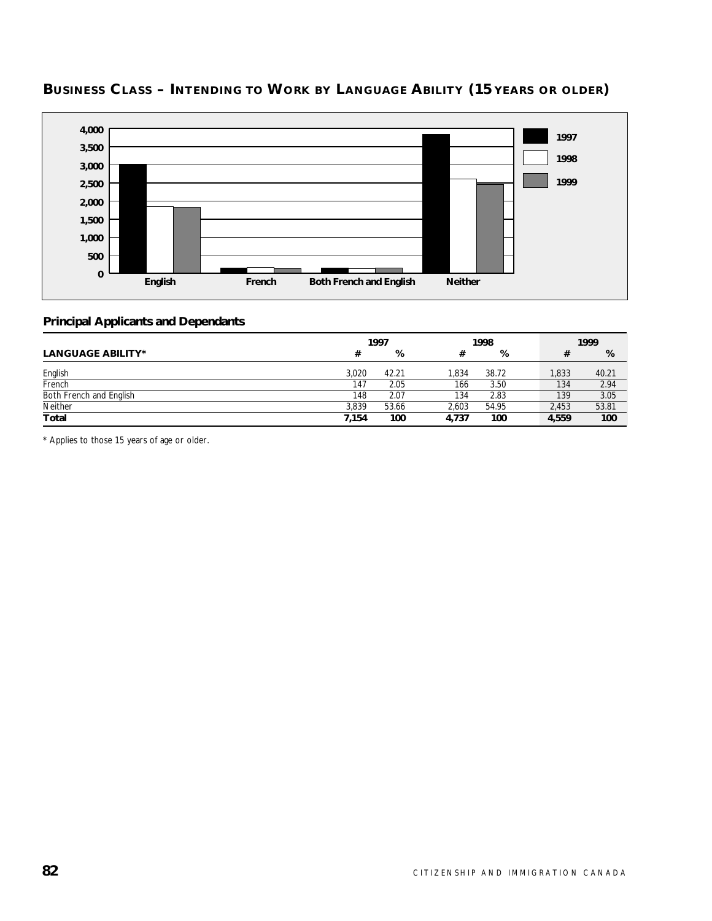## BUSINESS CLASS – INTENDING TO WORK BY LANGUAGE ABILITY (15 YEARS OR OLDER)

### Principal Applicants and Dependants

| LANGUAGE ABILITY* | 1997 # | 1997 % | 1998 # | 1998 % | 1999 # | 1999 % |
|---|---|---|---|---|---|---|
| English | 3,020 | 42.21 | 1,834 | 38.72 | 1,833 | 40.21 |
| French | 147 | 2.05 | 166 | 3.50 | 134 | 2.94 |
| Both French and English | 148 | 2.07 | 134 | 2.83 | 139 | 3.05 |
| Neither | 3,839 | 53.66 | 2,603 | 54.95 | 2,453 | 53.81 |
| **Total** | **7,154** | **100** | **4,737** | **100** | **4,559** | **100** |

\* Applies to those 15 years of age or older.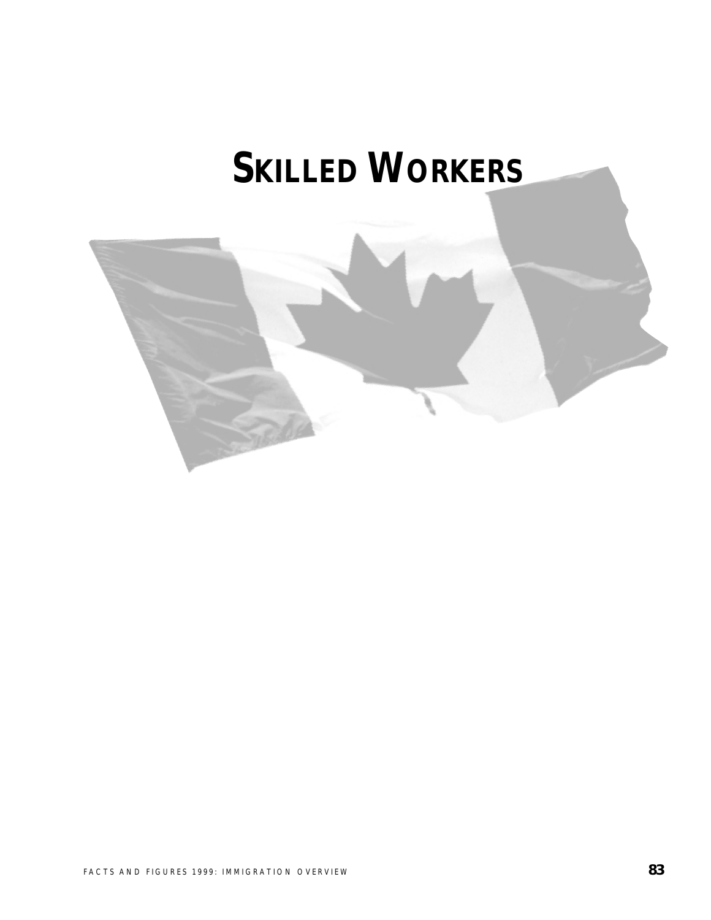# SKILLED WORKERS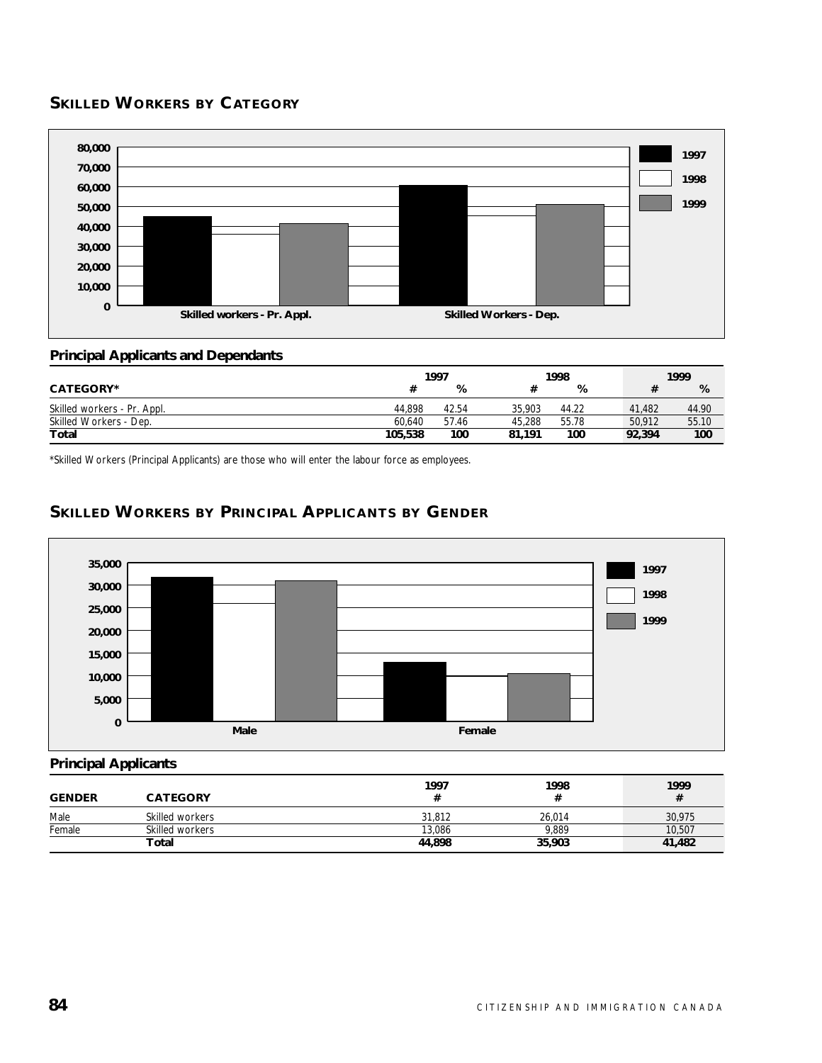## SKILLED WORKERS BY CATEGORY

### Principal Applicants and Dependants

| CATEGORY* | 1997 # | 1997 % | 1998 # | 1998 % | 1999 # | 1999 % |
|---|---|---|---|---|---|---|
| Skilled workers - Pr. Appl. | 44,898 | 42.54 | 35,903 | 44.22 | 41,482 | 44.90 |
| Skilled Workers - Dep. | 60,640 | 57.46 | 45,288 | 55.78 | 50,912 | 55.10 |
| **Total** | **105,538** | **100** | **81,191** | **100** | **92,394** | **100** |

*Skilled Workers (Principal Applicants) are those who will enter the labour force as employees.

## SKILLED WORKERS BY PRINCIPAL APPLICANTS BY GENDER

### Principal Applicants

| GENDER | CATEGORY | 1997 # | 1998 # | 1999 # |
|---|---|---|---|---|
| Male | Skilled workers | 31,812 | 26,014 | 30,975 |
| Female | Skilled workers | 13,086 | 9,889 | 10,507 |
| | **Total** | **44,898** | **35,903** | **41,482** |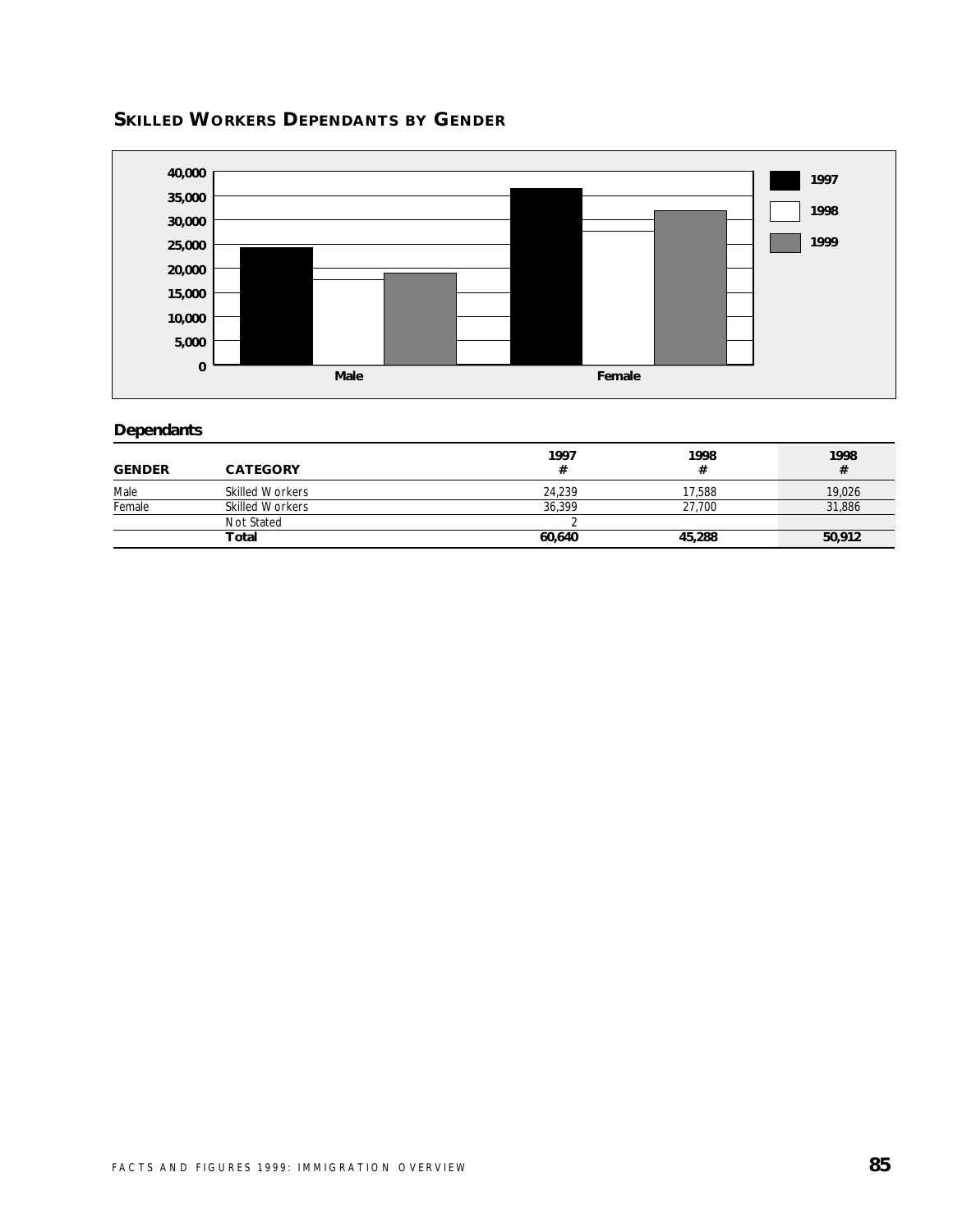## SKILLED WORKERS DEPENDANTS BY GENDER

### Dependants

| GENDER | CATEGORY | 1997 # | 1998 # | 1998 # |
|---|---|---|---|---|
| Male | Skilled Workers | 24,239 | 17,588 | 19,026 |
| Female | Skilled Workers | 36,399 | 27,700 | 31,886 |
| | Not Stated | 2 | | |
| | **Total** | **60,640** | **45,288** | **50,912** |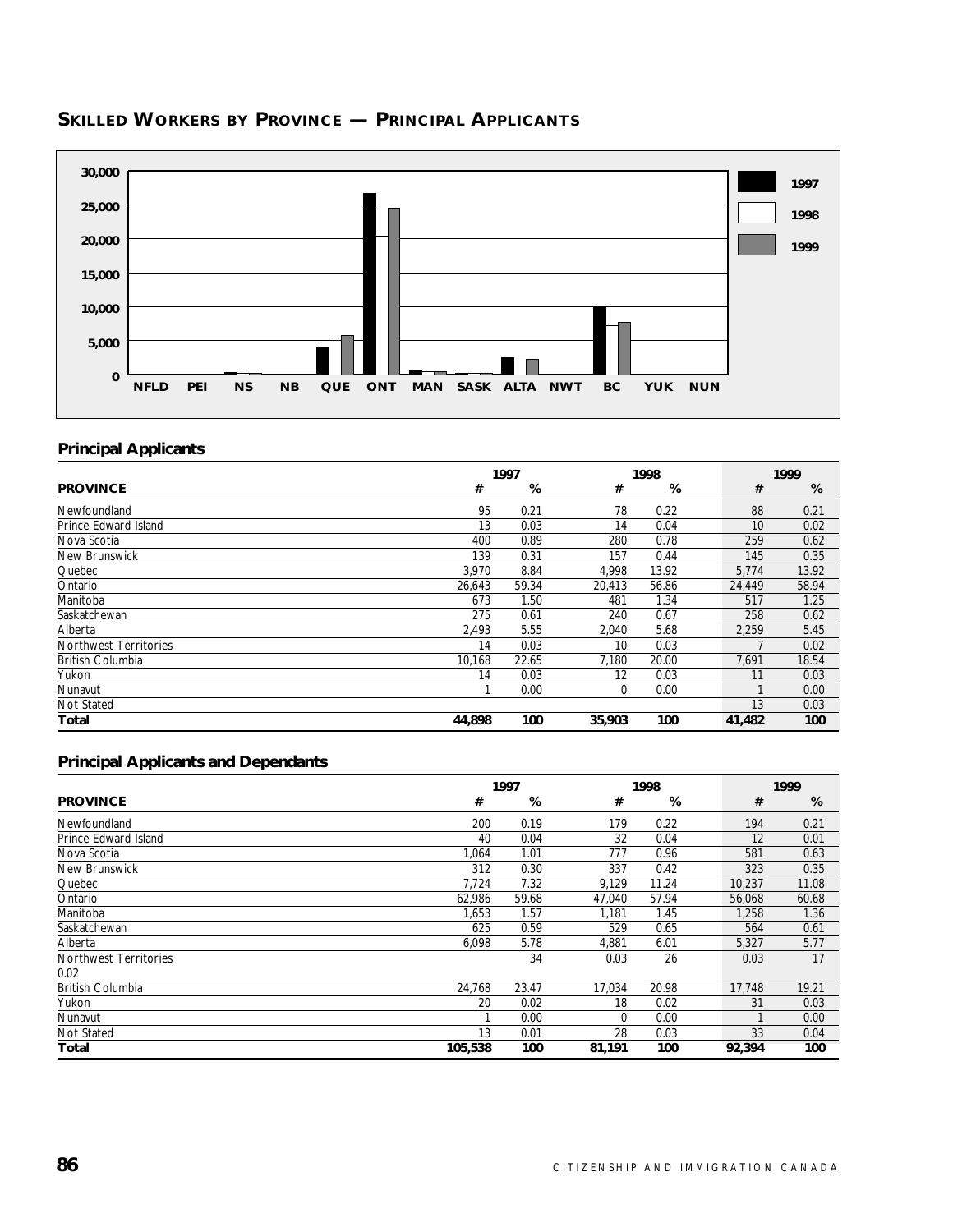## Skilled Workers by Province — Principal Applicants

### Principal Applicants

| | 1997 | | 1998 | | 1999 | |
|---|---|---|---|---|---|---|
| **PROVINCE** | **#** | **%** | **#** | **%** | **#** | **%** |
| Newfoundland | 95 | 0.21 | 78 | 0.22 | 88 | 0.21 |
| Prince Edward Island | 13 | 0.03 | 14 | 0.04 | 10 | 0.02 |
| Nova Scotia | 400 | 0.89 | 280 | 0.78 | 259 | 0.62 |
| New Brunswick | 139 | 0.31 | 157 | 0.44 | 145 | 0.35 |
| Quebec | 3,970 | 8.84 | 4,998 | 13.92 | 5,774 | 13.92 |
| Ontario | 26,643 | 59.34 | 20,413 | 56.86 | 24,449 | 58.94 |
| Manitoba | 673 | 1.50 | 481 | 1.34 | 517 | 1.25 |
| Saskatchewan | 275 | 0.61 | 240 | 0.67 | 258 | 0.62 |
| Alberta | 2,493 | 5.55 | 2,040 | 5.68 | 2,259 | 5.45 |
| Northwest Territories | 14 | 0.03 | 10 | 0.03 | 7 | 0.02 |
| British Columbia | 10,168 | 22.65 | 7,180 | 20.00 | 7,691 | 18.54 |
| Yukon | 14 | 0.03 | 12 | 0.03 | 11 | 0.03 |
| Nunavut | 1 | 0.00 | 0 | 0.00 | 1 | 0.00 |
| Not Stated | | | | | 13 | 0.03 |
| **Total** | **44,898** | **100** | **35,903** | **100** | **41,482** | **100** |

### Principal Applicants and Dependants

| | 1997 | | 1998 | | 1999 | |
|---|---|---|---|---|---|---|
| **PROVINCE** | **#** | **%** | **#** | **%** | **#** | **%** |
| Newfoundland | 200 | 0.19 | 179 | 0.22 | 194 | 0.21 |
| Prince Edward Island | 40 | 0.04 | 32 | 0.04 | 12 | 0.01 |
| Nova Scotia | 1,064 | 1.01 | 777 | 0.96 | 581 | 0.63 |
| New Brunswick | 312 | 0.30 | 337 | 0.42 | 323 | 0.35 |
| Quebec | 7,724 | 7.32 | 9,129 | 11.24 | 10,237 | 11.08 |
| Ontario | 62,986 | 59.68 | 47,040 | 57.94 | 56,068 | 60.68 |
| Manitoba | 1,653 | 1.57 | 1,181 | 1.45 | 1,258 | 1.36 |
| Saskatchewan | 625 | 0.59 | 529 | 0.65 | 564 | 0.61 |
| Alberta | 6,098 | 5.78 | 4,881 | 6.01 | 5,327 | 5.77 |
| Northwest Territories | 34 | 0.03 | 26 | 0.03 | 17 | 0.02 |
| British Columbia | 24,768 | 23.47 | 17,034 | 20.98 | 17,748 | 19.21 |
| Yukon | 20 | 0.02 | 18 | 0.02 | 31 | 0.03 |
| Nunavut | 1 | 0.00 | 0 | 0.00 | 1 | 0.00 |
| Not Stated | 13 | 0.01 | 28 | 0.03 | 33 | 0.04 |
| **Total** | **105,538** | **100** | **81,191** | **100** | **92,394** | **100** |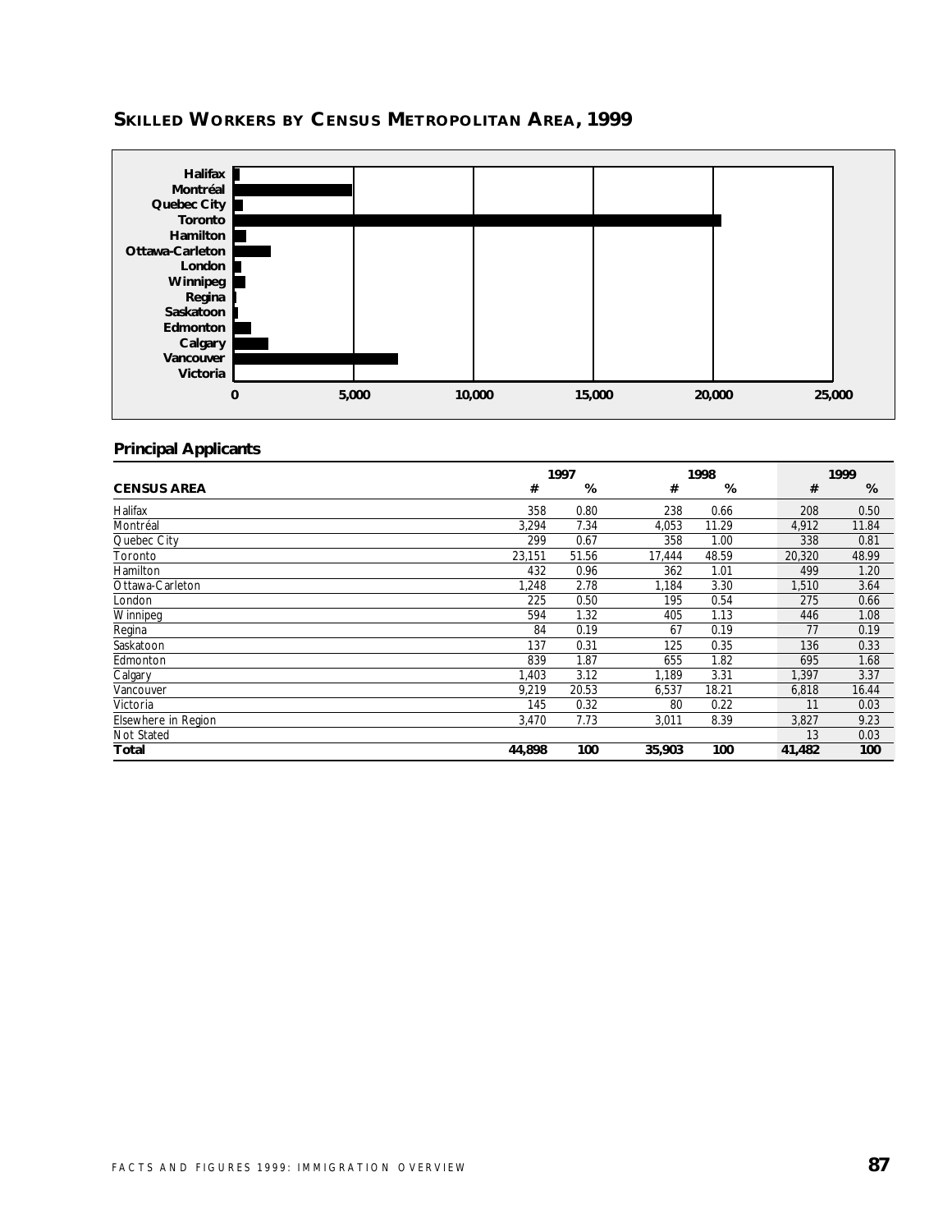## Skilled Workers by Census Metropolitan Area, 1999

### Principal Applicants

| CENSUS AREA | 1997 # | 1997 % | 1998 # | 1998 % | 1999 # | 1999 % |
|---|---|---|---|---|---|---|
| Halifax | 358 | 0.80 | 238 | 0.66 | 208 | 0.50 |
| Montréal | 3,294 | 7.34 | 4,053 | 11.29 | 4,912 | 11.84 |
| Quebec City | 299 | 0.67 | 358 | 1.00 | 338 | 0.81 |
| Toronto | 23,151 | 51.56 | 17,444 | 48.59 | 20,320 | 48.99 |
| Hamilton | 432 | 0.96 | 362 | 1.01 | 499 | 1.20 |
| Ottawa-Carleton | 1,248 | 2.78 | 1,184 | 3.30 | 1,510 | 3.64 |
| London | 225 | 0.50 | 195 | 0.54 | 275 | 0.66 |
| Winnipeg | 594 | 1.32 | 405 | 1.13 | 446 | 1.08 |
| Regina | 84 | 0.19 | 67 | 0.19 | 77 | 0.19 |
| Saskatoon | 137 | 0.31 | 125 | 0.35 | 136 | 0.33 |
| Edmonton | 839 | 1.87 | 655 | 1.82 | 695 | 1.68 |
| Calgary | 1,403 | 3.12 | 1,189 | 3.31 | 1,397 | 3.37 |
| Vancouver | 9,219 | 20.53 | 6,537 | 18.21 | 6,818 | 16.44 |
| Victoria | 145 | 0.32 | 80 | 0.22 | 11 | 0.03 |
| Elsewhere in Region | 3,470 | 7.73 | 3,011 | 8.39 | 3,827 | 9.23 |
| Not Stated | | | | | 13 | 0.03 |
| **Total** | **44,898** | **100** | **35,903** | **100** | **41,482** | **100** |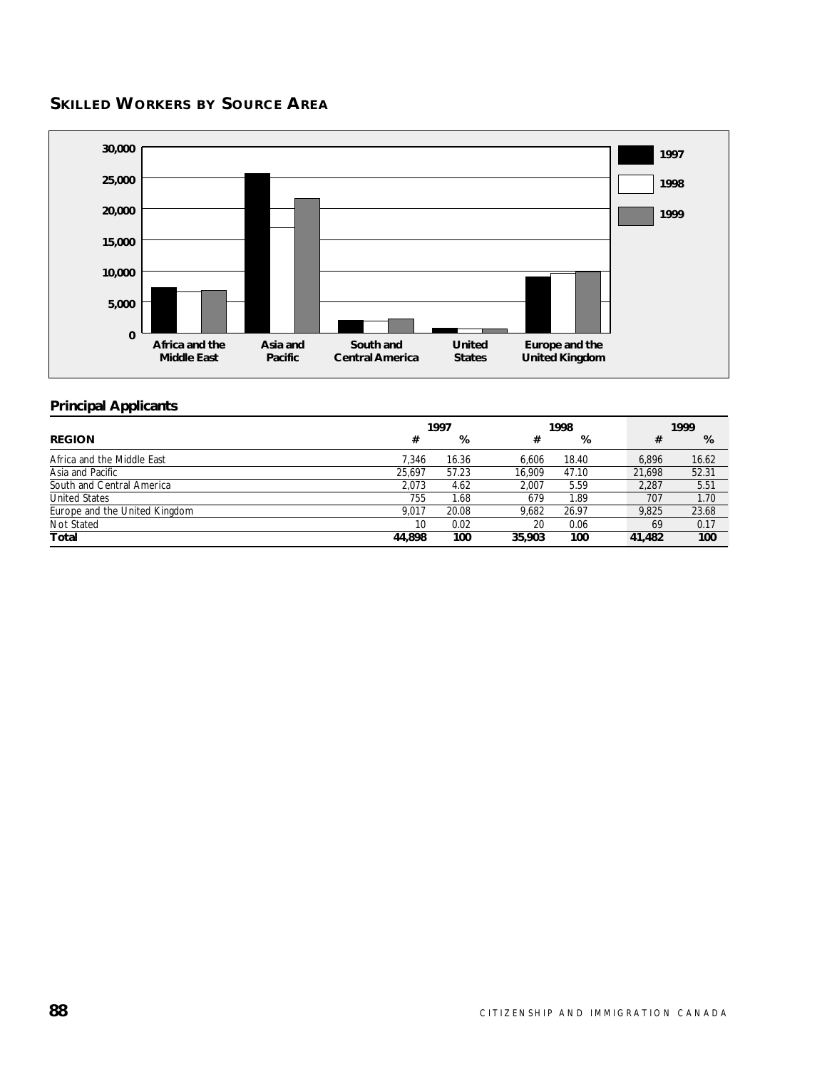## Skilled Workers by Source Area

### Principal Applicants

| REGION | 1997 # | 1997 % | 1998 # | 1998 % | 1999 # | 1999 % |
|---|---|---|---|---|---|---|
| Africa and the Middle East | 7,346 | 16.36 | 6,606 | 18.40 | 6,896 | 16.62 |
| Asia and Pacific | 25,697 | 57.23 | 16,909 | 47.10 | 21,698 | 52.31 |
| South and Central America | 2,073 | 4.62 | 2,007 | 5.59 | 2,287 | 5.51 |
| United States | 755 | 1.68 | 679 | 1.89 | 707 | 1.70 |
| Europe and the United Kingdom | 9,017 | 20.08 | 9,682 | 26.97 | 9,825 | 23.68 |
| Not Stated | 10 | 0.02 | 20 | 0.06 | 69 | 0.17 |
| **Total** | **44,898** | **100** | **35,903** | **100** | **41,482** | **100** |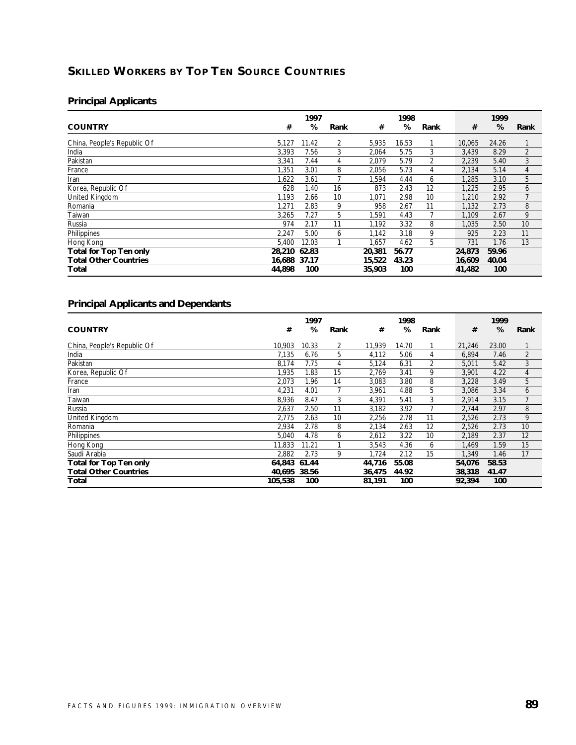## SKILLED WORKERS BY TOP TEN SOURCE COUNTRIES

### Principal Applicants

| | 1997 | | | 1998 | | | 1999 | | |
|---|---|---|---|---|---|---|---|---|---|
| **COUNTRY** | **#** | **%** | **Rank** | **#** | **%** | **Rank** | **#** | **%** | **Rank** |
| China, People's Republic Of | 5,127 | 11.42 | 2 | 5,935 | 16.53 | 1 | 10,065 | 24.26 | 1 |
| India | 3,393 | 7.56 | 3 | 2,064 | 5.75 | 3 | 3,439 | 8.29 | 2 |
| Pakistan | 3,341 | 7.44 | 4 | 2,079 | 5.79 | 2 | 2,239 | 5.40 | 3 |
| France | 1,351 | 3.01 | 8 | 2,056 | 5.73 | 4 | 2,134 | 5.14 | 4 |
| Iran | 1,622 | 3.61 | 7 | 1,594 | 4.44 | 6 | 1,285 | 3.10 | 5 |
| Korea, Republic Of | 628 | 1.40 | 16 | 873 | 2.43 | 12 | 1,225 | 2.95 | 6 |
| United Kingdom | 1,193 | 2.66 | 10 | 1,071 | 2.98 | 10 | 1,210 | 2.92 | 7 |
| Romania | 1,271 | 2.83 | 9 | 958 | 2.67 | 11 | 1,132 | 2.73 | 8 |
| Taiwan | 3,265 | 7.27 | 5 | 1,591 | 4.43 | 7 | 1,109 | 2.67 | 9 |
| Russia | 974 | 2.17 | 11 | 1,192 | 3.32 | 8 | 1,035 | 2.50 | 10 |
| Philippines | 2,247 | 5.00 | 6 | 1,142 | 3.18 | 9 | 925 | 2.23 | 11 |
| Hong Kong | 5,400 | 12.03 | 1 | 1,657 | 4.62 | 5 | 731 | 1.76 | 13 |
| **Total for Top Ten only** | **28,210** | **62.83** | | **20,381** | **56.77** | | **24,873** | **59.96** | |
| **Total Other Countries** | **16,688** | **37.17** | | **15,522** | **43.23** | | **16,609** | **40.04** | |
| **Total** | **44,898** | **100** | | **35,903** | **100** | | **41,482** | **100** | |

### Principal Applicants and Dependants

| | 1997 | | | 1998 | | | 1999 | | |
|---|---|---|---|---|---|---|---|---|---|
| **COUNTRY** | **#** | **%** | **Rank** | **#** | **%** | **Rank** | **#** | **%** | **Rank** |
| China, People's Republic Of | 10,903 | 10.33 | 2 | 11,939 | 14.70 | 1 | 21,246 | 23.00 | 1 |
| India | 7,135 | 6.76 | 5 | 4,112 | 5.06 | 4 | 6,894 | 7.46 | 2 |
| Pakistan | 8,174 | 7.75 | 4 | 5,124 | 6.31 | 2 | 5,011 | 5.42 | 3 |
| Korea, Republic Of | 1,935 | 1.83 | 15 | 2,769 | 3.41 | 9 | 3,901 | 4.22 | 4 |
| France | 2,073 | 1.96 | 14 | 3,083 | 3.80 | 8 | 3,228 | 3.49 | 5 |
| Iran | 4,231 | 4.01 | 7 | 3,961 | 4.88 | 5 | 3,086 | 3.34 | 6 |
| Taiwan | 8,936 | 8.47 | 3 | 4,391 | 5.41 | 3 | 2,914 | 3.15 | 7 |
| Russia | 2,637 | 2.50 | 11 | 3,182 | 3.92 | 7 | 2,744 | 2.97 | 8 |
| United Kingdom | 2,775 | 2.63 | 10 | 2,256 | 2.78 | 11 | 2,526 | 2.73 | 9 |
| Romania | 2,934 | 2.78 | 8 | 2,134 | 2.63 | 12 | 2,526 | 2.73 | 10 |
| Philippines | 5,040 | 4.78 | 6 | 2,612 | 3.22 | 10 | 2,189 | 2.37 | 12 |
| Hong Kong | 11,833 | 11.21 | 1 | 3,543 | 4.36 | 6 | 1,469 | 1.59 | 15 |
| Saudi Arabia | 2,882 | 2.73 | 9 | 1,724 | 2.12 | 15 | 1,349 | 1.46 | 17 |
| **Total for Top Ten only** | **64,843** | **61.44** | | **44,716** | **55.08** | | **54,076** | **58.53** | |
| **Total Other Countries** | **40,695** | **38.56** | | **36,475** | **44.92** | | **38,318** | **41.47** | |
| **Total** | **105,538** | **100** | | **81,191** | **100** | | **92,394** | **100** | |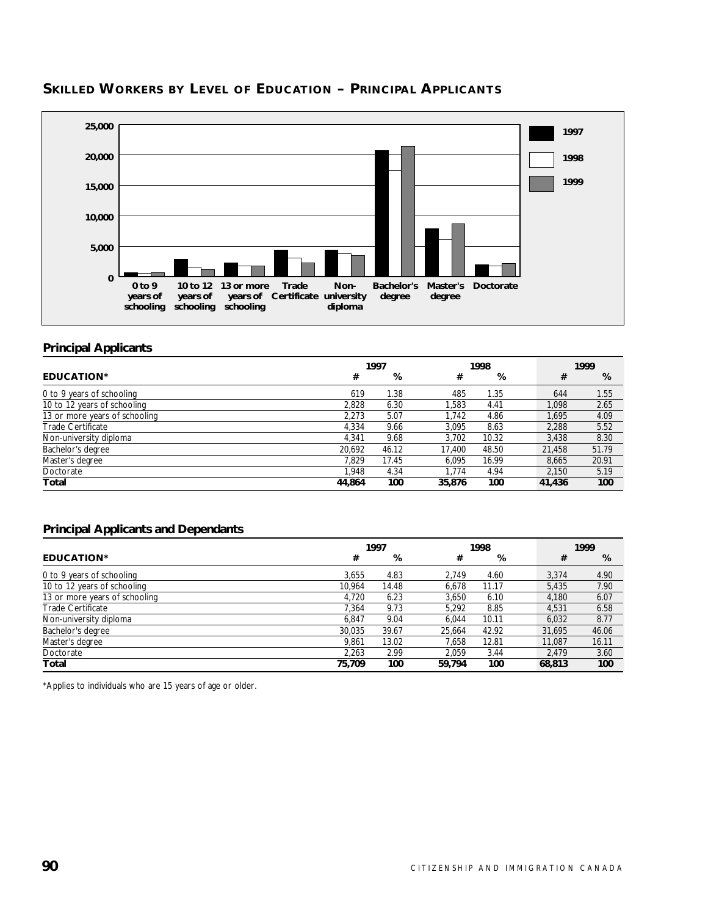## SKILLED WORKERS BY LEVEL OF EDUCATION – PRINCIPAL APPLICANTS

### Principal Applicants

| EDUCATION* | 1997 # | 1997 % | 1998 # | 1998 % | 1999 # | 1999 % |
|---|---|---|---|---|---|---|
| 0 to 9 years of schooling | 619 | 1.38 | 485 | 1.35 | 644 | 1.55 |
| 10 to 12 years of schooling | 2,828 | 6.30 | 1,583 | 4.41 | 1,098 | 2.65 |
| 13 or more years of schooling | 2,273 | 5.07 | 1,742 | 4.86 | 1,695 | 4.09 |
| Trade Certificate | 4,334 | 9.66 | 3,095 | 8.63 | 2,288 | 5.52 |
| Non-university diploma | 4,341 | 9.68 | 3,702 | 10.32 | 3,438 | 8.30 |
| Bachelor's degree | 20,692 | 46.12 | 17,400 | 48.50 | 21,458 | 51.79 |
| Master's degree | 7,829 | 17.45 | 6,095 | 16.99 | 8,665 | 20.91 |
| Doctorate | 1,948 | 4.34 | 1,774 | 4.94 | 2,150 | 5.19 |
| **Total** | **44,864** | **100** | **35,876** | **100** | **41,436** | **100** |

### Principal Applicants and Dependants

| EDUCATION* | 1997 # | 1997 % | 1998 # | 1998 % | 1999 # | 1999 % |
|---|---|---|---|---|---|---|
| 0 to 9 years of schooling | 3,655 | 4.83 | 2,749 | 4.60 | 3,374 | 4.90 |
| 10 to 12 years of schooling | 10,964 | 14.48 | 6,678 | 11.17 | 5,435 | 7.90 |
| 13 or more years of schooling | 4,720 | 6.23 | 3,650 | 6.10 | 4,180 | 6.07 |
| Trade Certificate | 7,364 | 9.73 | 5,292 | 8.85 | 4,531 | 6.58 |
| Non-university diploma | 6,847 | 9.04 | 6,044 | 10.11 | 6,032 | 8.77 |
| Bachelor's degree | 30,035 | 39.67 | 25,664 | 42.92 | 31,695 | 46.06 |
| Master's degree | 9,861 | 13.02 | 7,658 | 12.81 | 11,087 | 16.11 |
| Doctorate | 2,263 | 2.99 | 2,059 | 3.44 | 2,479 | 3.60 |
| **Total** | **75,709** | **100** | **59,794** | **100** | **68,813** | **100** |

*Applies to individuals who are 15 years of age or older.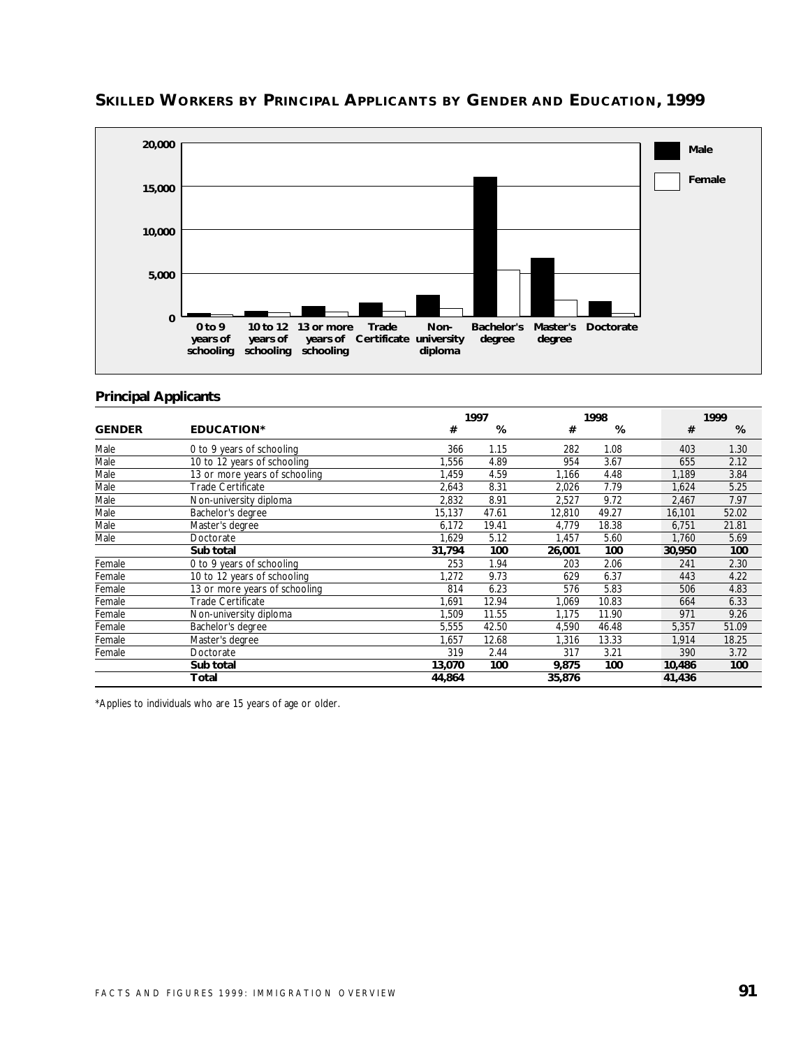## SKILLED WORKERS BY PRINCIPAL APPLICANTS BY GENDER AND EDUCATION, 1999

### Principal Applicants

| | | 1997 | | 1998 | | 1999 | |
|---|---|---|---|---|---|---|---|
| **GENDER** | **EDUCATION*** | **#** | **%** | **#** | **%** | **#** | **%** |
| Male | 0 to 9 years of schooling | 366 | 1.15 | 282 | 1.08 | 403 | 1.30 |
| Male | 10 to 12 years of schooling | 1,556 | 4.89 | 954 | 3.67 | 655 | 2.12 |
| Male | 13 or more years of schooling | 1,459 | 4.59 | 1,166 | 4.48 | 1,189 | 3.84 |
| Male | Trade Certificate | 2,643 | 8.31 | 2,026 | 7.79 | 1,624 | 5.25 |
| Male | Non-university diploma | 2,832 | 8.91 | 2,527 | 9.72 | 2,467 | 7.97 |
| Male | Bachelor's degree | 15,137 | 47.61 | 12,810 | 49.27 | 16,101 | 52.02 |
| Male | Master's degree | 6,172 | 19.41 | 4,779 | 18.38 | 6,751 | 21.81 |
| Male | Doctorate | 1,629 | 5.12 | 1,457 | 5.60 | 1,760 | 5.69 |
| | **Sub total** | **31,794** | **100** | **26,001** | **100** | **30,950** | **100** |
| Female | 0 to 9 years of schooling | 253 | 1.94 | 203 | 2.06 | 241 | 2.30 |
| Female | 10 to 12 years of schooling | 1,272 | 9.73 | 629 | 6.37 | 443 | 4.22 |
| Female | 13 or more years of schooling | 814 | 6.23 | 576 | 5.83 | 506 | 4.83 |
| Female | Trade Certificate | 1,691 | 12.94 | 1,069 | 10.83 | 664 | 6.33 |
| Female | Non-university diploma | 1,509 | 11.55 | 1,175 | 11.90 | 971 | 9.26 |
| Female | Bachelor's degree | 5,555 | 42.50 | 4,590 | 46.48 | 5,357 | 51.09 |
| Female | Master's degree | 1,657 | 12.68 | 1,316 | 13.33 | 1,914 | 18.25 |
| Female | Doctorate | 319 | 2.44 | 317 | 3.21 | 390 | 3.72 |
| | **Sub total** | **13,070** | **100** | **9,875** | **100** | **10,486** | **100** |
| | **Total** | **44,864** | | **35,876** | | **41,436** | |

*Applies to individuals who are 15 years of age or older.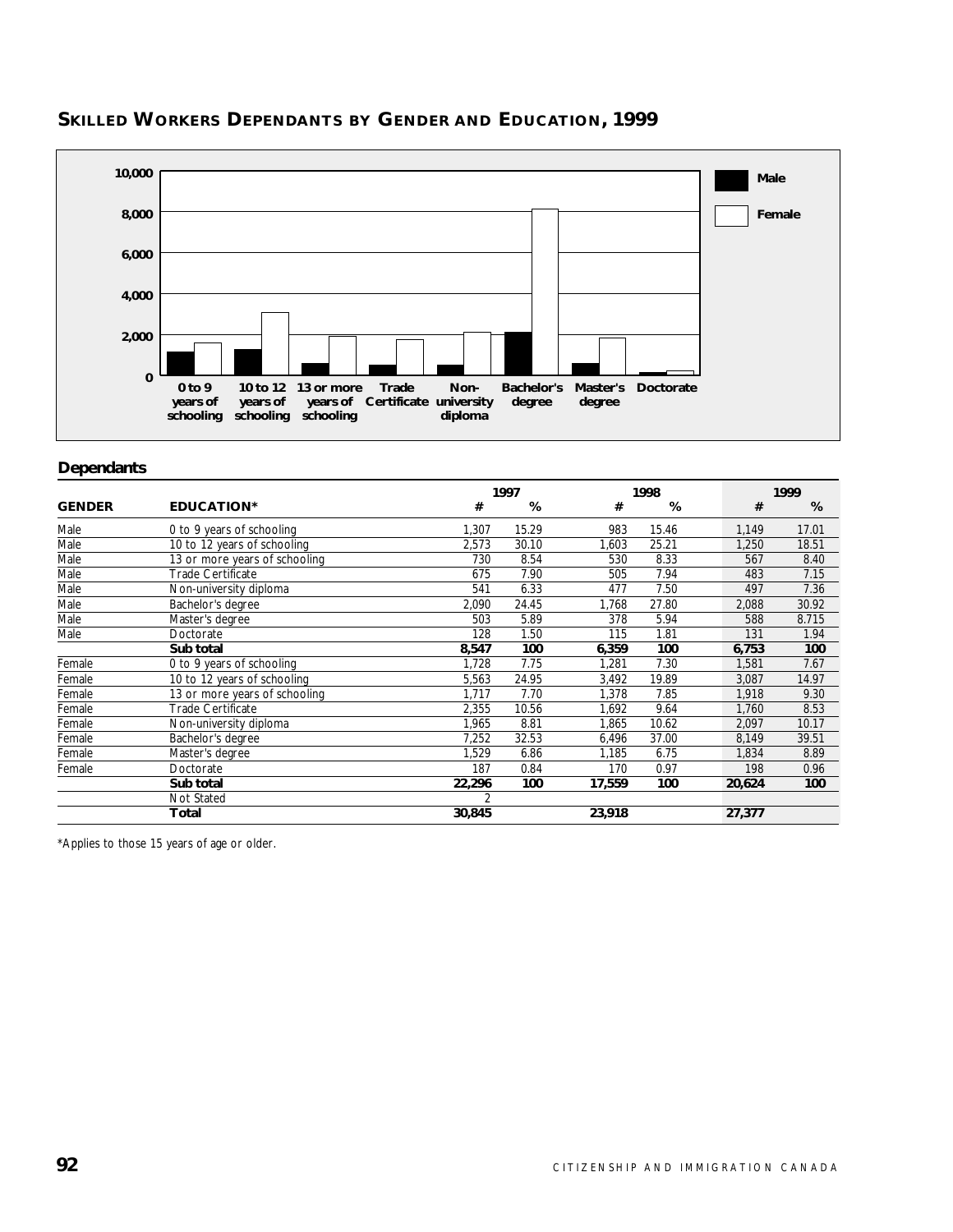## SKILLED WORKERS DEPENDANTS BY GENDER AND EDUCATION, 1999

### Dependants

| GENDER | EDUCATION* | 1997 # | 1997 % | 1998 # | 1998 % | 1999 # | 1999 % |
|---|---|---|---|---|---|---|---|
| Male | 0 to 9 years of schooling | 1,307 | 15.29 | 983 | 15.46 | 1,149 | 17.01 |
| Male | 10 to 12 years of schooling | 2,573 | 30.10 | 1,603 | 25.21 | 1,250 | 18.51 |
| Male | 13 or more years of schooling | 730 | 8.54 | 530 | 8.33 | 567 | 8.40 |
| Male | Trade Certificate | 675 | 7.90 | 505 | 7.94 | 483 | 7.15 |
| Male | Non-university diploma | 541 | 6.33 | 477 | 7.50 | 497 | 7.36 |
| Male | Bachelor's degree | 2,090 | 24.45 | 1,768 | 27.80 | 2,088 | 30.92 |
| Male | Master's degree | 503 | 5.89 | 378 | 5.94 | 588 | 8.715 |
| Male | Doctorate | 128 | 1.50 | 115 | 1.81 | 131 | 1.94 |
| | **Sub total** | **8,547** | **100** | **6,359** | **100** | **6,753** | **100** |
| Female | 0 to 9 years of schooling | 1,728 | 7.75 | 1,281 | 7.30 | 1,581 | 7.67 |
| Female | 10 to 12 years of schooling | 5,563 | 24.95 | 3,492 | 19.89 | 3,087 | 14.97 |
| Female | 13 or more years of schooling | 1,717 | 7.70 | 1,378 | 7.85 | 1,918 | 9.30 |
| Female | Trade Certificate | 2,355 | 10.56 | 1,692 | 9.64 | 1,760 | 8.53 |
| Female | Non-university diploma | 1,965 | 8.81 | 1,865 | 10.62 | 2,097 | 10.17 |
| Female | Bachelor's degree | 7,252 | 32.53 | 6,496 | 37.00 | 8,149 | 39.51 |
| Female | Master's degree | 1,529 | 6.86 | 1,185 | 6.75 | 1,834 | 8.89 |
| Female | Doctorate | 187 | 0.84 | 170 | 0.97 | 198 | 0.96 |
| | **Sub total** | **22,296** | **100** | **17,559** | **100** | **20,624** | **100** |
| | Not Stated | 2 | | | | | |
| | **Total** | **30,845** | | **23,918** | | **27,377** | |

*Applies to those 15 years of age or older.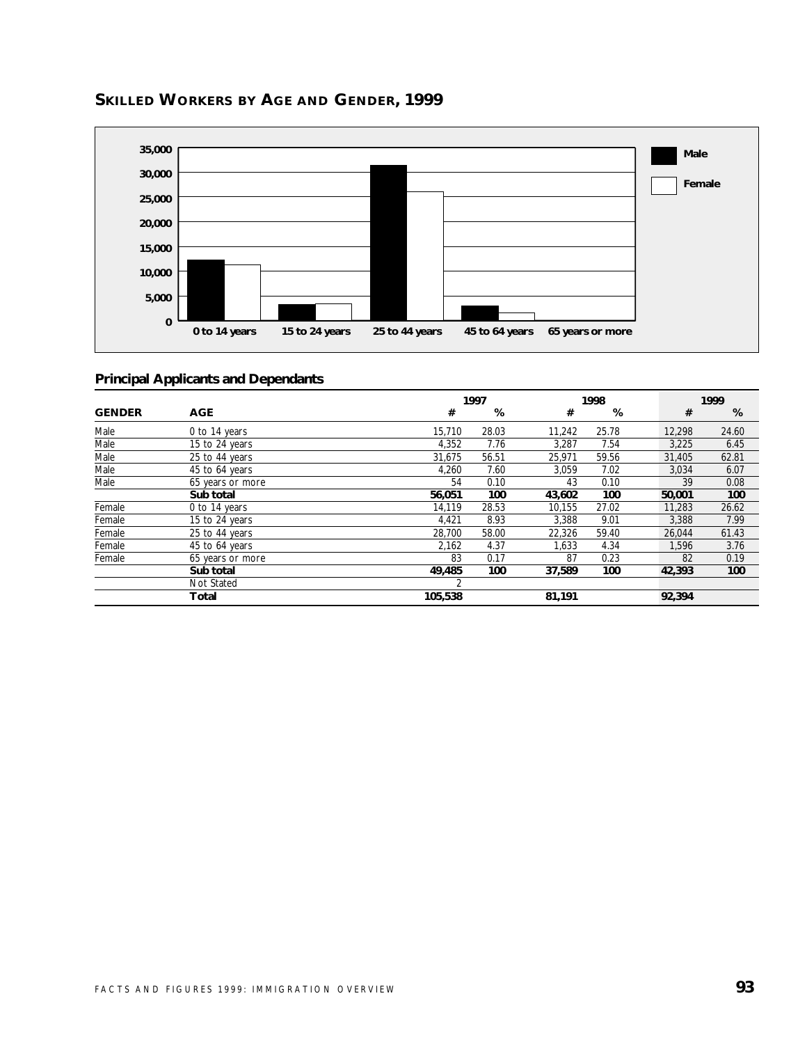## SKILLED WORKERS BY AGE AND GENDER, 1999

### Principal Applicants and Dependants

| GENDER | AGE | 1997 # | 1997 % | 1998 # | 1998 % | 1999 # | 1999 % |
|---|---|---|---|---|---|---|---|
| Male | 0 to 14 years | 15,710 | 28.03 | 11,242 | 25.78 | 12,298 | 24.60 |
| Male | 15 to 24 years | 4,352 | 7.76 | 3,287 | 7.54 | 3,225 | 6.45 |
| Male | 25 to 44 years | 31,675 | 56.51 | 25,971 | 59.56 | 31,405 | 62.81 |
| Male | 45 to 64 years | 4,260 | 7.60 | 3,059 | 7.02 | 3,034 | 6.07 |
| Male | 65 years or more | 54 | 0.10 | 43 | 0.10 | 39 | 0.08 |
| | **Sub total** | **56,051** | **100** | **43,602** | **100** | **50,001** | **100** |
| Female | 0 to 14 years | 14,119 | 28.53 | 10,155 | 27.02 | 11,283 | 26.62 |
| Female | 15 to 24 years | 4,421 | 8.93 | 3,388 | 9.01 | 3,388 | 7.99 |
| Female | 25 to 44 years | 28,700 | 58.00 | 22,326 | 59.40 | 26,044 | 61.43 |
| Female | 45 to 64 years | 2,162 | 4.37 | 1,633 | 4.34 | 1,596 | 3.76 |
| Female | 65 years or more | 83 | 0.17 | 87 | 0.23 | 82 | 0.19 |
| | **Sub total** | **49,485** | **100** | **37,589** | **100** | **42,393** | **100** |
| | Not Stated | 2 | | | | | |
| | **Total** | **105,538** | | **81,191** | | **92,394** | |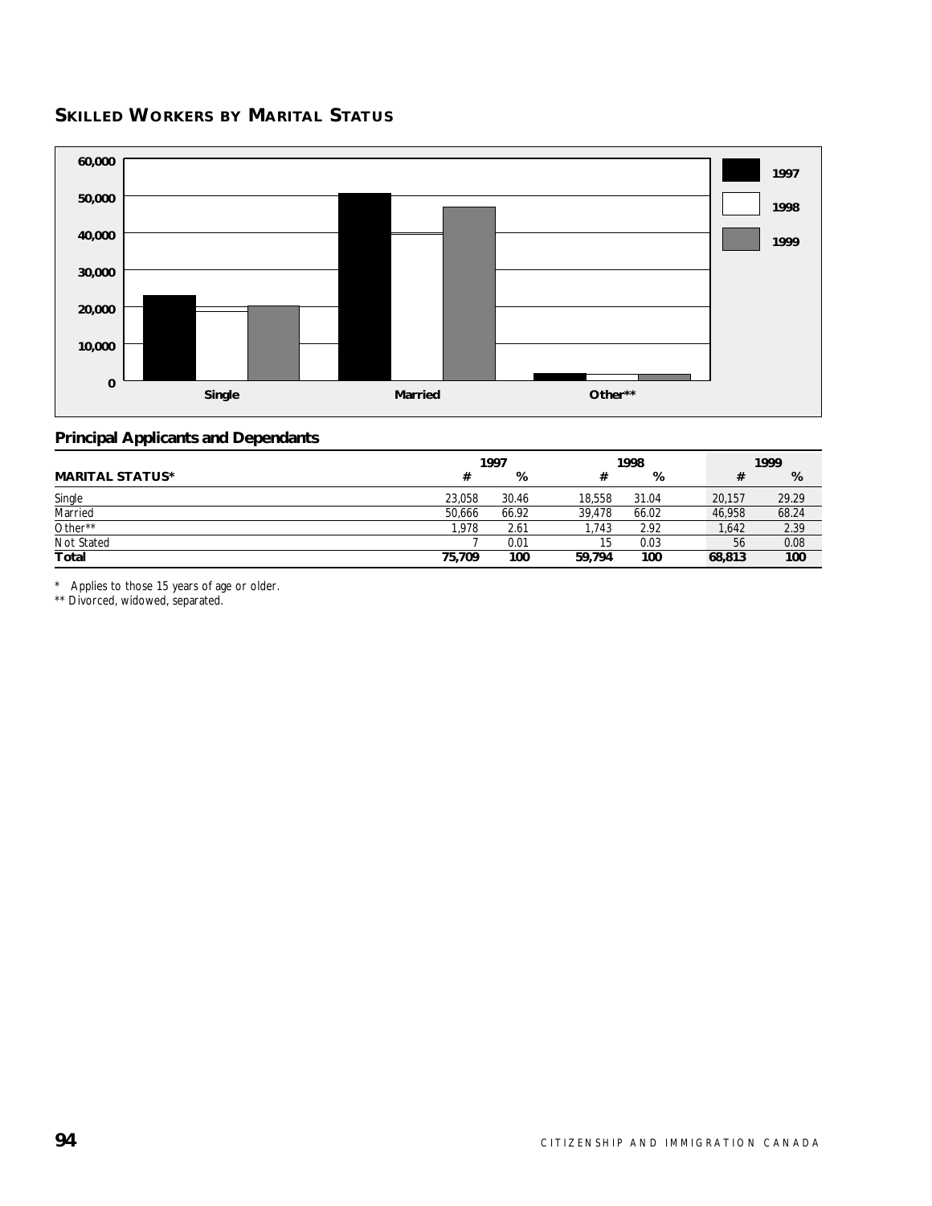## SKILLED WORKERS BY MARITAL STATUS

### Principal Applicants and Dependants

| MARITAL STATUS* | 1997 # | 1997 % | 1998 # | 1998 % | 1999 # | 1999 % |
|---|---|---|---|---|---|---|
| Single | 23,058 | 30.46 | 18,558 | 31.04 | 20,157 | 29.29 |
| Married | 50,666 | 66.92 | 39,478 | 66.02 | 46,958 | 68.24 |
| Other** | 1,978 | 2.61 | 1,743 | 2.92 | 1,642 | 2.39 |
| Not Stated | 7 | 0.01 | 15 | 0.03 | 56 | 0.08 |
| **Total** | **75,709** | **100** | **59,794** | **100** | **68,813** | **100** |

\* Applies to those 15 years of age or older.
** Divorced, widowed, separated.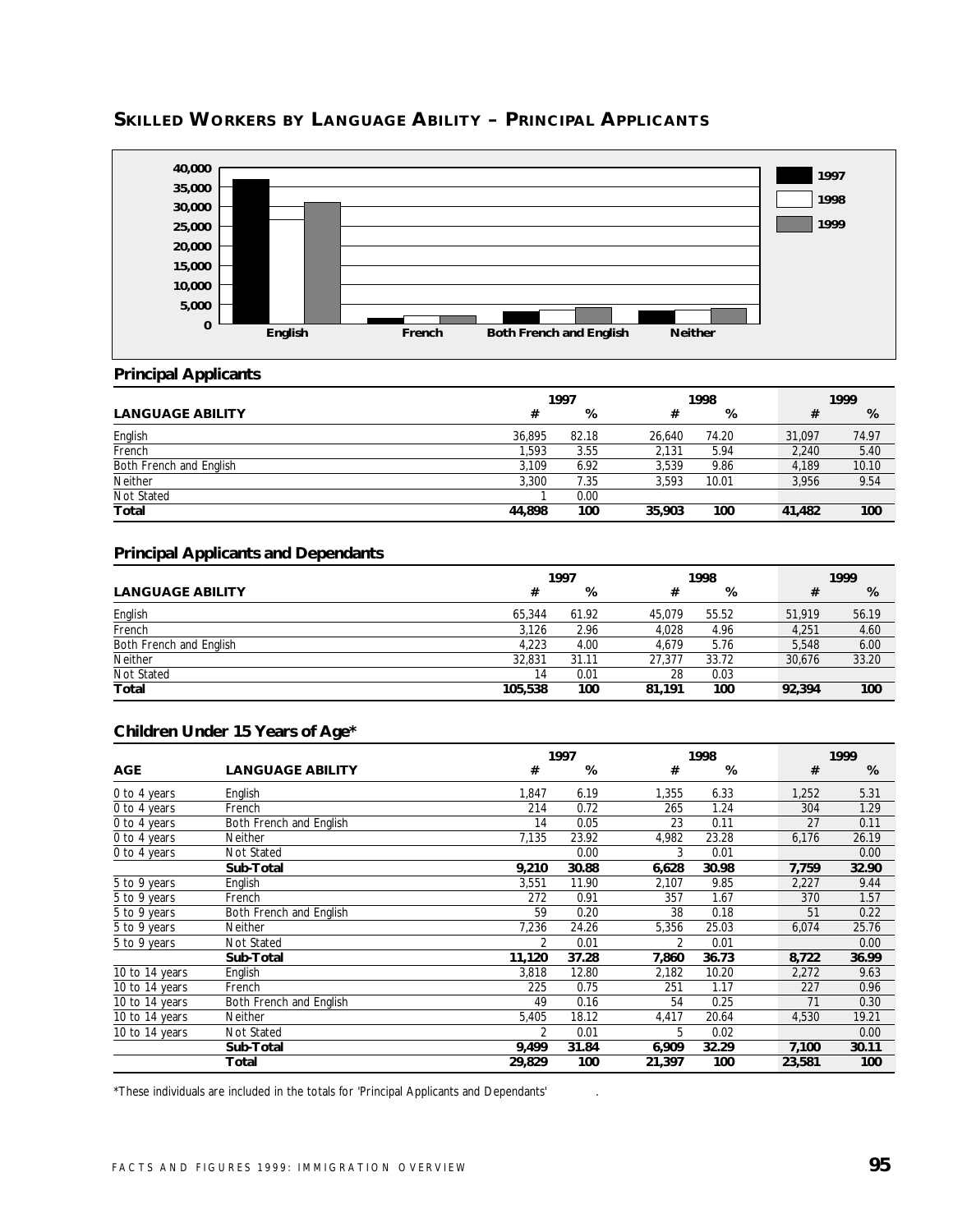## SKILLED WORKERS BY LANGUAGE ABILITY – PRINCIPAL APPLICANTS

### Principal Applicants

| LANGUAGE ABILITY | 1997 # | 1997 % | 1998 # | 1998 % | 1999 # | 1999 % |
|---|---|---|---|---|---|---|
| English | 36,895 | 82.18 | 26,640 | 74.20 | 31,097 | 74.97 |
| French | 1,593 | 3.55 | 2,131 | 5.94 | 2,240 | 5.40 |
| Both French and English | 3,109 | 6.92 | 3,539 | 9.86 | 4,189 | 10.10 |
| Neither | 3,300 | 7.35 | 3,593 | 10.01 | 3,956 | 9.54 |
| Not Stated | 1 | 0.00 | | | | |
| **Total** | **44,898** | **100** | **35,903** | **100** | **41,482** | **100** |

### Principal Applicants and Dependants

| LANGUAGE ABILITY | 1997 # | 1997 % | 1998 # | 1998 % | 1999 # | 1999 % |
|---|---|---|---|---|---|---|
| English | 65,344 | 61.92 | 45,079 | 55.52 | 51,919 | 56.19 |
| French | 3,126 | 2.96 | 4,028 | 4.96 | 4,251 | 4.60 |
| Both French and English | 4,223 | 4.00 | 4,679 | 5.76 | 5,548 | 6.00 |
| Neither | 32,831 | 31.11 | 27,377 | 33.72 | 30,676 | 33.20 |
| Not Stated | 14 | 0.01 | 28 | 0.03 | | |
| **Total** | **105,538** | **100** | **81,191** | **100** | **92,394** | **100** |

### Children Under 15 Years of Age*

| AGE | LANGUAGE ABILITY | 1997 # | 1997 % | 1998 # | 1998 % | 1999 # | 1999 % |
|---|---|---|---|---|---|---|---|
| 0 to 4 years | English | 1,847 | 6.19 | 1,355 | 6.33 | 1,252 | 5.31 |
| 0 to 4 years | French | 214 | 0.72 | 265 | 1.24 | 304 | 1.29 |
| 0 to 4 years | Both French and English | 14 | 0.05 | 23 | 0.11 | 27 | 0.11 |
| 0 to 4 years | Neither | 7,135 | 23.92 | 4,982 | 23.28 | 6,176 | 26.19 |
| 0 to 4 years | Not Stated | | 0.00 | 3 | 0.01 | | 0.00 |
| | **Sub-Total** | **9,210** | **30.88** | **6,628** | **30.98** | **7,759** | **32.90** |
| 5 to 9 years | English | 3,551 | 11.90 | 2,107 | 9.85 | 2,227 | 9.44 |
| 5 to 9 years | French | 272 | 0.91 | 357 | 1.67 | 370 | 1.57 |
| 5 to 9 years | Both French and English | 59 | 0.20 | 38 | 0.18 | 51 | 0.22 |
| 5 to 9 years | Neither | 7,236 | 24.26 | 5,356 | 25.03 | 6,074 | 25.76 |
| 5 to 9 years | Not Stated | 2 | 0.01 | 2 | 0.01 | | 0.00 |
| | **Sub-Total** | **11,120** | **37.28** | **7,860** | **36.73** | **8,722** | **36.99** |
| 10 to 14 years | English | 3,818 | 12.80 | 2,182 | 10.20 | 2,272 | 9.63 |
| 10 to 14 years | French | 225 | 0.75 | 251 | 1.17 | 227 | 0.96 |
| 10 to 14 years | Both French and English | 49 | 0.16 | 54 | 0.25 | 71 | 0.30 |
| 10 to 14 years | Neither | 5,405 | 18.12 | 4,417 | 20.64 | 4,530 | 19.21 |
| 10 to 14 years | Not Stated | 2 | 0.01 | 5 | 0.02 | | 0.00 |
| | **Sub-Total** | **9,499** | **31.84** | **6,909** | **32.29** | **7,100** | **30.11** |
| | **Total** | **29,829** | **100** | **21,397** | **100** | **23,581** | **100** |

*These individuals are included in the totals for 'Principal Applicants and Dependants' .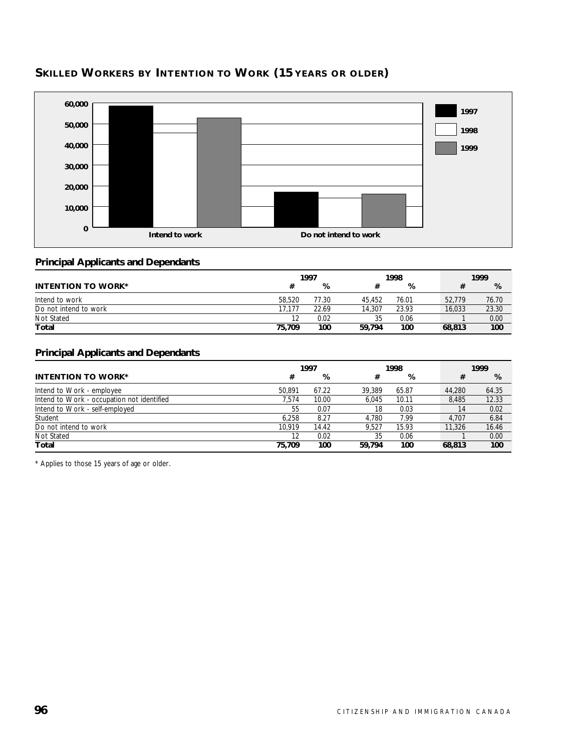## Skilled Workers by Intention to Work (15 years or older)

### Principal Applicants and Dependants

| INTENTION TO WORK* | 1997 | | 1998 | | 1999 | |
|---|---|---|---|---|---|---|
| | # | % | # | % | # | % |
| Intend to work | 58,520 | 77.30 | 45,452 | 76.01 | 52,779 | 76.70 |
| Do not intend to work | 17,177 | 22.69 | 14,307 | 23.93 | 16,033 | 23.30 |
| Not Stated | 12 | 0.02 | 35 | 0.06 | 1 | 0.00 |
| **Total** | **75,709** | **100** | **59,794** | **100** | **68,813** | **100** |

### Principal Applicants and Dependants

| INTENTION TO WORK* | 1997 | | 1998 | | 1999 | |
|---|---|---|---|---|---|---|
| | # | % | # | % | # | % |
| Intend to Work - employee | 50,891 | 67.22 | 39,389 | 65.87 | 44,280 | 64.35 |
| Intend to Work - occupation not identified | 7,574 | 10.00 | 6,045 | 10.11 | 8,485 | 12.33 |
| Intend to Work - self-employed | 55 | 0.07 | 18 | 0.03 | 14 | 0.02 |
| Student | 6,258 | 8.27 | 4,780 | 7.99 | 4,707 | 6.84 |
| Do not intend to work | 10,919 | 14.42 | 9,527 | 15.93 | 11,326 | 16.46 |
| Not Stated | 12 | 0.02 | 35 | 0.06 | 1 | 0.00 |
| **Total** | **75,709** | **100** | **59,794** | **100** | **68,813** | **100** |

* Applies to those 15 years of age or older.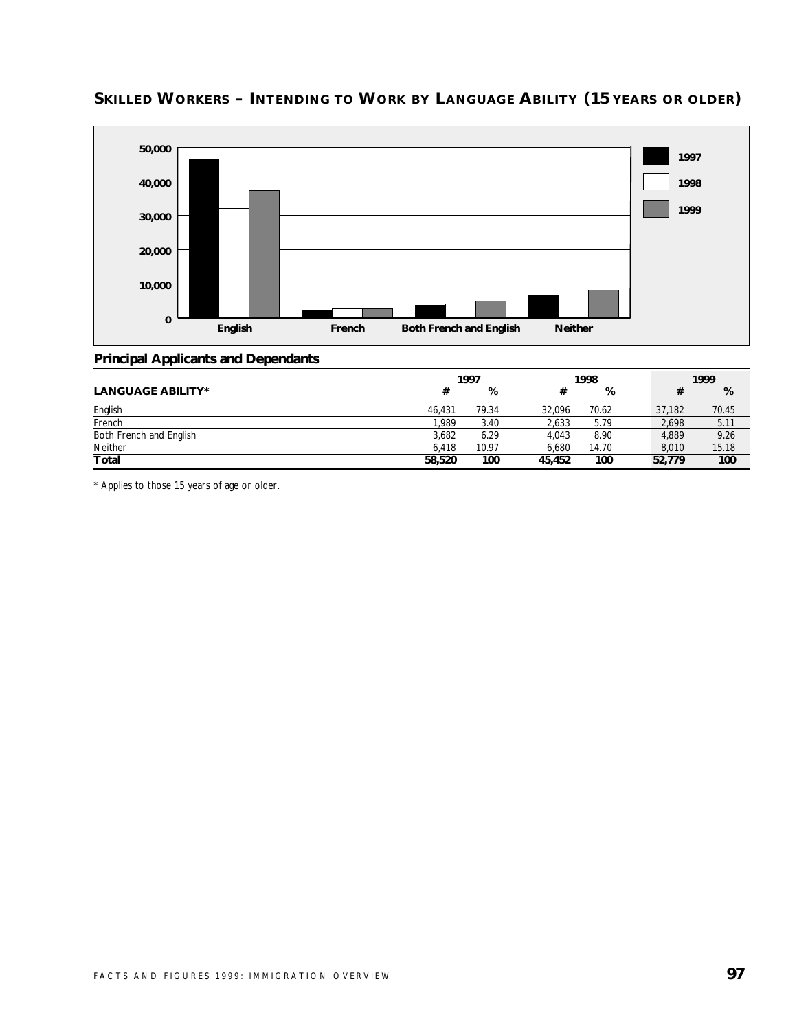## SKILLED WORKERS – INTENDING TO WORK BY LANGUAGE ABILITY (15 YEARS OR OLDER)

### Principal Applicants and Dependants

| LANGUAGE ABILITY* | 1997 # | 1997 % | 1998 # | 1998 % | 1999 # | 1999 % |
|---|---|---|---|---|---|---|
| English | 46,431 | 79.34 | 32,096 | 70.62 | 37,182 | 70.45 |
| French | 1,989 | 3.40 | 2,633 | 5.79 | 2,698 | 5.11 |
| Both French and English | 3,682 | 6.29 | 4,043 | 8.90 | 4,889 | 9.26 |
| Neither | 6,418 | 10.97 | 6,680 | 14.70 | 8,010 | 15.18 |
| **Total** | **58,520** | **100** | **45,452** | **100** | **52,779** | **100** |

* Applies to those 15 years of age or older.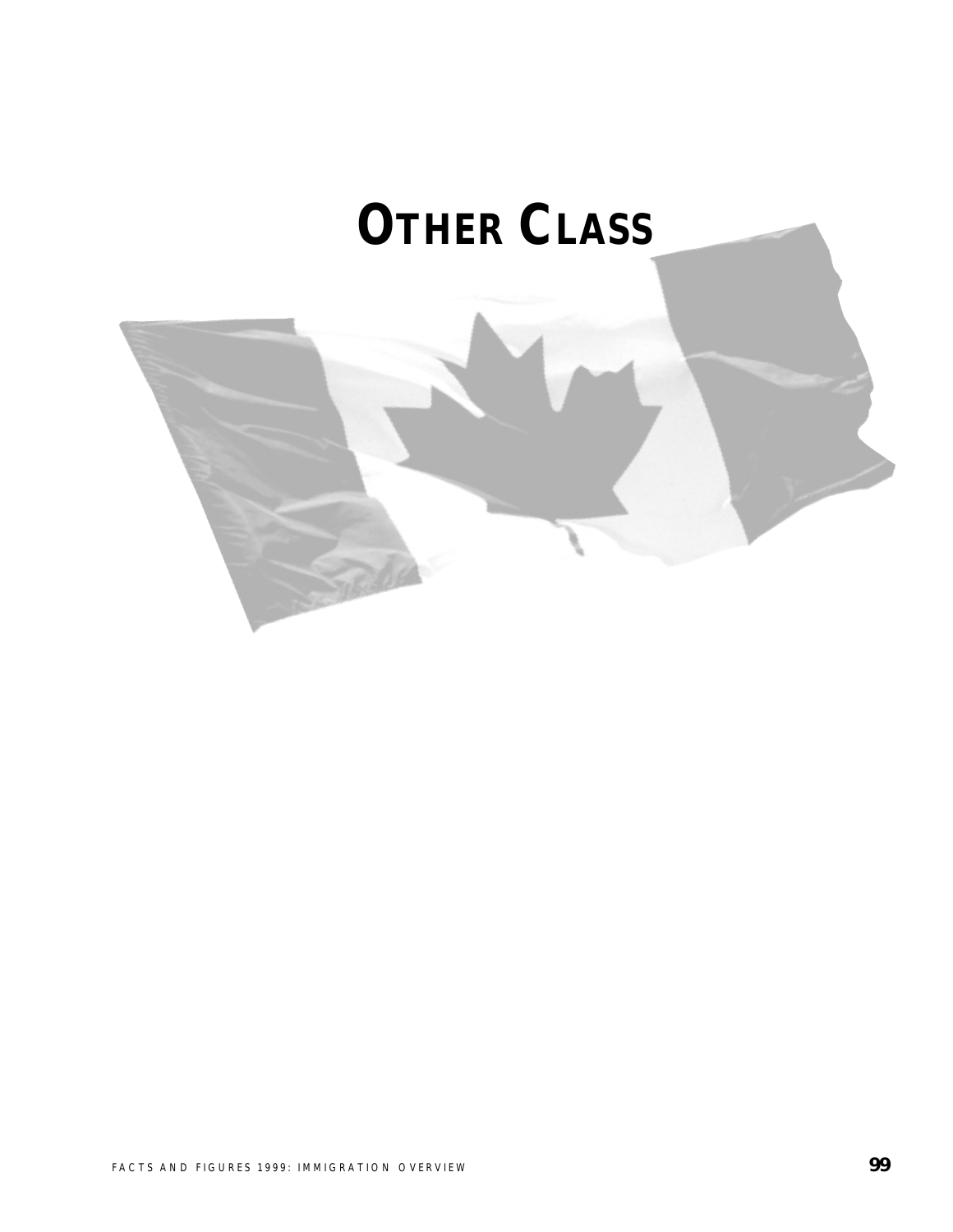# OTHER CLASS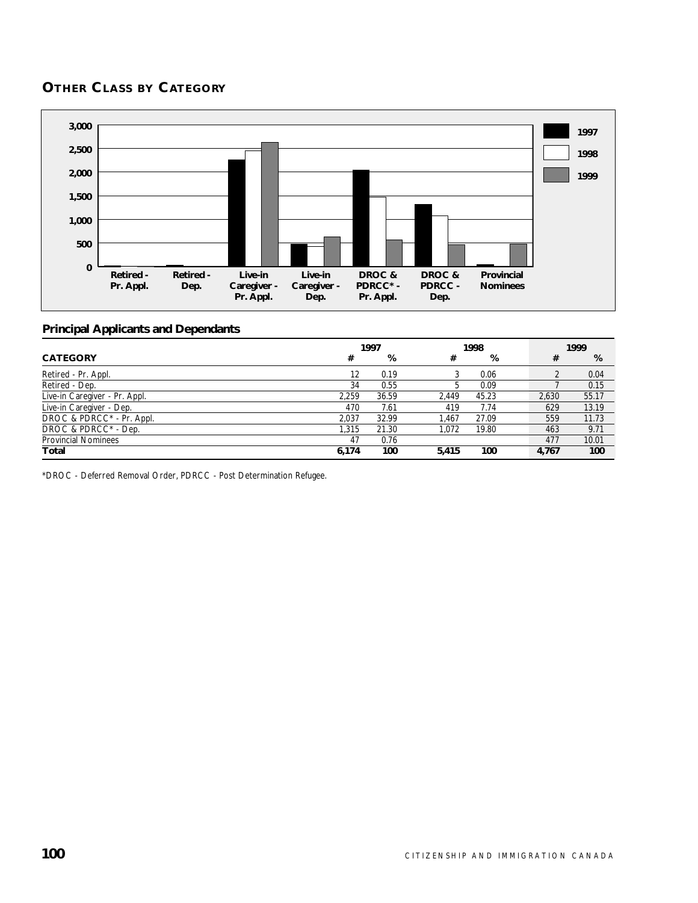## OTHER CLASS BY CATEGORY

### Principal Applicants and Dependants

| CATEGORY | 1997 # | 1997 % | 1998 # | 1998 % | 1999 # | 1999 % |
|---|---|---|---|---|---|---|
| Retired - Pr. Appl. | 12 | 0.19 | 3 | 0.06 | 2 | 0.04 |
| Retired - Dep. | 34 | 0.55 | 5 | 0.09 | 7 | 0.15 |
| Live-in Caregiver - Pr. Appl. | 2,259 | 36.59 | 2,449 | 45.23 | 2,630 | 55.17 |
| Live-in Caregiver - Dep. | 470 | 7.61 | 419 | 7.74 | 629 | 13.19 |
| DROC & PDRCC* - Pr. Appl. | 2,037 | 32.99 | 1,467 | 27.09 | 559 | 11.73 |
| DROC & PDRCC* - Dep. | 1,315 | 21.30 | 1,072 | 19.80 | 463 | 9.71 |
| Provincial Nominees | 47 | 0.76 | | | 477 | 10.01 |
| **Total** | **6,174** | **100** | **5,415** | **100** | **4,767** | **100** |

*DROC - Deferred Removal Order, PDRCC - Post Determination Refugee.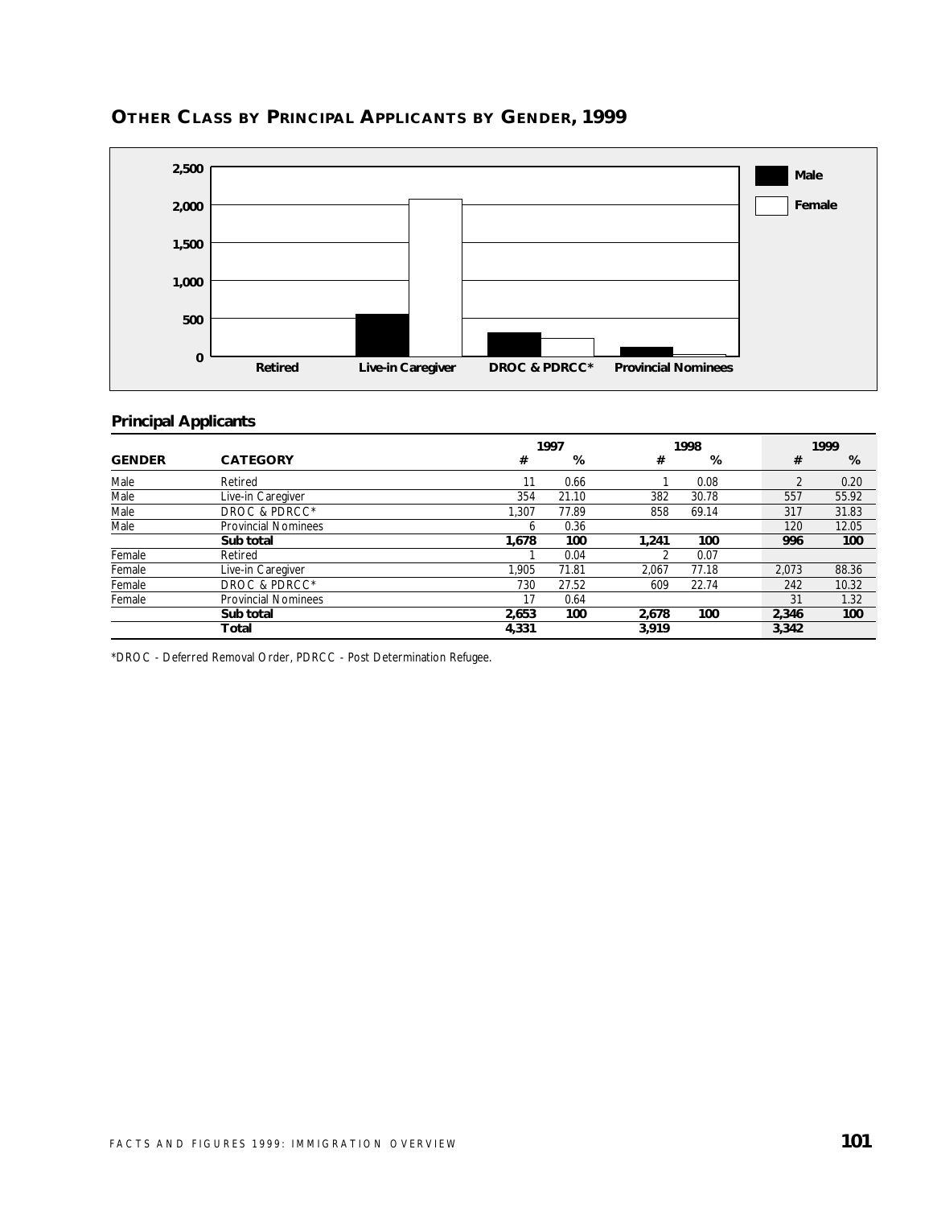## OTHER CLASS BY PRINCIPAL APPLICANTS BY GENDER, 1999

### Principal Applicants

| GENDER | CATEGORY | 1997 # | 1997 % | 1998 # | 1998 % | 1999 # | 1999 % |
|---|---|---|---|---|---|---|---|
| Male | Retired | 11 | 0.66 | 1 | 0.08 | 2 | 0.20 |
| Male | Live-in Caregiver | 354 | 21.10 | 382 | 30.78 | 557 | 55.92 |
| Male | DROC & PDRCC* | 1,307 | 77.89 | 858 | 69.14 | 317 | 31.83 |
| Male | Provincial Nominees | 6 | 0.36 | | | 120 | 12.05 |
| | **Sub total** | **1,678** | **100** | **1,241** | **100** | **996** | **100** |
| Female | Retired | 1 | 0.04 | 2 | 0.07 | | |
| Female | Live-in Caregiver | 1,905 | 71.81 | 2,067 | 77.18 | 2,073 | 88.36 |
| Female | DROC & PDRCC* | 730 | 27.52 | 609 | 22.74 | 242 | 10.32 |
| Female | Provincial Nominees | 17 | 0.64 | | | 31 | 1.32 |
| | **Sub total** | **2,653** | **100** | **2,678** | **100** | **2,346** | **100** |
| | **Total** | **4,331** | | **3,919** | | **3,342** | |

*DROC - Deferred Removal Order, PDRCC - Post Determination Refugee.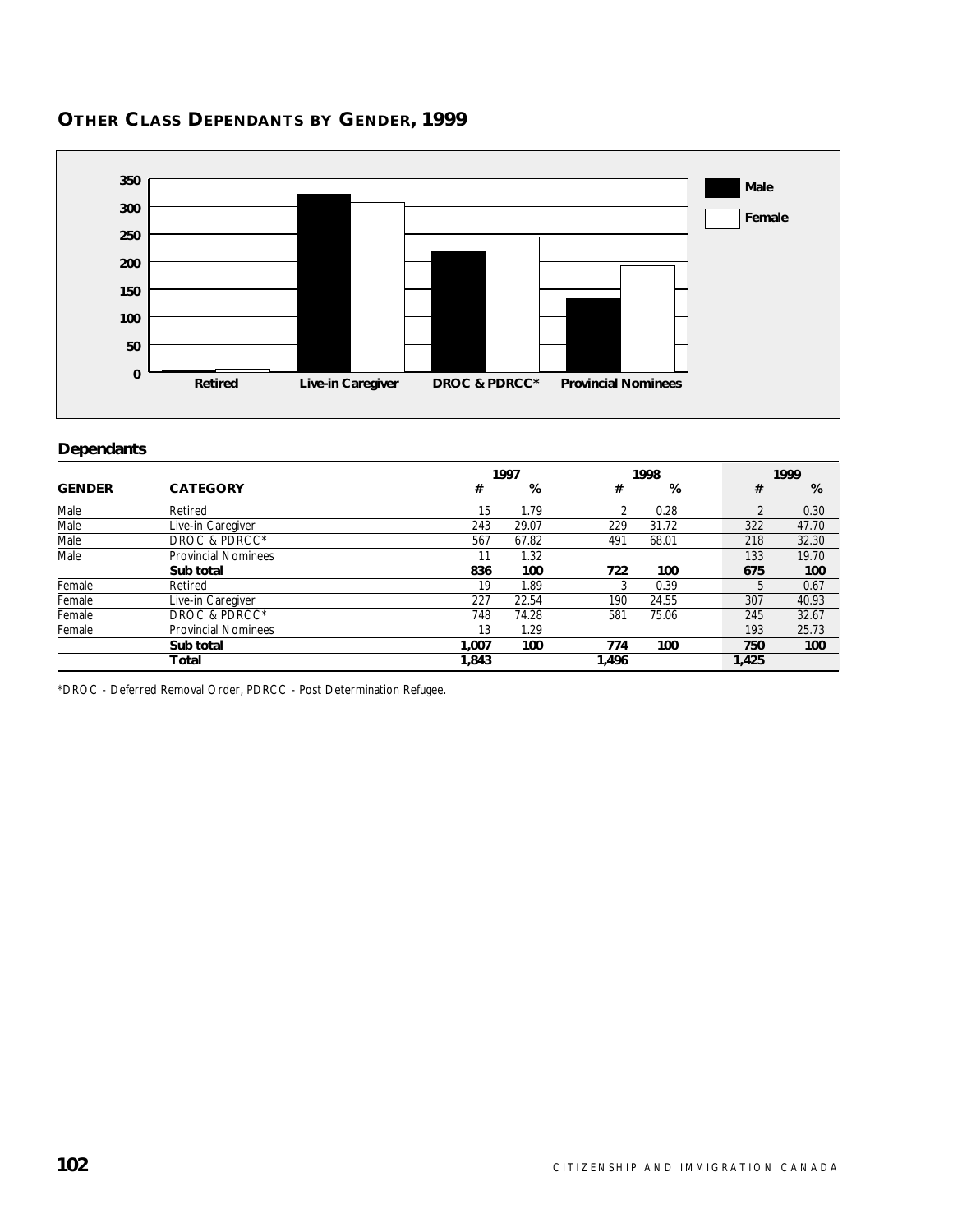## OTHER CLASS DEPENDANTS BY GENDER, 1999

### Dependants

| GENDER | CATEGORY | 1997 | | 1998 | | 1999 | |
|---|---|---|---|---|---|---|---|
| | | # | % | # | % | # | % |
| Male | Retired | 15 | 1.79 | 2 | 0.28 | 2 | 0.30 |
| Male | Live-in Caregiver | 243 | 29.07 | 229 | 31.72 | 322 | 47.70 |
| Male | DROC & PDRCC* | 567 | 67.82 | 491 | 68.01 | 218 | 32.30 |
| Male | Provincial Nominees | 11 | 1.32 | | | 133 | 19.70 |
| | **Sub total** | **836** | **100** | **722** | **100** | **675** | **100** |
| Female | Retired | 19 | 1.89 | 3 | 0.39 | 5 | 0.67 |
| Female | Live-in Caregiver | 227 | 22.54 | 190 | 24.55 | 307 | 40.93 |
| Female | DROC & PDRCC* | 748 | 74.28 | 581 | 75.06 | 245 | 32.67 |
| Female | Provincial Nominees | 13 | 1.29 | | | 193 | 25.73 |
| | **Sub total** | **1,007** | **100** | **774** | **100** | **750** | **100** |
| | **Total** | **1,843** | | **1,496** | | **1,425** | |

*DROC - Deferred Removal Order, PDRCC - Post Determination Refugee.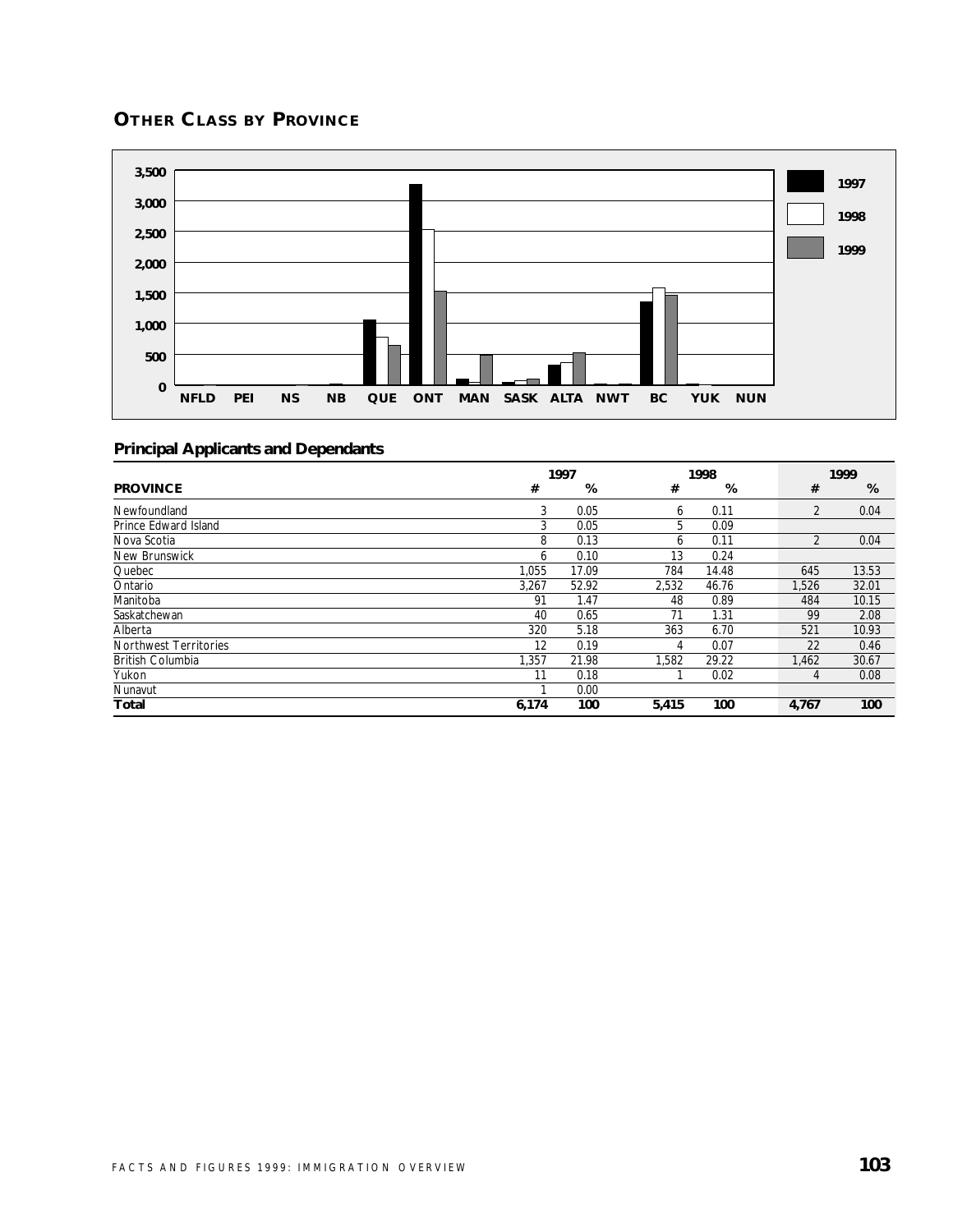## OTHER CLASS BY PROVINCE

### Principal Applicants and Dependants

| PROVINCE | 1997 # | 1997 % | 1998 # | 1998 % | 1999 # | 1999 % |
|---|---|---|---|---|---|---|
| Newfoundland | 3 | 0.05 | 6 | 0.11 | 2 | 0.04 |
| Prince Edward Island | 3 | 0.05 | 5 | 0.09 | | |
| Nova Scotia | 8 | 0.13 | 6 | 0.11 | 2 | 0.04 |
| New Brunswick | 6 | 0.10 | 13 | 0.24 | | |
| Quebec | 1,055 | 17.09 | 784 | 14.48 | 645 | 13.53 |
| Ontario | 3,267 | 52.92 | 2,532 | 46.76 | 1,526 | 32.01 |
| Manitoba | 91 | 1.47 | 48 | 0.89 | 484 | 10.15 |
| Saskatchewan | 40 | 0.65 | 71 | 1.31 | 99 | 2.08 |
| Alberta | 320 | 5.18 | 363 | 6.70 | 521 | 10.93 |
| Northwest Territories | 12 | 0.19 | 4 | 0.07 | 22 | 0.46 |
| British Columbia | 1,357 | 21.98 | 1,582 | 29.22 | 1,462 | 30.67 |
| Yukon | 11 | 0.18 | 1 | 0.02 | 4 | 0.08 |
| Nunavut | 1 | 0.00 | | | | |
| **Total** | **6,174** | **100** | **5,415** | **100** | **4,767** | **100** |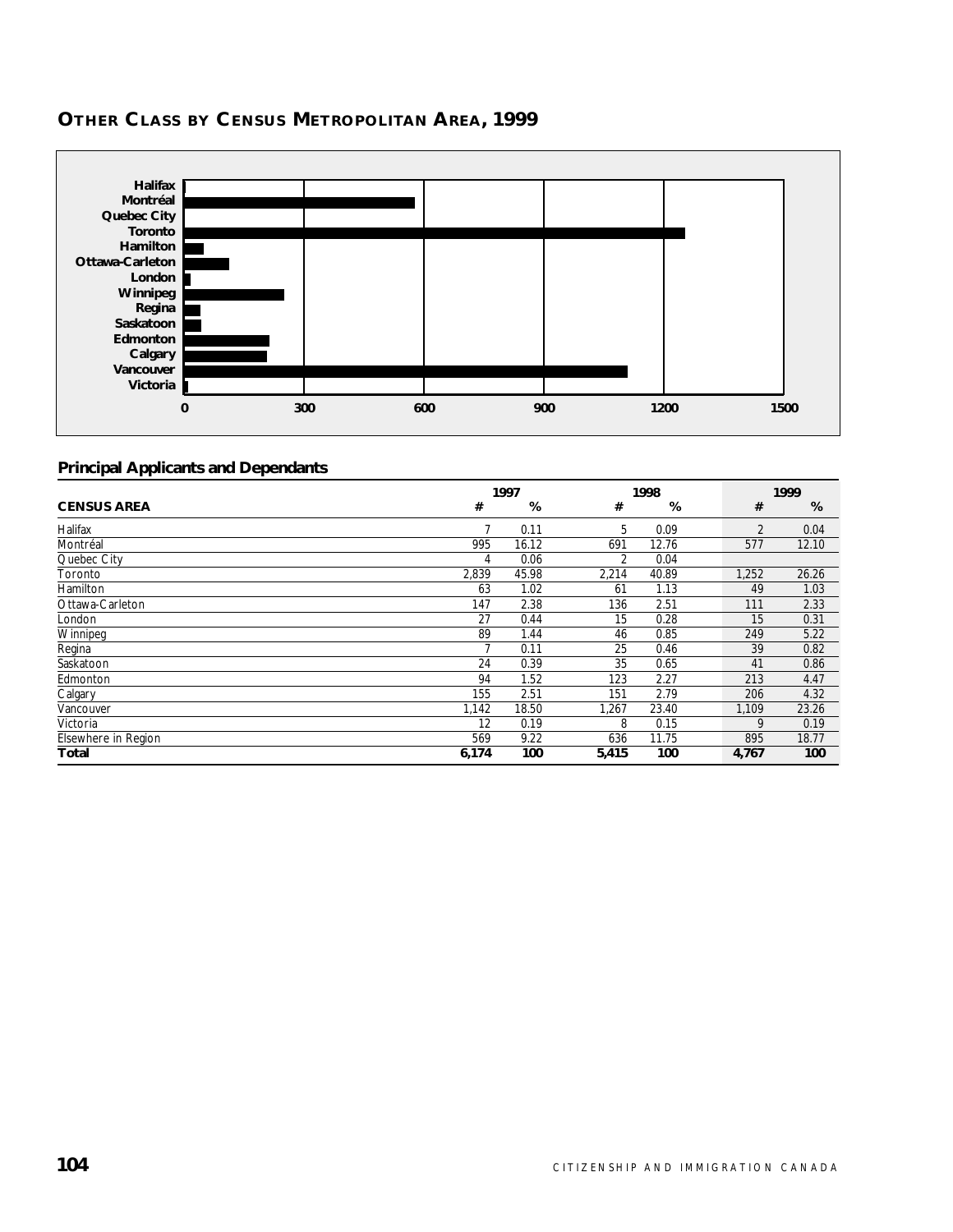## Other Class by Census Metropolitan Area, 1999

### Principal Applicants and Dependants

| CENSUS AREA | 1997 # | 1997 % | 1998 # | 1998 % | 1999 # | 1999 % |
|---|---|---|---|---|---|---|
| Halifax | 7 | 0.11 | 5 | 0.09 | 2 | 0.04 |
| Montréal | 995 | 16.12 | 691 | 12.76 | 577 | 12.10 |
| Quebec City | 4 | 0.06 | 2 | 0.04 | | |
| Toronto | 2,839 | 45.98 | 2,214 | 40.89 | 1,252 | 26.26 |
| Hamilton | 63 | 1.02 | 61 | 1.13 | 49 | 1.03 |
| Ottawa-Carleton | 147 | 2.38 | 136 | 2.51 | 111 | 2.33 |
| London | 27 | 0.44 | 15 | 0.28 | 15 | 0.31 |
| Winnipeg | 89 | 1.44 | 46 | 0.85 | 249 | 5.22 |
| Regina | 7 | 0.11 | 25 | 0.46 | 39 | 0.82 |
| Saskatoon | 24 | 0.39 | 35 | 0.65 | 41 | 0.86 |
| Edmonton | 94 | 1.52 | 123 | 2.27 | 213 | 4.47 |
| Calgary | 155 | 2.51 | 151 | 2.79 | 206 | 4.32 |
| Vancouver | 1,142 | 18.50 | 1,267 | 23.40 | 1,109 | 23.26 |
| Victoria | 12 | 0.19 | 8 | 0.15 | 9 | 0.19 |
| Elsewhere in Region | 569 | 9.22 | 636 | 11.75 | 895 | 18.77 |
| **Total** | **6,174** | **100** | **5,415** | **100** | **4,767** | **100** |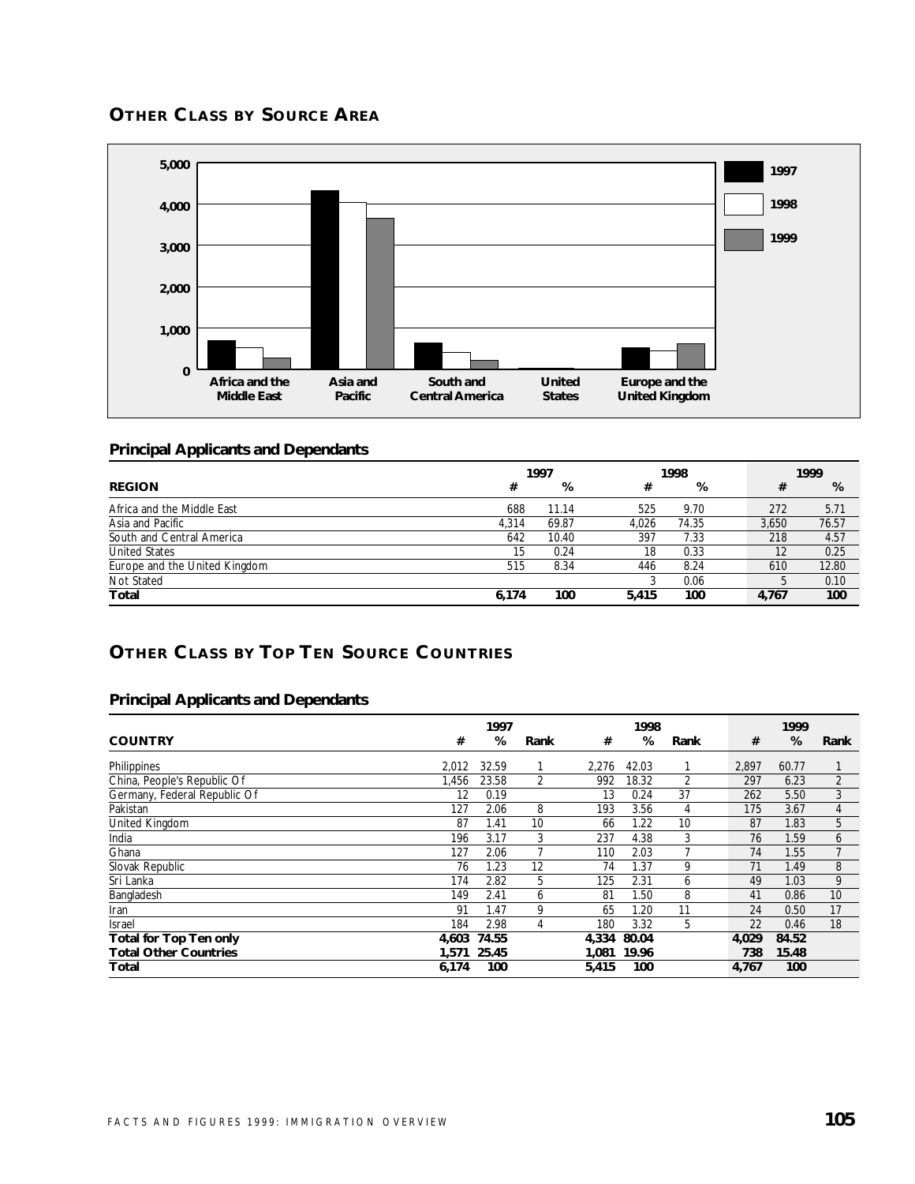## OTHER CLASS BY SOURCE AREA

### Principal Applicants and Dependants

| REGION | 1997 # | 1997 % | 1998 # | 1998 % | 1999 # | 1999 % |
|---|---|---|---|---|---|---|
| Africa and the Middle East | 688 | 11.14 | 525 | 9.70 | 272 | 5.71 |
| Asia and Pacific | 4,314 | 69.87 | 4,026 | 74.35 | 3,650 | 76.57 |
| South and Central America | 642 | 10.40 | 397 | 7.33 | 218 | 4.57 |
| United States | 15 | 0.24 | 18 | 0.33 | 12 | 0.25 |
| Europe and the United Kingdom | 515 | 8.34 | 446 | 8.24 | 610 | 12.80 |
| Not Stated | | | 3 | 0.06 | 5 | 0.10 |
| **Total** | **6,174** | **100** | **5,415** | **100** | **4,767** | **100** |

## OTHER CLASS BY TOP TEN SOURCE COUNTRIES

### Principal Applicants and Dependants

| COUNTRY | 1997 # | 1997 % | 1997 Rank | 1998 # | 1998 % | 1998 Rank | 1999 # | 1999 % | 1999 Rank |
|---|---|---|---|---|---|---|---|---|---|
| Philippines | 2,012 | 32.59 | 1 | 2,276 | 42.03 | 1 | 2,897 | 60.77 | 1 |
| China, People's Republic Of | 1,456 | 23.58 | 2 | 992 | 18.32 | 2 | 297 | 6.23 | 2 |
| Germany, Federal Republic Of | 12 | 0.19 | | 13 | 0.24 | 37 | 262 | 5.50 | 3 |
| Pakistan | 127 | 2.06 | 8 | 193 | 3.56 | 4 | 175 | 3.67 | 4 |
| United Kingdom | 87 | 1.41 | 10 | 66 | 1.22 | 10 | 87 | 1.83 | 5 |
| India | 196 | 3.17 | 3 | 237 | 4.38 | 3 | 76 | 1.59 | 6 |
| Ghana | 127 | 2.06 | 7 | 110 | 2.03 | 7 | 74 | 1.55 | 7 |
| Slovak Republic | 76 | 1.23 | 12 | 74 | 1.37 | 9 | 71 | 1.49 | 8 |
| Sri Lanka | 174 | 2.82 | 5 | 125 | 2.31 | 6 | 49 | 1.03 | 9 |
| Bangladesh | 149 | 2.41 | 6 | 81 | 1.50 | 8 | 41 | 0.86 | 10 |
| Iran | 91 | 1.47 | 9 | 65 | 1.20 | 11 | 24 | 0.50 | 17 |
| Israel | 184 | 2.98 | 4 | 180 | 3.32 | 5 | 22 | 0.46 | 18 |
| **Total for Top Ten only** | **4,603** | **74.55** | | **4,334** | **80.04** | | **4,029** | **84.52** | |
| **Total Other Countries** | **1,571** | **25.45** | | **1,081** | **19.96** | | **738** | **15.48** | |
| **Total** | **6,174** | **100** | | **5,415** | **100** | | **4,767** | **100** | |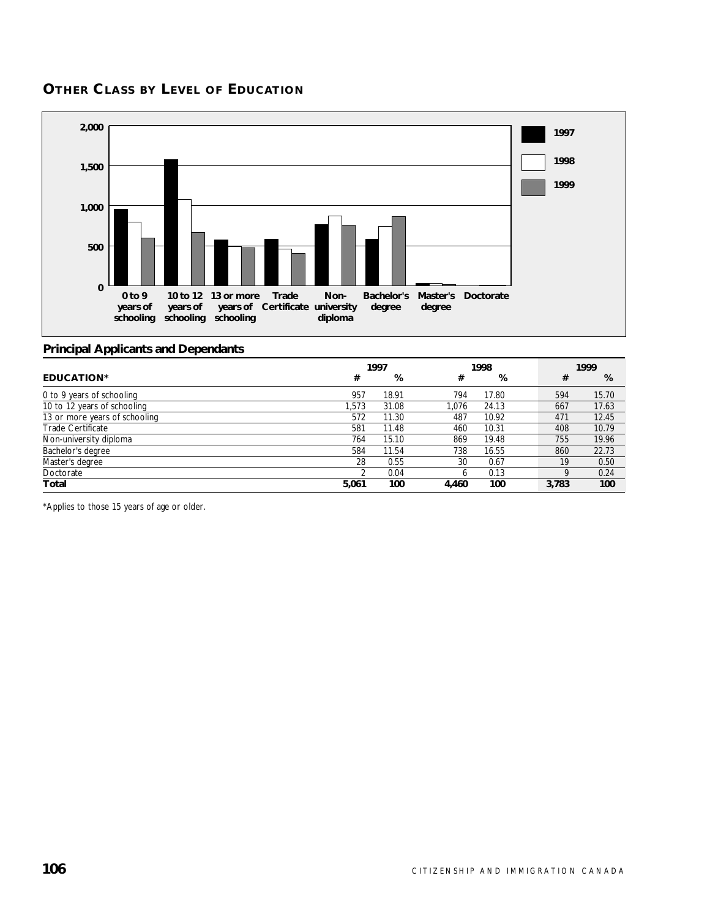## OTHER CLASS BY LEVEL OF EDUCATION

### Principal Applicants and Dependants

| EDUCATION* | 1997 # | 1997 % | 1998 # | 1998 % | 1999 # | 1999 % |
|---|---|---|---|---|---|---|
| 0 to 9 years of schooling | 957 | 18.91 | 794 | 17.80 | 594 | 15.70 |
| 10 to 12 years of schooling | 1,573 | 31.08 | 1,076 | 24.13 | 667 | 17.63 |
| 13 or more years of schooling | 572 | 11.30 | 487 | 10.92 | 471 | 12.45 |
| Trade Certificate | 581 | 11.48 | 460 | 10.31 | 408 | 10.79 |
| Non-university diploma | 764 | 15.10 | 869 | 19.48 | 755 | 19.96 |
| Bachelor's degree | 584 | 11.54 | 738 | 16.55 | 860 | 22.73 |
| Master's degree | 28 | 0.55 | 30 | 0.67 | 19 | 0.50 |
| Doctorate | 2 | 0.04 | 6 | 0.13 | 9 | 0.24 |
| **Total** | **5,061** | **100** | **4,460** | **100** | **3,783** | **100** |

*Applies to those 15 years of age or older.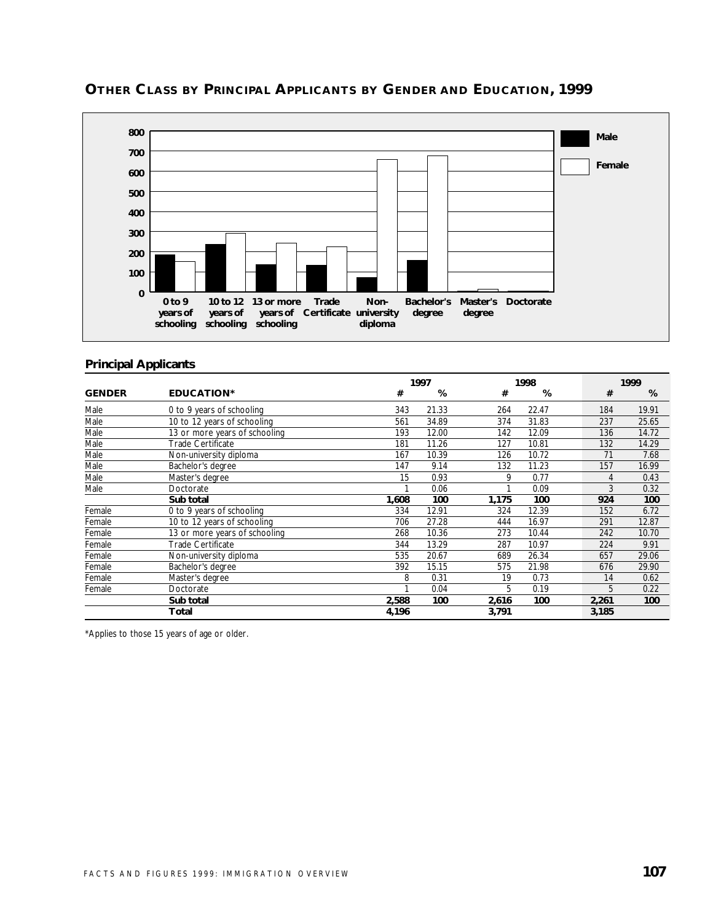## OTHER CLASS BY PRINCIPAL APPLICANTS BY GENDER AND EDUCATION, 1999

### Principal Applicants

| GENDER | EDUCATION* | 1997 # | 1997 % | 1998 # | 1998 % | 1999 # | 1999 % |
|---|---|---|---|---|---|---|---|
| Male | 0 to 9 years of schooling | 343 | 21.33 | 264 | 22.47 | 184 | 19.91 |
| Male | 10 to 12 years of schooling | 561 | 34.89 | 374 | 31.83 | 237 | 25.65 |
| Male | 13 or more years of schooling | 193 | 12.00 | 142 | 12.09 | 136 | 14.72 |
| Male | Trade Certificate | 181 | 11.26 | 127 | 10.81 | 132 | 14.29 |
| Male | Non-university diploma | 167 | 10.39 | 126 | 10.72 | 71 | 7.68 |
| Male | Bachelor's degree | 147 | 9.14 | 132 | 11.23 | 157 | 16.99 |
| Male | Master's degree | 15 | 0.93 | 9 | 0.77 | 4 | 0.43 |
| Male | Doctorate | 1 | 0.06 | 1 | 0.09 | 3 | 0.32 |
| | **Sub total** | **1,608** | **100** | **1,175** | **100** | **924** | **100** |
| Female | 0 to 9 years of schooling | 334 | 12.91 | 324 | 12.39 | 152 | 6.72 |
| Female | 10 to 12 years of schooling | 706 | 27.28 | 444 | 16.97 | 291 | 12.87 |
| Female | 13 or more years of schooling | 268 | 10.36 | 273 | 10.44 | 242 | 10.70 |
| Female | Trade Certificate | 344 | 13.29 | 287 | 10.97 | 224 | 9.91 |
| Female | Non-university diploma | 535 | 20.67 | 689 | 26.34 | 657 | 29.06 |
| Female | Bachelor's degree | 392 | 15.15 | 575 | 21.98 | 676 | 29.90 |
| Female | Master's degree | 8 | 0.31 | 19 | 0.73 | 14 | 0.62 |
| Female | Doctorate | 1 | 0.04 | 5 | 0.19 | 5 | 0.22 |
| | **Sub total** | **2,588** | **100** | **2,616** | **100** | **2,261** | **100** |
| | **Total** | **4,196** | | **3,791** | | **3,185** | |

*Applies to those 15 years of age or older.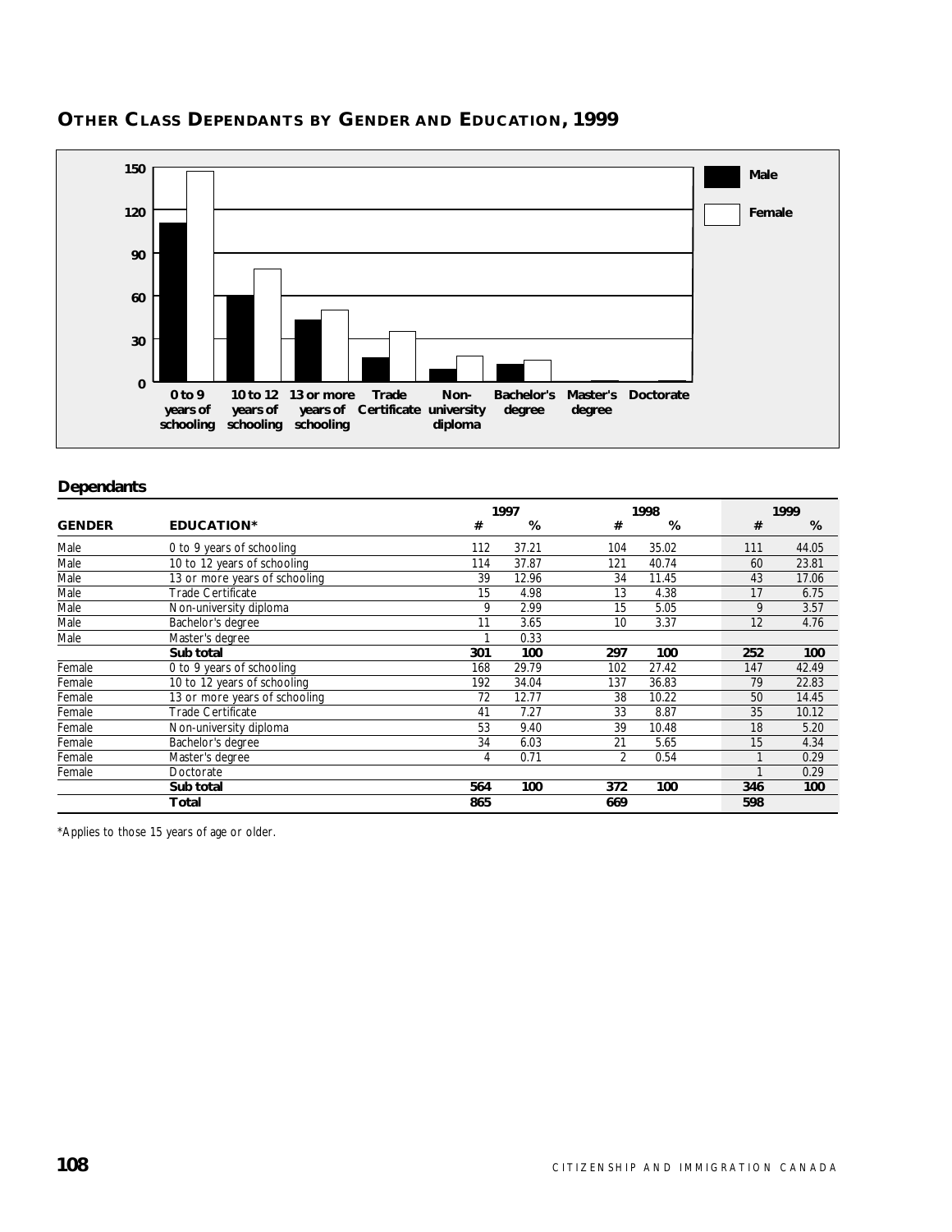## OTHER CLASS DEPENDANTS BY GENDER AND EDUCATION, 1999

### Dependants

| | | 1997 | | 1998 | | 1999 | |
|---|---|---|---|---|---|---|---|
| **GENDER** | **EDUCATION*** | **#** | **%** | **#** | **%** | **#** | **%** |
| Male | 0 to 9 years of schooling | 112 | 37.21 | 104 | 35.02 | 111 | 44.05 |
| Male | 10 to 12 years of schooling | 114 | 37.87 | 121 | 40.74 | 60 | 23.81 |
| Male | 13 or more years of schooling | 39 | 12.96 | 34 | 11.45 | 43 | 17.06 |
| Male | Trade Certificate | 15 | 4.98 | 13 | 4.38 | 17 | 6.75 |
| Male | Non-university diploma | 9 | 2.99 | 15 | 5.05 | 9 | 3.57 |
| Male | Bachelor's degree | 11 | 3.65 | 10 | 3.37 | 12 | 4.76 |
| Male | Master's degree | 1 | 0.33 | | | | |
| | **Sub total** | **301** | **100** | **297** | **100** | **252** | **100** |
| Female | 0 to 9 years of schooling | 168 | 29.79 | 102 | 27.42 | 147 | 42.49 |
| Female | 10 to 12 years of schooling | 192 | 34.04 | 137 | 36.83 | 79 | 22.83 |
| Female | 13 or more years of schooling | 72 | 12.77 | 38 | 10.22 | 50 | 14.45 |
| Female | Trade Certificate | 41 | 7.27 | 33 | 8.87 | 35 | 10.12 |
| Female | Non-university diploma | 53 | 9.40 | 39 | 10.48 | 18 | 5.20 |
| Female | Bachelor's degree | 34 | 6.03 | 21 | 5.65 | 15 | 4.34 |
| Female | Master's degree | 4 | 0.71 | 2 | 0.54 | 1 | 0.29 |
| Female | Doctorate | | | | | 1 | 0.29 |
| | **Sub total** | **564** | **100** | **372** | **100** | **346** | **100** |
| | **Total** | **865** | | **669** | | **598** | |

*Applies to those 15 years of age or older.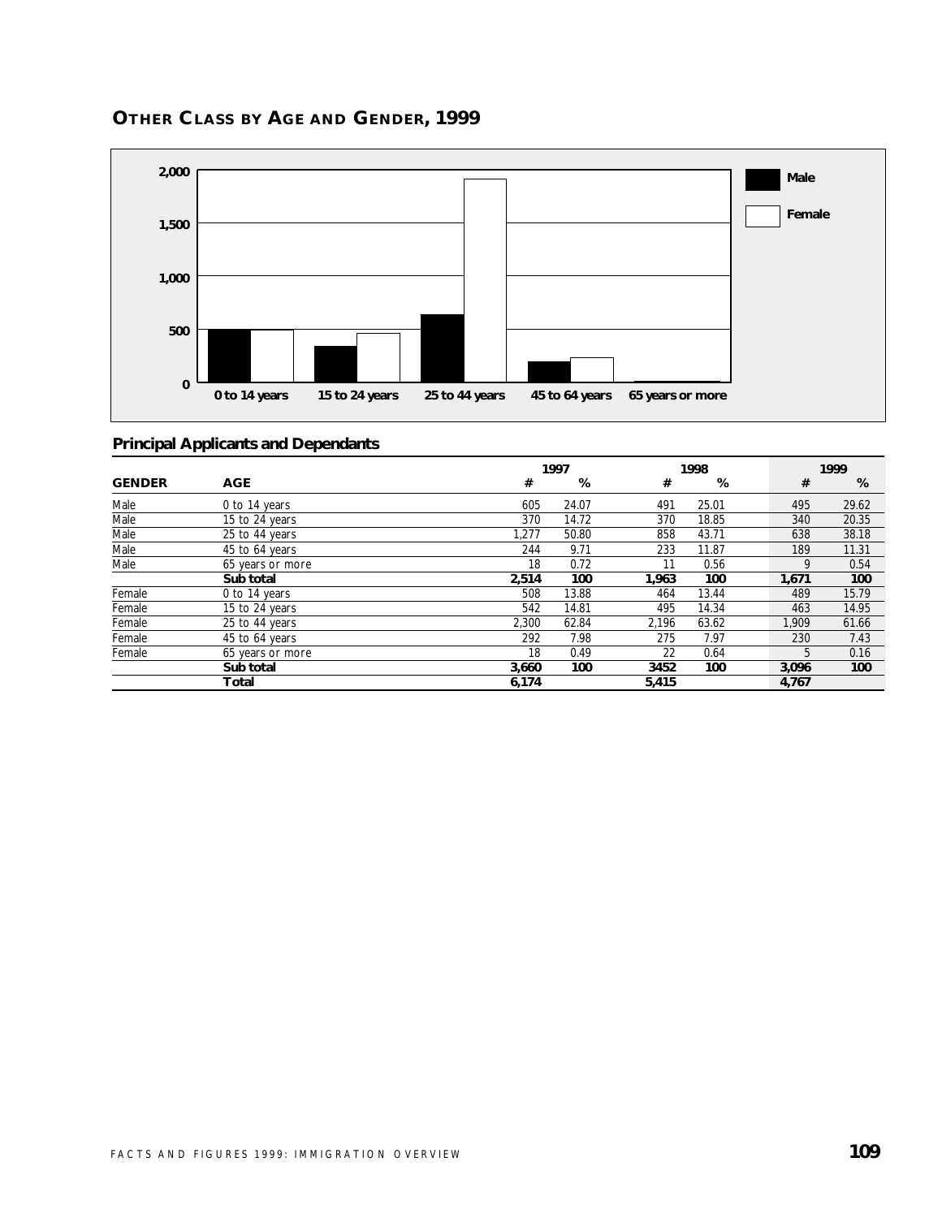## OTHER CLASS BY AGE AND GENDER, 1999

### Principal Applicants and Dependants

| GENDER | AGE | 1997 # | 1997 % | 1998 # | 1998 % | 1999 # | 1999 % |
|---|---|---|---|---|---|---|---|
| Male | 0 to 14 years | 605 | 24.07 | 491 | 25.01 | 495 | 29.62 |
| Male | 15 to 24 years | 370 | 14.72 | 370 | 18.85 | 340 | 20.35 |
| Male | 25 to 44 years | 1,277 | 50.80 | 858 | 43.71 | 638 | 38.18 |
| Male | 45 to 64 years | 244 | 9.71 | 233 | 11.87 | 189 | 11.31 |
| Male | 65 years or more | 18 | 0.72 | 11 | 0.56 | 9 | 0.54 |
| | **Sub total** | **2,514** | **100** | **1,963** | **100** | **1,671** | **100** |
| Female | 0 to 14 years | 508 | 13.88 | 464 | 13.44 | 489 | 15.79 |
| Female | 15 to 24 years | 542 | 14.81 | 495 | 14.34 | 463 | 14.95 |
| Female | 25 to 44 years | 2,300 | 62.84 | 2,196 | 63.62 | 1,909 | 61.66 |
| Female | 45 to 64 years | 292 | 7.98 | 275 | 7.97 | 230 | 7.43 |
| Female | 65 years or more | 18 | 0.49 | 22 | 0.64 | 5 | 0.16 |
| | **Sub total** | **3,660** | **100** | **3452** | **100** | **3,096** | **100** |
| | **Total** | **6,174** | | **5,415** | | **4,767** | |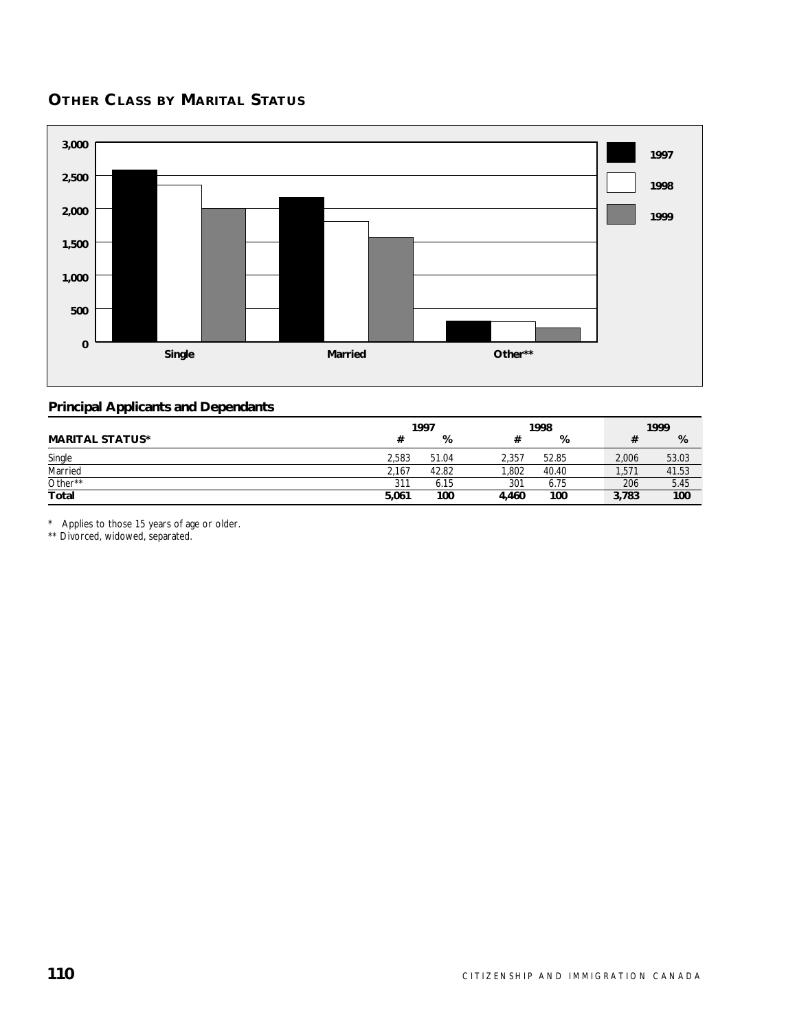## OTHER CLASS BY MARITAL STATUS

### Principal Applicants and Dependants

| MARITAL STATUS* | 1997 # | 1997 % | 1998 # | 1998 % | 1999 # | 1999 % |
|---|---|---|---|---|---|---|
| Single | 2,583 | 51.04 | 2,357 | 52.85 | 2,006 | 53.03 |
| Married | 2,167 | 42.82 | 1,802 | 40.40 | 1,571 | 41.53 |
| Other** | 311 | 6.15 | 301 | 6.75 | 206 | 5.45 |
| **Total** | **5,061** | **100** | **4,460** | **100** | **3,783** | **100** |

\* Applies to those 15 years of age or older.
** Divorced, widowed, separated.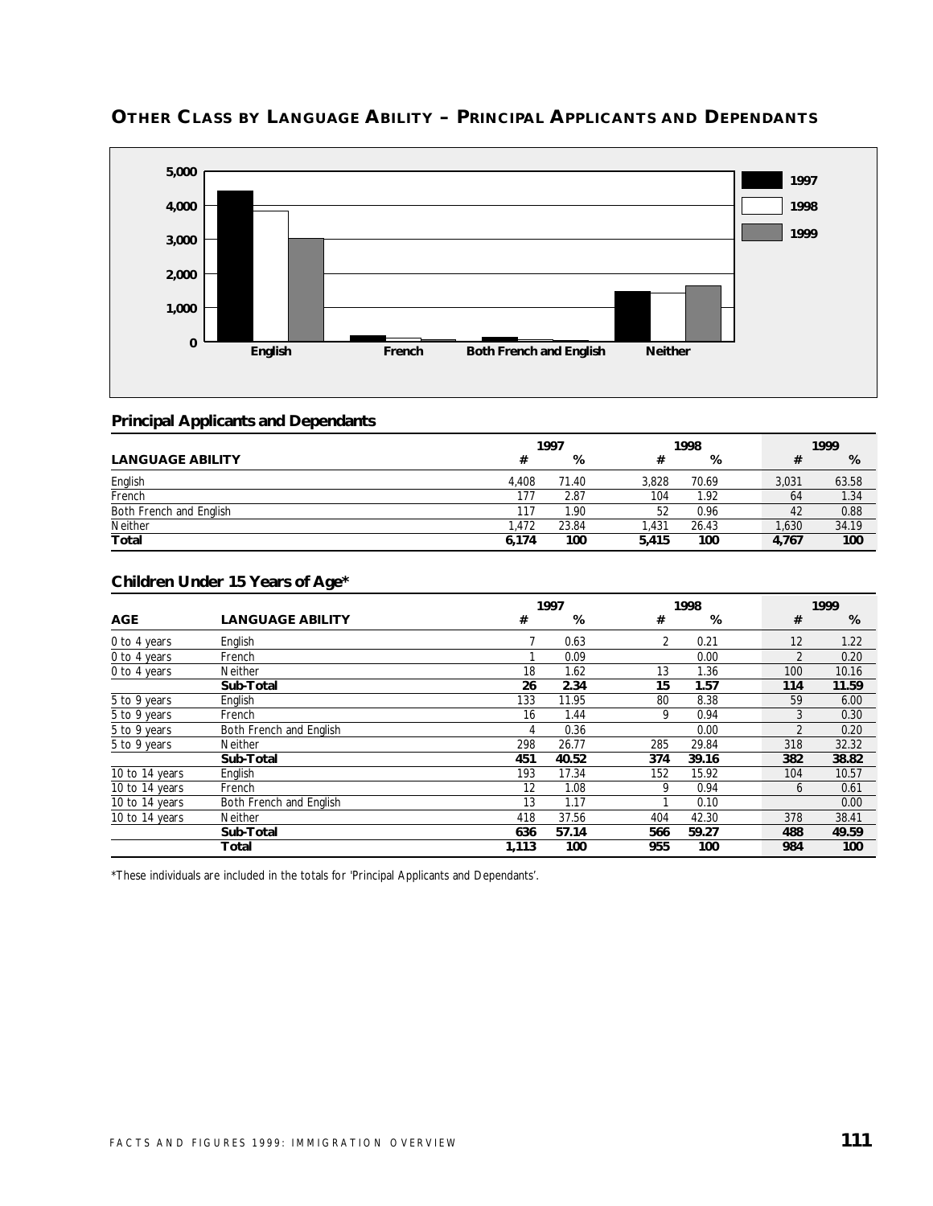## OTHER CLASS BY LANGUAGE ABILITY – PRINCIPAL APPLICANTS AND DEPENDANTS

### Principal Applicants and Dependants

| LANGUAGE ABILITY | 1997 # | 1997 % | 1998 # | 1998 % | 1999 # | 1999 % |
|---|---|---|---|---|---|---|
| English | 4,408 | 71.40 | 3,828 | 70.69 | 3,031 | 63.58 |
| French | 177 | 2.87 | 104 | 1.92 | 64 | 1.34 |
| Both French and English | 117 | 1.90 | 52 | 0.96 | 42 | 0.88 |
| Neither | 1,472 | 23.84 | 1,431 | 26.43 | 1,630 | 34.19 |
| **Total** | **6,174** | **100** | **5,415** | **100** | **4,767** | **100** |

### Children Under 15 Years of Age*

| AGE | LANGUAGE ABILITY | 1997 # | 1997 % | 1998 # | 1998 % | 1999 # | 1999 % |
|---|---|---|---|---|---|---|---|
| 0 to 4 years | English | 7 | 0.63 | 2 | 0.21 | 12 | 1.22 |
| 0 to 4 years | French | 1 | 0.09 | | 0.00 | 2 | 0.20 |
| 0 to 4 years | Neither | 18 | 1.62 | 13 | 1.36 | 100 | 10.16 |
| | **Sub-Total** | **26** | **2.34** | **15** | **1.57** | **114** | **11.59** |
| 5 to 9 years | English | 133 | 11.95 | 80 | 8.38 | 59 | 6.00 |
| 5 to 9 years | French | 16 | 1.44 | 9 | 0.94 | 3 | 0.30 |
| 5 to 9 years | Both French and English | 4 | 0.36 | | 0.00 | 2 | 0.20 |
| 5 to 9 years | Neither | 298 | 26.77 | 285 | 29.84 | 318 | 32.32 |
| | **Sub-Total** | **451** | **40.52** | **374** | **39.16** | **382** | **38.82** |
| 10 to 14 years | English | 193 | 17.34 | 152 | 15.92 | 104 | 10.57 |
| 10 to 14 years | French | 12 | 1.08 | 9 | 0.94 | 6 | 0.61 |
| 10 to 14 years | Both French and English | 13 | 1.17 | 1 | 0.10 | | 0.00 |
| 10 to 14 years | Neither | 418 | 37.56 | 404 | 42.30 | 378 | 38.41 |
| | **Sub-Total** | **636** | **57.14** | **566** | **59.27** | **488** | **49.59** |
| | **Total** | **1,113** | **100** | **955** | **100** | **984** | **100** |

*These individuals are included in the totals for 'Principal Applicants and Dependants'.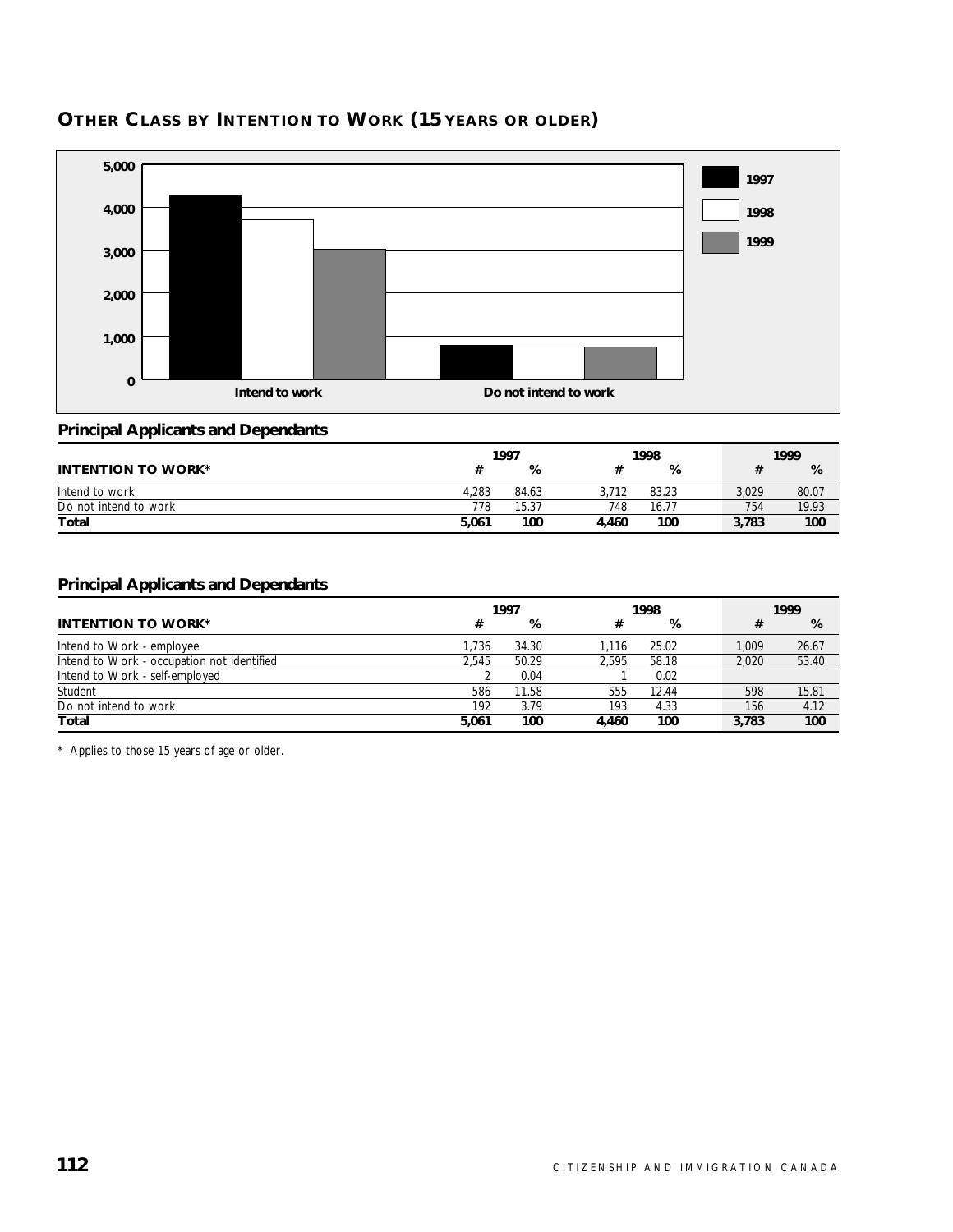## Other Class by Intention to Work (15 years or older)

### Principal Applicants and Dependants

| INTENTION TO WORK* | 1997 # | 1997 % | 1998 # | 1998 % | 1999 # | 1999 % |
|---|---|---|---|---|---|---|
| Intend to work | 4,283 | 84.63 | 3,712 | 83.23 | 3,029 | 80.07 |
| Do not intend to work | 778 | 15.37 | 748 | 16.77 | 754 | 19.93 |
| **Total** | **5,061** | **100** | **4,460** | **100** | **3,783** | **100** |

### Principal Applicants and Dependants

| INTENTION TO WORK* | 1997 # | 1997 % | 1998 # | 1998 % | 1999 # | 1999 % |
|---|---|---|---|---|---|---|
| Intend to Work - employee | 1,736 | 34.30 | 1,116 | 25.02 | 1,009 | 26.67 |
| Intend to Work - occupation not identified | 2,545 | 50.29 | 2,595 | 58.18 | 2,020 | 53.40 |
| Intend to Work - self-employed | 2 | 0.04 | 1 | 0.02 | | |
| Student | 586 | 11.58 | 555 | 12.44 | 598 | 15.81 |
| Do not intend to work | 192 | 3.79 | 193 | 4.33 | 156 | 4.12 |
| **Total** | **5,061** | **100** | **4,460** | **100** | **3,783** | **100** |

\* Applies to those 15 years of age or older.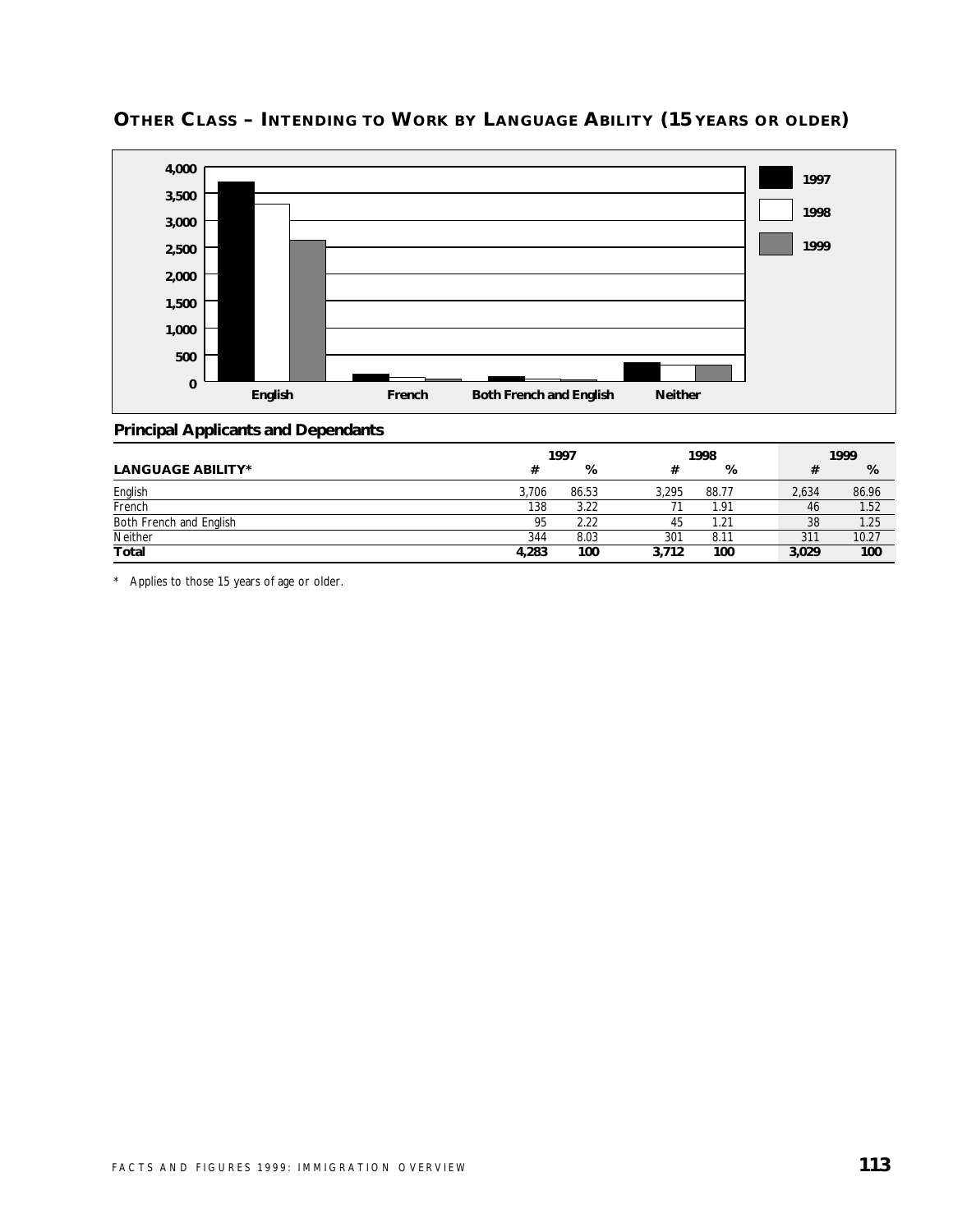## OTHER CLASS – INTENDING TO WORK BY LANGUAGE ABILITY (15 YEARS OR OLDER)

4,000
3,500
3,000
2,500
2,000
1,500
1,000
500
0

English
French
Both French and English
Neither

1997
1998
1999

### Principal Applicants and Dependants

| | 1997 | | 1998 | | 1999 | |
|---|---|---|---|---|---|---|
| **LANGUAGE ABILITY*** | **#** | **%** | **#** | **%** | **#** | **%** |
| English | 3,706 | 86.53 | 3,295 | 88.77 | 2,634 | 86.96 |
| French | 138 | 3.22 | 71 | 1.91 | 46 | 1.52 |
| Both French and English | 95 | 2.22 | 45 | 1.21 | 38 | 1.25 |
| Neither | 344 | 8.03 | 301 | 8.11 | 311 | 10.27 |
| **Total** | **4,283** | **100** | **3,712** | **100** | **3,029** | **100** |

\* Applies to those 15 years of age or older.